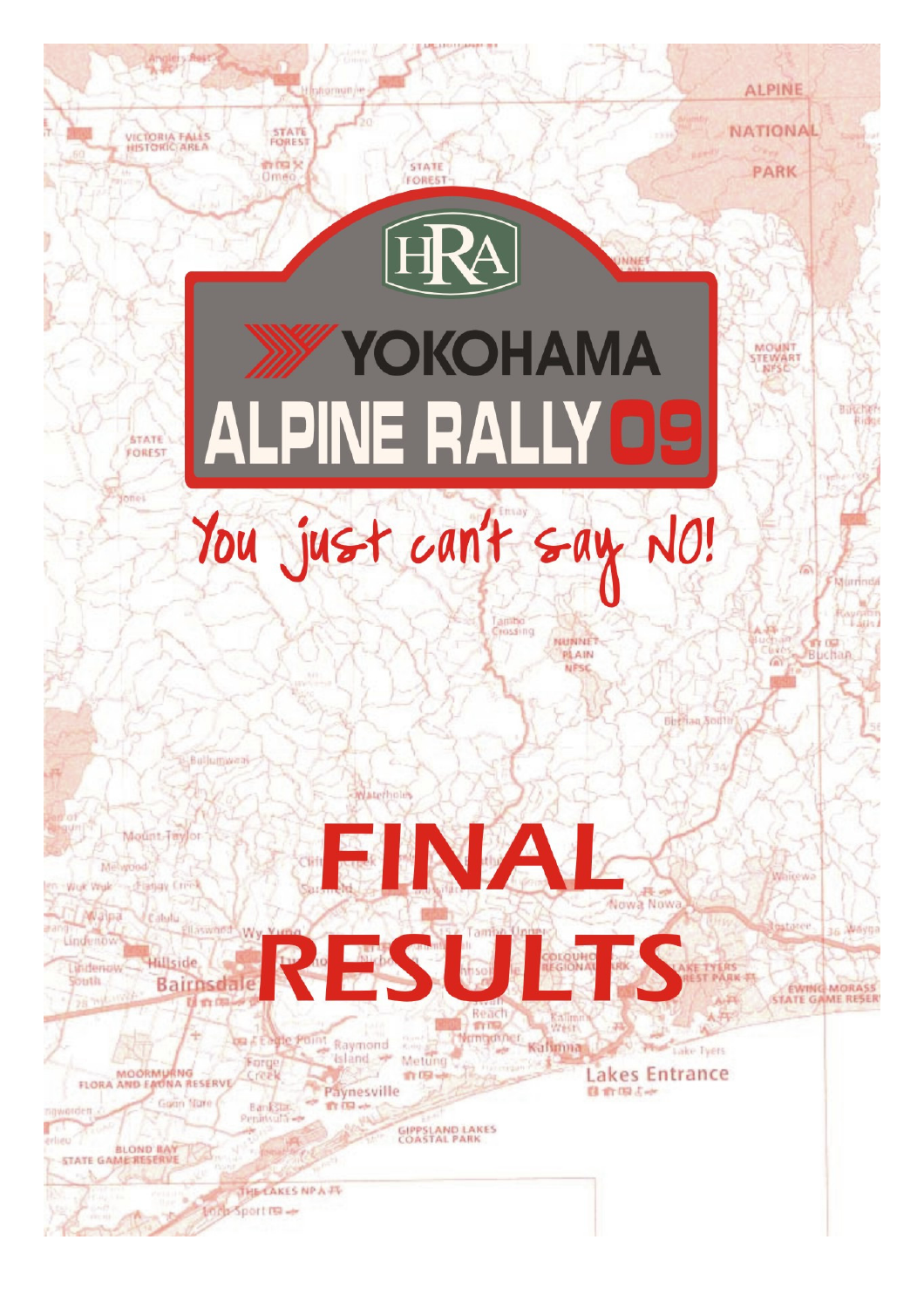HRA

# YOKOHAMA ALPINE RALLY 09

You just can't say NO!

# FINAL RESULTS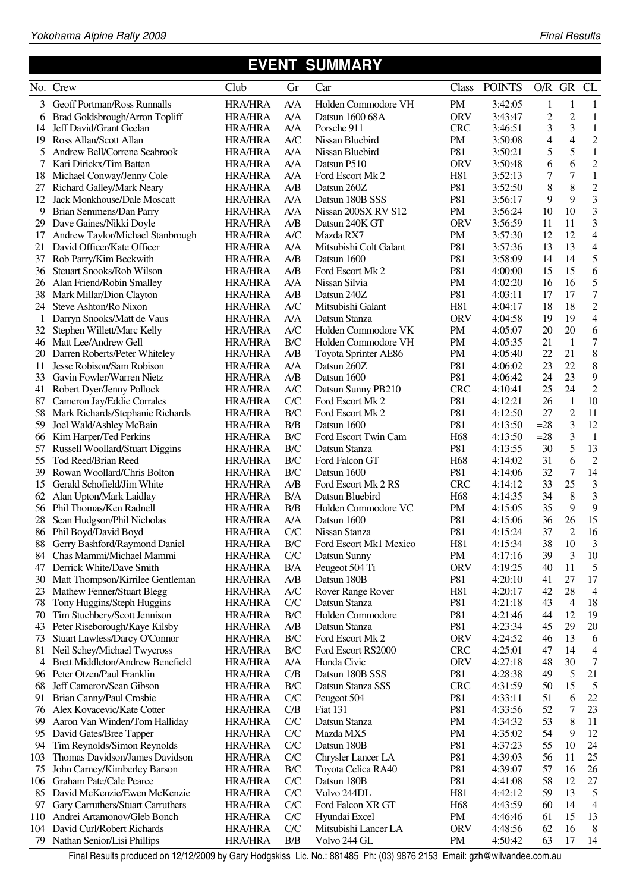# EVENT SUMMARY

| No. | Crew | Club | Gr | Car | Class | POINTS | O/R | GR | CL |
|---|---|---|---|---|---|---|---|---|---|
| 3 | Geoff Portman/Ross Runnalls | HRA/HRA | A/A | Holden Commodore VH | PM | 3:42:05 | 1 | 1 | 1 |
| 6 | Brad Goldsbrough/Arron Topliff | HRA/HRA | A/A | Datsun 1600 68A | ORV | 3:43:47 | 2 | 2 | 1 |
| 14 | Jeff David/Grant Geelan | HRA/HRA | A/A | Porsche 911 | CRC | 3:46:51 | 3 | 3 | 1 |
| 19 | Ross Allan/Scott Allan | HRA/HRA | A/C | Nissan Bluebird | PM | 3:50:08 | 4 | 4 | 2 |
| 5 | Andrew Bell/Correne Seabrook | HRA/HRA | A/A | Nissan Bluebird | P81 | 3:50:21 | 5 | 5 | 1 |
| 7 | Kari Dirickx/Tim Batten | HRA/HRA | A/A | Datsun P510 | ORV | 3:50:48 | 6 | 6 | 2 |
| 18 | Michael Conway/Jenny Cole | HRA/HRA | A/A | Ford Escort Mk 2 | H81 | 3:52:13 | 7 | 7 | 1 |
| 27 | Richard Galley/Mark Neary | HRA/HRA | A/B | Datsun 260Z | P81 | 3:52:50 | 8 | 8 | 2 |
| 12 | Jack Monkhouse/Dale Moscatt | HRA/HRA | A/A | Datsun 180B SSS | P81 | 3:56:17 | 9 | 9 | 3 |
| 9 | Brian Semmens/Dan Parry | HRA/HRA | A/A | Nissan 200SX RV S12 | PM | 3:56:24 | 10 | 10 | 3 |
| 29 | Dave Gaines/Nikki Doyle | HRA/HRA | A/B | Datsun 240K GT | ORV | 3:56:59 | 11 | 11 | 3 |
| 17 | Andrew Taylor/Michael Stanbrough | HRA/HRA | A/C | Mazda RX7 | PM | 3:57:30 | 12 | 12 | 4 |
| 21 | David Officer/Kate Officer | HRA/HRA | A/A | Mitsubishi Colt Galant | P81 | 3:57:36 | 13 | 13 | 4 |
| 37 | Rob Parry/Kim Beckwith | HRA/HRA | A/B | Datsun 1600 | P81 | 3:58:09 | 14 | 14 | 5 |
| 36 | Steuart Snooks/Rob Wilson | HRA/HRA | A/B | Ford Escort Mk 2 | P81 | 4:00:00 | 15 | 15 | 6 |
| 26 | Alan Friend/Robin Smalley | HRA/HRA | A/A | Nissan Silvia | PM | 4:02:20 | 16 | 16 | 5 |
| 38 | Mark Millar/Dion Clayton | HRA/HRA | A/B | Datsun 240Z | P81 | 4:03:11 | 17 | 17 | 7 |
| 24 | Steve Ashton/Ro Nixon | HRA/HRA | A/C | Mitsubishi Galant | H81 | 4:04:17 | 18 | 18 | 2 |
| 1 | Darryn Snooks/Matt de Vaus | HRA/HRA | A/A | Datsun Stanza | ORV | 4:04:58 | 19 | 19 | 4 |
| 32 | Stephen Willett/Marc Kelly | HRA/HRA | A/C | Holden Commodore VK | PM | 4:05:07 | 20 | 20 | 6 |
| 46 | Matt Lee/Andrew Gell | HRA/HRA | B/C | Holden Commodore VH | PM | 4:05:35 | 21 | 1 | 7 |
| 20 | Darren Roberts/Peter Whiteley | HRA/HRA | A/B | Toyota Sprinter AE86 | PM | 4:05:40 | 22 | 21 | 8 |
| 11 | Jesse Robison/Sam Robison | HRA/HRA | A/A | Datsun 260Z | P81 | 4:06:02 | 23 | 22 | 8 |
| 33 | Gavin Fowler/Warren Nietz | HRA/HRA | A/B | Datsun 1600 | P81 | 4:06:42 | 24 | 23 | 9 |
| 41 | Robert Dyer/Jenny Pollock | HRA/HRA | A/C | Datsun Sunny PB210 | CRC | 4:10:41 | 25 | 24 | 2 |
| 87 | Cameron Jay/Eddie Corrales | HRA/HRA | C/C | Ford Escort Mk 2 | P81 | 4:12:21 | 26 | 1 | 10 |
| 58 | Mark Richards/Stephanie Richards | HRA/HRA | B/C | Ford Escort Mk 2 | P81 | 4:12:50 | 27 | 2 | 11 |
| 59 | Joel Wald/Ashley McBain | HRA/HRA | B/B | Datsun 1600 | P81 | 4:13:50 | =28 | 3 | 12 |
| 66 | Kim Harper/Ted Perkins | HRA/HRA | B/C | Ford Escort Twin Cam | H68 | 4:13:50 | =28 | 3 | 1 |
| 57 | Russell Woollard/Stuart Diggins | HRA/HRA | B/C | Datsun Stanza | P81 | 4:13:55 | 30 | 5 | 13 |
| 55 | Tod Reed/Brian Reed | HRA/HRA | B/C | Ford Falcon GT | H68 | 4:14:02 | 31 | 6 | 2 |
| 39 | Rowan Woollard/Chris Bolton | HRA/HRA | B/C | Datsun 1600 | P81 | 4:14:06 | 32 | 7 | 14 |
| 15 | Gerald Schofield/Jim White | HRA/HRA | A/B | Ford Escort Mk 2 RS | CRC | 4:14:12 | 33 | 25 | 3 |
| 62 | Alan Upton/Mark Laidlay | HRA/HRA | B/A | Datsun Bluebird | H68 | 4:14:35 | 34 | 8 | 3 |
| 56 | Phil Thomas/Ken Radnell | HRA/HRA | B/B | Holden Commodore VC | PM | 4:15:05 | 35 | 9 | 9 |
| 28 | Sean Hudgson/Phil Nicholas | HRA/HRA | A/A | Datsun 1600 | P81 | 4:15:06 | 36 | 26 | 15 |
| 86 | Phil Boyd/David Boyd | HRA/HRA | C/C | Nissan Stanza | P81 | 4:15:24 | 37 | 2 | 16 |
| 88 | Gerry Bashford/Raymond Daniel | HRA/HRA | B/C | Ford Escort Mk1 Mexico | H81 | 4:15:34 | 38 | 10 | 3 |
| 84 | Chas Mammi/Michael Mammi | HRA/HRA | C/C | Datsun Sunny | PM | 4:17:16 | 39 | 3 | 10 |
| 47 | Derrick White/Dave Smith | HRA/HRA | B/A | Peugeot 504 Ti | ORV | 4:19:25 | 40 | 11 | 5 |
| 30 | Matt Thompson/Kirrilee Gentleman | HRA/HRA | A/B | Datsun 180B | P81 | 4:20:10 | 41 | 27 | 17 |
| 23 | Mathew Fenner/Stuart Blegg | HRA/HRA | A/C | Rover Range Rover | H81 | 4:20:17 | 42 | 28 | 4 |
| 78 | Tony Huggins/Steph Huggins | HRA/HRA | C/C | Datsun Stanza | P81 | 4:21:18 | 43 | 4 | 18 |
| 70 | Tim Stuchbery/Scott Jennison | HRA/HRA | B/C | Holden Commodore | P81 | 4:21:46 | 44 | 12 | 19 |
| 43 | Peter Riseborough/Kaye Kilsby | HRA/HRA | A/B | Datsun Stanza | P81 | 4:23:34 | 45 | 29 | 20 |
| 73 | Stuart Lawless/Darcy O'Connor | HRA/HRA | B/C | Ford Escort Mk 2 | ORV | 4:24:52 | 46 | 13 | 6 |
| 81 | Neil Schey/Michael Twycross | HRA/HRA | B/C | Ford Escort RS2000 | CRC | 4:25:01 | 47 | 14 | 4 |
| 4 | Brett Middleton/Andrew Benefield | HRA/HRA | A/A | Honda Civic | ORV | 4:27:18 | 48 | 30 | 7 |
| 96 | Peter Otzen/Paul Franklin | HRA/HRA | C/B | Datsun 180B SSS | P81 | 4:28:38 | 49 | 5 | 21 |
| 68 | Jeff Cameron/Sean Gibson | HRA/HRA | B/C | Datsun Stanza SSS | CRC | 4:31:59 | 50 | 15 | 5 |
| 91 | Brian Canny/Paul Crosbie | HRA/HRA | C/C | Peugeot 504 | P81 | 4:33:11 | 51 | 6 | 22 |
| 76 | Alex Kovacevic/Kate Cotter | HRA/HRA | C/B | Fiat 131 | P81 | 4:33:56 | 52 | 7 | 23 |
| 99 | Aaron Van Winden/Tom Halliday | HRA/HRA | C/C | Datsun Stanza | PM | 4:34:32 | 53 | 8 | 11 |
| 95 | David Gates/Bree Tapper | HRA/HRA | C/C | Mazda MX5 | PM | 4:35:02 | 54 | 9 | 12 |
| 94 | Tim Reynolds/Simon Reynolds | HRA/HRA | C/C | Datsun 180B | P81 | 4:37:23 | 55 | 10 | 24 |
| 103 | Thomas Davidson/James Davidson | HRA/HRA | C/C | Chrysler Lancer LA | P81 | 4:39:03 | 56 | 11 | 25 |
| 75 | John Carney/Kimberley Barson | HRA/HRA | B/C | Toyota Celica RA40 | P81 | 4:39:07 | 57 | 16 | 26 |
| 106 | Graham Pate/Cale Pearce | HRA/HRA | C/C | Datsun 180B | P81 | 4:41:08 | 58 | 12 | 27 |
| 85 | David McKenzie/Ewen McKenzie | HRA/HRA | C/C | Volvo 244DL | H81 | 4:42:12 | 59 | 13 | 5 |
| 97 | Gary Carruthers/Stuart Carruthers | HRA/HRA | C/C | Ford Falcon XR GT | H68 | 4:43:59 | 60 | 14 | 4 |
| 110 | Andrei Artamonov/Gleb Bonch | HRA/HRA | C/C | Hyundai Excel | PM | 4:46:46 | 61 | 15 | 13 |
| 104 | David Curl/Robert Richards | HRA/HRA | C/C | Mitsubishi Lancer LA | ORV | 4:48:56 | 62 | 16 | 8 |
| 79 | Nathan Senior/Lisi Phillips | HRA/HRA | B/B | Volvo 244 GL | PM | 4:50:42 | 63 | 17 | 14 |

Final Results produced on 12/12/2009 by Gary Hodgskiss Lic. No.: 881485 Ph: (03) 9876 2153 Email: gzh@wilvandee.com.au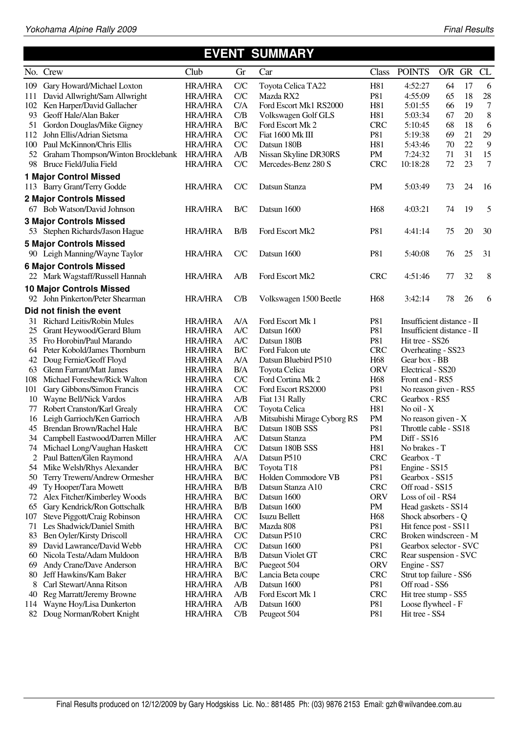# EVENT SUMMARY

| No. | Crew | Club | Gr | Car | Class | POINTS | O/R | GR | CL |
|---|---|---|---|---|---|---|---|---|---|
| 109 | Gary Howard/Michael Loxton | HRA/HRA | C/C | Toyota Celica TA22 | H81 | 4:52:27 | 64 | 17 | 6 |
| 111 | David Allwright/Sam Allwright | HRA/HRA | C/C | Mazda RX2 | P81 | 4:55:09 | 65 | 18 | 28 |
| 102 | Ken Harper/David Gallacher | HRA/HRA | C/A | Ford Escort Mk1 RS2000 | H81 | 5:01:55 | 66 | 19 | 7 |
| 93 | Geoff Hale/Alan Baker | HRA/HRA | C/B | Volkswagen Golf GLS | H81 | 5:03:34 | 67 | 20 | 8 |
| 51 | Gordon Douglas/Mike Gigney | HRA/HRA | B/C | Ford Escort Mk 2 | CRC | 5:10:45 | 68 | 18 | 6 |
| 112 | John Ellis/Adrian Sietsma | HRA/HRA | C/C | Fiat 1600 Mk III | P81 | 5:19:38 | 69 | 21 | 29 |
| 100 | Paul McKinnon/Chris Ellis | HRA/HRA | C/C | Datsun 180B | H81 | 5:43:46 | 70 | 22 | 9 |
| 52 | Graham Thompson/Winton Brocklebank | HRA/HRA | A/B | Nissan Skyline DR30RS | PM | 7:24:32 | 71 | 31 | 15 |
| 98 | Bruce Field/Julia Field | HRA/HRA | C/C | Mercedes-Benz 280 S | CRC | 10:18:28 | 72 | 23 | 7 |
| **1 Major Control Missed** | | | | | | | | | |
| 113 | Barry Grant/Terry Godde | HRA/HRA | C/C | Datsun Stanza | PM | 5:03:49 | 73 | 24 | 16 |
| **2 Major Controls Missed** | | | | | | | | | |
| 67 | Bob Watson/David Johnson | HRA/HRA | B/C | Datsun 1600 | H68 | 4:03:21 | 74 | 19 | 5 |
| **3 Major Controls Missed** | | | | | | | | | |
| 53 | Stephen Richards/Jason Hague | HRA/HRA | B/B | Ford Escort Mk2 | P81 | 4:41:14 | 75 | 20 | 30 |
| **5 Major Controls Missed** | | | | | | | | | |
| 90 | Leigh Manning/Wayne Taylor | HRA/HRA | C/C | Datsun 1600 | P81 | 5:40:08 | 76 | 25 | 31 |
| **6 Major Controls Missed** | | | | | | | | | |
| 22 | Mark Wagstaff/Russell Hannah | HRA/HRA | A/B | Ford Escort Mk2 | CRC | 4:51:46 | 77 | 32 | 8 |
| **10 Major Controls Missed** | | | | | | | | | |
| 92 | John Pinkerton/Peter Shearman | HRA/HRA | C/B | Volkswagen 1500 Beetle | H68 | 3:42:14 | 78 | 26 | 6 |
| **Did not finish the event** | | | | | | | | | |
| 31 | Richard Leitis/Robin Mules | HRA/HRA | A/A | Ford Escort Mk 1 | P81 | Insufficient distance - II | | | |
| 25 | Grant Heywood/Gerard Blum | HRA/HRA | A/C | Datsun 1600 | P81 | Insufficient distance - II | | | |
| 35 | Fro Horobin/Paul Marando | HRA/HRA | A/C | Datsun 180B | P81 | Hit tree - SS26 | | | |
| 64 | Peter Kobold/James Thornburn | HRA/HRA | B/C | Ford Falcon ute | CRC | Overheating - SS23 | | | |
| 42 | Doug Fernie/Geoff Floyd | HRA/HRA | A/A | Datsun Bluebird P510 | H68 | Gear box - BB | | | |
| 63 | Glenn Farrant/Matt James | HRA/HRA | B/A | Toyota Celica | ORV | Electrical - SS20 | | | |
| 108 | Michael Foreshew/Rick Walton | HRA/HRA | C/C | Ford Cortina Mk 2 | H68 | Front end - RS5 | | | |
| 101 | Gary Gibbons/Simon Francis | HRA/HRA | C/C | Ford Escort RS2000 | P81 | No reason given - RS5 | | | |
| 10 | Wayne Bell/Nick Vardos | HRA/HRA | A/B | Fiat 131 Rally | CRC | Gearbox - RS5 | | | |
| 77 | Robert Cranston/Karl Grealy | HRA/HRA | C/C | Toyota Celica | H81 | No oil - X | | | |
| 16 | Leigh Garrioch/Ken Garrioch | HRA/HRA | A/B | Mitsubishi Mirage Cyborg RS | PM | No reason given - X | | | |
| 45 | Brendan Brown/Rachel Hale | HRA/HRA | B/C | Datsun 180B SSS | P81 | Throttle cable - SS18 | | | |
| 34 | Campbell Eastwood/Darren Miller | HRA/HRA | A/C | Datsun Stanza | PM | Diff - SS16 | | | |
| 74 | Michael Long/Vaughan Haskett | HRA/HRA | C/C | Datsun 180B SSS | H81 | No brakes - T | | | |
| 2 | Paul Batten/Glen Raymond | HRA/HRA | A/A | Datsun P510 | CRC | Gearbox - T | | | |
| 54 | Mike Welsh/Rhys Alexander | HRA/HRA | B/C | Toyota T18 | P81 | Engine - SS15 | | | |
| 50 | Terry Trewern/Andrew Ormesher | HRA/HRA | B/C | Holden Commodore VB | P81 | Gearbox - SS15 | | | |
| 49 | Ty Hooper/Tara Mowett | HRA/HRA | B/B | Datsun Stanza A10 | CRC | Off road - SS15 | | | |
| 72 | Alex Fitcher/Kimberley Woods | HRA/HRA | B/C | Datsun 1600 | ORV | Loss of oil - RS4 | | | |
| 65 | Gary Kendrick/Ron Gottschalk | HRA/HRA | B/B | Datsun 1600 | PM | Head gaskets - SS14 | | | |
| 107 | Steve Piggott/Craig Robinson | HRA/HRA | C/C | Isuzu Bellett | H68 | Shock absorbers - Q | | | |
| 71 | Les Shadwick/Daniel Smith | HRA/HRA | B/C | Mazda 808 | P81 | Hit fence post - SS11 | | | |
| 83 | Ben Oyler/Kirsty Driscoll | HRA/HRA | C/C | Datsun P510 | CRC | Broken windscreen - M | | | |
| 89 | David Lawrance/David Webb | HRA/HRA | C/C | Datsun 1600 | P81 | Gearbox selector - SVC | | | |
| 60 | Nicola Testa/Adam Muldoon | HRA/HRA | B/B | Datsun Violet GT | CRC | Rear suspension - SVC | | | |
| 69 | Andy Crane/Dave Anderson | HRA/HRA | B/C | Puegeot 504 | ORV | Engine - SS7 | | | |
| 80 | Jeff Hawkins/Kam Baker | HRA/HRA | B/C | Lancia Beta coupe | CRC | Strut top failure - SS6 | | | |
| 8 | Carl Stewart/Anna Ritson | HRA/HRA | A/B | Datsun 1600 | P81 | Off road - SS6 | | | |
| 40 | Reg Marratt/Jeremy Browne | HRA/HRA | A/B | Ford Escort Mk 1 | CRC | Hit tree stump - SS5 | | | |
| 114 | Wayne Hoy/Lisa Dunkerton | HRA/HRA | A/B | Datsun 1600 | P81 | Loose flywheel - F | | | |
| 82 | Doug Norman/Robert Knight | HRA/HRA | C/B | Peugeot 504 | P81 | Hit tree - SS4 | | | |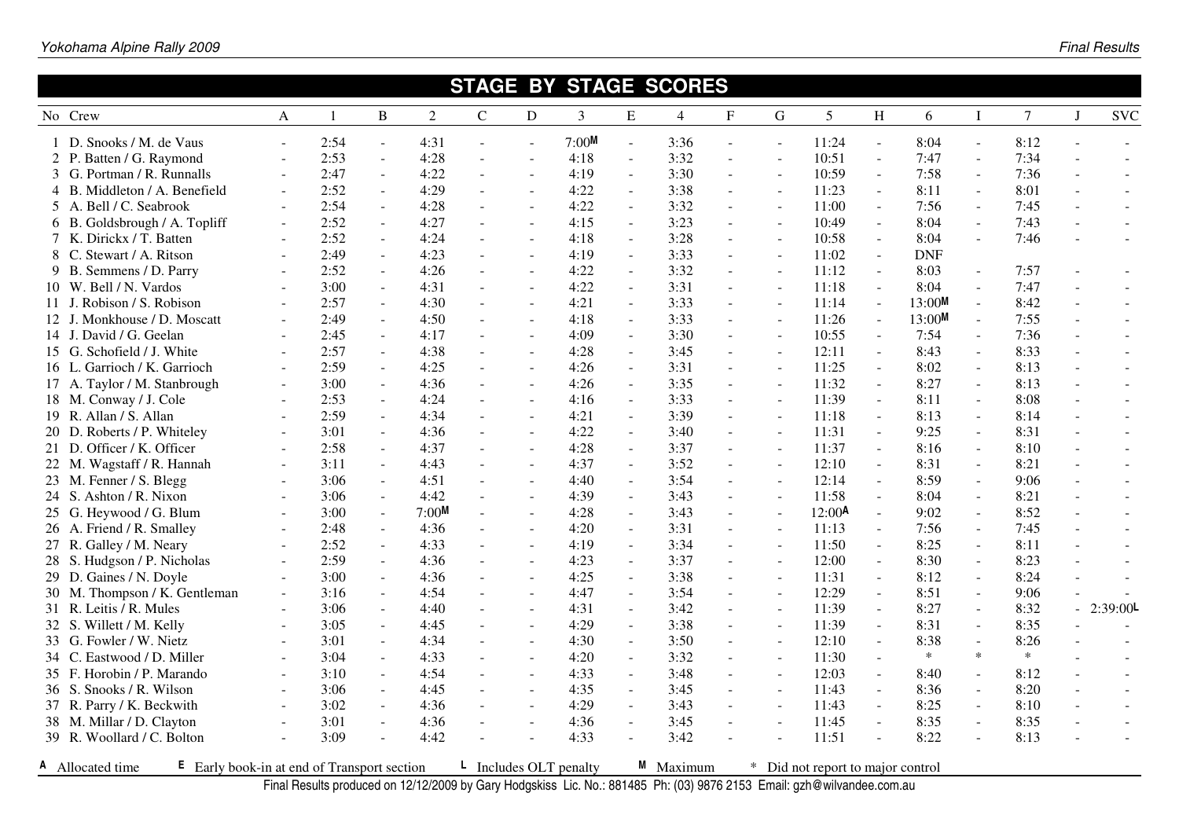# STAGE BY STAGE SCORES

| No | Crew | A | 1 | B | 2 | C | D | 3 | E | 4 | F | G | 5 | H | 6 | I | 7 | J | SVC |
|---|---|---|---|---|---|---|---|---|---|---|---|---|---|---|---|---|---|---|---|
| 1 | D. Snooks / M. de Vaus | - | 2:54 | - | 4:31 | - | - | 7:00[M] | - | 3:36 | - | - | 11:24 | - | 8:04 | - | 8:12 | - | - |
| 2 | P. Batten / G. Raymond | - | 2:53 | - | 4:28 | - | - | 4:18 | - | 3:32 | - | - | 10:51 | - | 7:47 | - | 7:34 | - | - |
| 3 | G. Portman / R. Runnalls | - | 2:47 | - | 4:22 | - | - | 4:19 | - | 3:30 | - | - | 10:59 | - | 7:58 | - | 7:36 | - | - |
| 4 | B. Middleton / A. Benefield | - | 2:52 | - | 4:29 | - | - | 4:22 | - | 3:38 | - | - | 11:23 | - | 8:11 | - | 8:01 | - | - |
| 5 | A. Bell / C. Seabrook | - | 2:54 | - | 4:28 | - | - | 4:22 | - | 3:32 | - | - | 11:00 | - | 7:56 | - | 7:45 | - | - |
| 6 | B. Goldsbrough / A. Topliff | - | 2:52 | - | 4:27 | - | - | 4:15 | - | 3:23 | - | - | 10:49 | - | 8:04 | - | 7:43 | - | - |
| 7 | K. Dirickx / T. Batten | - | 2:52 | - | 4:24 | - | - | 4:18 | - | 3:28 | - | - | 10:58 | - | 8:04 | - | 7:46 | - | - |
| 8 | C. Stewart / A. Ritson | - | 2:49 | - | 4:23 | - | - | 4:19 | - | 3:33 | - | - | 11:02 | - | DNF | | | | |
| 9 | B. Semmens / D. Parry | - | 2:52 | - | 4:26 | - | - | 4:22 | - | 3:32 | - | - | 11:12 | - | 8:03 | - | 7:57 | - | - |
| 10 | W. Bell / N. Vardos | - | 3:00 | - | 4:31 | - | - | 4:22 | - | 3:31 | - | - | 11:18 | - | 8:04 | - | 7:47 | - | - |
| 11 | J. Robison / S. Robison | - | 2:57 | - | 4:30 | - | - | 4:21 | - | 3:33 | - | - | 11:14 | - | 13:00[M] | - | 8:42 | - | - |
| 12 | J. Monkhouse / D. Moscatt | - | 2:49 | - | 4:50 | - | - | 4:18 | - | 3:33 | - | - | 11:26 | - | 13:00[M] | - | 7:55 | - | - |
| 14 | J. David / G. Geelan | - | 2:45 | - | 4:17 | - | - | 4:09 | - | 3:30 | - | - | 10:55 | - | 7:54 | - | 7:36 | - | - |
| 15 | G. Schofield / J. White | - | 2:57 | - | 4:38 | - | - | 4:28 | - | 3:45 | - | - | 12:11 | - | 8:43 | - | 8:33 | - | - |
| 16 | L. Garrioch / K. Garrioch | - | 2:59 | - | 4:25 | - | - | 4:26 | - | 3:31 | - | - | 11:25 | - | 8:02 | - | 8:13 | - | - |
| 17 | A. Taylor / M. Stanbrough | - | 3:00 | - | 4:36 | - | - | 4:26 | - | 3:35 | - | - | 11:32 | - | 8:27 | - | 8:13 | - | - |
| 18 | M. Conway / J. Cole | - | 2:53 | - | 4:24 | - | - | 4:16 | - | 3:33 | - | - | 11:39 | - | 8:11 | - | 8:08 | - | - |
| 19 | R. Allan / S. Allan | - | 2:59 | - | 4:34 | - | - | 4:21 | - | 3:39 | - | - | 11:18 | - | 8:13 | - | 8:14 | - | - |
| 20 | D. Roberts / P. Whiteley | - | 3:01 | - | 4:36 | - | - | 4:22 | - | 3:40 | - | - | 11:31 | - | 9:25 | - | 8:31 | - | - |
| 21 | D. Officer / K. Officer | - | 2:58 | - | 4:37 | - | - | 4:28 | - | 3:37 | - | - | 11:37 | - | 8:16 | - | 8:10 | - | - |
| 22 | M. Wagstaff / R. Hannah | - | 3:11 | - | 4:43 | - | - | 4:37 | - | 3:52 | - | - | 12:10 | - | 8:31 | - | 8:21 | - | - |
| 23 | M. Fenner / S. Blegg | - | 3:06 | - | 4:51 | - | - | 4:40 | - | 3:54 | - | - | 12:14 | - | 8:59 | - | 9:06 | - | - |
| 24 | S. Ashton / R. Nixon | - | 3:06 | - | 4:42 | - | - | 4:39 | - | 3:43 | - | - | 11:58 | - | 8:04 | - | 8:21 | - | - |
| 25 | G. Heywood / G. Blum | - | 3:00 | - | 7:00[M] | - | - | 4:28 | - | 3:43 | - | - | 12:00[A] | - | 9:02 | - | 8:52 | - | - |
| 26 | A. Friend / R. Smalley | - | 2:48 | - | 4:36 | - | - | 4:20 | - | 3:31 | - | - | 11:13 | - | 7:56 | - | 7:45 | - | - |
| 27 | R. Galley / M. Neary | - | 2:52 | - | 4:33 | - | - | 4:19 | - | 3:34 | - | - | 11:50 | - | 8:25 | - | 8:11 | - | - |
| 28 | S. Hudgson / P. Nicholas | - | 2:59 | - | 4:36 | - | - | 4:23 | - | 3:37 | - | - | 12:00 | - | 8:30 | - | 8:23 | - | - |
| 29 | D. Gaines / N. Doyle | - | 3:00 | - | 4:36 | - | - | 4:25 | - | 3:38 | - | - | 11:31 | - | 8:12 | - | 8:24 | - | - |
| 30 | M. Thompson / K. Gentleman | - | 3:16 | - | 4:54 | - | - | 4:47 | - | 3:54 | - | - | 12:29 | - | 8:51 | - | 9:06 | - | - |
| 31 | R. Leitis / R. Mules | - | 3:06 | - | 4:40 | - | - | 4:31 | - | 3:42 | - | - | 11:39 | - | 8:27 | - | 8:32 | - | 2:39:00[L] |
| 32 | S. Willett / M. Kelly | - | 3:05 | - | 4:45 | - | - | 4:29 | - | 3:38 | - | - | 11:39 | - | 8:31 | - | 8:35 | - | - |
| 33 | G. Fowler / W. Nietz | - | 3:01 | - | 4:34 | - | - | 4:30 | - | 3:50 | - | - | 12:10 | - | 8:38 | - | 8:26 | - | - |
| 34 | C. Eastwood / D. Miller | - | 3:04 | - | 4:33 | - | - | 4:20 | - | 3:32 | - | - | 11:30 | - | * | * | * | - | - |
| 35 | F. Horobin / P. Marando | - | 3:10 | - | 4:54 | - | - | 4:33 | - | 3:48 | - | - | 12:03 | - | 8:40 | - | 8:12 | - | - |
| 36 | S. Snooks / R. Wilson | - | 3:06 | - | 4:45 | - | - | 4:35 | - | 3:45 | - | - | 11:43 | - | 8:36 | - | 8:20 | - | - |
| 37 | R. Parry / K. Beckwith | - | 3:02 | - | 4:36 | - | - | 4:29 | - | 3:43 | - | - | 11:43 | - | 8:25 | - | 8:10 | - | - |
| 38 | M. Millar / D. Clayton | - | 3:01 | - | 4:36 | - | - | 4:36 | - | 3:45 | - | - | 11:45 | - | 8:35 | - | 8:35 | - | - |
| 39 | R. Woollard / C. Bolton | - | 3:09 | - | 4:42 | - | - | 4:33 | - | 3:42 | - | - | 11:51 | - | 8:22 | - | 8:13 | - | - |

[A] Allocated time [E] Early book-in at end of Transport section [L] Includes OLT penalty [M] Maximum * Did not report to major control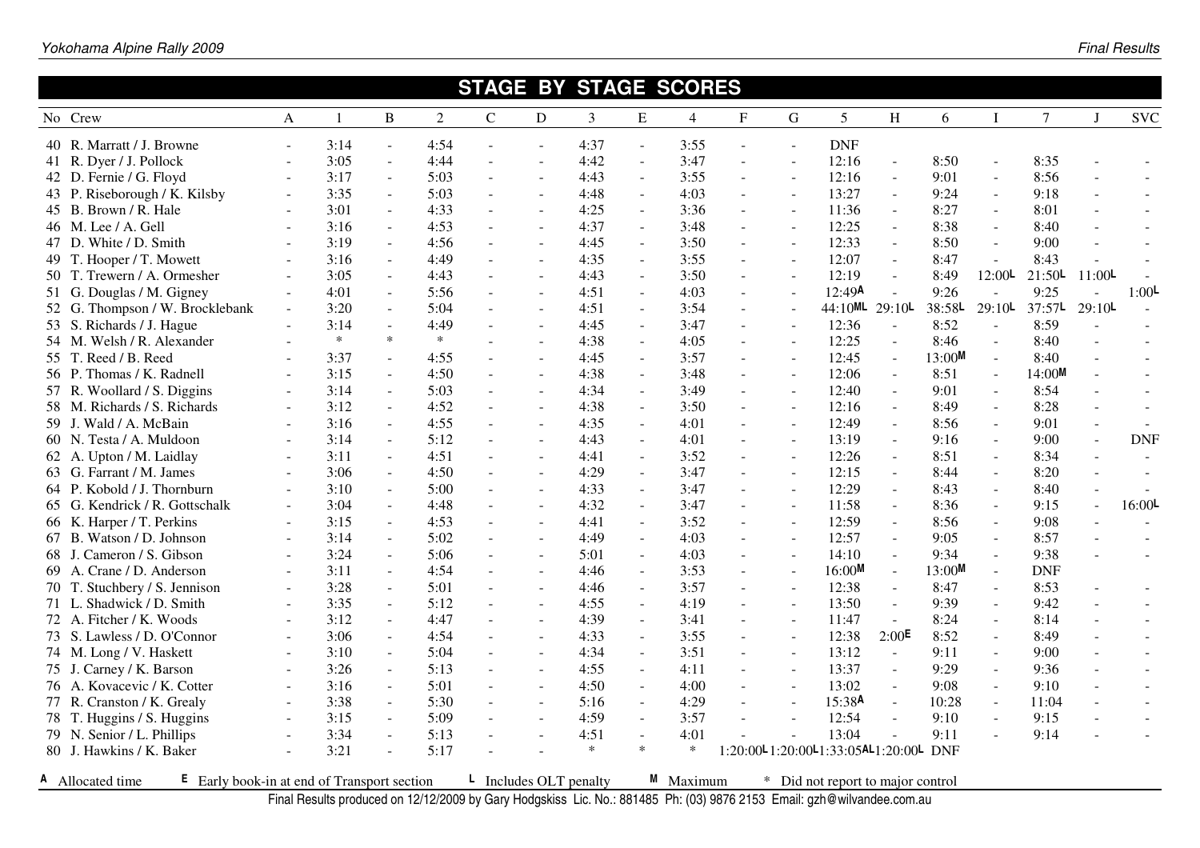# STAGE BY STAGE SCORES

| No | Crew | A | 1 | B | 2 | C | D | 3 | E | 4 | F | G | 5 | H | 6 | I | 7 | J | SVC |
|---|---|---|---|---|---|---|---|---|---|---|---|---|---|---|---|---|---|---|---|
| 40 | R. Marratt / J. Browne | - | 3:14 | - | 4:54 | - | - | 4:37 | - | 3:55 | - | - | DNF | | | | | | |
| 41 | R. Dyer / J. Pollock | - | 3:05 | - | 4:44 | - | - | 4:42 | - | 3:47 | - | - | 12:16 | - | 8:50 | - | 8:35 | - | - |
| 42 | D. Fernie / G. Floyd | - | 3:17 | - | 5:03 | - | - | 4:43 | - | 3:55 | - | - | 12:16 | - | 9:01 | - | 8:56 | - | - |
| 43 | P. Riseborough / K. Kilsby | - | 3:35 | - | 5:03 | - | - | 4:48 | - | 4:03 | - | - | 13:27 | - | 9:24 | - | 9:18 | - | - |
| 45 | B. Brown / R. Hale | - | 3:01 | - | 4:33 | - | - | 4:25 | - | 3:36 | - | - | 11:36 | - | 8:27 | - | 8:01 | - | - |
| 46 | M. Lee / A. Gell | - | 3:16 | - | 4:53 | - | - | 4:37 | - | 3:48 | - | - | 12:25 | - | 8:38 | - | 8:40 | - | - |
| 47 | D. White / D. Smith | - | 3:19 | - | 4:56 | - | - | 4:45 | - | 3:50 | - | - | 12:33 | - | 8:50 | - | 9:00 | - | - |
| 49 | T. Hooper / T. Mowett | - | 3:16 | - | 4:49 | - | - | 4:35 | - | 3:55 | - | - | 12:07 | - | 8:47 | - | 8:43 | - | - |
| 50 | T. Trewern / A. Ormesher | - | 3:05 | - | 4:43 | - | - | 4:43 | - | 3:50 | - | - | 12:19 | - | 8:49 | 12:00[L] | 21:50[L] | 11:00[L] | - |
| 51 | G. Douglas / M. Gigney | - | 4:01 | - | 5:56 | - | - | 4:51 | - | 4:03 | - | - | 12:49[A] | - | 9:26 | - | 9:25 | - | 1:00[L] |
| 52 | G. Thompson / W. Brocklebank | - | 3:20 | - | 5:04 | - | - | 4:51 | - | 3:54 | - | - | 44:10[ML] | 29:10[L] | 38:58[L] | 29:10[L] | 37:57[L] | 29:10[L] | - |
| 53 | S. Richards / J. Hague | - | 3:14 | - | 4:49 | - | - | 4:45 | - | 3:47 | - | - | 12:36 | - | 8:52 | - | 8:59 | - | - |
| 54 | M. Welsh / R. Alexander | - | * | * | * | - | - | 4:38 | - | 4:05 | - | - | 12:25 | - | 8:46 | - | 8:40 | - | - |
| 55 | T. Reed / B. Reed | - | 3:37 | - | 4:55 | - | - | 4:45 | - | 3:57 | - | - | 12:45 | - | 13:00[M] | - | 8:40 | - | - |
| 56 | P. Thomas / K. Radnell | - | 3:15 | - | 4:50 | - | - | 4:38 | - | 3:48 | - | - | 12:06 | - | 8:51 | - | 14:00[M] | - | - |
| 57 | R. Woollard / S. Diggins | - | 3:14 | - | 5:03 | - | - | 4:34 | - | 3:49 | - | - | 12:40 | - | 9:01 | - | 8:54 | - | - |
| 58 | M. Richards / S. Richards | - | 3:12 | - | 4:52 | - | - | 4:38 | - | 3:50 | - | - | 12:16 | - | 8:49 | - | 8:28 | - | - |
| 59 | J. Wald / A. McBain | - | 3:16 | - | 4:55 | - | - | 4:35 | - | 4:01 | - | - | 12:49 | - | 8:56 | - | 9:01 | - | - |
| 60 | N. Testa / A. Muldoon | - | 3:14 | - | 5:12 | - | - | 4:43 | - | 4:01 | - | - | 13:19 | - | 9:16 | - | 9:00 | - | DNF |
| 62 | A. Upton / M. Laidlay | - | 3:11 | - | 4:51 | - | - | 4:41 | - | 3:52 | - | - | 12:26 | - | 8:51 | - | 8:34 | - | - |
| 63 | G. Farrant / M. James | - | 3:06 | - | 4:50 | - | - | 4:29 | - | 3:47 | - | - | 12:15 | - | 8:44 | - | 8:20 | - | - |
| 64 | P. Kobold / J. Thornburn | - | 3:10 | - | 5:00 | - | - | 4:33 | - | 3:47 | - | - | 12:29 | - | 8:43 | - | 8:40 | - | - |
| 65 | G. Kendrick / R. Gottschalk | - | 3:04 | - | 4:48 | - | - | 4:32 | - | 3:47 | - | - | 11:58 | - | 8:36 | - | 9:15 | - | 16:00[L] |
| 66 | K. Harper / T. Perkins | - | 3:15 | - | 4:53 | - | - | 4:41 | - | 3:52 | - | - | 12:59 | - | 8:56 | - | 9:08 | - | - |
| 67 | B. Watson / D. Johnson | - | 3:14 | - | 5:02 | - | - | 4:49 | - | 4:03 | - | - | 12:57 | - | 9:05 | - | 8:57 | - | - |
| 68 | J. Cameron / S. Gibson | - | 3:24 | - | 5:06 | - | - | 5:01 | - | 4:03 | - | - | 14:10 | - | 9:34 | - | 9:38 | - | - |
| 69 | A. Crane / D. Anderson | - | 3:11 | - | 4:54 | - | - | 4:46 | - | 3:53 | - | - | 16:00[M] | - | 13:00[M] | - | DNF | | |
| 70 | T. Stuchbery / S. Jennison | - | 3:28 | - | 5:01 | - | - | 4:46 | - | 3:57 | - | - | 12:38 | - | 8:47 | - | 8:53 | - | - |
| 71 | L. Shadwick / D. Smith | - | 3:35 | - | 5:12 | - | - | 4:55 | - | 4:19 | - | - | 13:50 | - | 9:39 | - | 9:42 | - | - |
| 72 | A. Fitcher / K. Woods | - | 3:12 | - | 4:47 | - | - | 4:39 | - | 3:41 | - | - | 11:47 | - | 8:24 | - | 8:14 | - | - |
| 73 | S. Lawless / D. O'Connor | - | 3:06 | - | 4:54 | - | - | 4:33 | - | 3:55 | - | - | 12:38 | 2:00[E] | 8:52 | - | 8:49 | - | - |
| 74 | M. Long / V. Haskett | - | 3:10 | - | 5:04 | - | - | 4:34 | - | 3:51 | - | - | 13:12 | - | 9:11 | - | 9:00 | - | - |
| 75 | J. Carney / K. Barson | - | 3:26 | - | 5:13 | - | - | 4:55 | - | 4:11 | - | - | 13:37 | - | 9:29 | - | 9:36 | - | - |
| 76 | A. Kovacevic / K. Cotter | - | 3:16 | - | 5:01 | - | - | 4:50 | - | 4:00 | - | - | 13:02 | - | 9:08 | - | 9:10 | - | - |
| 77 | R. Cranston / K. Grealy | - | 3:38 | - | 5:30 | - | - | 5:16 | - | 4:29 | - | - | 15:38[A] | - | 10:28 | - | 11:04 | - | - |
| 78 | T. Huggins / S. Huggins | - | 3:15 | - | 5:09 | - | - | 4:59 | - | 3:57 | - | - | 12:54 | - | 9:10 | - | 9:15 | - | - |
| 79 | N. Senior / L. Phillips | - | 3:34 | - | 5:13 | - | - | 4:51 | - | 4:01 | - | - | 13:04 | - | 9:11 | - | 9:14 | - | - |
| 80 | J. Hawkins / K. Baker | - | 3:21 | - | 5:17 | - | - | * | * | * | 1:20:00[L] | 1:20:00[L] | 1:33:05[AL] | 1:20:00[L] | DNF | | | | |

[A] Allocated time  [E] Early book-in at end of Transport section  [L] Includes OLT penalty  [M] Maximum  * Did not report to major control

Final Results produced on 12/12/2009 by Gary Hodgskiss Lic. No.: 881485 Ph: (03) 9876 2153 Email: gzh@wilvandee.com.au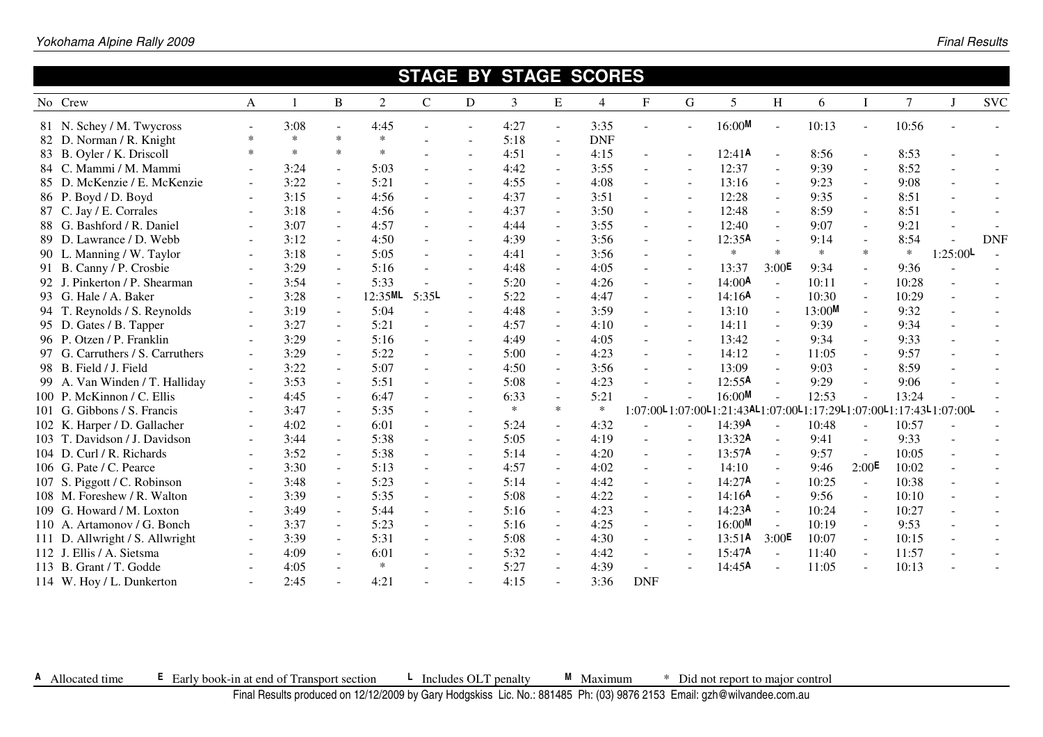## STAGE BY STAGE SCORES

| No | Crew | A | 1 | B | 2 | C | D | 3 | E | 4 | F | G | 5 | H | 6 | I | 7 | J | SVC |
|---|---|---|---|---|---|---|---|---|---|---|---|---|---|---|---|---|---|---|---|
| 81 | N. Schey / M. Twycross | - | 3:08 | - | 4:45 | - | - | 4:27 | - | 3:35 | - | - | 16:00M | - | 10:13 | - | 10:56 | - | - |
| 82 | D. Norman / R. Knight | * | * | * | * | - | - | 5:18 | - | DNF | | | | | | | | | |
| 83 | B. Oyler / K. Driscoll | * | * | * | * | - | - | 4:51 | - | 4:15 | - | - | 12:41A | - | 8:56 | - | 8:53 | - | - |
| 84 | C. Mammi / M. Mammi | - | 3:24 | - | 5:03 | - | - | 4:42 | - | 3:55 | - | - | 12:37 | - | 9:39 | - | 8:52 | - | - |
| 85 | D. McKenzie / E. McKenzie | - | 3:22 | - | 5:21 | - | - | 4:55 | - | 4:08 | - | - | 13:16 | - | 9:23 | - | 9:08 | - | - |
| 86 | P. Boyd / D. Boyd | - | 3:15 | - | 4:56 | - | - | 4:37 | - | 3:51 | - | - | 12:28 | - | 9:35 | - | 8:51 | - | - |
| 87 | C. Jay / E. Corrales | - | 3:18 | - | 4:56 | - | - | 4:37 | - | 3:50 | - | - | 12:48 | - | 8:59 | - | 8:51 | - | - |
| 88 | G. Bashford / R. Daniel | - | 3:07 | - | 4:57 | - | - | 4:44 | - | 3:55 | - | - | 12:40 | - | 9:07 | - | 9:21 | - | - |
| 89 | D. Lawrance / D. Webb | - | 3:12 | - | 4:50 | - | - | 4:39 | - | 3:56 | - | - | 12:35A | - | 9:14 | - | 8:54 | - | DNF |
| 90 | L. Manning / W. Taylor | - | 3:18 | - | 5:05 | - | - | 4:41 | - | 3:56 | - | - | * | * | * | * | * | 1:25:00L | - |
| 91 | B. Canny / P. Crosbie | - | 3:29 | - | 5:16 | - | - | 4:48 | - | 4:05 | - | - | 13:37 | 3:00E | 9:34 | - | 9:36 | - | - |
| 92 | J. Pinkerton / P. Shearman | - | 3:54 | - | 5:33 | - | - | 5:20 | - | 4:26 | - | - | 14:00A | - | 10:11 | - | 10:28 | - | - |
| 93 | G. Hale / A. Baker | - | 3:28 | - | 12:35ML | 5:35L | - | 5:22 | - | 4:47 | - | - | 14:16A | - | 10:30 | - | 10:29 | - | - |
| 94 | T. Reynolds / S. Reynolds | - | 3:19 | - | 5:04 | - | - | 4:48 | - | 3:59 | - | - | 13:10 | - | 13:00M | - | 9:32 | - | - |
| 95 | D. Gates / B. Tapper | - | 3:27 | - | 5:21 | - | - | 4:57 | - | 4:10 | - | - | 14:11 | - | 9:39 | - | 9:34 | - | - |
| 96 | P. Otzen / P. Franklin | - | 3:29 | - | 5:16 | - | - | 4:49 | - | 4:05 | - | - | 13:42 | - | 9:34 | - | 9:33 | - | - |
| 97 | G. Carruthers / S. Carruthers | - | 3:29 | - | 5:22 | - | - | 5:00 | - | 4:23 | - | - | 14:12 | - | 11:05 | - | 9:57 | - | - |
| 98 | B. Field / J. Field | - | 3:22 | - | 5:07 | - | - | 4:50 | - | 3:56 | - | - | 13:09 | - | 9:03 | - | 8:59 | - | - |
| 99 | A. Van Winden / T. Halliday | - | 3:53 | - | 5:51 | - | - | 5:08 | - | 4:23 | - | - | 12:55A | - | 9:29 | - | 9:06 | - | - |
| 100 | P. McKinnon / C. Ellis | - | 4:45 | - | 6:47 | - | - | 6:33 | - | 5:21 | - | - | 16:00M | - | 12:53 | - | 13:24 | - | - |
| 101 | G. Gibbons / S. Francis | - | 3:47 | - | 5:35 | - | - | * | * | * | 1:07:00L | 1:07:00L | 1:21:43AL | 1:07:00L | 1:17:29L | 1:07:00L | 1:17:43L | 1:07:00L | - |
| 102 | K. Harper / D. Gallacher | - | 4:02 | - | 6:01 | - | - | 5:24 | - | 4:32 | - | - | 14:39A | - | 10:48 | - | 10:57 | - | - |
| 103 | T. Davidson / J. Davidson | - | 3:44 | - | 5:38 | - | - | 5:05 | - | 4:19 | - | - | 13:32A | - | 9:41 | - | 9:33 | - | - |
| 104 | D. Curl / R. Richards | - | 3:52 | - | 5:38 | - | - | 5:14 | - | 4:20 | - | - | 13:57A | - | 9:57 | - | 10:05 | - | - |
| 106 | G. Pate / C. Pearce | - | 3:30 | - | 5:13 | - | - | 4:57 | - | 4:02 | - | - | 14:10 | - | 9:46 | 2:00E | 10:02 | - | - |
| 107 | S. Piggott / C. Robinson | - | 3:48 | - | 5:23 | - | - | 5:14 | - | 4:42 | - | - | 14:27A | - | 10:25 | - | 10:38 | - | - |
| 108 | M. Foreshew / R. Walton | - | 3:39 | - | 5:35 | - | - | 5:08 | - | 4:22 | - | - | 14:16A | - | 9:56 | - | 10:10 | - | - |
| 109 | G. Howard / M. Loxton | - | 3:49 | - | 5:44 | - | - | 5:16 | - | 4:23 | - | - | 14:23A | - | 10:24 | - | 10:27 | - | - |
| 110 | A. Artamonov / G. Bonch | - | 3:37 | - | 5:23 | - | - | 5:16 | - | 4:25 | - | - | 16:00M | - | 10:19 | - | 9:53 | - | - |
| 111 | D. Allwright / S. Allwright | - | 3:39 | - | 5:31 | - | - | 5:08 | - | 4:30 | - | - | 13:51A | 3:00E | 10:07 | - | 10:15 | - | - |
| 112 | J. Ellis / A. Sietsma | - | 4:09 | - | 6:01 | - | - | 5:32 | - | 4:42 | - | - | 15:47A | - | 11:40 | - | 11:57 | - | - |
| 113 | B. Grant / T. Godde | - | 4:05 | - | * | - | - | 5:27 | - | 4:39 | - | - | 14:45A | - | 11:05 | - | 10:13 | - | - |
| 114 | W. Hoy / L. Dunkerton | - | 2:45 | - | 4:21 | - | - | 4:15 | - | 3:36 | DNF | | | | | | | | |

A Allocated time  E Early book-in at end of Transport section  L Includes OLT penalty  M Maximum  * Did not report to major control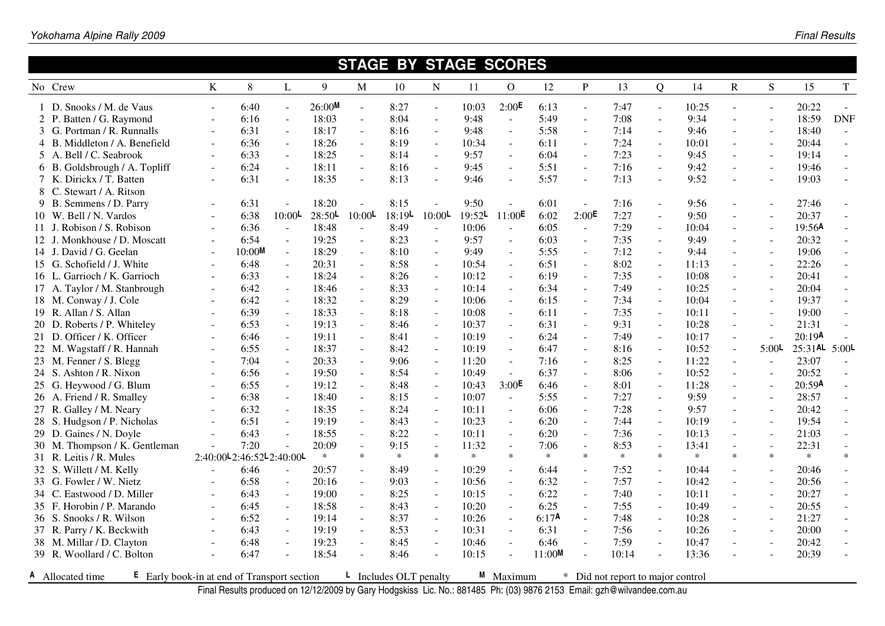# STAGE BY STAGE SCORES

| No | Crew | K | 8 | L | 9 | M | 10 | N | 11 | O | 12 | P | 13 | Q | 14 | R | S | 15 | T |
|---|---|---|---|---|---|---|---|---|---|---|---|---|---|---|---|---|---|---|---|
| 1 | D. Snooks / M. de Vaus | - | 6:40 | - | 26:00[M] | - | 8:27 | - | 10:03 | 2:00[E] | 6:13 | - | 7:47 | - | 10:25 | - | - | 20:22 | - |
| 2 | P. Batten / G. Raymond | - | 6:16 | - | 18:03 | - | 8:04 | - | 9:48 | - | 5:49 | - | 7:08 | - | 9:34 | - | - | 18:59 | DNF |
| 3 | G. Portman / R. Runnalls | - | 6:31 | - | 18:17 | - | 8:16 | - | 9:48 | - | 5:58 | - | 7:14 | - | 9:46 | - | - | 18:40 | - |
| 4 | B. Middleton / A. Benefield | - | 6:36 | - | 18:26 | - | 8:19 | - | 10:34 | - | 6:11 | - | 7:24 | - | 10:01 | - | - | 20:44 | - |
| 5 | A. Bell / C. Seabrook | - | 6:33 | - | 18:25 | - | 8:14 | - | 9:57 | - | 6:04 | - | 7:23 | - | 9:45 | - | - | 19:14 | - |
| 6 | B. Goldsbrough / A. Topliff | - | 6:24 | - | 18:11 | - | 8:16 | - | 9:45 | - | 5:51 | - | 7:16 | - | 9:42 | - | - | 19:46 | - |
| 7 | K. Dirickx / T. Batten | - | 6:31 | - | 18:35 | - | 8:13 | - | 9:46 | - | 5:57 | - | 7:13 | - | 9:52 | - | - | 19:03 | - |
| 8 | C. Stewart / A. Ritson | | | | | | | | | | | | | | | | | | |
| 9 | B. Semmens / D. Parry | - | 6:31 | - | 18:20 | - | 8:15 | - | 9:50 | - | 6:01 | - | 7:16 | - | 9:56 | - | - | 27:46 | - |
| 10 | W. Bell / N. Vardos | - | 6:38 | 10:00[L] | 28:50[L] | 10:00[L] | 18:19[L] | 10:00[L] | 19:52[L] | 11:00[E] | 6:02 | 2:00[E] | 7:27 | - | 9:50 | - | - | 20:37 | - |
| 11 | J. Robison / S. Robison | - | 6:36 | - | 18:48 | - | 8:49 | - | 10:06 | - | 6:05 | - | 7:29 | - | 10:04 | - | - | 19:56[A] | - |
| 12 | J. Monkhouse / D. Moscatt | - | 6:54 | - | 19:25 | - | 8:23 | - | 9:57 | - | 6:03 | - | 7:35 | - | 9:49 | - | - | 20:32 | - |
| 14 | J. David / G. Geelan | - | 10:00[M] | - | 18:29 | - | 8:10 | - | 9:49 | - | 5:55 | - | 7:12 | - | 9:44 | - | - | 19:06 | - |
| 15 | G. Schofield / J. White | - | 6:48 | - | 20:31 | - | 8:58 | - | 10:54 | - | 6:51 | - | 8:02 | - | 11:13 | - | - | 22:26 | - |
| 16 | L. Garrioch / K. Garrioch | - | 6:33 | - | 18:24 | - | 8:26 | - | 10:12 | - | 6:19 | - | 7:35 | - | 10:08 | - | - | 20:41 | - |
| 17 | A. Taylor / M. Stanbrough | - | 6:42 | - | 18:46 | - | 8:33 | - | 10:14 | - | 6:34 | - | 7:49 | - | 10:25 | - | - | 20:04 | - |
| 18 | M. Conway / J. Cole | - | 6:42 | - | 18:32 | - | 8:29 | - | 10:06 | - | 6:15 | - | 7:34 | - | 10:04 | - | - | 19:37 | - |
| 19 | R. Allan / S. Allan | - | 6:39 | - | 18:33 | - | 8:18 | - | 10:08 | - | 6:11 | - | 7:35 | - | 10:11 | - | - | 19:00 | - |
| 20 | D. Roberts / P. Whiteley | - | 6:53 | - | 19:13 | - | 8:46 | - | 10:37 | - | 6:31 | - | 9:31 | - | 10:28 | - | - | 21:31 | - |
| 21 | D. Officer / K. Officer | - | 6:46 | - | 19:11 | - | 8:41 | - | 10:19 | - | 6:24 | - | 7:49 | - | 10:17 | - | - | 20:19[A] | - |
| 22 | M. Wagstaff / R. Hannah | - | 6:55 | - | 18:37 | - | 8:42 | - | 10:19 | - | 6:47 | - | 8:16 | - | 10:52 | - | 5:00[L] | 25:31[AL] | 5:00[L] |
| 23 | M. Fenner / S. Blegg | - | 7:04 | - | 20:33 | - | 9:06 | - | 11:20 | - | 7:16 | - | 8:25 | - | 11:22 | - | - | 23:07 | - |
| 24 | S. Ashton / R. Nixon | - | 6:56 | - | 19:50 | - | 8:54 | - | 10:49 | - | 6:37 | - | 8:06 | - | 10:52 | - | - | 20:52 | - |
| 25 | G. Heywood / G. Blum | - | 6:55 | - | 19:12 | - | 8:48 | - | 10:43 | 3:00[E] | 6:46 | - | 8:01 | - | 11:28 | - | - | 20:59[A] | - |
| 26 | A. Friend / R. Smalley | - | 6:38 | - | 18:40 | - | 8:15 | - | 10:07 | - | 5:55 | - | 7:27 | - | 9:59 | - | - | 28:57 | - |
| 27 | R. Galley / M. Neary | - | 6:32 | - | 18:35 | - | 8:24 | - | 10:11 | - | 6:06 | - | 7:28 | - | 9:57 | - | - | 20:42 | - |
| 28 | S. Hudgson / P. Nicholas | - | 6:51 | - | 19:19 | - | 8:43 | - | 10:23 | - | 6:20 | - | 7:44 | - | 10:19 | - | - | 19:54 | - |
| 29 | D. Gaines / N. Doyle | - | 6:43 | - | 18:55 | - | 8:22 | - | 10:11 | - | 6:20 | - | 7:36 | - | 10:13 | - | - | 21:03 | - |
| 30 | M. Thompson / K. Gentleman | - | 7:20 | - | 20:09 | - | 9:15 | - | 11:32 | - | 7:06 | - | 8:53 | - | 13:41 | - | - | 22:31 | - |
| 31 | R. Leitis / R. Mules | 2:40:00[L] | 2:46:52[L] | 2:40:00[L] | * | * | * | * | * | * | * | * | * | * | * | * | * | * | * |
| 32 | S. Willett / M. Kelly | - | 6:46 | - | 20:57 | - | 8:49 | - | 10:29 | - | 6:44 | - | 7:52 | - | 10:44 | - | - | 20:46 | - |
| 33 | G. Fowler / W. Nietz | - | 6:58 | - | 20:16 | - | 9:03 | - | 10:56 | - | 6:32 | - | 7:57 | - | 10:42 | - | - | 20:56 | - |
| 34 | C. Eastwood / D. Miller | - | 6:43 | - | 19:00 | - | 8:25 | - | 10:15 | - | 6:22 | - | 7:40 | - | 10:11 | - | - | 20:27 | - |
| 35 | F. Horobin / P. Marando | - | 6:45 | - | 18:58 | - | 8:43 | - | 10:20 | - | 6:25 | - | 7:55 | - | 10:49 | - | - | 20:55 | - |
| 36 | S. Snooks / R. Wilson | - | 6:52 | - | 19:14 | - | 8:37 | - | 10:26 | - | 6:17[A] | - | 7:48 | - | 10:28 | - | - | 21:27 | - |
| 37 | R. Parry / K. Beckwith | - | 6:43 | - | 19:19 | - | 8:53 | - | 10:31 | - | 6:31 | - | 7:56 | - | 10:26 | - | - | 20:00 | - |
| 38 | M. Millar / D. Clayton | - | 6:48 | - | 19:23 | - | 8:45 | - | 10:46 | - | 6:46 | - | 7:59 | - | 10:47 | - | - | 20:42 | - |
| 39 | R. Woollard / C. Bolton | - | 6:47 | - | 18:54 | - | 8:46 | - | 10:15 | - | 11:00[M] | - | 10:14 | - | 13:36 | - | - | 20:39 | - |

[A] Allocated time [E] Early book-in at end of Transport section [L] Includes OLT penalty [M] Maximum * Did not report to major control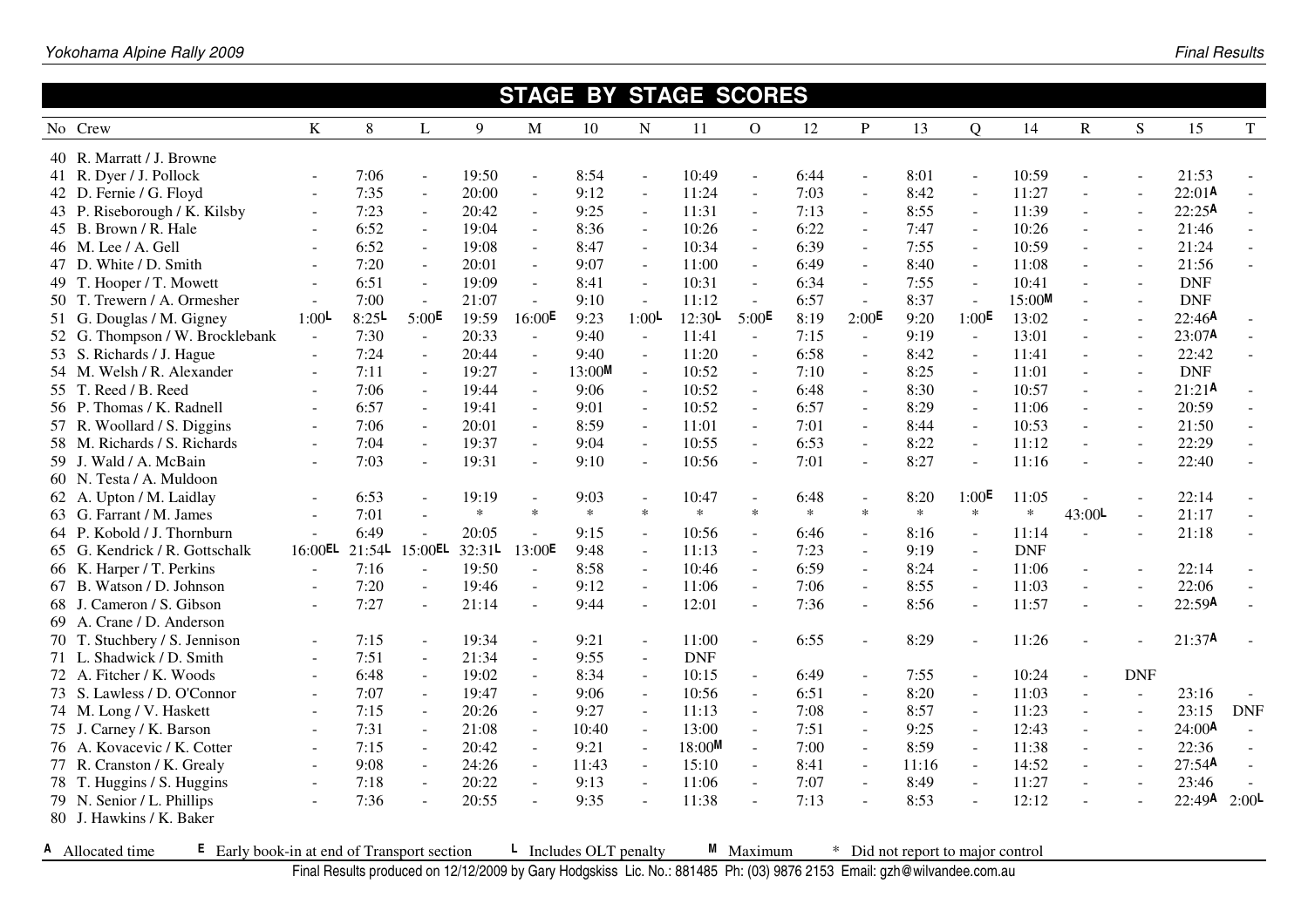## STAGE BY STAGE SCORES

| No | Crew | K | 8 | L | 9 | M | 10 | N | 11 | O | 12 | P | 13 | Q | 14 | R | S | 15 | T |
|---|---|---|---|---|---|---|---|---|---|---|---|---|---|---|---|---|---|---|---|
| 40 | R. Marratt / J. Browne | | | | | | | | | | | | | | | | | | |
| 41 | R. Dyer / J. Pollock | - | 7:06 | - | 19:50 | - | 8:54 | - | 10:49 | - | 6:44 | - | 8:01 | - | 10:59 | - | - | 21:53 | - |
| 42 | D. Fernie / G. Floyd | - | 7:35 | - | 20:00 | - | 9:12 | - | 11:24 | - | 7:03 | - | 8:42 | - | 11:27 | - | - | 22:01A | - |
| 43 | P. Riseborough / K. Kilsby | - | 7:23 | - | 20:42 | - | 9:25 | - | 11:31 | - | 7:13 | - | 8:55 | - | 11:39 | - | - | 22:25A | - |
| 45 | B. Brown / R. Hale | - | 6:52 | - | 19:04 | - | 8:36 | - | 10:26 | - | 6:22 | - | 7:47 | - | 10:26 | - | - | 21:46 | - |
| 46 | M. Lee / A. Gell | - | 6:52 | - | 19:08 | - | 8:47 | - | 10:34 | - | 6:39 | - | 7:55 | - | 10:59 | - | - | 21:24 | - |
| 47 | D. White / D. Smith | - | 7:20 | - | 20:01 | - | 9:07 | - | 11:00 | - | 6:49 | - | 8:40 | - | 11:08 | - | - | 21:56 | - |
| 49 | T. Hooper / T. Mowett | - | 6:51 | - | 19:09 | - | 8:41 | - | 10:31 | - | 6:34 | - | 7:55 | - | 10:41 | - | - | DNF | |
| 50 | T. Trewern / A. Ormesher | - | 7:00 | - | 21:07 | - | 9:10 | - | 11:12 | - | 6:57 | - | 8:37 | - | 15:00M | - | - | DNF | |
| 51 | G. Douglas / M. Gigney | 1:00L | 8:25L | 5:00E | 19:59 | 16:00E | 9:23 | 1:00L | 12:30L | 5:00E | 8:19 | 2:00E | 9:20 | 1:00E | 13:02 | - | - | 22:46A | - |
| 52 | G. Thompson / W. Brocklebank | - | 7:30 | - | 20:33 | - | 9:40 | - | 11:41 | - | 7:15 | - | 9:19 | - | 13:01 | - | - | 23:07A | - |
| 53 | S. Richards / J. Hague | - | 7:24 | - | 20:44 | - | 9:40 | - | 11:20 | - | 6:58 | - | 8:42 | - | 11:41 | - | - | 22:42 | - |
| 54 | M. Welsh / R. Alexander | - | 7:11 | - | 19:27 | - | 13:00M | - | 10:52 | - | 7:10 | - | 8:25 | - | 11:01 | - | - | DNF | |
| 55 | T. Reed / B. Reed | - | 7:06 | - | 19:44 | - | 9:06 | - | 10:52 | - | 6:48 | - | 8:30 | - | 10:57 | - | - | 21:21A | - |
| 56 | P. Thomas / K. Radnell | - | 6:57 | - | 19:41 | - | 9:01 | - | 10:52 | - | 6:57 | - | 8:29 | - | 11:06 | - | - | 20:59 | - |
| 57 | R. Woollard / S. Diggins | - | 7:06 | - | 20:01 | - | 8:59 | - | 11:01 | - | 7:01 | - | 8:44 | - | 10:53 | - | - | 21:50 | - |
| 58 | M. Richards / S. Richards | - | 7:04 | - | 19:37 | - | 9:04 | - | 10:55 | - | 6:53 | - | 8:22 | - | 11:12 | - | - | 22:29 | - |
| 59 | J. Wald / A. McBain | - | 7:03 | - | 19:31 | - | 9:10 | - | 10:56 | - | 7:01 | - | 8:27 | - | 11:16 | - | - | 22:40 | - |
| 60 | N. Testa / A. Muldoon | | | | | | | | | | | | | | | | | | |
| 62 | A. Upton / M. Laidlay | - | 6:53 | - | 19:19 | - | 9:03 | - | 10:47 | - | 6:48 | - | 8:20 | 1:00E | 11:05 | - | - | 22:14 | - |
| 63 | G. Farrant / M. James | - | 7:01 | - | * | * | * | * | * | * | * | * | * | * | * | 43:00L | - | 21:17 | - |
| 64 | P. Kobold / J. Thornburn | - | 6:49 | - | 20:05 | - | 9:15 | - | 10:56 | - | 6:46 | - | 8:16 | - | 11:14 | - | - | 21:18 | - |
| 65 | G. Kendrick / R. Gottschalk | 16:00EL | 21:54L | 15:00EL | 32:31L | 13:00E | 9:48 | - | 11:13 | - | 7:23 | - | 9:19 | - | DNF | | | | |
| 66 | K. Harper / T. Perkins | - | 7:16 | - | 19:50 | - | 8:58 | - | 10:46 | - | 6:59 | - | 8:24 | - | 11:06 | - | - | 22:14 | - |
| 67 | B. Watson / D. Johnson | - | 7:20 | - | 19:46 | - | 9:12 | - | 11:06 | - | 7:06 | - | 8:55 | - | 11:03 | - | - | 22:06 | - |
| 68 | J. Cameron / S. Gibson | - | 7:27 | - | 21:14 | - | 9:44 | - | 12:01 | - | 7:36 | - | 8:56 | - | 11:57 | - | - | 22:59A | - |
| 69 | A. Crane / D. Anderson | | | | | | | | | | | | | | | | | | |
| 70 | T. Stuchbery / S. Jennison | - | 7:15 | - | 19:34 | - | 9:21 | - | 11:00 | - | 6:55 | - | 8:29 | - | 11:26 | - | - | 21:37A | - |
| 71 | L. Shadwick / D. Smith | - | 7:51 | - | 21:34 | - | 9:55 | - | DNF | | | | | | | | | | |
| 72 | A. Fitcher / K. Woods | - | 6:48 | - | 19:02 | - | 8:34 | - | 10:15 | - | 6:49 | - | 7:55 | - | 10:24 | - | DNF | | |
| 73 | S. Lawless / D. O'Connor | - | 7:07 | - | 19:47 | - | 9:06 | - | 10:56 | - | 6:51 | - | 8:20 | - | 11:03 | - | - | 23:16 | - |
| 74 | M. Long / V. Haskett | - | 7:15 | - | 20:26 | - | 9:27 | - | 11:13 | - | 7:08 | - | 8:57 | - | 11:23 | - | - | 23:15 | DNF |
| 75 | J. Carney / K. Barson | - | 7:31 | - | 21:08 | - | 10:40 | - | 13:00 | - | 7:51 | - | 9:25 | - | 12:43 | - | - | 24:00A | - |
| 76 | A. Kovacevic / K. Cotter | - | 7:15 | - | 20:42 | - | 9:21 | - | 18:00M | - | 7:00 | - | 8:59 | - | 11:38 | - | - | 22:36 | - |
| 77 | R. Cranston / K. Grealy | - | 9:08 | - | 24:26 | - | 11:43 | - | 15:10 | - | 8:41 | - | 11:16 | - | 14:52 | - | - | 27:54A | - |
| 78 | T. Huggins / S. Huggins | - | 7:18 | - | 20:22 | - | 9:13 | - | 11:06 | - | 7:07 | - | 8:49 | - | 11:27 | - | - | 23:46 | - |
| 79 | N. Senior / L. Phillips | - | 7:36 | - | 20:55 | - | 9:35 | - | 11:38 | - | 7:13 | - | 8:53 | - | 12:12 | - | - | 22:49A | 2:00L |
| 80 | J. Hawkins / K. Baker | | | | | | | | | | | | | | | | | | |

A Allocated time   E Early book-in at end of Transport section   L Includes OLT penalty   M Maximum   * Did not report to major control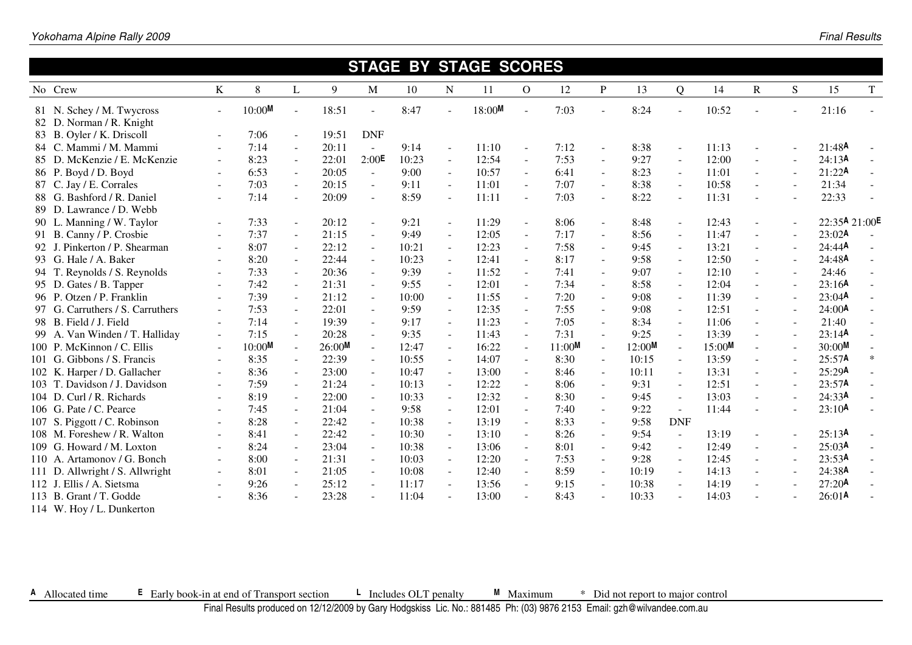# STAGE BY STAGE SCORES

| No | Crew | K | 8 | L | 9 | M | 10 | N | 11 | O | 12 | P | 13 | Q | 14 | R | S | 15 | T |
|---|---|---|---|---|---|---|---|---|---|---|---|---|---|---|---|---|---|---|---|
| 81 | N. Schey / M. Twycross | - | 10:00[M] | - | 18:51 | - | 8:47 | - | 18:00[M] | - | 7:03 | - | 8:24 | - | 10:52 | - | - | 21:16 | - |
| 82 | D. Norman / R. Knight | | | | | | | | | | | | | | | | | | |
| 83 | B. Oyler / K. Driscoll | - | 7:06 | - | 19:51 | DNF | | | | | | | | | | | | | |
| 84 | C. Mammi / M. Mammi | - | 7:14 | - | 20:11 | - | 9:14 | - | 11:10 | - | 7:12 | - | 8:38 | - | 11:13 | - | - | 21:48[A] | - |
| 85 | D. McKenzie / E. McKenzie | - | 8:23 | - | 22:01 | 2:00[E] | 10:23 | - | 12:54 | - | 7:53 | - | 9:27 | - | 12:00 | - | - | 24:13[A] | - |
| 86 | P. Boyd / D. Boyd | - | 6:53 | - | 20:05 | - | 9:00 | - | 10:57 | - | 6:41 | - | 8:23 | - | 11:01 | - | - | 21:22[A] | - |
| 87 | C. Jay / E. Corrales | - | 7:03 | - | 20:15 | - | 9:11 | - | 11:01 | - | 7:07 | - | 8:38 | - | 10:58 | - | - | 21:34 | - |
| 88 | G. Bashford / R. Daniel | - | 7:14 | - | 20:09 | - | 8:59 | - | 11:11 | - | 7:03 | - | 8:22 | - | 11:31 | - | - | 22:33 | - |
| 89 | D. Lawrance / D. Webb | | | | | | | | | | | | | | | | | | |
| 90 | L. Manning / W. Taylor | - | 7:33 | - | 20:12 | - | 9:21 | - | 11:29 | - | 8:06 | - | 8:48 | - | 12:43 | - | - | 22:35[A] | 21:00[E] |
| 91 | B. Canny / P. Crosbie | - | 7:37 | - | 21:15 | - | 9:49 | - | 12:05 | - | 7:17 | - | 8:56 | - | 11:47 | - | - | 23:02[A] | - |
| 92 | J. Pinkerton / P. Shearman | - | 8:07 | - | 22:12 | - | 10:21 | - | 12:23 | - | 7:58 | - | 9:45 | - | 13:21 | - | - | 24:44[A] | - |
| 93 | G. Hale / A. Baker | - | 8:20 | - | 22:44 | - | 10:23 | - | 12:41 | - | 8:17 | - | 9:58 | - | 12:50 | - | - | 24:48[A] | - |
| 94 | T. Reynolds / S. Reynolds | - | 7:33 | - | 20:36 | - | 9:39 | - | 11:52 | - | 7:41 | - | 9:07 | - | 12:10 | - | - | 24:46 | - |
| 95 | D. Gates / B. Tapper | - | 7:42 | - | 21:31 | - | 9:55 | - | 12:01 | - | 7:34 | - | 8:58 | - | 12:04 | - | - | 23:16[A] | - |
| 96 | P. Otzen / P. Franklin | - | 7:39 | - | 21:12 | - | 10:00 | - | 11:55 | - | 7:20 | - | 9:08 | - | 11:39 | - | - | 23:04[A] | - |
| 97 | G. Carruthers / S. Carruthers | - | 7:53 | - | 22:01 | - | 9:59 | - | 12:35 | - | 7:55 | - | 9:08 | - | 12:51 | - | - | 24:00[A] | - |
| 98 | B. Field / J. Field | - | 7:14 | - | 19:39 | - | 9:17 | - | 11:23 | - | 7:05 | - | 8:34 | - | 11:06 | - | - | 21:40 | - |
| 99 | A. Van Winden / T. Halliday | - | 7:15 | - | 20:28 | - | 9:35 | - | 11:43 | - | 7:31 | - | 9:25 | - | 13:39 | - | - | 23:14[A] | - |
| 100 | P. McKinnon / C. Ellis | - | 10:00[M] | - | 26:00[M] | - | 12:47 | - | 16:22 | - | 11:00[M] | - | 12:00[M] | - | 15:00[M] | - | - | 30:00[M] | - |
| 101 | G. Gibbons / S. Francis | - | 8:35 | - | 22:39 | - | 10:55 | - | 14:07 | - | 8:30 | - | 10:15 | - | 13:59 | - | - | 25:57[A] | * |
| 102 | K. Harper / D. Gallacher | - | 8:36 | - | 23:00 | - | 10:47 | - | 13:00 | - | 8:46 | - | 10:11 | - | 13:31 | - | - | 25:29[A] | - |
| 103 | T. Davidson / J. Davidson | - | 7:59 | - | 21:24 | - | 10:13 | - | 12:22 | - | 8:06 | - | 9:31 | - | 12:51 | - | - | 23:57[A] | - |
| 104 | D. Curl / R. Richards | - | 8:19 | - | 22:00 | - | 10:33 | - | 12:32 | - | 8:30 | - | 9:45 | - | 13:03 | - | - | 24:33[A] | - |
| 106 | G. Pate / C. Pearce | - | 7:45 | - | 21:04 | - | 9:58 | - | 12:01 | - | 7:40 | - | 9:22 | - | 11:44 | - | - | 23:10[A] | - |
| 107 | S. Piggott / C. Robinson | - | 8:28 | - | 22:42 | - | 10:38 | - | 13:19 | - | 8:33 | - | 9:58 | DNF | | | | | |
| 108 | M. Foreshew / R. Walton | - | 8:41 | - | 22:42 | - | 10:30 | - | 13:10 | - | 8:26 | - | 9:54 | - | 13:19 | - | - | 25:13[A] | - |
| 109 | G. Howard / M. Loxton | - | 8:24 | - | 23:04 | - | 10:38 | - | 13:06 | - | 8:01 | - | 9:42 | - | 12:49 | - | - | 25:03[A] | - |
| 110 | A. Artamonov / G. Bonch | - | 8:00 | - | 21:31 | - | 10:03 | - | 12:20 | - | 7:53 | - | 9:28 | - | 12:45 | - | - | 23:53[A] | - |
| 111 | D. Allwright / S. Allwright | - | 8:01 | - | 21:05 | - | 10:08 | - | 12:40 | - | 8:59 | - | 10:19 | - | 14:13 | - | - | 24:38[A] | - |
| 112 | J. Ellis / A. Sietsma | - | 9:26 | - | 25:12 | - | 11:17 | - | 13:56 | - | 9:15 | - | 10:38 | - | 14:19 | - | - | 27:20[A] | - |
| 113 | B. Grant / T. Godde | - | 8:36 | - | 23:28 | - | 11:04 | - | 13:00 | - | 8:43 | - | 10:33 | - | 14:03 | - | - | 26:01[A] | - |
| 114 | W. Hoy / L. Dunkerton | | | | | | | | | | | | | | | | | | |

[A] Allocated time [E] Early book-in at end of Transport section [L] Includes OLT penalty [M] Maximum * Did not report to major control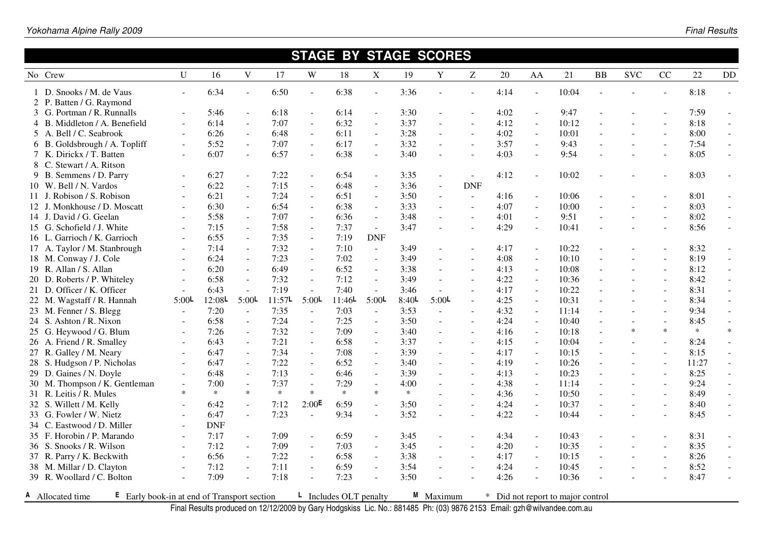## STAGE BY STAGE SCORES

| No | Crew | U | 16 | V | 17 | W | 18 | X | 19 | Y | Z | 20 | AA | 21 | BB | SVC | CC | 22 | DD |
|---|---|---|---|---|---|---|---|---|---|---|---|---|---|---|---|---|---|---|---|
| 1 | D. Snooks / M. de Vaus | - | 6:34 | - | 6:50 | - | 6:38 | - | 3:36 | - | - | 4:14 | - | 10:04 | - | - | - | 8:18 | - |
| 2 | P. Batten / G. Raymond | | | | | | | | | | | | | | | | | | |
| 3 | G. Portman / R. Runnalls | - | 5:46 | - | 6:18 | - | 6:14 | - | 3:30 | - | - | 4:02 | - | 9:47 | - | - | - | 7:59 | - |
| 4 | B. Middleton / A. Benefield | - | 6:14 | - | 7:07 | - | 6:32 | - | 3:37 | - | - | 4:12 | - | 10:12 | - | - | - | 8:18 | - |
| 5 | A. Bell / C. Seabrook | - | 6:26 | - | 6:48 | - | 6:11 | - | 3:28 | - | - | 4:02 | - | 10:01 | - | - | - | 8:00 | - |
| 6 | B. Goldsbrough / A. Topliff | - | 5:52 | - | 7:07 | - | 6:17 | - | 3:32 | - | - | 3:57 | - | 9:43 | - | - | - | 7:54 | - |
| 7 | K. Dirickx / T. Batten | - | 6:07 | - | 6:57 | - | 6:38 | - | 3:40 | - | - | 4:03 | - | 9:54 | - | - | - | 8:05 | - |
| 8 | C. Stewart / A. Ritson | | | | | | | | | | | | | | | | | | |
| 9 | B. Semmens / D. Parry | - | 6:27 | - | 7:22 | - | 6:54 | - | 3:35 | - | - | 4:12 | - | 10:02 | - | - | - | 8:03 | - |
| 10 | W. Bell / N. Vardos | - | 6:22 | - | 7:15 | - | 6:48 | - | 3:36 | - | DNF | | | | | | | | |
| 11 | J. Robison / S. Robison | - | 6:21 | - | 7:24 | - | 6:51 | - | 3:50 | - | - | 4:16 | - | 10:06 | - | - | - | 8:01 | - |
| 12 | J. Monkhouse / D. Moscatt | - | 6:30 | - | 6:54 | - | 6:38 | - | 3:33 | - | - | 4:07 | - | 10:00 | - | - | - | 8:03 | - |
| 14 | J. David / G. Geelan | - | 5:58 | - | 7:07 | - | 6:36 | - | 3:48 | - | - | 4:01 | - | 9:51 | - | - | - | 8:02 | - |
| 15 | G. Schofield / J. White | - | 7:15 | - | 7:58 | - | 7:37 | - | 3:47 | - | - | 4:29 | - | 10:41 | - | - | - | 8:56 | - |
| 16 | L. Garrioch / K. Garrioch | - | 6:55 | - | 7:35 | - | 7:19 | DNF | | | | | | | | | | | |
| 17 | A. Taylor / M. Stanbrough | - | 7:14 | - | 7:32 | - | 7:10 | - | 3:49 | - | - | 4:17 | - | 10:22 | - | - | - | 8:32 | - |
| 18 | M. Conway / J. Cole | - | 6:24 | - | 7:23 | - | 7:02 | - | 3:49 | - | - | 4:08 | - | 10:10 | - | - | - | 8:19 | - |
| 19 | R. Allan / S. Allan | - | 6:20 | - | 6:49 | - | 6:52 | - | 3:38 | - | - | 4:13 | - | 10:08 | - | - | - | 8:12 | - |
| 20 | D. Roberts / P. Whiteley | - | 6:58 | - | 7:32 | - | 7:12 | - | 3:49 | - | - | 4:22 | - | 10:36 | - | - | - | 8:42 | - |
| 21 | D. Officer / K. Officer | - | 6:43 | - | 7:19 | - | 7:40 | - | 3:46 | - | - | 4:17 | - | 10:22 | - | - | - | 8:31 | - |
| 22 | M. Wagstaff / R. Hannah | 5:00L | 12:08L | 5:00L | 11:57L | 5:00L | 11:46L | 5:00L | 8:40L | 5:00L | - | 4:25 | - | 10:31 | - | - | - | 8:34 | - |
| 23 | M. Fenner / S. Blegg | - | 7:20 | - | 7:35 | - | 7:03 | - | 3:53 | - | - | 4:32 | - | 11:14 | - | - | - | 9:34 | - |
| 24 | S. Ashton / R. Nixon | - | 6:58 | - | 7:24 | - | 7:25 | - | 3:50 | - | - | 4:24 | - | 10:40 | - | - | - | 8:45 | - |
| 25 | G. Heywood / G. Blum | - | 7:26 | - | 7:32 | - | 7:09 | - | 3:40 | - | - | 4:16 | - | 10:18 | - | * | * | * | * |
| 26 | A. Friend / R. Smalley | - | 6:43 | - | 7:21 | - | 6:58 | - | 3:37 | - | - | 4:15 | - | 10:04 | - | - | - | 8:24 | - |
| 27 | R. Galley / M. Neary | - | 6:47 | - | 7:34 | - | 7:08 | - | 3:39 | - | - | 4:17 | - | 10:15 | - | - | - | 8:15 | - |
| 28 | S. Hudgson / P. Nicholas | - | 6:47 | - | 7:22 | - | 6:52 | - | 3:40 | - | - | 4:19 | - | 10:26 | - | - | - | 11:27 | - |
| 29 | D. Gaines / N. Doyle | - | 6:48 | - | 7:13 | - | 6:46 | - | 3:39 | - | - | 4:13 | - | 10:23 | - | - | - | 8:25 | - |
| 30 | M. Thompson / K. Gentleman | - | 7:00 | - | 7:37 | - | 7:29 | - | 4:00 | - | - | 4:38 | - | 11:14 | - | - | - | 9:24 | - |
| 31 | R. Leitis / R. Mules | * | * | * | * | * | * | * | * | - | - | 4:36 | - | 10:50 | - | - | - | 8:49 | - |
| 32 | S. Willett / M. Kelly | - | 6:42 | - | 7:12 | 2:00E | 6:59 | - | 3:50 | - | - | 4:24 | - | 10:37 | - | - | - | 8:40 | - |
| 33 | G. Fowler / W. Nietz | - | 6:47 | - | 7:23 | - | 9:34 | - | 3:52 | - | - | 4:22 | - | 10:44 | - | - | - | 8:45 | - |
| 34 | C. Eastwood / D. Miller | - | DNF | | | | | | | | | | | | | | | | |
| 35 | F. Horobin / P. Marando | - | 7:17 | - | 7:09 | - | 6:59 | - | 3:45 | - | - | 4:34 | - | 10:43 | - | - | - | 8:31 | - |
| 36 | S. Snooks / R. Wilson | - | 7:12 | - | 7:09 | - | 7:03 | - | 3:45 | - | - | 4:20 | - | 10:35 | - | - | - | 8:35 | - |
| 37 | R. Parry / K. Beckwith | - | 6:56 | - | 7:22 | - | 6:58 | - | 3:38 | - | - | 4:17 | - | 10:15 | - | - | - | 8:26 | - |
| 38 | M. Millar / D. Clayton | - | 7:12 | - | 7:11 | - | 6:59 | - | 3:54 | - | - | 4:24 | - | 10:45 | - | - | - | 8:52 | - |
| 39 | R. Woollard / C. Bolton | - | 7:09 | - | 7:18 | - | 7:23 | - | 3:50 | - | - | 4:26 | - | 10:36 | - | - | - | 8:47 | - |

A Allocated time E Early book-in at end of Transport section L Includes OLT penalty M Maximum * Did not report to major control

Final Results produced on 12/12/2009 by Gary Hodgskiss Lic. No.: 881485 Ph: (03) 9876 2153 Email: gzh@wilvandee.com.au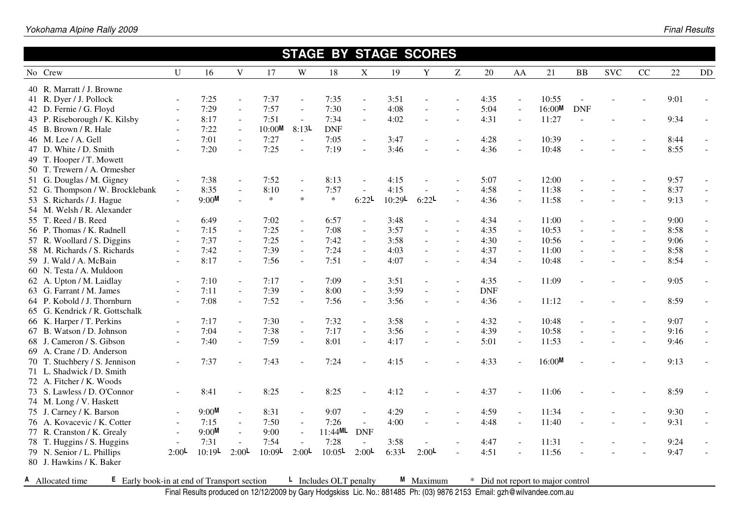## STAGE BY STAGE SCORES

| No | Crew | U | 16 | V | 17 | W | 18 | X | 19 | Y | Z | 20 | AA | 21 | BB | SVC | CC | 22 | DD |
|---|---|---|---|---|---|---|---|---|---|---|---|---|---|---|---|---|---|---|---|
| 40 | R. Marratt / J. Browne | | | | | | | | | | | | | | | | | | |
| 41 | R. Dyer / J. Pollock | - | 7:25 | - | 7:37 | - | 7:35 | - | 3:51 | - | - | 4:35 | - | 10:55 | - | - | - | 9:01 | - |
| 42 | D. Fernie / G. Floyd | - | 7:29 | - | 7:57 | - | 7:30 | - | 4:08 | - | - | 5:04 | - | 16:00M | DNF | | | | |
| 43 | P. Riseborough / K. Kilsby | - | 8:17 | - | 7:51 | - | 7:34 | - | 4:02 | - | - | 4:31 | - | 11:27 | - | - | - | 9:34 | - |
| 45 | B. Brown / R. Hale | - | 7:22 | - | 10:00M | 8:13L | DNF | | | | | | | | | | | | |
| 46 | M. Lee / A. Gell | - | 7:01 | - | 7:27 | - | 7:05 | - | 3:47 | - | - | 4:28 | - | 10:39 | - | - | - | 8:44 | - |
| 47 | D. White / D. Smith | - | 7:20 | - | 7:25 | - | 7:19 | - | 3:46 | - | - | 4:36 | - | 10:48 | - | - | - | 8:55 | - |
| 49 | T. Hooper / T. Mowett | | | | | | | | | | | | | | | | | | |
| 50 | T. Trewern / A. Ormesher | | | | | | | | | | | | | | | | | | |
| 51 | G. Douglas / M. Gigney | - | 7:38 | - | 7:52 | - | 8:13 | - | 4:15 | - | - | 5:07 | - | 12:00 | - | - | - | 9:57 | - |
| 52 | G. Thompson / W. Brocklebank | - | 8:35 | - | 8:10 | - | 7:57 | - | 4:15 | - | - | 4:58 | - | 11:38 | - | - | - | 8:37 | - |
| 53 | S. Richards / J. Hague | - | 9:00M | - | * | * | * | 6:22L | 10:29L | 6:22L | - | 4:36 | - | 11:58 | - | - | - | 9:13 | - |
| 54 | M. Welsh / R. Alexander | | | | | | | | | | | | | | | | | | |
| 55 | T. Reed / B. Reed | - | 6:49 | - | 7:02 | - | 6:57 | - | 3:48 | - | - | 4:34 | - | 11:00 | - | - | - | 9:00 | - |
| 56 | P. Thomas / K. Radnell | - | 7:15 | - | 7:25 | - | 7:08 | - | 3:57 | - | - | 4:35 | - | 10:53 | - | - | - | 8:58 | - |
| 57 | R. Woollard / S. Diggins | - | 7:37 | - | 7:25 | - | 7:42 | - | 3:58 | - | - | 4:30 | - | 10:56 | - | - | - | 9:06 | - |
| 58 | M. Richards / S. Richards | - | 7:42 | - | 7:39 | - | 7:24 | - | 4:03 | - | - | 4:37 | - | 11:00 | - | - | - | 8:58 | - |
| 59 | J. Wald / A. McBain | - | 8:17 | - | 7:56 | - | 7:51 | - | 4:07 | - | - | 4:34 | - | 10:48 | - | - | - | 8:54 | - |
| 60 | N. Testa / A. Muldoon | | | | | | | | | | | | | | | | | | |
| 62 | A. Upton / M. Laidlay | - | 7:10 | - | 7:17 | - | 7:09 | - | 3:51 | - | - | 4:35 | - | 11:09 | - | - | - | 9:05 | - |
| 63 | G. Farrant / M. James | - | 7:11 | - | 7:39 | - | 8:00 | - | 3:59 | - | - | DNF | | | | | | | |
| 64 | P. Kobold / J. Thornburn | - | 7:08 | - | 7:52 | - | 7:56 | - | 3:56 | - | - | 4:36 | - | 11:12 | - | - | - | 8:59 | - |
| 65 | G. Kendrick / R. Gottschalk | | | | | | | | | | | | | | | | | | |
| 66 | K. Harper / T. Perkins | - | 7:17 | - | 7:30 | - | 7:32 | - | 3:58 | - | - | 4:32 | - | 10:48 | - | - | - | 9:07 | - |
| 67 | B. Watson / D. Johnson | - | 7:04 | - | 7:38 | - | 7:17 | - | 3:56 | - | - | 4:39 | - | 10:58 | - | - | - | 9:16 | - |
| 68 | J. Cameron / S. Gibson | - | 7:40 | - | 7:59 | - | 8:01 | - | 4:17 | - | - | 5:01 | - | 11:53 | - | - | - | 9:46 | - |
| 69 | A. Crane / D. Anderson | | | | | | | | | | | | | | | | | | |
| 70 | T. Stuchbery / S. Jennison | - | 7:37 | - | 7:43 | - | 7:24 | - | 4:15 | - | - | 4:33 | - | 16:00M | - | - | - | 9:13 | - |
| 71 | L. Shadwick / D. Smith | | | | | | | | | | | | | | | | | | |
| 72 | A. Fitcher / K. Woods | | | | | | | | | | | | | | | | | | |
| 73 | S. Lawless / D. O'Connor | - | 8:41 | - | 8:25 | - | 8:25 | - | 4:12 | - | - | 4:37 | - | 11:06 | - | - | - | 8:59 | - |
| 74 | M. Long / V. Haskett | | | | | | | | | | | | | | | | | | |
| 75 | J. Carney / K. Barson | - | 9:00M | - | 8:31 | - | 9:07 | - | 4:29 | - | - | 4:59 | - | 11:34 | - | - | - | 9:30 | - |
| 76 | A. Kovacevic / K. Cotter | - | 7:15 | - | 7:50 | - | 7:26 | - | 4:00 | - | - | 4:48 | - | 11:40 | - | - | - | 9:31 | - |
| 77 | R. Cranston / K. Grealy | - | 9:00M | - | 9:00 | - | 11:44ML | DNF | | | | | | | | | | | |
| 78 | T. Huggins / S. Huggins | - | 7:31 | - | 7:54 | - | 7:28 | - | 3:58 | - | - | 4:47 | - | 11:31 | - | - | - | 9:24 | - |
| 79 | N. Senior / L. Phillips | 2:00L | 10:19L | 2:00L | 10:09L | 2:00L | 10:05L | 2:00L | 6:33L | 2:00L | - | 4:51 | - | 11:56 | - | - | - | 9:47 | - |
| 80 | J. Hawkins / K. Baker | | | | | | | | | | | | | | | | | | |

A Allocated time &nbsp;&nbsp; E Early book-in at end of Transport section &nbsp;&nbsp; L Includes OLT penalty &nbsp;&nbsp; M Maximum &nbsp;&nbsp; * Did not report to major control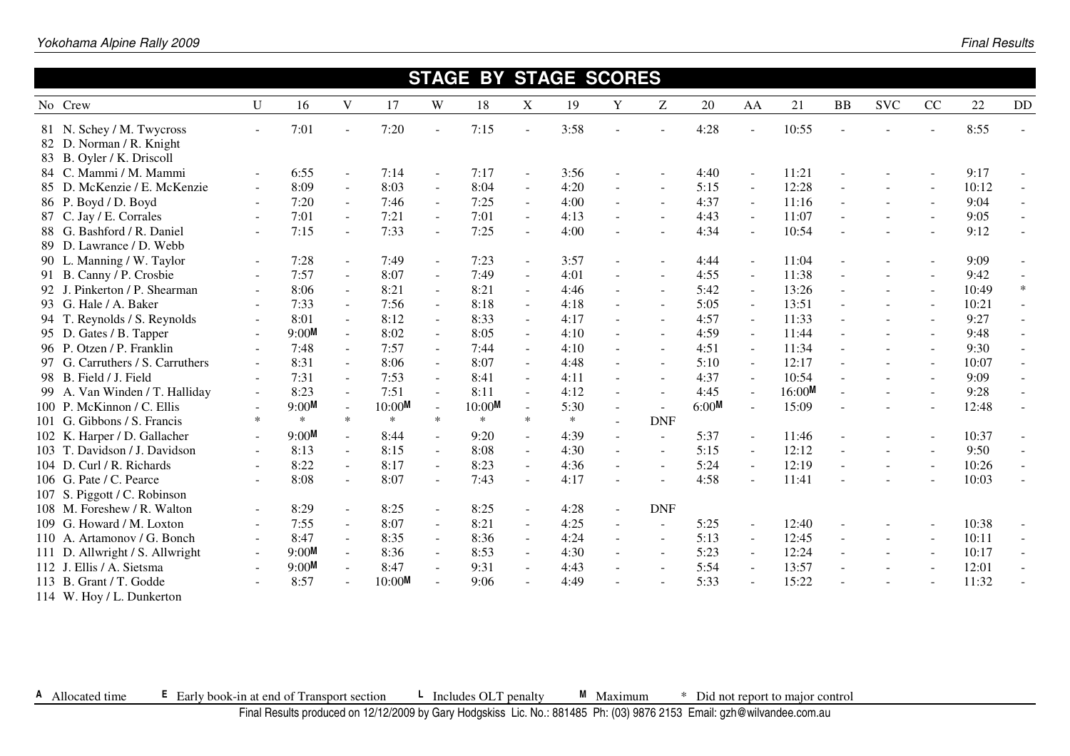## STAGE BY STAGE SCORES

| No | Crew | U | 16 | V | 17 | W | 18 | X | 19 | Y | Z | 20 | AA | 21 | BB | SVC | CC | 22 | DD |
|---|---|---|---|---|---|---|---|---|---|---|---|---|---|---|---|---|---|---|---|
| 81 | N. Schey / M. Twycross | - | 7:01 | - | 7:20 | - | 7:15 | - | 3:58 | - | - | 4:28 | - | 10:55 | - | - | - | 8:55 | - |
| 82 | D. Norman / R. Knight | | | | | | | | | | | | | | | | | | |
| 83 | B. Oyler / K. Driscoll | | | | | | | | | | | | | | | | | | |
| 84 | C. Mammi / M. Mammi | - | 6:55 | - | 7:14 | - | 7:17 | - | 3:56 | - | - | 4:40 | - | 11:21 | - | - | - | 9:17 | - |
| 85 | D. McKenzie / E. McKenzie | - | 8:09 | - | 8:03 | - | 8:04 | - | 4:20 | - | - | 5:15 | - | 12:28 | - | - | - | 10:12 | - |
| 86 | P. Boyd / D. Boyd | - | 7:20 | - | 7:46 | - | 7:25 | - | 4:00 | - | - | 4:37 | - | 11:16 | - | - | - | 9:04 | - |
| 87 | C. Jay / E. Corrales | - | 7:01 | - | 7:21 | - | 7:01 | - | 4:13 | - | - | 4:43 | - | 11:07 | - | - | - | 9:05 | - |
| 88 | G. Bashford / R. Daniel | - | 7:15 | - | 7:33 | - | 7:25 | - | 4:00 | - | - | 4:34 | - | 10:54 | - | - | - | 9:12 | - |
| 89 | D. Lawrance / D. Webb | | | | | | | | | | | | | | | | | | |
| 90 | L. Manning / W. Taylor | - | 7:28 | - | 7:49 | - | 7:23 | - | 3:57 | - | - | 4:44 | - | 11:04 | - | - | - | 9:09 | - |
| 91 | B. Canny / P. Crosbie | - | 7:57 | - | 8:07 | - | 7:49 | - | 4:01 | - | - | 4:55 | - | 11:38 | - | - | - | 9:42 | - |
| 92 | J. Pinkerton / P. Shearman | - | 8:06 | - | 8:21 | - | 8:21 | - | 4:46 | - | - | 5:42 | - | 13:26 | - | - | - | 10:49 | * |
| 93 | G. Hale / A. Baker | - | 7:33 | - | 7:56 | - | 8:18 | - | 4:18 | - | - | 5:05 | - | 13:51 | - | - | - | 10:21 | - |
| 94 | T. Reynolds / S. Reynolds | - | 8:01 | - | 8:12 | - | 8:33 | - | 4:17 | - | - | 4:57 | - | 11:33 | - | - | - | 9:27 | - |
| 95 | D. Gates / B. Tapper | - | 9:00M | - | 8:02 | - | 8:05 | - | 4:10 | - | - | 4:59 | - | 11:44 | - | - | - | 9:48 | - |
| 96 | P. Otzen / P. Franklin | - | 7:48 | - | 7:57 | - | 7:44 | - | 4:10 | - | - | 4:51 | - | 11:34 | - | - | - | 9:30 | - |
| 97 | G. Carruthers / S. Carruthers | - | 8:31 | - | 8:06 | - | 8:07 | - | 4:48 | - | - | 5:10 | - | 12:17 | - | - | - | 10:07 | - |
| 98 | B. Field / J. Field | - | 7:31 | - | 7:53 | - | 8:41 | - | 4:11 | - | - | 4:37 | - | 10:54 | - | - | - | 9:09 | - |
| 99 | A. Van Winden / T. Halliday | - | 8:23 | - | 7:51 | - | 8:11 | - | 4:12 | - | - | 4:45 | - | 16:00M | - | - | - | 9:28 | - |
| 100 | P. McKinnon / C. Ellis | - | 9:00M | - | 10:00M | - | 10:00M | - | 5:30 | - | - | 6:00M | - | 15:09 | - | - | - | 12:48 | - |
| 101 | G. Gibbons / S. Francis | * | * | * | * | * | * | * | * | - | DNF | | | | | | | | |
| 102 | K. Harper / D. Gallacher | - | 9:00M | - | 8:44 | - | 9:20 | - | 4:39 | - | - | 5:37 | - | 11:46 | - | - | - | 10:37 | - |
| 103 | T. Davidson / J. Davidson | - | 8:13 | - | 8:15 | - | 8:08 | - | 4:30 | - | - | 5:15 | - | 12:12 | - | - | - | 9:50 | - |
| 104 | D. Curl / R. Richards | - | 8:22 | - | 8:17 | - | 8:23 | - | 4:36 | - | - | 5:24 | - | 12:19 | - | - | - | 10:26 | - |
| 106 | G. Pate / C. Pearce | - | 8:08 | - | 8:07 | - | 7:43 | - | 4:17 | - | - | 4:58 | - | 11:41 | - | - | - | 10:03 | - |
| 107 | S. Piggott / C. Robinson | | | | | | | | | | | | | | | | | | |
| 108 | M. Foreshew / R. Walton | - | 8:29 | - | 8:25 | - | 8:25 | - | 4:28 | - | DNF | | | | | | | | |
| 109 | G. Howard / M. Loxton | - | 7:55 | - | 8:07 | - | 8:21 | - | 4:25 | - | - | 5:25 | - | 12:40 | - | - | - | 10:38 | - |
| 110 | A. Artamonov / G. Bonch | - | 8:47 | - | 8:35 | - | 8:36 | - | 4:24 | - | - | 5:13 | - | 12:45 | - | - | - | 10:11 | - |
| 111 | D. Allwright / S. Allwright | - | 9:00M | - | 8:36 | - | 8:53 | - | 4:30 | - | - | 5:23 | - | 12:24 | - | - | - | 10:17 | - |
| 112 | J. Ellis / A. Sietsma | - | 9:00M | - | 8:47 | - | 9:31 | - | 4:43 | - | - | 5:54 | - | 13:57 | - | - | - | 12:01 | - |
| 113 | B. Grant / T. Godde | - | 8:57 | - | 10:00M | - | 9:06 | - | 4:49 | - | - | 5:33 | - | 15:22 | - | - | - | 11:32 | - |
| 114 | W. Hoy / L. Dunkerton | | | | | | | | | | | | | | | | | | |

A Allocated time  E Early book-in at end of Transport section  L Includes OLT penalty  M Maximum  * Did not report to major control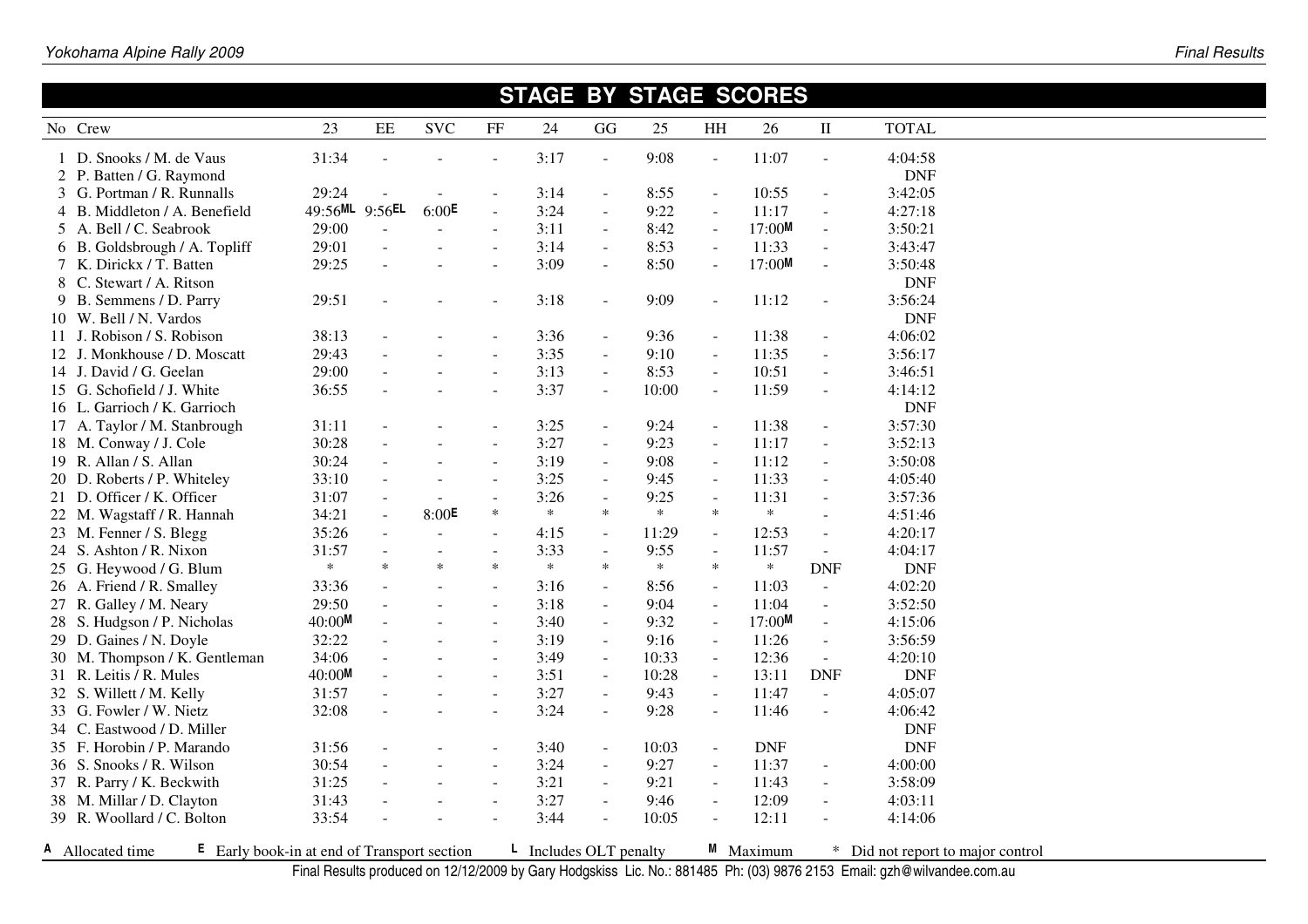## STAGE BY STAGE SCORES

| No | Crew | 23 | EE | SVC | FF | 24 | GG | 25 | HH | 26 | II | TOTAL |
|---|---|---|---|---|---|---|---|---|---|---|---|---|
| 1 | D. Snooks / M. de Vaus | 31:34 | - | - | - | 3:17 | - | 9:08 | - | 11:07 | - | 4:04:58 |
| 2 | P. Batten / G. Raymond | | | | | | | | | | | DNF |
| 3 | G. Portman / R. Runnalls | 29:24 | - | - | - | 3:14 | - | 8:55 | - | 10:55 | - | 3:42:05 |
| 4 | B. Middleton / A. Benefield | 49:56ML | 9:56EL | 6:00E | - | 3:24 | - | 9:22 | - | 11:17 | - | 4:27:18 |
| 5 | A. Bell / C. Seabrook | 29:00 | - | - | - | 3:11 | - | 8:42 | - | 17:00M | - | 3:50:21 |
| 6 | B. Goldsbrough / A. Topliff | 29:01 | - | - | - | 3:14 | - | 8:53 | - | 11:33 | - | 3:43:47 |
| 7 | K. Dirickx / T. Batten | 29:25 | - | - | - | 3:09 | - | 8:50 | - | 17:00M | - | 3:50:48 |
| 8 | C. Stewart / A. Ritson | | | | | | | | | | | DNF |
| 9 | B. Semmens / D. Parry | 29:51 | - | - | - | 3:18 | - | 9:09 | - | 11:12 | - | 3:56:24 |
| 10 | W. Bell / N. Vardos | | | | | | | | | | | DNF |
| 11 | J. Robison / S. Robison | 38:13 | - | - | - | 3:36 | - | 9:36 | - | 11:38 | - | 4:06:02 |
| 12 | J. Monkhouse / D. Moscatt | 29:43 | - | - | - | 3:35 | - | 9:10 | - | 11:35 | - | 3:56:17 |
| 14 | J. David / G. Geelan | 29:00 | - | - | - | 3:13 | - | 8:53 | - | 10:51 | - | 3:46:51 |
| 15 | G. Schofield / J. White | 36:55 | - | - | - | 3:37 | - | 10:00 | - | 11:59 | - | 4:14:12 |
| 16 | L. Garrioch / K. Garrioch | | | | | | | | | | | DNF |
| 17 | A. Taylor / M. Stanbrough | 31:11 | - | - | - | 3:25 | - | 9:24 | - | 11:38 | - | 3:57:30 |
| 18 | M. Conway / J. Cole | 30:28 | - | - | - | 3:27 | - | 9:23 | - | 11:17 | - | 3:52:13 |
| 19 | R. Allan / S. Allan | 30:24 | - | - | - | 3:19 | - | 9:08 | - | 11:12 | - | 3:50:08 |
| 20 | D. Roberts / P. Whiteley | 33:10 | - | - | - | 3:25 | - | 9:45 | - | 11:33 | - | 4:05:40 |
| 21 | D. Officer / K. Officer | 31:07 | - | - | - | 3:26 | - | 9:25 | - | 11:31 | - | 3:57:36 |
| 22 | M. Wagstaff / R. Hannah | 34:21 | - | 8:00E | * | * | * | * | * | * | - | 4:51:46 |
| 23 | M. Fenner / S. Blegg | 35:26 | - | - | - | 4:15 | - | 11:29 | - | 12:53 | - | 4:20:17 |
| 24 | S. Ashton / R. Nixon | 31:57 | - | - | - | 3:33 | - | 9:55 | - | 11:57 | - | 4:04:17 |
| 25 | G. Heywood / G. Blum | * | * | * | * | * | * | * | * | * | DNF | DNF |
| 26 | A. Friend / R. Smalley | 33:36 | - | - | - | 3:16 | - | 8:56 | - | 11:03 | - | 4:02:20 |
| 27 | R. Galley / M. Neary | 29:50 | - | - | - | 3:18 | - | 9:04 | - | 11:04 | - | 3:52:50 |
| 28 | S. Hudgson / P. Nicholas | 40:00M | - | - | - | 3:40 | - | 9:32 | - | 17:00M | - | 4:15:06 |
| 29 | D. Gaines / N. Doyle | 32:22 | - | - | - | 3:19 | - | 9:16 | - | 11:26 | - | 3:56:59 |
| 30 | M. Thompson / K. Gentleman | 34:06 | - | - | - | 3:49 | - | 10:33 | - | 12:36 | - | 4:20:10 |
| 31 | R. Leitis / R. Mules | 40:00M | - | - | - | 3:51 | - | 10:28 | - | 13:11 | DNF | DNF |
| 32 | S. Willett / M. Kelly | 31:57 | - | - | - | 3:27 | - | 9:43 | - | 11:47 | - | 4:05:07 |
| 33 | G. Fowler / W. Nietz | 32:08 | - | - | - | 3:24 | - | 9:28 | - | 11:46 | - | 4:06:42 |
| 34 | C. Eastwood / D. Miller | | | | | | | | | | | DNF |
| 35 | F. Horobin / P. Marando | 31:56 | - | - | - | 3:40 | - | 10:03 | - | DNF | | DNF |
| 36 | S. Snooks / R. Wilson | 30:54 | - | - | - | 3:24 | - | 9:27 | - | 11:37 | - | 4:00:00 |
| 37 | R. Parry / K. Beckwith | 31:25 | - | - | - | 3:21 | - | 9:21 | - | 11:43 | - | 3:58:09 |
| 38 | M. Millar / D. Clayton | 31:43 | - | - | - | 3:27 | - | 9:46 | - | 12:09 | - | 4:03:11 |
| 39 | R. Woollard / C. Bolton | 33:54 | - | - | - | 3:44 | - | 10:05 | - | 12:11 | - | 4:14:06 |

A Allocated time E Early book-in at end of Transport section L Includes OLT penalty M Maximum * Did not report to major control

Final Results produced on 12/12/2009 by Gary Hodgskiss Lic. No.: 881485 Ph: (03) 9876 2153 Email: gzh@wilvandee.com.au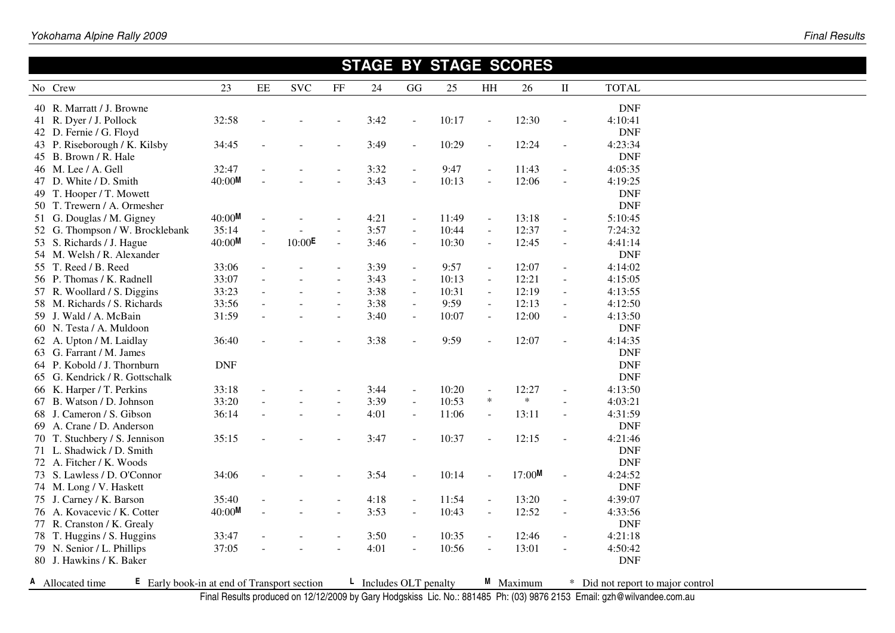## STAGE BY STAGE SCORES

| No | Crew | 23 | EE | SVC | FF | 24 | GG | 25 | HH | 26 | II | TOTAL |
|---|---|---|---|---|---|---|---|---|---|---|---|---|
| 40 | R. Marratt / J. Browne | | | | | | | | | | | DNF |
| 41 | R. Dyer / J. Pollock | 32:58 | - | - | - | 3:42 | - | 10:17 | - | 12:30 | - | 4:10:41 |
| 42 | D. Fernie / G. Floyd | | | | | | | | | | | DNF |
| 43 | P. Riseborough / K. Kilsby | 34:45 | - | - | - | 3:49 | - | 10:29 | - | 12:24 | - | 4:23:34 |
| 45 | B. Brown / R. Hale | | | | | | | | | | | DNF |
| 46 | M. Lee / A. Gell | 32:47 | - | - | - | 3:32 | - | 9:47 | - | 11:43 | - | 4:05:35 |
| 47 | D. White / D. Smith | 40:00 M | - | - | - | 3:43 | - | 10:13 | - | 12:06 | - | 4:19:25 |
| 49 | T. Hooper / T. Mowett | | | | | | | | | | | DNF |
| 50 | T. Trewern / A. Ormesher | | | | | | | | | | | DNF |
| 51 | G. Douglas / M. Gigney | 40:00 M | - | - | - | 4:21 | - | 11:49 | - | 13:18 | - | 5:10:45 |
| 52 | G. Thompson / W. Brocklebank | 35:14 | - | - | - | 3:57 | - | 10:44 | - | 12:37 | - | 7:24:32 |
| 53 | S. Richards / J. Hague | 40:00 M | - | 10:00 E | - | 3:46 | - | 10:30 | - | 12:45 | - | 4:41:14 |
| 54 | M. Welsh / R. Alexander | | | | | | | | | | | DNF |
| 55 | T. Reed / B. Reed | 33:06 | - | - | - | 3:39 | - | 9:57 | - | 12:07 | - | 4:14:02 |
| 56 | P. Thomas / K. Radnell | 33:07 | - | - | - | 3:43 | - | 10:13 | - | 12:21 | - | 4:15:05 |
| 57 | R. Woollard / S. Diggins | 33:23 | - | - | - | 3:38 | - | 10:31 | - | 12:19 | - | 4:13:55 |
| 58 | M. Richards / S. Richards | 33:56 | - | - | - | 3:38 | - | 9:59 | - | 12:13 | - | 4:12:50 |
| 59 | J. Wald / A. McBain | 31:59 | - | - | - | 3:40 | - | 10:07 | - | 12:00 | - | 4:13:50 |
| 60 | N. Testa / A. Muldoon | | | | | | | | | | | DNF |
| 62 | A. Upton / M. Laidlay | 36:40 | - | - | - | 3:38 | - | 9:59 | - | 12:07 | - | 4:14:35 |
| 63 | G. Farrant / M. James | | | | | | | | | | | DNF |
| 64 | P. Kobold / J. Thornburn | DNF | | | | | | | | | | DNF |
| 65 | G. Kendrick / R. Gottschalk | | | | | | | | | | | DNF |
| 66 | K. Harper / T. Perkins | 33:18 | - | - | - | 3:44 | - | 10:20 | - | 12:27 | - | 4:13:50 |
| 67 | B. Watson / D. Johnson | 33:20 | - | - | - | 3:39 | - | 10:53 | * | * | - | 4:03:21 |
| 68 | J. Cameron / S. Gibson | 36:14 | - | - | - | 4:01 | - | 11:06 | - | 13:11 | - | 4:31:59 |
| 69 | A. Crane / D. Anderson | | | | | | | | | | | DNF |
| 70 | T. Stuchbery / S. Jennison | 35:15 | - | - | - | 3:47 | - | 10:37 | - | 12:15 | - | 4:21:46 |
| 71 | L. Shadwick / D. Smith | | | | | | | | | | | DNF |
| 72 | A. Fitcher / K. Woods | | | | | | | | | | | DNF |
| 73 | S. Lawless / D. O'Connor | 34:06 | - | - | - | 3:54 | - | 10:14 | - | 17:00 M | - | 4:24:52 |
| 74 | M. Long / V. Haskett | | | | | | | | | | | DNF |
| 75 | J. Carney / K. Barson | 35:40 | - | - | - | 4:18 | - | 11:54 | - | 13:20 | - | 4:39:07 |
| 76 | A. Kovacevic / K. Cotter | 40:00 M | - | - | - | 3:53 | - | 10:43 | - | 12:52 | - | 4:33:56 |
| 77 | R. Cranston / K. Grealy | | | | | | | | | | | DNF |
| 78 | T. Huggins / S. Huggins | 33:47 | - | - | - | 3:50 | - | 10:35 | - | 12:46 | - | 4:21:18 |
| 79 | N. Senior / L. Phillips | 37:05 | - | - | - | 4:01 | - | 10:56 | - | 13:01 | - | 4:50:42 |
| 80 | J. Hawkins / K. Baker | | | | | | | | | | | DNF |

A Allocated time E Early book-in at end of Transport section L Includes OLT penalty M Maximum * Did not report to major control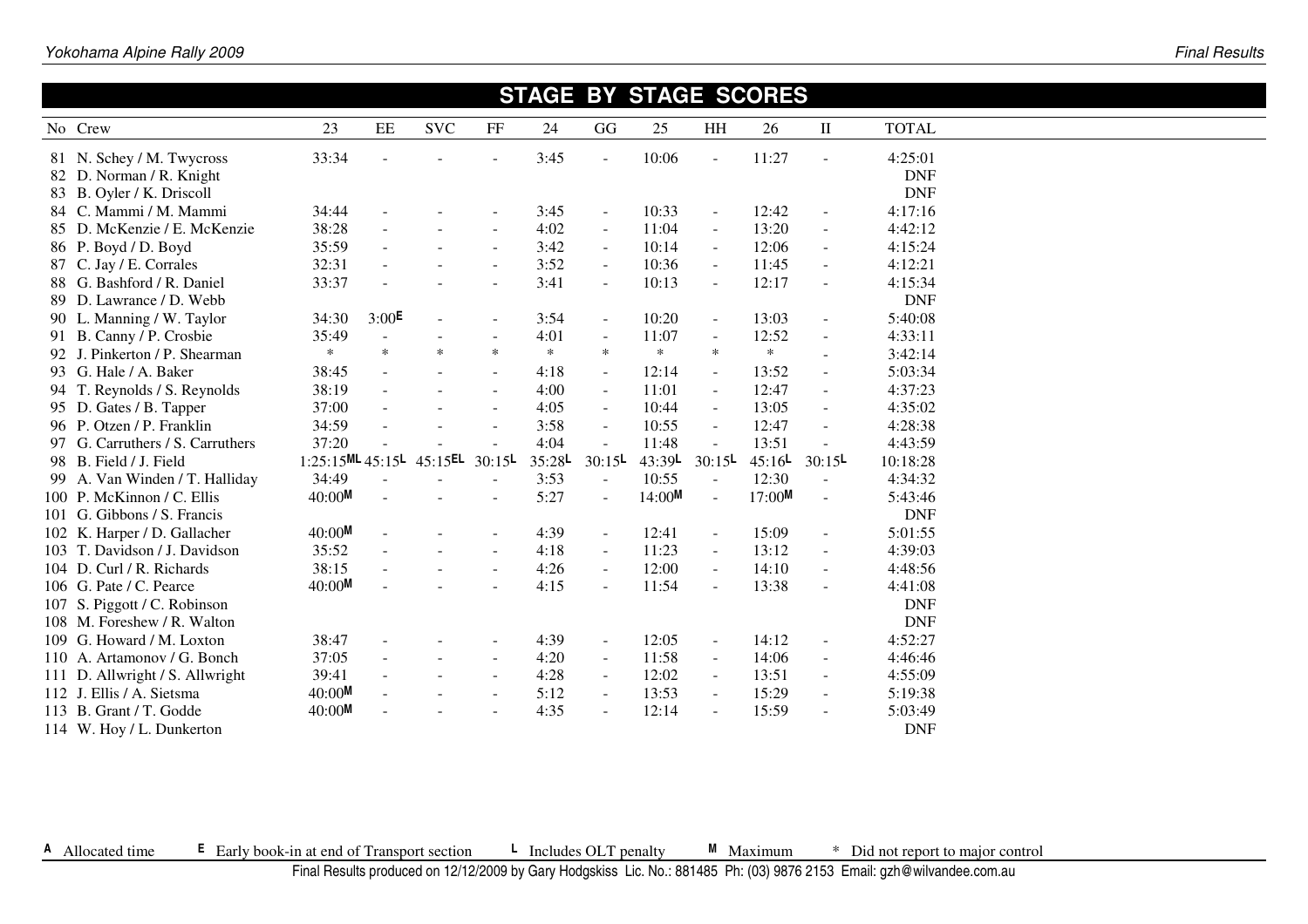## STAGE BY STAGE SCORES

| No | Crew | 23 | EE | SVC | FF | 24 | GG | 25 | HH | 26 | II | TOTAL |
|---|---|---|---|---|---|---|---|---|---|---|---|---|
| 81 | N. Schey / M. Twycross | 33:34 | - | - | - | 3:45 | - | 10:06 | - | 11:27 | - | 4:25:01 |
| 82 | D. Norman / R. Knight | | | | | | | | | | | DNF |
| 83 | B. Oyler / K. Driscoll | | | | | | | | | | | DNF |
| 84 | C. Mammi / M. Mammi | 34:44 | - | - | - | 3:45 | - | 10:33 | - | 12:42 | - | 4:17:16 |
| 85 | D. McKenzie / E. McKenzie | 38:28 | - | - | - | 4:02 | - | 11:04 | - | 13:20 | - | 4:42:12 |
| 86 | P. Boyd / D. Boyd | 35:59 | - | - | - | 3:42 | - | 10:14 | - | 12:06 | - | 4:15:24 |
| 87 | C. Jay / E. Corrales | 32:31 | - | - | - | 3:52 | - | 10:36 | - | 11:45 | - | 4:12:21 |
| 88 | G. Bashford / R. Daniel | 33:37 | - | - | - | 3:41 | - | 10:13 | - | 12:17 | - | 4:15:34 |
| 89 | D. Lawrance / D. Webb | | | | | | | | | | | DNF |
| 90 | L. Manning / W. Taylor | 34:30 | 3:00E | - | - | 3:54 | - | 10:20 | - | 13:03 | - | 5:40:08 |
| 91 | B. Canny / P. Crosbie | 35:49 | - | - | - | 4:01 | - | 11:07 | - | 12:52 | - | 4:33:11 |
| 92 | J. Pinkerton / P. Shearman | * | * | * | * | * | * | * | * | * | - | 3:42:14 |
| 93 | G. Hale / A. Baker | 38:45 | - | - | - | 4:18 | - | 12:14 | - | 13:52 | - | 5:03:34 |
| 94 | T. Reynolds / S. Reynolds | 38:19 | - | - | - | 4:00 | - | 11:01 | - | 12:47 | - | 4:37:23 |
| 95 | D. Gates / B. Tapper | 37:00 | - | - | - | 4:05 | - | 10:44 | - | 13:05 | - | 4:35:02 |
| 96 | P. Otzen / P. Franklin | 34:59 | - | - | - | 3:58 | - | 10:55 | - | 12:47 | - | 4:28:38 |
| 97 | G. Carruthers / S. Carruthers | 37:20 | - | - | - | 4:04 | - | 11:48 | - | 13:51 | - | 4:43:59 |
| 98 | B. Field / J. Field | 1:25:15ML | 45:15L | 45:15EL | 30:15L | 35:28L | 30:15L | 43:39L | 30:15L | 45:16L | 30:15L | 10:18:28 |
| 99 | A. Van Winden / T. Halliday | 34:49 | - | - | - | 3:53 | - | 10:55 | - | 12:30 | - | 4:34:32 |
| 100 | P. McKinnon / C. Ellis | 40:00M | - | - | - | 5:27 | - | 14:00M | - | 17:00M | - | 5:43:46 |
| 101 | G. Gibbons / S. Francis | | | | | | | | | | | DNF |
| 102 | K. Harper / D. Gallacher | 40:00M | - | - | - | 4:39 | - | 12:41 | - | 15:09 | - | 5:01:55 |
| 103 | T. Davidson / J. Davidson | 35:52 | - | - | - | 4:18 | - | 11:23 | - | 13:12 | - | 4:39:03 |
| 104 | D. Curl / R. Richards | 38:15 | - | - | - | 4:26 | - | 12:00 | - | 14:10 | - | 4:48:56 |
| 106 | G. Pate / C. Pearce | 40:00M | - | - | - | 4:15 | - | 11:54 | - | 13:38 | - | 4:41:08 |
| 107 | S. Piggott / C. Robinson | | | | | | | | | | | DNF |
| 108 | M. Foreshew / R. Walton | | | | | | | | | | | DNF |
| 109 | G. Howard / M. Loxton | 38:47 | - | - | - | 4:39 | - | 12:05 | - | 14:12 | - | 4:52:27 |
| 110 | A. Artamonov / G. Bonch | 37:05 | - | - | - | 4:20 | - | 11:58 | - | 14:06 | - | 4:46:46 |
| 111 | D. Allwright / S. Allwright | 39:41 | - | - | - | 4:28 | - | 12:02 | - | 13:51 | - | 4:55:09 |
| 112 | J. Ellis / A. Sietsma | 40:00M | - | - | - | 5:12 | - | 13:53 | - | 15:29 | - | 5:19:38 |
| 113 | B. Grant / T. Godde | 40:00M | - | - | - | 4:35 | - | 12:14 | - | 15:59 | - | 5:03:49 |
| 114 | W. Hoy / L. Dunkerton | | | | | | | | | | | DNF |

A Allocated time  E Early book-in at end of Transport section  L Includes OLT penalty  M Maximum  * Did not report to major control

Final Results produced on 12/12/2009 by Gary Hodgskiss Lic. No.: 881485 Ph: (03) 9876 2153 Email: gzh@wilvandee.com.au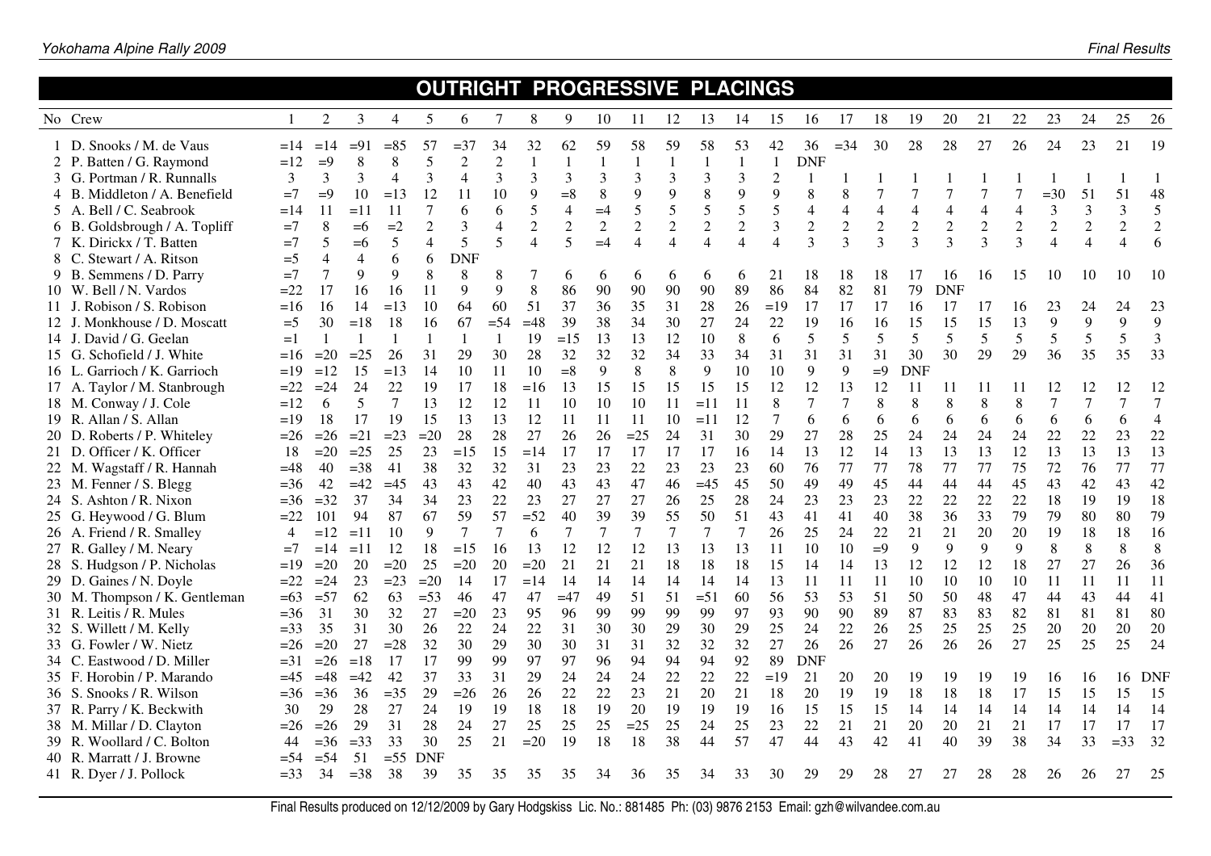# OUTRIGHT PROGRESSIVE PLACINGS

| No | Crew | 1 | 2 | 3 | 4 | 5 | 6 | 7 | 8 | 9 | 10 | 11 | 12 | 13 | 14 | 15 | 16 | 17 | 18 | 19 | 20 | 21 | 22 | 23 | 24 | 25 | 26 |
|---|---|---|---|---|---|---|---|---|---|---|---|---|---|---|---|---|---|---|---|---|---|---|---|---|---|---|---|
| 1 | D. Snooks / M. de Vaus | =14 | =14 | =91 | =85 | 57 | =37 | 34 | 32 | 62 | 59 | 58 | 59 | 58 | 53 | 42 | 36 | =34 | 30 | 28 | 28 | 27 | 26 | 24 | 23 | 21 | 19 |
| 2 | P. Batten / G. Raymond | =12 | =9 | 8 | 8 | 5 | 2 | 2 | 1 | 1 | 1 | 1 | 1 | 1 | 1 | 1 | DNF | | | | | | | | | | |
| 3 | G. Portman / R. Runnalls | 3 | 3 | 3 | 4 | 3 | 4 | 3 | 3 | 3 | 3 | 3 | 3 | 3 | 3 | 2 | 1 | 1 | 1 | 1 | 1 | 1 | 1 | 1 | 1 | 1 | 1 |
| 4 | B. Middleton / A. Benefield | =7 | =9 | 10 | =13 | 12 | 11 | 10 | 9 | =8 | 8 | 9 | 9 | 8 | 9 | 9 | 8 | 8 | 7 | 7 | 7 | 7 | 7 | =30 | 51 | 51 | 48 |
| 5 | A. Bell / C. Seabrook | =14 | 11 | =11 | 11 | 7 | 6 | 6 | 5 | 4 | =4 | 5 | 5 | 5 | 5 | 5 | 4 | 4 | 4 | 4 | 4 | 4 | 4 | 3 | 3 | 3 | 5 |
| 6 | B. Goldsbrough / A. Topliff | =7 | 8 | =6 | =2 | 2 | 3 | 4 | 2 | 2 | 2 | 2 | 2 | 2 | 2 | 3 | 2 | 2 | 2 | 2 | 2 | 2 | 2 | 2 | 2 | 2 | 2 |
| 7 | K. Dirickx / T. Batten | =7 | 5 | =6 | 5 | 4 | 5 | 5 | 4 | 5 | =4 | 4 | 4 | 4 | 4 | 4 | 3 | 3 | 3 | 3 | 3 | 3 | 3 | 4 | 4 | 4 | 6 |
| 8 | C. Stewart / A. Ritson | =5 | 4 | 4 | 6 | 6 | DNF | | | | | | | | | | | | | | | | | | | | |
| 9 | B. Semmens / D. Parry | =7 | 7 | 9 | 9 | 8 | 8 | 8 | 7 | 6 | 6 | 6 | 6 | 6 | 6 | 21 | 18 | 18 | 18 | 17 | 16 | 16 | 15 | 10 | 10 | 10 | 10 |
| 10 | W. Bell / N. Vardos | =22 | 17 | 16 | 16 | 11 | 9 | 9 | 8 | 86 | 90 | 90 | 90 | 90 | 89 | 86 | 84 | 82 | 81 | 79 | DNF | | | | | | |
| 11 | J. Robison / S. Robison | =16 | 16 | 14 | =13 | 10 | 64 | 60 | 51 | 37 | 36 | 35 | 31 | 28 | 26 | =19 | 17 | 17 | 17 | 16 | 17 | 17 | 16 | 23 | 24 | 24 | 23 |
| 12 | J. Monkhouse / D. Moscatt | =5 | 30 | =18 | 18 | 16 | 67 | =54 | =48 | 39 | 38 | 34 | 30 | 27 | 24 | 22 | 19 | 16 | 16 | 15 | 15 | 15 | 13 | 9 | 9 | 9 | 9 |
| 14 | J. David / G. Geelan | =1 | 1 | 1 | 1 | 1 | 1 | 1 | 19 | =15 | 13 | 13 | 12 | 10 | 8 | 6 | 5 | 5 | 5 | 5 | 5 | 5 | 5 | 5 | 5 | 5 | 3 |
| 15 | G. Schofield / J. White | =16 | =20 | =25 | 26 | 31 | 29 | 30 | 28 | 32 | 32 | 32 | 34 | 33 | 34 | 31 | 31 | 31 | 31 | 30 | 30 | 29 | 29 | 36 | 35 | 35 | 33 |
| 16 | L. Garrioch / K. Garrioch | =19 | =12 | 15 | =13 | 14 | 10 | 11 | 10 | =8 | 9 | 8 | 8 | 9 | 10 | 10 | 9 | 9 | =9 | DNF | | | | | | | |
| 17 | A. Taylor / M. Stanbrough | =22 | =24 | 24 | 22 | 19 | 17 | 18 | =16 | 13 | 15 | 15 | 15 | 15 | 15 | 12 | 12 | 13 | 12 | 11 | 11 | 11 | 11 | 12 | 12 | 12 | 12 |
| 18 | M. Conway / J. Cole | =12 | 6 | 5 | 7 | 13 | 12 | 12 | 11 | 10 | 10 | 10 | 11 | =11 | 11 | 8 | 7 | 7 | 8 | 8 | 8 | 8 | 8 | 7 | 7 | 7 | 7 |
| 19 | R. Allan / S. Allan | =19 | 18 | 17 | 19 | 15 | 13 | 13 | 12 | 11 | 11 | 11 | 10 | =11 | 12 | 7 | 6 | 6 | 6 | 6 | 6 | 6 | 6 | 6 | 6 | 6 | 4 |
| 20 | D. Roberts / P. Whiteley | =26 | =26 | =21 | =23 | =20 | 28 | 28 | 27 | 26 | 26 | =25 | 24 | 31 | 30 | 29 | 27 | 28 | 25 | 24 | 24 | 24 | 24 | 22 | 22 | 23 | 22 |
| 21 | D. Officer / K. Officer | 18 | =20 | =25 | 25 | 23 | =15 | 15 | =14 | 17 | 17 | 17 | 17 | 17 | 16 | 14 | 13 | 12 | 14 | 13 | 13 | 13 | 12 | 13 | 13 | 13 | 13 |
| 22 | M. Wagstaff / R. Hannah | =48 | 40 | =38 | 41 | 38 | 32 | 32 | 31 | 23 | 23 | 22 | 23 | 23 | 23 | 60 | 76 | 77 | 77 | 78 | 77 | 77 | 75 | 72 | 76 | 77 | 77 |
| 23 | M. Fenner / S. Blegg | =36 | 42 | =42 | =45 | 43 | 43 | 42 | 40 | 43 | 43 | 47 | 46 | =45 | 45 | 50 | 49 | 49 | 45 | 44 | 44 | 44 | 45 | 43 | 42 | 43 | 42 |
| 24 | S. Ashton / R. Nixon | =36 | =32 | 37 | 34 | 34 | 23 | 22 | 23 | 27 | 27 | 27 | 26 | 25 | 28 | 24 | 23 | 23 | 23 | 22 | 22 | 22 | 22 | 18 | 19 | 19 | 18 |
| 25 | G. Heywood / G. Blum | =22 | 101 | 94 | 87 | 67 | 59 | 57 | =52 | 40 | 39 | 39 | 55 | 50 | 51 | 43 | 41 | 41 | 40 | 38 | 36 | 33 | 79 | 79 | 80 | 80 | 79 |
| 26 | A. Friend / R. Smalley | 4 | =12 | =11 | 10 | 9 | 7 | 7 | 6 | 7 | 7 | 7 | 7 | 7 | 7 | 26 | 25 | 24 | 22 | 21 | 21 | 20 | 20 | 19 | 18 | 18 | 16 |
| 27 | R. Galley / M. Neary | =7 | =14 | =11 | 12 | 18 | =15 | 16 | 13 | 12 | 12 | 12 | 13 | 13 | 13 | 11 | 10 | 10 | =9 | 9 | 9 | 9 | 9 | 8 | 8 | 8 | 8 |
| 28 | S. Hudgson / P. Nicholas | =19 | =20 | 20 | =20 | 25 | =20 | 20 | =20 | 21 | 21 | 21 | 18 | 18 | 18 | 15 | 14 | 14 | 13 | 12 | 12 | 12 | 18 | 27 | 27 | 26 | 36 |
| 29 | D. Gaines / N. Doyle | =22 | =24 | 23 | =23 | =20 | 14 | 17 | =14 | 14 | 14 | 14 | 14 | 14 | 14 | 13 | 11 | 11 | 11 | 10 | 10 | 10 | 10 | 11 | 11 | 11 | 11 |
| 30 | M. Thompson / K. Gentleman | =63 | =57 | 62 | 63 | =53 | 46 | 47 | 47 | =47 | 49 | 51 | 51 | =51 | 60 | 56 | 53 | 53 | 51 | 50 | 50 | 48 | 47 | 44 | 43 | 44 | 41 |
| 31 | R. Leitis / R. Mules | =36 | 31 | 30 | 32 | 27 | =20 | 23 | 95 | 96 | 99 | 99 | 99 | 99 | 97 | 93 | 90 | 90 | 89 | 87 | 83 | 83 | 82 | 81 | 81 | 81 | 80 |
| 32 | S. Willett / M. Kelly | =33 | 35 | 31 | 30 | 26 | 22 | 24 | 22 | 31 | 30 | 30 | 29 | 30 | 29 | 25 | 24 | 22 | 26 | 25 | 25 | 25 | 25 | 20 | 20 | 20 | 20 |
| 33 | G. Fowler / W. Nietz | =26 | =20 | 27 | =28 | 32 | 30 | 29 | 30 | 30 | 31 | 31 | 32 | 32 | 32 | 27 | 26 | 26 | 27 | 26 | 26 | 26 | 27 | 25 | 25 | 25 | 24 |
| 34 | C. Eastwood / D. Miller | =31 | =26 | =18 | 17 | 17 | 99 | 99 | 97 | 97 | 96 | 94 | 94 | 94 | 92 | 89 | DNF | | | | | | | | | | |
| 35 | F. Horobin / P. Marando | =45 | =48 | =42 | 42 | 37 | 33 | 31 | 29 | 24 | 24 | 24 | 22 | 22 | 22 | =19 | 21 | 20 | 20 | 19 | 19 | 19 | 19 | 16 | 16 | 16 | DNF |
| 36 | S. Snooks / R. Wilson | =36 | =36 | 36 | =35 | 29 | =26 | 26 | 26 | 22 | 22 | 23 | 21 | 20 | 21 | 18 | 20 | 19 | 19 | 18 | 18 | 18 | 17 | 15 | 15 | 15 | 15 |
| 37 | R. Parry / K. Beckwith | 30 | 29 | 28 | 27 | 24 | 19 | 19 | 18 | 18 | 19 | 20 | 19 | 19 | 19 | 16 | 15 | 15 | 15 | 14 | 14 | 14 | 14 | 14 | 14 | 14 | 14 |
| 38 | M. Millar / D. Clayton | =26 | =26 | 29 | 31 | 28 | 24 | 27 | 25 | 25 | 25 | =25 | 25 | 24 | 25 | 23 | 22 | 21 | 21 | 20 | 20 | 21 | 21 | 17 | 17 | 17 | 17 |
| 39 | R. Woollard / C. Bolton | 44 | =36 | =33 | 33 | 30 | 25 | 21 | =20 | 19 | 18 | 18 | 38 | 44 | 57 | 47 | 44 | 43 | 42 | 41 | 40 | 39 | 38 | 34 | 33 | =33 | 32 |
| 40 | R. Marratt / J. Browne | =54 | =54 | 51 | =55 | DNF | | | | | | | | | | | | | | | | | | | | | |
| 41 | R. Dyer / J. Pollock | =33 | 34 | =38 | 38 | 39 | 35 | 35 | 35 | 35 | 34 | 36 | 35 | 34 | 33 | 30 | 29 | 29 | 28 | 27 | 27 | 28 | 28 | 26 | 26 | 27 | 25 |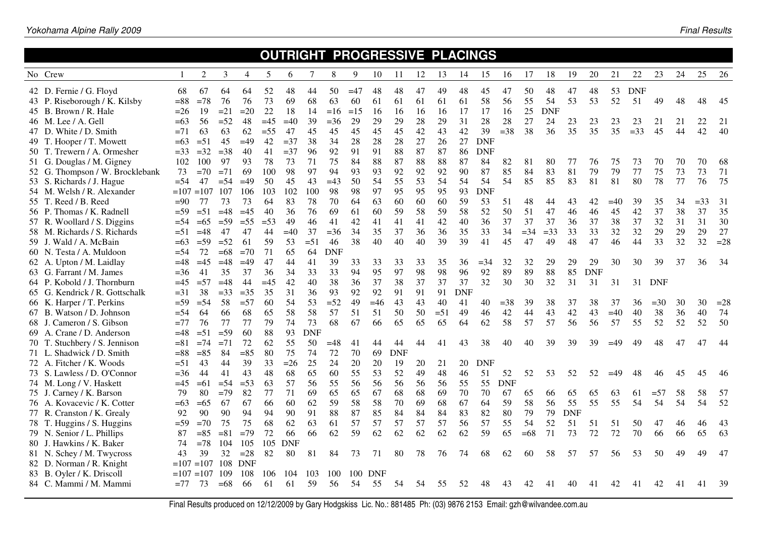## OUTRIGHT PROGRESSIVE PLACINGS

| No | Crew | 1 | 2 | 3 | 4 | 5 | 6 | 7 | 8 | 9 | 10 | 11 | 12 | 13 | 14 | 15 | 16 | 17 | 18 | 19 | 20 | 21 | 22 | 23 | 24 | 25 | 26 |
|---|---|---|---|---|---|---|---|---|---|---|---|---|---|---|---|---|---|---|---|---|---|---|---|---|---|---|---|
| 42 | D. Fernie / G. Floyd | 68 | 67 | 64 | 64 | 52 | 48 | 44 | 50 | =47 | 48 | 48 | 47 | 49 | 48 | 45 | 47 | 50 | 48 | 47 | 48 | 53 | DNF | | | | |
| 43 | P. Riseborough / K. Kilsby | =88 | =78 | 76 | 76 | 73 | 69 | 68 | 63 | 60 | 61 | 61 | 61 | 61 | 61 | 58 | 56 | 55 | 54 | 53 | 53 | 52 | 51 | 49 | 48 | 48 | 45 |
| 45 | B. Brown / R. Hale | =26 | 19 | =21 | =20 | 22 | 18 | 14 | =16 | =15 | 16 | 16 | 16 | 16 | 17 | 17 | 16 | 25 | DNF | | | | | | | | |
| 46 | M. Lee / A. Gell | =63 | 56 | =52 | 48 | =45 | =40 | 39 | =36 | 29 | 29 | 29 | 28 | 29 | 31 | 28 | 28 | 27 | 24 | 23 | 23 | 23 | 23 | 21 | 21 | 22 | 21 |
| 47 | D. White / D. Smith | =71 | 63 | 63 | 62 | =55 | 47 | 45 | 45 | 45 | 45 | 45 | 42 | 43 | 42 | 39 | =38 | 38 | 36 | 35 | 35 | 35 | =33 | 45 | 44 | 42 | 40 |
| 49 | T. Hooper / T. Mowett | =63 | =51 | 45 | =49 | 42 | =37 | 38 | 34 | 28 | 28 | 28 | 27 | 26 | 27 | DNF | | | | | | | | | | | |
| 50 | T. Trewern / A. Ormesher | =33 | =32 | =38 | 40 | 41 | =37 | 96 | 92 | 91 | 91 | 88 | 87 | 87 | 86 | DNF | | | | | | | | | | | |
| 51 | G. Douglas / M. Gigney | 102 | 100 | 97 | 93 | 78 | 73 | 71 | 75 | 84 | 88 | 87 | 88 | 88 | 87 | 84 | 82 | 81 | 80 | 77 | 76 | 75 | 73 | 70 | 70 | 70 | 68 |
| 52 | G. Thompson / W. Brocklebank | 73 | =70 | =71 | 69 | 100 | 98 | 97 | 94 | 93 | 93 | 92 | 92 | 92 | 90 | 87 | 85 | 84 | 83 | 81 | 79 | 79 | 77 | 75 | 73 | 73 | 71 |
| 53 | S. Richards / J. Hague | =54 | 47 | =54 | =49 | 50 | 45 | 43 | =43 | 50 | 54 | 55 | 53 | 54 | 54 | 54 | 54 | 85 | 85 | 83 | 81 | 81 | 80 | 78 | 77 | 76 | 75 |
| 54 | M. Welsh / R. Alexander | =107 | =107 | 107 | 106 | 103 | 102 | 100 | 98 | 98 | 97 | 95 | 95 | 95 | 93 | DNF | | | | | | | | | | | |
| 55 | T. Reed / B. Reed | =90 | 77 | 73 | 73 | 64 | 83 | 78 | 70 | 64 | 63 | 60 | 60 | 60 | 59 | 53 | 51 | 48 | 44 | 43 | 42 | =40 | 39 | 35 | 34 | =33 | 31 |
| 56 | P. Thomas / K. Radnell | =59 | =51 | =48 | =45 | 40 | 36 | 76 | 69 | 61 | 60 | 59 | 58 | 59 | 58 | 52 | 50 | 51 | 47 | 46 | 46 | 45 | 42 | 37 | 38 | 37 | 35 |
| 57 | R. Woollard / S. Diggins | =54 | =65 | =59 | =55 | =53 | 49 | 46 | 41 | 42 | 41 | 41 | 41 | 42 | 40 | 36 | 37 | 37 | 37 | 36 | 37 | 38 | 37 | 32 | 31 | 31 | 30 |
| 58 | M. Richards / S. Richards | =51 | =48 | 47 | 47 | 44 | =40 | 37 | =36 | 34 | 35 | 37 | 36 | 36 | 35 | 33 | 34 | =34 | =33 | 33 | 33 | 32 | 32 | 29 | 29 | 29 | 27 |
| 59 | J. Wald / A. McBain | =63 | =59 | =52 | 61 | 59 | 53 | =51 | 46 | 38 | 40 | 40 | 40 | 39 | 39 | 41 | 45 | 47 | 49 | 48 | 47 | 46 | 44 | 33 | 32 | 32 | =28 |
| 60 | N. Testa / A. Muldoon | =54 | 72 | =68 | =70 | 71 | 65 | 64 | DNF | | | | | | | | | | | | | | | | | | |
| 62 | A. Upton / M. Laidlay | =48 | =45 | =48 | =49 | 47 | 44 | 41 | 39 | 33 | 33 | 33 | 33 | 35 | 36 | =34 | 32 | 32 | 29 | 29 | 29 | 30 | 30 | 39 | 37 | 36 | 34 |
| 63 | G. Farrant / M. James | =36 | 41 | 35 | 37 | 36 | 34 | 33 | 33 | 94 | 95 | 97 | 98 | 98 | 96 | 92 | 89 | 89 | 88 | 85 | DNF | | | | | | |
| 64 | P. Kobold / J. Thornburn | =45 | =57 | =48 | 44 | =45 | 42 | 40 | 38 | 36 | 37 | 38 | 37 | 37 | 37 | 32 | 30 | 30 | 32 | 31 | 31 | 31 | 31 | DNF | | | |
| 65 | G. Kendrick / R. Gottschalk | =31 | 38 | =33 | =35 | 35 | 31 | 36 | 93 | 92 | 92 | 91 | 91 | 91 | DNF | | | | | | | | | | | | |
| 66 | K. Harper / T. Perkins | =59 | =54 | 58 | =57 | 60 | 54 | 53 | =52 | 49 | =46 | 43 | 43 | 40 | 41 | 40 | =38 | 39 | 38 | 37 | 38 | 37 | 36 | =30 | 30 | 30 | =28 |
| 67 | B. Watson / D. Johnson | =54 | 64 | 66 | 68 | 65 | 58 | 58 | 57 | 51 | 51 | 50 | 50 | =51 | 49 | 46 | 42 | 44 | 43 | 42 | 43 | =40 | 40 | 38 | 36 | 40 | 74 |
| 68 | J. Cameron / S. Gibson | =77 | 76 | 77 | 77 | 79 | 74 | 73 | 68 | 67 | 66 | 65 | 65 | 65 | 64 | 62 | 58 | 57 | 57 | 56 | 56 | 57 | 55 | 52 | 52 | 52 | 50 |
| 69 | A. Crane / D. Anderson | =48 | =51 | =59 | 60 | 88 | 93 | DNF | | | | | | | | | | | | | | | | | | | |
| 70 | T. Stuchbery / S. Jennison | =81 | =74 | =71 | 72 | 62 | 55 | 50 | =48 | 41 | 44 | 44 | 44 | 41 | 43 | 38 | 40 | 40 | 39 | 39 | 39 | =49 | 49 | 48 | 47 | 47 | 44 |
| 71 | L. Shadwick / D. Smith | =88 | =85 | 84 | =85 | 80 | 75 | 74 | 72 | 70 | 69 | DNF | | | | | | | | | | | | | | | |
| 72 | A. Fitcher / K. Woods | =51 | 43 | 44 | 39 | 33 | =26 | 25 | 24 | 20 | 20 | 19 | 20 | 21 | 20 | DNF | | | | | | | | | | | |
| 73 | S. Lawless / D. O'Connor | =36 | 44 | 41 | 43 | 48 | 68 | 65 | 60 | 55 | 53 | 52 | 49 | 48 | 46 | 51 | 52 | 52 | 53 | 52 | 52 | =49 | 48 | 46 | 45 | 45 | 46 |
| 74 | M. Long / V. Haskett | =45 | =61 | =54 | =53 | 63 | 57 | 56 | 55 | 56 | 56 | 56 | 56 | 56 | 55 | 55 | DNF | | | | | | | | | | |
| 75 | J. Carney / K. Barson | 79 | 80 | =79 | 82 | 77 | 71 | 69 | 65 | 65 | 67 | 68 | 68 | 69 | 70 | 70 | 67 | 65 | 66 | 65 | 65 | 63 | 61 | =57 | 58 | 58 | 57 |
| 76 | A. Kovacevic / K. Cotter | =63 | =65 | 67 | 67 | 66 | 60 | 62 | 59 | 58 | 58 | 70 | 69 | 68 | 67 | 64 | 59 | 58 | 56 | 55 | 55 | 55 | 54 | 54 | 54 | 54 | 52 |
| 77 | R. Cranston / K. Grealy | 92 | 90 | 90 | 94 | 94 | 90 | 91 | 88 | 87 | 85 | 84 | 84 | 84 | 83 | 82 | 80 | 79 | 79 | DNF | | | | | | | |
| 78 | T. Huggins / S. Huggins | =59 | =70 | 75 | 75 | 68 | 62 | 63 | 61 | 57 | 57 | 57 | 57 | 57 | 56 | 57 | 55 | 54 | 52 | 51 | 51 | 51 | 50 | 47 | 46 | 46 | 43 |
| 79 | N. Senior / L. Phillips | 87 | =85 | =81 | =79 | 72 | 66 | 66 | 62 | 59 | 62 | 62 | 62 | 62 | 62 | 59 | 65 | =68 | 71 | 73 | 72 | 72 | 70 | 66 | 66 | 65 | 63 |
| 80 | J. Hawkins / K. Baker | 74 | =78 | 104 | 105 | 105 | DNF | | | | | | | | | | | | | | | | | | | | |
| 81 | N. Schey / M. Twycross | 43 | 39 | 32 | =28 | 82 | 80 | 81 | 84 | 73 | 71 | 80 | 78 | 76 | 74 | 68 | 62 | 60 | 58 | 57 | 57 | 56 | 53 | 50 | 49 | 49 | 47 |
| 82 | D. Norman / R. Knight | =107 | =107 | 108 | DNF | | | | | | | | | | | | | | | | | | | | | | |
| 83 | B. Oyler / K. Driscoll | =107 | =107 | 109 | 108 | 106 | 104 | 103 | 100 | 100 | DNF | | | | | | | | | | | | | | | | |
| 84 | C. Mammi / M. Mammi | =77 | 73 | =68 | 66 | 61 | 61 | 59 | 56 | 54 | 55 | 54 | 54 | 55 | 52 | 48 | 43 | 42 | 41 | 40 | 41 | 42 | 41 | 42 | 41 | 41 | 39 |

Final Results produced on 12/12/2009 by Gary Hodgskiss Lic. No.: 881485 Ph: (03) 9876 2153 Email: gzh@wilvandee.com.au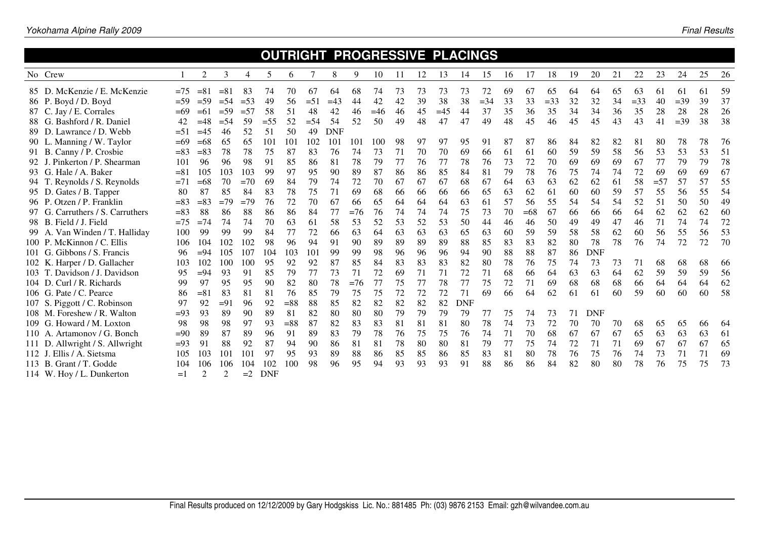# OUTRIGHT PROGRESSIVE PLACINGS

| No | Crew | 1 | 2 | 3 | 4 | 5 | 6 | 7 | 8 | 9 | 10 | 11 | 12 | 13 | 14 | 15 | 16 | 17 | 18 | 19 | 20 | 21 | 22 | 23 | 24 | 25 | 26 |
|---|---|---|---|---|---|---|---|---|---|---|---|---|---|---|---|---|---|---|---|---|---|---|---|---|---|---|---|
| 85 | D. McKenzie / E. McKenzie | =75 | =81 | =81 | 83 | 74 | 70 | 67 | 64 | 68 | 74 | 73 | 73 | 73 | 73 | 72 | 69 | 67 | 65 | 64 | 64 | 65 | 63 | 61 | 61 | 61 | 59 |
| 86 | P. Boyd / D. Boyd | =59 | =59 | =54 | =53 | 49 | 56 | =51 | =43 | 44 | 42 | 42 | 39 | 38 | 38 | =34 | 33 | 33 | =33 | 32 | 32 | 34 | =33 | 40 | =39 | 39 | 37 |
| 87 | C. Jay / E. Corrales | =69 | =61 | =59 | =57 | 58 | 51 | 48 | 42 | 46 | =46 | 46 | 45 | =45 | 44 | 37 | 35 | 36 | 35 | 34 | 34 | 36 | 35 | 28 | 28 | 28 | 26 |
| 88 | G. Bashford / R. Daniel | 42 | =48 | =54 | 59 | =55 | 52 | =54 | 54 | 52 | 50 | 49 | 48 | 47 | 47 | 49 | 48 | 45 | 46 | 45 | 45 | 43 | 43 | 41 | =39 | 38 | 38 |
| 89 | D. Lawrance / D. Webb | =51 | =45 | 46 | 52 | 51 | 50 | 49 | DNF | | | | | | | | | | | | | | | | | | |
| 90 | L. Manning / W. Taylor | =69 | =68 | 65 | 65 | 101 | 101 | 102 | 101 | 101 | 100 | 98 | 97 | 97 | 95 | 91 | 87 | 87 | 86 | 84 | 82 | 82 | 81 | 80 | 78 | 78 | 76 |
| 91 | B. Canny / P. Crosbie | =83 | =83 | 78 | 78 | 75 | 87 | 83 | 76 | 74 | 73 | 71 | 70 | 70 | 69 | 66 | 61 | 61 | 60 | 59 | 59 | 58 | 56 | 53 | 53 | 53 | 51 |
| 92 | J. Pinkerton / P. Shearman | 101 | 96 | 96 | 98 | 91 | 85 | 86 | 81 | 78 | 79 | 77 | 76 | 77 | 78 | 76 | 73 | 72 | 70 | 69 | 69 | 69 | 67 | 77 | 79 | 79 | 78 |
| 93 | G. Hale / A. Baker | =81 | 105 | 103 | 103 | 99 | 97 | 95 | 90 | 89 | 87 | 86 | 86 | 85 | 84 | 81 | 79 | 78 | 76 | 75 | 74 | 74 | 72 | 69 | 69 | 69 | 67 |
| 94 | T. Reynolds / S. Reynolds | =71 | =68 | 70 | =70 | 69 | 84 | 79 | 74 | 72 | 70 | 67 | 67 | 67 | 68 | 67 | 64 | 63 | 63 | 62 | 62 | 61 | 58 | =57 | 57 | 57 | 55 |
| 95 | D. Gates / B. Tapper | 80 | 87 | 85 | 84 | 83 | 78 | 75 | 71 | 69 | 68 | 66 | 66 | 66 | 66 | 65 | 63 | 62 | 61 | 60 | 60 | 59 | 57 | 55 | 56 | 55 | 54 |
| 96 | P. Otzen / P. Franklin | =83 | =83 | =79 | =79 | 76 | 72 | 70 | 67 | 66 | 65 | 64 | 64 | 64 | 63 | 61 | 57 | 56 | 55 | 54 | 54 | 54 | 52 | 51 | 50 | 50 | 49 |
| 97 | G. Carruthers / S. Carruthers | =83 | 88 | 86 | 88 | 86 | 86 | 84 | 77 | =76 | 76 | 74 | 74 | 74 | 75 | 73 | 70 | =68 | 67 | 66 | 66 | 66 | 64 | 62 | 62 | 62 | 60 |
| 98 | B. Field / J. Field | =75 | =74 | 74 | 74 | 70 | 63 | 61 | 58 | 53 | 52 | 53 | 52 | 53 | 50 | 44 | 46 | 46 | 50 | 49 | 49 | 47 | 46 | 71 | 74 | 74 | 72 |
| 99 | A. Van Winden / T. Halliday | 100 | 99 | 99 | 99 | 84 | 77 | 72 | 66 | 63 | 64 | 63 | 63 | 63 | 65 | 63 | 60 | 59 | 59 | 58 | 58 | 62 | 60 | 56 | 55 | 56 | 53 |
| 100 | P. McKinnon / C. Ellis | 106 | 104 | 102 | 102 | 98 | 96 | 94 | 91 | 90 | 89 | 89 | 89 | 89 | 88 | 85 | 83 | 83 | 82 | 80 | 78 | 78 | 76 | 74 | 72 | 72 | 70 |
| 101 | G. Gibbons / S. Francis | 96 | =94 | 105 | 107 | 104 | 103 | 101 | 99 | 99 | 98 | 96 | 96 | 96 | 94 | 90 | 88 | 88 | 87 | 86 | DNF | | | | | | |
| 102 | K. Harper / D. Gallacher | 103 | 102 | 100 | 100 | 95 | 92 | 92 | 87 | 85 | 84 | 83 | 83 | 83 | 82 | 80 | 78 | 76 | 75 | 74 | 73 | 73 | 71 | 68 | 68 | 68 | 66 |
| 103 | T. Davidson / J. Davidson | 95 | =94 | 93 | 91 | 85 | 79 | 77 | 73 | 71 | 72 | 69 | 71 | 71 | 72 | 71 | 68 | 66 | 64 | 63 | 63 | 64 | 62 | 59 | 59 | 59 | 56 |
| 104 | D. Curl / R. Richards | 99 | 97 | 95 | 95 | 90 | 82 | 80 | 78 | =76 | 77 | 75 | 77 | 78 | 77 | 75 | 72 | 71 | 69 | 68 | 68 | 68 | 66 | 64 | 64 | 64 | 62 |
| 106 | G. Pate / C. Pearce | 86 | =81 | 83 | 81 | 81 | 76 | 85 | 79 | 75 | 75 | 72 | 72 | 72 | 71 | 69 | 66 | 64 | 62 | 61 | 61 | 60 | 59 | 60 | 60 | 60 | 58 |
| 107 | S. Piggott / C. Robinson | 97 | 92 | =91 | 96 | 92 | =88 | 88 | 85 | 82 | 82 | 82 | 82 | 82 | DNF | | | | | | | | | | | | |
| 108 | M. Foreshew / R. Walton | =93 | 93 | 89 | 90 | 89 | 81 | 82 | 80 | 80 | 80 | 79 | 79 | 79 | 79 | 77 | 75 | 74 | 73 | 71 | DNF | | | | | | |
| 109 | G. Howard / M. Loxton | 98 | 98 | 98 | 97 | 93 | =88 | 87 | 82 | 83 | 83 | 81 | 81 | 81 | 80 | 78 | 74 | 73 | 72 | 70 | 70 | 70 | 68 | 65 | 65 | 66 | 64 |
| 110 | A. Artamonov / G. Bonch | =90 | 89 | 87 | 89 | 96 | 91 | 89 | 83 | 79 | 78 | 76 | 75 | 75 | 76 | 74 | 71 | 70 | 68 | 67 | 67 | 67 | 65 | 63 | 63 | 63 | 61 |
| 111 | D. Allwright / S. Allwright | =93 | 91 | 88 | 92 | 87 | 94 | 90 | 86 | 81 | 81 | 78 | 80 | 80 | 81 | 79 | 77 | 75 | 74 | 72 | 71 | 71 | 69 | 67 | 67 | 67 | 65 |
| 112 | J. Ellis / A. Sietsma | 105 | 103 | 101 | 101 | 97 | 95 | 93 | 89 | 88 | 86 | 85 | 85 | 86 | 85 | 83 | 81 | 80 | 78 | 76 | 75 | 76 | 74 | 73 | 71 | 71 | 69 |
| 113 | B. Grant / T. Godde | 104 | 106 | 106 | 104 | 102 | 100 | 98 | 96 | 95 | 94 | 93 | 93 | 93 | 91 | 88 | 86 | 86 | 84 | 82 | 80 | 80 | 78 | 76 | 75 | 75 | 73 |
| 114 | W. Hoy / L. Dunkerton | =1 | 2 | 2 | =2 | DNF | | | | | | | | | | | | | | | | | | | | | |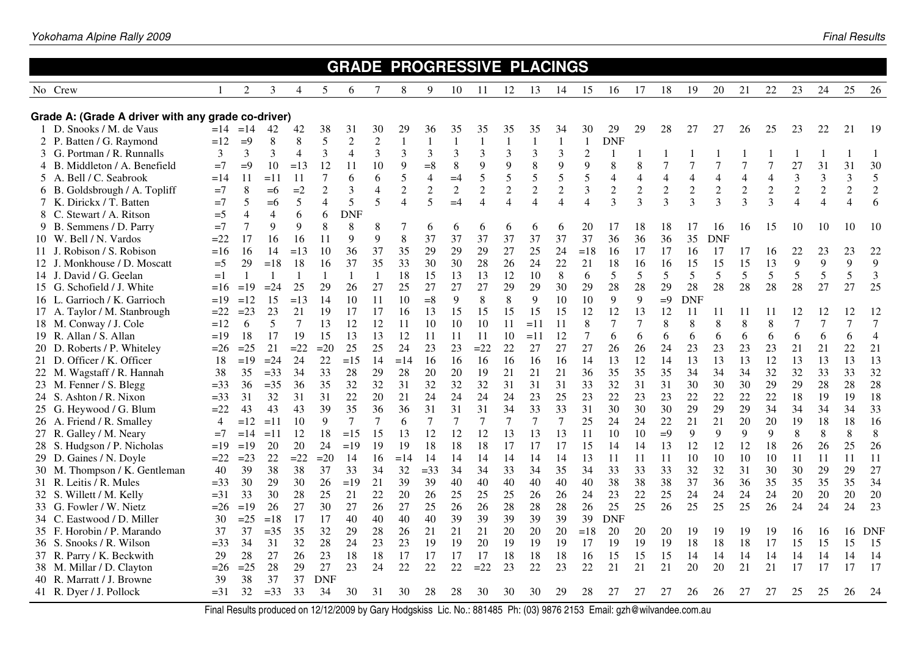## GRADE PROGRESSIVE PLACINGS

| No | Crew | 1 | 2 | 3 | 4 | 5 | 6 | 7 | 8 | 9 | 10 | 11 | 12 | 13 | 14 | 15 | 16 | 17 | 18 | 19 | 20 | 21 | 22 | 23 | 24 | 25 | 26 |
|---|---|---|---|---|---|---|---|---|---|---|---|---|---|---|---|---|---|---|---|---|---|---|---|---|---|---|---|
| **Grade A: (Grade A driver with any grade co-driver)** | | | | | | | | | | | | | | | | | | | | | | | | | | | |
| 1 | D. Snooks / M. de Vaus | =14 | =14 | 42 | 42 | 38 | 31 | 30 | 29 | 36 | 35 | 35 | 35 | 35 | 34 | 30 | 29 | 29 | 28 | 27 | 27 | 26 | 25 | 23 | 22 | 21 | 19 |
| 2 | P. Batten / G. Raymond | =12 | =9 | 8 | 8 | 5 | 2 | 2 | 1 | 1 | 1 | 1 | 1 | 1 | 1 | 1 | DNF | | | | | | | | | | |
| 3 | G. Portman / R. Runnalls | 3 | 3 | 3 | 4 | 3 | 4 | 3 | 3 | 3 | 3 | 3 | 3 | 3 | 3 | 2 | 1 | 1 | 1 | 1 | 1 | 1 | 1 | 1 | 1 | 1 | 1 |
| 4 | B. Middleton / A. Benefield | =7 | =9 | 10 | =13 | 12 | 11 | 10 | 9 | =8 | 8 | 9 | 9 | 8 | 9 | 9 | 8 | 8 | 7 | 7 | 7 | 7 | 7 | 27 | 31 | 31 | 30 |
| 5 | A. Bell / C. Seabrook | =14 | 11 | =11 | 11 | 7 | 6 | 6 | 5 | 4 | =4 | 5 | 5 | 5 | 5 | 5 | 4 | 4 | 4 | 4 | 4 | 4 | 4 | 3 | 3 | 3 | 5 |
| 6 | B. Goldsbrough / A. Topliff | =7 | 8 | =6 | =2 | 2 | 3 | 4 | 2 | 2 | 2 | 2 | 2 | 2 | 2 | 3 | 2 | 2 | 2 | 2 | 2 | 2 | 2 | 2 | 2 | 2 | 2 |
| 7 | K. Dirickx / T. Batten | =7 | 5 | =6 | 5 | 4 | 5 | 5 | 4 | 5 | =4 | 4 | 4 | 4 | 4 | 4 | 3 | 3 | 3 | 3 | 3 | 3 | 3 | 4 | 4 | 4 | 6 |
| 8 | C. Stewart / A. Ritson | =5 | 4 | 4 | 6 | 6 | DNF | | | | | | | | | | | | | | | | | | | | |
| 9 | B. Semmens / D. Parry | =7 | 7 | 9 | 9 | 8 | 8 | 8 | 7 | 6 | 6 | 6 | 6 | 6 | 6 | 20 | 17 | 18 | 18 | 17 | 16 | 16 | 15 | 10 | 10 | 10 | 10 |
| 10 | W. Bell / N. Vardos | =22 | 17 | 16 | 16 | 11 | 9 | 9 | 8 | 37 | 37 | 37 | 37 | 37 | 37 | 37 | 36 | 36 | 36 | 35 | DNF | | | | | | |
| 11 | J. Robison / S. Robison | =16 | 16 | 14 | =13 | 10 | 36 | 37 | 35 | 29 | 29 | 29 | 27 | 25 | 24 | =18 | 16 | 17 | 17 | 16 | 17 | 17 | 16 | 22 | 23 | 23 | 22 |
| 12 | J. Monkhouse / D. Moscatt | =5 | 29 | =18 | 18 | 16 | 37 | 35 | 33 | 30 | 30 | 28 | 26 | 24 | 22 | 21 | 18 | 16 | 16 | 15 | 15 | 15 | 13 | 9 | 9 | 9 | 9 |
| 14 | J. David / G. Geelan | =1 | 1 | 1 | 1 | 1 | 1 | 1 | 18 | 15 | 13 | 13 | 12 | 10 | 8 | 6 | 5 | 5 | 5 | 5 | 5 | 5 | 5 | 5 | 5 | 5 | 3 |
| 15 | G. Schofield / J. White | =16 | =19 | =24 | 25 | 29 | 26 | 27 | 25 | 27 | 27 | 27 | 29 | 29 | 30 | 29 | 28 | 28 | 29 | 28 | 28 | 28 | 28 | 28 | 27 | 27 | 25 |
| 16 | L. Garrioch / K. Garrioch | =19 | =12 | 15 | =13 | 14 | 10 | 11 | 10 | =8 | 9 | 8 | 8 | 9 | 10 | 10 | 9 | 9 | =9 | DNF | | | | | | | |
| 17 | A. Taylor / M. Stanbrough | =22 | =23 | 23 | 21 | 19 | 17 | 17 | 16 | 13 | 15 | 15 | 15 | 15 | 15 | 12 | 12 | 13 | 12 | 11 | 11 | 11 | 11 | 12 | 12 | 12 | 12 |
| 18 | M. Conway / J. Cole | =12 | 6 | 5 | 7 | 13 | 12 | 12 | 11 | 10 | 10 | 10 | 11 | =11 | 11 | 8 | 7 | 7 | 8 | 8 | 8 | 8 | 8 | 7 | 7 | 7 | 7 |
| 19 | R. Allan / S. Allan | =19 | 18 | 17 | 19 | 15 | 13 | 13 | 12 | 11 | 11 | 11 | 10 | =11 | 12 | 7 | 6 | 6 | 6 | 6 | 6 | 6 | 6 | 6 | 6 | 6 | 4 |
| 20 | D. Roberts / P. Whiteley | =26 | =25 | 21 | =22 | =20 | 25 | 25 | 24 | 23 | 23 | =22 | 22 | 27 | 27 | 27 | 26 | 26 | 24 | 23 | 23 | 23 | 23 | 21 | 21 | 22 | 21 |
| 21 | D. Officer / K. Officer | 18 | =19 | =24 | 24 | 22 | =15 | 14 | =14 | 16 | 16 | 16 | 16 | 16 | 16 | 14 | 13 | 12 | 14 | 13 | 13 | 13 | 12 | 13 | 13 | 13 | 13 |
| 22 | M. Wagstaff / R. Hannah | 38 | 35 | =33 | 34 | 33 | 28 | 29 | 28 | 20 | 20 | 19 | 21 | 21 | 21 | 36 | 35 | 35 | 35 | 34 | 34 | 34 | 32 | 32 | 33 | 33 | 32 |
| 23 | M. Fenner / S. Blegg | =33 | 36 | =35 | 36 | 35 | 32 | 32 | 31 | 32 | 32 | 32 | 31 | 31 | 31 | 33 | 32 | 31 | 31 | 30 | 30 | 30 | 29 | 29 | 28 | 28 | 28 |
| 24 | S. Ashton / R. Nixon | =33 | 31 | 32 | 31 | 31 | 22 | 20 | 21 | 24 | 24 | 24 | 24 | 23 | 25 | 23 | 22 | 23 | 23 | 22 | 22 | 22 | 22 | 18 | 19 | 19 | 18 |
| 25 | G. Heywood / G. Blum | =22 | 43 | 43 | 43 | 39 | 35 | 36 | 36 | 31 | 31 | 31 | 34 | 33 | 33 | 31 | 30 | 30 | 30 | 29 | 29 | 29 | 34 | 34 | 34 | 34 | 33 |
| 26 | A. Friend / R. Smalley | 4 | =12 | =11 | 10 | 9 | 7 | 7 | 6 | 7 | 7 | 7 | 7 | 7 | 7 | 25 | 24 | 24 | 22 | 21 | 21 | 20 | 20 | 19 | 18 | 18 | 16 |
| 27 | R. Galley / M. Neary | =7 | =14 | =11 | 12 | 18 | =15 | 15 | 13 | 12 | 12 | 12 | 13 | 13 | 13 | 11 | 10 | 10 | =9 | 9 | 9 | 9 | 9 | 8 | 8 | 8 | 8 |
| 28 | S. Hudgson / P. Nicholas | =19 | =19 | 20 | 20 | 24 | =19 | 19 | 19 | 18 | 18 | 18 | 17 | 17 | 17 | 15 | 14 | 14 | 13 | 12 | 12 | 12 | 18 | 26 | 26 | 25 | 26 |
| 29 | D. Gaines / N. Doyle | =22 | =23 | 22 | =22 | =20 | 14 | 16 | =14 | 14 | 14 | 14 | 14 | 14 | 14 | 13 | 11 | 11 | 11 | 10 | 10 | 10 | 10 | 11 | 11 | 11 | 11 |
| 30 | M. Thompson / K. Gentleman | 40 | 39 | 38 | 38 | 37 | 33 | 34 | 32 | =33 | 34 | 34 | 33 | 34 | 35 | 34 | 33 | 33 | 33 | 32 | 32 | 31 | 30 | 30 | 29 | 29 | 27 |
| 31 | R. Leitis / R. Mules | =33 | 30 | 29 | 30 | 26 | =19 | 21 | 39 | 39 | 40 | 40 | 40 | 40 | 40 | 40 | 38 | 38 | 38 | 37 | 36 | 36 | 35 | 35 | 35 | 35 | 34 |
| 32 | S. Willett / M. Kelly | =31 | 33 | 30 | 28 | 25 | 21 | 22 | 20 | 26 | 25 | 25 | 25 | 26 | 26 | 24 | 23 | 22 | 25 | 24 | 24 | 24 | 24 | 20 | 20 | 20 | 20 |
| 33 | G. Fowler / W. Nietz | =26 | =19 | 26 | 27 | 30 | 27 | 26 | 27 | 25 | 26 | 26 | 28 | 28 | 28 | 26 | 25 | 25 | 26 | 25 | 25 | 25 | 26 | 24 | 24 | 24 | 23 |
| 34 | C. Eastwood / D. Miller | 30 | =25 | =18 | 17 | 17 | 40 | 40 | 40 | 40 | 39 | 39 | 39 | 39 | 39 | 39 | DNF | | | | | | | | | | |
| 35 | F. Horobin / P. Marando | 37 | 37 | =35 | 35 | 32 | 29 | 28 | 26 | 21 | 21 | 21 | 20 | 20 | 20 | =18 | 20 | 20 | 20 | 19 | 19 | 19 | 19 | 16 | 16 | 16 | DNF |
| 36 | S. Snooks / R. Wilson | =33 | 34 | 31 | 32 | 28 | 24 | 23 | 23 | 19 | 19 | 20 | 19 | 19 | 19 | 17 | 19 | 19 | 19 | 18 | 18 | 18 | 17 | 15 | 15 | 15 | 15 |
| 37 | R. Parry / K. Beckwith | 29 | 28 | 27 | 26 | 23 | 18 | 18 | 17 | 17 | 17 | 17 | 18 | 18 | 18 | 16 | 15 | 15 | 15 | 14 | 14 | 14 | 14 | 14 | 14 | 14 | 14 |
| 38 | M. Millar / D. Clayton | =26 | =25 | 28 | 29 | 27 | 23 | 24 | 22 | 22 | 22 | =22 | 23 | 22 | 23 | 22 | 21 | 21 | 21 | 20 | 20 | 21 | 21 | 17 | 17 | 17 | 17 |
| 40 | R. Marratt / J. Browne | 39 | 38 | 37 | 37 | DNF | | | | | | | | | | | | | | | | | | | | | |
| 41 | R. Dyer / J. Pollock | =31 | 32 | =33 | 33 | 34 | 30 | 31 | 30 | 28 | 28 | 30 | 30 | 30 | 29 | 28 | 27 | 27 | 27 | 26 | 26 | 27 | 27 | 25 | 25 | 26 | 24 |

Final Results produced on 12/12/2009 by Gary Hodgskiss Lic. No.: 881485 Ph: (03) 9876 2153 Email: gzh@wilvandee.com.au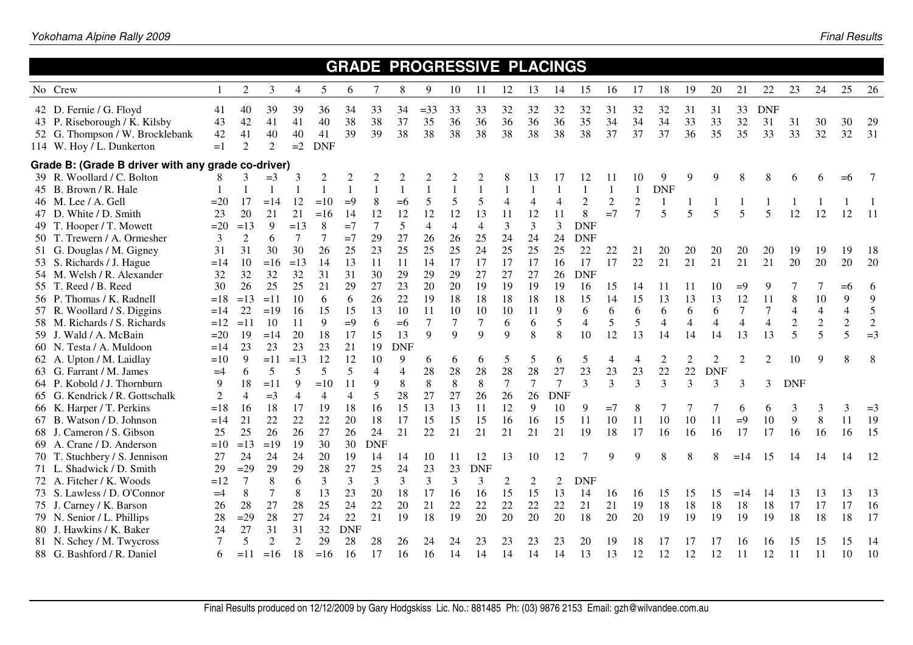## GRADE PROGRESSIVE PLACINGS

| No | Crew | 1 | 2 | 3 | 4 | 5 | 6 | 7 | 8 | 9 | 10 | 11 | 12 | 13 | 14 | 15 | 16 | 17 | 18 | 19 | 20 | 21 | 22 | 23 | 24 | 25 | 26 |
|---|---|---|---|---|---|---|---|---|---|---|---|---|---|---|---|---|---|---|---|---|---|---|---|---|---|---|---|
| 42 | D. Fernie / G. Floyd | 41 | 40 | 39 | 39 | 36 | 34 | 33 | 34 | =33 | 33 | 33 | 32 | 32 | 32 | 32 | 31 | 32 | 32 | 31 | 31 | 33 | DNF | | | | |
| 43 | P. Riseborough / K. Kilsby | 43 | 42 | 41 | 41 | 40 | 38 | 38 | 37 | 35 | 36 | 36 | 36 | 36 | 36 | 35 | 34 | 34 | 34 | 33 | 33 | 32 | 31 | 31 | 30 | 30 | 29 |
| 52 | G. Thompson / W. Brocklebank | 42 | 41 | 40 | 40 | 41 | 39 | 39 | 38 | 38 | 38 | 38 | 38 | 38 | 38 | 38 | 37 | 37 | 37 | 36 | 35 | 35 | 33 | 33 | 32 | 32 | 31 |
| 114 | W. Hoy / L. Dunkerton | =1 | 2 | 2 | =2 | DNF | | | | | | | | | | | | | | | | | | | | | |
| **Grade B: (Grade B driver with any grade co-driver)** | | | | | | | | | | | | | | | | | | | | | | | | | | | |
| 39 | R. Woollard / C. Bolton | 8 | 3 | =3 | 3 | 2 | 2 | 2 | 2 | 2 | 2 | 2 | 8 | 13 | 17 | 12 | 11 | 10 | 9 | 9 | 9 | 8 | 8 | 6 | 6 | =6 | 7 |
| 45 | B. Brown / R. Hale | 1 | 1 | 1 | 1 | 1 | 1 | 1 | 1 | 1 | 1 | 1 | 1 | 1 | 1 | 1 | 1 | 1 | DNF | | | | | | | | |
| 46 | M. Lee / A. Gell | =20 | 17 | =14 | 12 | =10 | =9 | 8 | =6 | 5 | 5 | 5 | 4 | 4 | 4 | 2 | 2 | 2 | 1 | 1 | 1 | 1 | 1 | 1 | 1 | 1 | 1 |
| 47 | D. White / D. Smith | 23 | 20 | 21 | 21 | =16 | 14 | 12 | 12 | 12 | 12 | 13 | 11 | 12 | 11 | 8 | =7 | 7 | 5 | 5 | 5 | 5 | 5 | 12 | 12 | 12 | 11 |
| 49 | T. Hooper / T. Mowett | =20 | =13 | 9 | =13 | 8 | =7 | 7 | 5 | 4 | 4 | 4 | 3 | 3 | 3 | DNF | | | | | | | | | | | |
| 50 | T. Trewern / A. Ormesher | 3 | 2 | 6 | 7 | 7 | =7 | 29 | 27 | 26 | 26 | 25 | 24 | 24 | 24 | DNF | | | | | | | | | | | |
| 51 | G. Douglas / M. Gigney | 31 | 31 | 30 | 30 | 26 | 25 | 23 | 25 | 25 | 25 | 24 | 25 | 25 | 25 | 22 | 22 | 21 | 20 | 20 | 20 | 20 | 20 | 19 | 19 | 19 | 18 |
| 53 | S. Richards / J. Hague | =14 | 10 | =16 | =13 | 14 | 13 | 11 | 11 | 14 | 17 | 17 | 17 | 17 | 16 | 17 | 17 | 22 | 21 | 21 | 21 | 21 | 21 | 20 | 20 | 20 | 20 |
| 54 | M. Welsh / R. Alexander | 32 | 32 | 32 | 32 | 31 | 31 | 30 | 29 | 29 | 29 | 27 | 27 | 27 | 26 | DNF | | | | | | | | | | | |
| 55 | T. Reed / B. Reed | 30 | 26 | 25 | 25 | 21 | 29 | 27 | 23 | 20 | 20 | 19 | 19 | 19 | 19 | 16 | 15 | 14 | 11 | 11 | 10 | =9 | 9 | 7 | 7 | =6 | 6 |
| 56 | P. Thomas / K. Radnell | =18 | =13 | =11 | 10 | 6 | 6 | 26 | 22 | 19 | 18 | 18 | 18 | 18 | 18 | 15 | 14 | 15 | 13 | 13 | 13 | 12 | 11 | 8 | 10 | 9 | 9 |
| 57 | R. Woollard / S. Diggins | =14 | 22 | =19 | 16 | 15 | 15 | 13 | 10 | 11 | 10 | 10 | 10 | 11 | 9 | 6 | 6 | 6 | 6 | 6 | 6 | 7 | 7 | 4 | 4 | 4 | 5 |
| 58 | M. Richards / S. Richards | =12 | =11 | 10 | 11 | 9 | =9 | 6 | =6 | 7 | 7 | 7 | 6 | 6 | 5 | 4 | 5 | 5 | 4 | 4 | 4 | 4 | 4 | 2 | 2 | 2 | 2 |
| 59 | J. Wald / A. McBain | =20 | 19 | =14 | 20 | 18 | 17 | 15 | 13 | 9 | 9 | 9 | 9 | 8 | 8 | 10 | 12 | 13 | 14 | 14 | 14 | 13 | 13 | 5 | 5 | 5 | =3 |
| 60 | N. Testa / A. Muldoon | =14 | 23 | 23 | 23 | 23 | 21 | 19 | DNF | | | | | | | | | | | | | | | | | | |
| 62 | A. Upton / M. Laidlay | =10 | 9 | =11 | =13 | 12 | 12 | 10 | 9 | 6 | 6 | 6 | 5 | 5 | 6 | 5 | 4 | 4 | 2 | 2 | 2 | 2 | 2 | 10 | 9 | 8 | 8 |
| 63 | G. Farrant / M. James | =4 | 6 | 5 | 5 | 5 | 5 | 4 | 4 | 28 | 28 | 28 | 28 | 28 | 27 | 23 | 23 | 23 | 22 | 22 | DNF | | | | | | |
| 64 | P. Kobold / J. Thornburn | 9 | 18 | =11 | 9 | =10 | 11 | 9 | 8 | 8 | 8 | 8 | 7 | 7 | 7 | 3 | 3 | 3 | 3 | 3 | 3 | 3 | 3 | DNF | | | |
| 65 | G. Kendrick / R. Gottschalk | 2 | 4 | =3 | 4 | 4 | 4 | 5 | 28 | 27 | 27 | 26 | 26 | 26 | DNF | | | | | | | | | | | | |
| 66 | K. Harper / T. Perkins | =18 | 16 | 18 | 17 | 19 | 18 | 16 | 15 | 13 | 13 | 11 | 12 | 9 | 10 | 9 | =7 | 8 | 7 | 7 | 7 | 6 | 6 | 3 | 3 | 3 | =3 |
| 67 | B. Watson / D. Johnson | =14 | 21 | 22 | 22 | 22 | 20 | 18 | 17 | 15 | 15 | 15 | 16 | 16 | 15 | 11 | 10 | 11 | 10 | 10 | 11 | =9 | 10 | 9 | 8 | 11 | 19 |
| 68 | J. Cameron / S. Gibson | 25 | 25 | 26 | 26 | 27 | 26 | 24 | 21 | 22 | 21 | 21 | 21 | 21 | 21 | 19 | 18 | 17 | 16 | 16 | 16 | 17 | 17 | 16 | 16 | 16 | 15 |
| 69 | A. Crane / D. Anderson | =10 | =13 | =19 | 19 | 30 | 30 | DNF | | | | | | | | | | | | | | | | | | | |
| 70 | T. Stuchbery / S. Jennison | 27 | 24 | 24 | 24 | 20 | 19 | 14 | 14 | 10 | 11 | 12 | 13 | 10 | 12 | 7 | 9 | 9 | 8 | 8 | 8 | =14 | 15 | 14 | 14 | 14 | 12 |
| 71 | L. Shadwick / D. Smith | 29 | =29 | 29 | 29 | 28 | 27 | 25 | 24 | 23 | 23 | DNF | | | | | | | | | | | | | | | |
| 72 | A. Fitcher / K. Woods | =12 | 7 | 8 | 6 | 3 | 3 | 3 | 3 | 3 | 3 | 3 | 2 | 2 | 2 | DNF | | | | | | | | | | | |
| 73 | S. Lawless / D. O'Connor | =4 | 8 | 7 | 8 | 13 | 23 | 20 | 18 | 17 | 16 | 16 | 15 | 15 | 13 | 14 | 16 | 16 | 15 | 15 | 15 | =14 | 14 | 13 | 13 | 13 | 13 |
| 75 | J. Carney / K. Barson | 26 | 28 | 27 | 28 | 25 | 24 | 22 | 20 | 21 | 22 | 22 | 22 | 22 | 22 | 21 | 21 | 19 | 18 | 18 | 18 | 18 | 18 | 17 | 17 | 17 | 16 |
| 79 | N. Senior / L. Phillips | 28 | =29 | 28 | 27 | 24 | 22 | 21 | 19 | 18 | 19 | 20 | 20 | 20 | 20 | 18 | 20 | 20 | 19 | 19 | 19 | 19 | 19 | 18 | 18 | 18 | 17 |
| 80 | J. Hawkins / K. Baker | 24 | 27 | 31 | 31 | 32 | DNF | | | | | | | | | | | | | | | | | | | | |
| 81 | N. Schey / M. Twycross | 7 | 5 | 2 | 2 | 29 | 28 | 28 | 26 | 24 | 24 | 23 | 23 | 23 | 23 | 20 | 19 | 18 | 17 | 17 | 17 | 16 | 16 | 15 | 15 | 15 | 14 |
| 88 | G. Bashford / R. Daniel | 6 | =11 | =16 | 18 | =16 | 16 | 17 | 16 | 16 | 14 | 14 | 14 | 14 | 14 | 13 | 13 | 12 | 12 | 12 | 12 | 11 | 12 | 11 | 11 | 10 | 10 |

Final Results produced on 12/12/2009 by Gary Hodgskiss Lic. No.: 881485 Ph: (03) 9876 2153 Email: gzh@wilvandee.com.au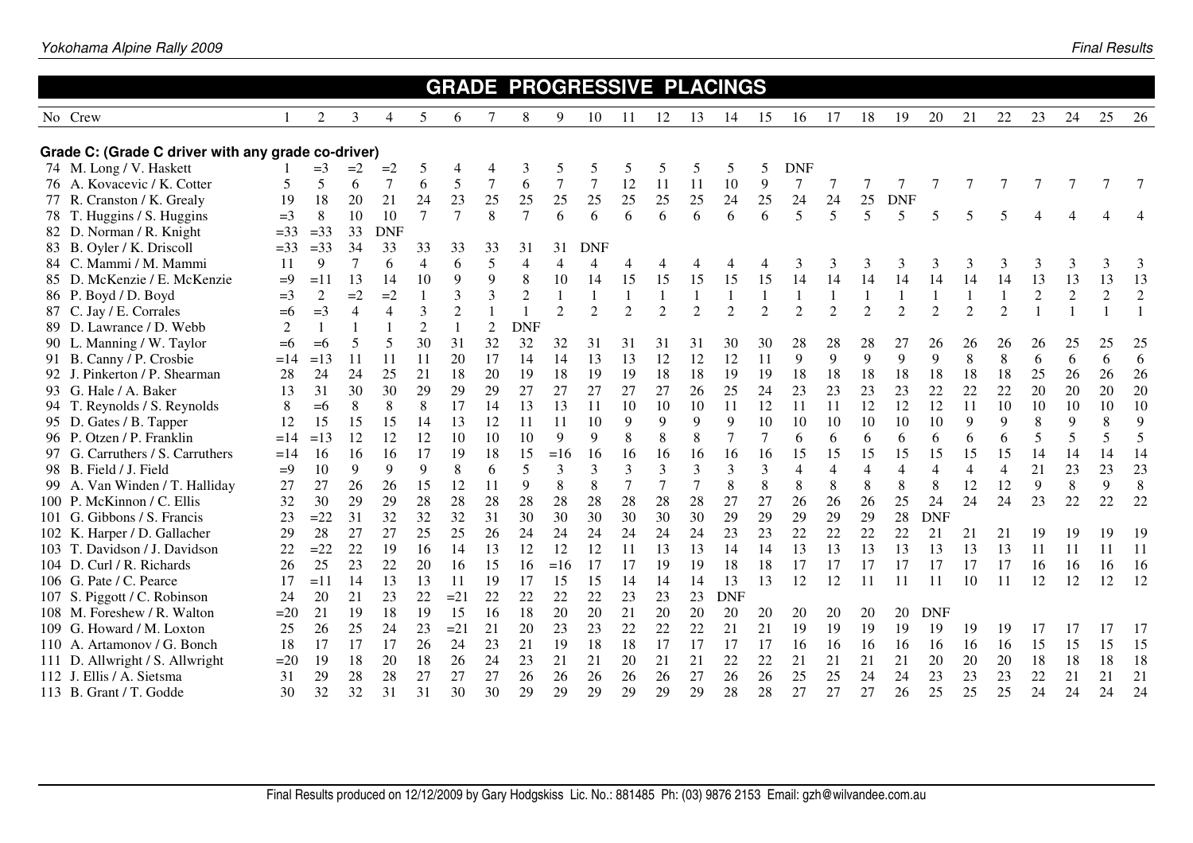## GRADE PROGRESSIVE PLACINGS

| No | Crew | 1 | 2 | 3 | 4 | 5 | 6 | 7 | 8 | 9 | 10 | 11 | 12 | 13 | 14 | 15 | 16 | 17 | 18 | 19 | 20 | 21 | 22 | 23 | 24 | 25 | 26 |
|---|---|---|---|---|---|---|---|---|---|---|---|---|---|---|---|---|---|---|---|---|---|---|---|---|---|---|---|
| **Grade C: (Grade C driver with any grade co-driver)** | | | | | | | | | | | | | | | | | | | | | | | | | | | |
| 74 | M. Long / V. Haskett | 1 | =3 | =2 | =2 | 5 | 4 | 4 | 3 | 5 | 5 | 5 | 5 | 5 | 5 | 5 | DNF | | | | | | | | | | |
| 76 | A. Kovacevic / K. Cotter | 5 | 5 | 6 | 7 | 6 | 5 | 7 | 6 | 7 | 7 | 12 | 11 | 11 | 10 | 9 | 7 | 7 | 7 | 7 | 7 | 7 | 7 | 7 | 7 | 7 | 7 |
| 77 | R. Cranston / K. Grealy | 19 | 18 | 20 | 21 | 24 | 23 | 25 | 25 | 25 | 25 | 25 | 25 | 25 | 24 | 25 | 24 | 24 | 25 | DNF | | | | | | | |
| 78 | T. Huggins / S. Huggins | =3 | 8 | 10 | 10 | 7 | 7 | 8 | 7 | 6 | 6 | 6 | 6 | 6 | 6 | 6 | 5 | 5 | 5 | 5 | 5 | 5 | 5 | 4 | 4 | 4 | 4 |
| 82 | D. Norman / R. Knight | =33 | =33 | 33 | DNF | | | | | | | | | | | | | | | | | | | | | | |
| 83 | B. Oyler / K. Driscoll | =33 | =33 | 34 | 33 | 33 | 33 | 33 | 31 | 31 | DNF | | | | | | | | | | | | | | | | |
| 84 | C. Mammi / M. Mammi | 11 | 9 | 7 | 6 | 4 | 6 | 5 | 4 | 4 | 4 | 4 | 4 | 4 | 4 | 4 | 3 | 3 | 3 | 3 | 3 | 3 | 3 | 3 | 3 | 3 | 3 |
| 85 | D. McKenzie / E. McKenzie | =9 | =11 | 13 | 14 | 10 | 9 | 9 | 8 | 10 | 14 | 15 | 15 | 15 | 15 | 15 | 14 | 14 | 14 | 14 | 14 | 14 | 14 | 13 | 13 | 13 | 13 |
| 86 | P. Boyd / D. Boyd | =3 | 2 | =2 | =2 | 1 | 3 | 3 | 2 | 1 | 1 | 1 | 1 | 1 | 1 | 1 | 1 | 1 | 1 | 1 | 1 | 1 | 1 | 2 | 2 | 2 | 2 |
| 87 | C. Jay / E. Corrales | =6 | =3 | 4 | 4 | 3 | 2 | 1 | 1 | 2 | 2 | 2 | 2 | 2 | 2 | 2 | 2 | 2 | 2 | 2 | 2 | 2 | 2 | 1 | 1 | 1 | 1 |
| 89 | D. Lawrance / D. Webb | 2 | 1 | 1 | 1 | 2 | 1 | 2 | DNF | | | | | | | | | | | | | | | | | | |
| 90 | L. Manning / W. Taylor | =6 | =6 | 5 | 5 | 30 | 31 | 32 | 32 | 32 | 31 | 31 | 31 | 31 | 30 | 30 | 28 | 28 | 28 | 27 | 26 | 26 | 26 | 26 | 25 | 25 | 25 |
| 91 | B. Canny / P. Crosbie | =14 | =13 | 11 | 11 | 11 | 20 | 17 | 14 | 14 | 13 | 13 | 12 | 12 | 12 | 11 | 9 | 9 | 9 | 9 | 9 | 8 | 8 | 6 | 6 | 6 | 6 |
| 92 | J. Pinkerton / P. Shearman | 28 | 24 | 24 | 25 | 21 | 18 | 20 | 19 | 18 | 19 | 19 | 18 | 18 | 19 | 19 | 18 | 18 | 18 | 18 | 18 | 18 | 18 | 25 | 26 | 26 | 26 |
| 93 | G. Hale / A. Baker | 13 | 31 | 30 | 30 | 29 | 29 | 29 | 27 | 27 | 27 | 27 | 27 | 26 | 25 | 24 | 23 | 23 | 23 | 23 | 22 | 22 | 22 | 20 | 20 | 20 | 20 |
| 94 | T. Reynolds / S. Reynolds | 8 | =6 | 8 | 8 | 8 | 17 | 14 | 13 | 13 | 11 | 10 | 10 | 10 | 11 | 12 | 11 | 11 | 12 | 12 | 12 | 11 | 10 | 10 | 10 | 10 | 10 |
| 95 | D. Gates / B. Tapper | 12 | 15 | 15 | 15 | 14 | 13 | 12 | 11 | 11 | 10 | 9 | 9 | 9 | 9 | 10 | 10 | 10 | 10 | 10 | 10 | 9 | 9 | 8 | 9 | 8 | 9 |
| 96 | P. Otzen / P. Franklin | =14 | =13 | 12 | 12 | 12 | 10 | 10 | 10 | 9 | 9 | 8 | 8 | 8 | 7 | 7 | 6 | 6 | 6 | 6 | 6 | 6 | 6 | 5 | 5 | 5 | 5 |
| 97 | G. Carruthers / S. Carruthers | =14 | 16 | 16 | 16 | 17 | 19 | 18 | 15 | =16 | 16 | 16 | 16 | 16 | 16 | 16 | 15 | 15 | 15 | 15 | 15 | 15 | 15 | 14 | 14 | 14 | 14 |
| 98 | B. Field / J. Field | =9 | 10 | 9 | 9 | 9 | 8 | 6 | 5 | 3 | 3 | 3 | 3 | 3 | 3 | 3 | 4 | 4 | 4 | 4 | 4 | 4 | 4 | 21 | 23 | 23 | 23 |
| 99 | A. Van Winden / T. Halliday | 27 | 27 | 26 | 26 | 15 | 12 | 11 | 9 | 8 | 8 | 7 | 7 | 7 | 8 | 8 | 8 | 8 | 8 | 8 | 8 | 12 | 12 | 9 | 8 | 9 | 8 |
| 100 | P. McKinnon / C. Ellis | 32 | 30 | 29 | 29 | 28 | 28 | 28 | 28 | 28 | 28 | 28 | 28 | 28 | 27 | 27 | 26 | 26 | 26 | 25 | 24 | 24 | 24 | 23 | 22 | 22 | 22 |
| 101 | G. Gibbons / S. Francis | 23 | =22 | 31 | 32 | 32 | 32 | 31 | 30 | 30 | 30 | 30 | 30 | 30 | 29 | 29 | 29 | 29 | 29 | 28 | DNF | | | | | | |
| 102 | K. Harper / D. Gallacher | 29 | 28 | 27 | 27 | 25 | 25 | 26 | 24 | 24 | 24 | 24 | 24 | 24 | 23 | 23 | 22 | 22 | 22 | 22 | 21 | 21 | 21 | 19 | 19 | 19 | 19 |
| 103 | T. Davidson / J. Davidson | 22 | =22 | 22 | 19 | 16 | 14 | 13 | 12 | 12 | 12 | 11 | 13 | 13 | 14 | 14 | 13 | 13 | 13 | 13 | 13 | 13 | 13 | 11 | 11 | 11 | 11 |
| 104 | D. Curl / R. Richards | 26 | 25 | 23 | 22 | 20 | 16 | 15 | 16 | =16 | 17 | 17 | 19 | 19 | 18 | 18 | 17 | 17 | 17 | 17 | 17 | 17 | 17 | 16 | 16 | 16 | 16 |
| 106 | G. Pate / C. Pearce | 17 | =11 | 14 | 13 | 13 | 11 | 19 | 17 | 15 | 15 | 14 | 14 | 14 | 13 | 13 | 12 | 12 | 11 | 11 | 11 | 10 | 11 | 12 | 12 | 12 | 12 |
| 107 | S. Piggott / C. Robinson | 24 | 20 | 21 | 23 | 22 | =21 | 22 | 22 | 22 | 22 | 23 | 23 | 23 | DNF | | | | | | | | | | | | |
| 108 | M. Foreshew / R. Walton | =20 | 21 | 19 | 18 | 19 | 15 | 16 | 18 | 20 | 20 | 21 | 20 | 20 | 20 | 20 | 20 | 20 | 20 | 20 | DNF | | | | | | |
| 109 | G. Howard / M. Loxton | 25 | 26 | 25 | 24 | 23 | =21 | 21 | 20 | 23 | 23 | 22 | 22 | 22 | 21 | 21 | 19 | 19 | 19 | 19 | 19 | 19 | 19 | 17 | 17 | 17 | 17 |
| 110 | A. Artamonov / G. Bonch | 18 | 17 | 17 | 17 | 26 | 24 | 23 | 21 | 19 | 18 | 18 | 17 | 17 | 17 | 17 | 16 | 16 | 16 | 16 | 16 | 16 | 16 | 15 | 15 | 15 | 15 |
| 111 | D. Allwright / S. Allwright | =20 | 19 | 18 | 20 | 18 | 26 | 24 | 23 | 21 | 21 | 20 | 21 | 21 | 22 | 22 | 21 | 21 | 21 | 21 | 20 | 20 | 20 | 18 | 18 | 18 | 18 |
| 112 | J. Ellis / A. Sietsma | 31 | 29 | 28 | 28 | 27 | 27 | 27 | 26 | 26 | 26 | 26 | 26 | 27 | 26 | 26 | 25 | 25 | 24 | 24 | 23 | 23 | 23 | 22 | 21 | 21 | 21 |
| 113 | B. Grant / T. Godde | 30 | 32 | 32 | 31 | 31 | 30 | 30 | 29 | 29 | 29 | 29 | 29 | 29 | 28 | 28 | 27 | 27 | 27 | 26 | 25 | 25 | 25 | 24 | 24 | 24 | 24 |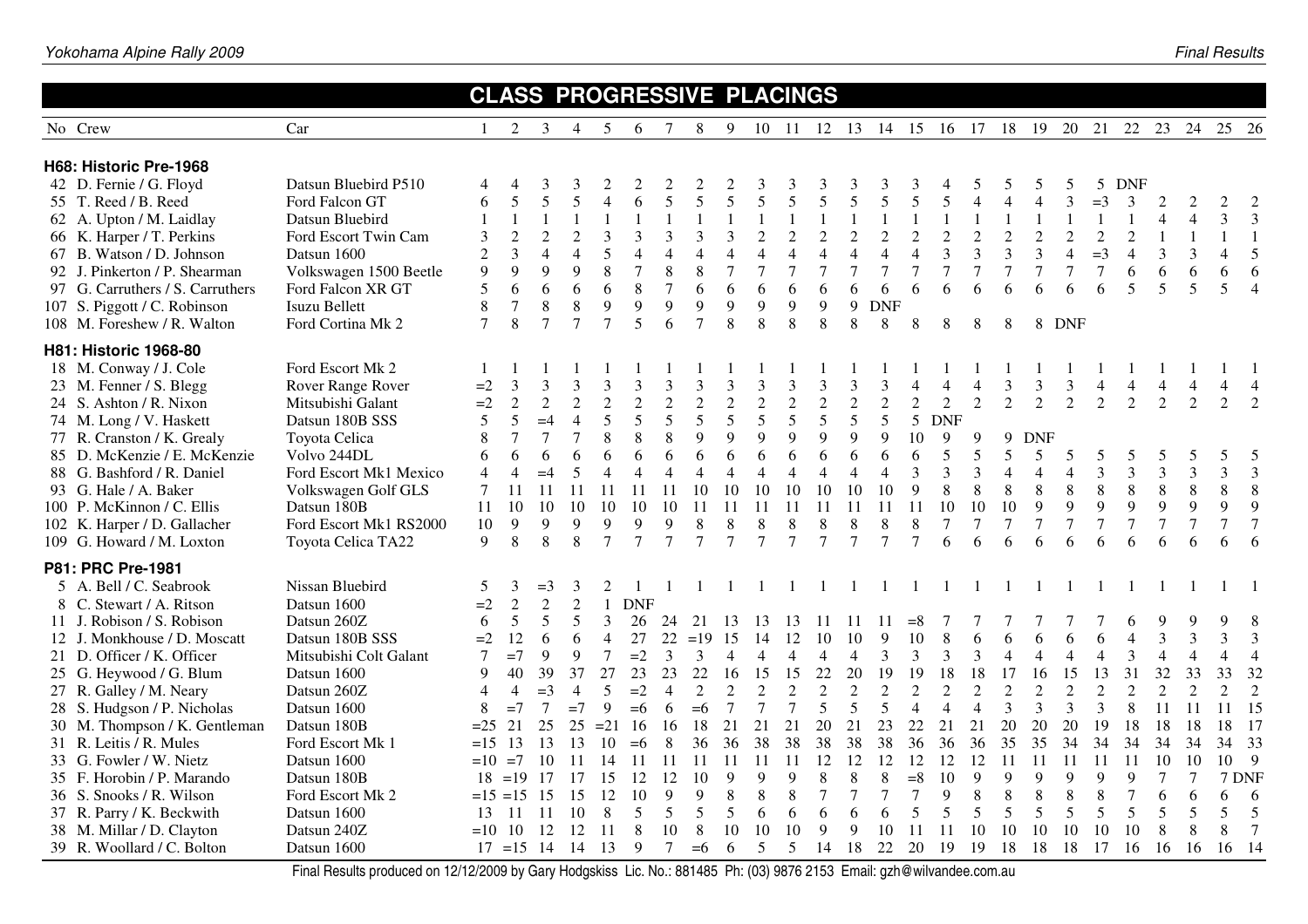## CLASS PROGRESSIVE PLACINGS

| No | Crew | Car | 1 | 2 | 3 | 4 | 5 | 6 | 7 | 8 | 9 | 10 | 11 | 12 | 13 | 14 | 15 | 16 | 17 | 18 | 19 | 20 | 21 | 22 | 23 | 24 | 25 | 26 |
|---|---|---|---|---|---|---|---|---|---|---|---|---|---|---|---|---|---|---|---|---|---|---|---|---|---|---|---|---|
| **H68: Historic Pre-1968** | | | | | | | | | | | | | | | | | | | | | | | | | | | | |
| 42 | D. Fernie / G. Floyd | Datsun Bluebird P510 | 4 | 4 | 3 | 3 | 2 | 2 | 2 | 2 | 2 | 3 | 3 | 3 | 3 | 3 | 3 | 4 | 5 | 5 | 5 | 5 | 5 | DNF | | | | |
| 55 | T. Reed / B. Reed | Ford Falcon GT | 6 | 5 | 5 | 5 | 4 | 6 | 5 | 5 | 5 | 5 | 5 | 5 | 5 | 5 | 5 | 5 | 4 | 4 | 4 | 3 | =3 | 3 | 2 | 2 | 2 | 2 |
| 62 | A. Upton / M. Laidlay | Datsun Bluebird | 1 | 1 | 1 | 1 | 1 | 1 | 1 | 1 | 1 | 1 | 1 | 1 | 1 | 1 | 1 | 1 | 1 | 1 | 1 | 1 | 1 | 1 | 4 | 4 | 3 | 3 |
| 66 | K. Harper / T. Perkins | Ford Escort Twin Cam | 3 | 2 | 2 | 2 | 3 | 3 | 3 | 3 | 3 | 2 | 2 | 2 | 2 | 2 | 2 | 2 | 2 | 2 | 2 | 2 | 2 | 2 | 1 | 1 | 1 | 1 |
| 67 | B. Watson / D. Johnson | Datsun 1600 | 2 | 3 | 4 | 4 | 5 | 4 | 4 | 4 | 4 | 4 | 4 | 4 | 4 | 4 | 4 | 3 | 3 | 3 | 3 | 4 | =3 | 4 | 3 | 3 | 4 | 5 |
| 92 | J. Pinkerton / P. Shearman | Volkswagen 1500 Beetle | 9 | 9 | 9 | 9 | 8 | 7 | 8 | 8 | 7 | 7 | 7 | 7 | 7 | 7 | 7 | 7 | 7 | 7 | 7 | 7 | 7 | 6 | 6 | 6 | 6 | 6 |
| 97 | G. Carruthers / S. Carruthers | Ford Falcon XR GT | 5 | 6 | 6 | 6 | 6 | 8 | 7 | 6 | 6 | 6 | 6 | 6 | 6 | 6 | 6 | 6 | 6 | 6 | 6 | 6 | 6 | 5 | 5 | 5 | 5 | 4 |
| 107 | S. Piggott / C. Robinson | Isuzu Bellett | 8 | 7 | 8 | 8 | 9 | 9 | 9 | 9 | 9 | 9 | 9 | 9 | 9 | DNF | | | | | | | | | | | | |
| 108 | M. Foreshew / R. Walton | Ford Cortina Mk 2 | 7 | 8 | 7 | 7 | 7 | 5 | 6 | 7 | 8 | 8 | 8 | 8 | 8 | 8 | 8 | 8 | 8 | 8 | 8 | DNF | | | | | | |
| **H81: Historic 1968-80** | | | | | | | | | | | | | | | | | | | | | | | | | | | | |
| 18 | M. Conway / J. Cole | Ford Escort Mk 2 | 1 | 1 | 1 | 1 | 1 | 1 | 1 | 1 | 1 | 1 | 1 | 1 | 1 | 1 | 1 | 1 | 1 | 1 | 1 | 1 | 1 | 1 | 1 | 1 | 1 | 1 |
| 23 | M. Fenner / S. Blegg | Rover Range Rover | =2 | 3 | 3 | 3 | 3 | 3 | 3 | 3 | 3 | 3 | 3 | 3 | 3 | 3 | 4 | 4 | 4 | 3 | 3 | 3 | 4 | 4 | 4 | 4 | 4 | 4 |
| 24 | S. Ashton / R. Nixon | Mitsubishi Galant | =2 | 2 | 2 | 2 | 2 | 2 | 2 | 2 | 2 | 2 | 2 | 2 | 2 | 2 | 2 | 2 | 2 | 2 | 2 | 2 | 2 | 2 | 2 | 2 | 2 | 2 |
| 74 | M. Long / V. Haskett | Datsun 180B SSS | 5 | 5 | =4 | 5 | 5 | 5 | 5 | 5 | 5 | 5 | 5 | 5 | 5 | 5 | DNF | | | | | | | | | | | |
| 77 | R. Cranston / K. Grealy | Toyota Celica | 8 | 7 | 7 | 7 | 8 | 8 | 8 | 9 | 9 | 9 | 9 | 9 | 9 | 9 | 10 | 9 | 9 | 9 | DNF | | | | | | | |
| 85 | D. McKenzie / E. McKenzie | Volvo 244DL | 6 | 6 | 6 | 6 | 6 | 6 | 6 | 6 | 6 | 6 | 6 | 6 | 6 | 6 | 6 | 5 | 5 | 5 | 5 | 5 | 5 | 5 | 5 | 5 | 5 | 5 |
| 88 | G. Bashford / R. Daniel | Ford Escort Mk1 Mexico | 4 | 4 | =4 | 5 | 4 | 4 | 4 | 4 | 4 | 4 | 4 | 4 | 4 | 4 | 3 | 3 | 3 | 4 | 4 | 4 | 3 | 3 | 3 | 3 | 3 | 3 |
| 93 | G. Hale / A. Baker | Volkswagen Golf GLS | 7 | 11 | 11 | 11 | 11 | 11 | 11 | 10 | 10 | 10 | 10 | 10 | 10 | 10 | 9 | 8 | 8 | 8 | 8 | 8 | 8 | 8 | 8 | 8 | 8 | 8 |
| 100 | P. McKinnon / C. Ellis | Datsun 180B | 11 | 10 | 10 | 10 | 10 | 10 | 10 | 11 | 11 | 11 | 11 | 11 | 11 | 11 | 11 | 10 | 10 | 10 | 9 | 9 | 9 | 9 | 9 | 9 | 9 | 9 |
| 102 | K. Harper / D. Gallacher | Ford Escort Mk1 RS2000 | 10 | 9 | 9 | 9 | 9 | 9 | 9 | 8 | 8 | 8 | 8 | 8 | 8 | 8 | 8 | 7 | 7 | 7 | 7 | 7 | 7 | 7 | 7 | 7 | 7 | 7 |
| 109 | G. Howard / M. Loxton | Toyota Celica TA22 | 9 | 8 | 8 | 8 | 7 | 7 | 7 | 7 | 7 | 7 | 7 | 7 | 7 | 7 | 7 | 6 | 6 | 6 | 6 | 6 | 6 | 6 | 6 | 6 | 6 | 6 |
| **P81: PRC Pre-1981** | | | | | | | | | | | | | | | | | | | | | | | | | | | | |
| 5 | A. Bell / C. Seabrook | Nissan Bluebird | 5 | 3 | =3 | 3 | 2 | 1 | 1 | 1 | 1 | 1 | 1 | 1 | 1 | 1 | 1 | 1 | 1 | 1 | 1 | 1 | 1 | 1 | 1 | 1 | 1 | 1 |
| 8 | C. Stewart / A. Ritson | Datsun 1600 | =2 | 2 | 2 | 2 | 1 | DNF | | | | | | | | | | | | | | | | | | | | |
| 11 | J. Robison / S. Robison | Datsun 260Z | 6 | 5 | 5 | 5 | 3 | 26 | 24 | 21 | 13 | 13 | 13 | 11 | 11 | 11 | =8 | 7 | 7 | 7 | 7 | 7 | 7 | 6 | 9 | 9 | 9 | 8 |
| 12 | J. Monkhouse / D. Moscatt | Datsun 180B SSS | =2 | 12 | 6 | 6 | 4 | 27 | 22 | =19 | 15 | 14 | 12 | 10 | 10 | 9 | 10 | 8 | 6 | 6 | 6 | 6 | 6 | 4 | 3 | 3 | 3 | 3 |
| 21 | D. Officer / K. Officer | Mitsubishi Colt Galant | 7 | =7 | 9 | 9 | 7 | =2 | 3 | 3 | 4 | 4 | 4 | 4 | 4 | 3 | 3 | 3 | 3 | 4 | 4 | 4 | 4 | 3 | 4 | 4 | 4 | 4 |
| 25 | G. Heywood / G. Blum | Datsun 1600 | 9 | 40 | 39 | 37 | 27 | 23 | 23 | 22 | 16 | 15 | 15 | 22 | 20 | 19 | 19 | 18 | 18 | 17 | 16 | 15 | 13 | 31 | 32 | 33 | 33 | 32 |
| 27 | R. Galley / M. Neary | Datsun 260Z | 4 | 4 | =3 | 4 | 5 | =2 | 4 | 2 | 2 | 2 | 2 | 2 | 2 | 2 | 2 | 2 | 2 | 2 | 2 | 2 | 2 | 2 | 2 | 2 | 2 | 2 |
| 28 | S. Hudgson / P. Nicholas | Datsun 1600 | 8 | =7 | 7 | =7 | 9 | =6 | 6 | =6 | 7 | 7 | 7 | 5 | 5 | 5 | 4 | 4 | 4 | 3 | 3 | 3 | 3 | 8 | 11 | 11 | 11 | 15 |
| 30 | M. Thompson / K. Gentleman | Datsun 180B | =25 | 21 | 25 | 25 | =21 | 16 | 16 | 18 | 21 | 21 | 21 | 20 | 21 | 23 | 22 | 21 | 21 | 20 | 20 | 20 | 19 | 18 | 18 | 18 | 18 | 17 |
| 31 | R. Leitis / R. Mules | Ford Escort Mk 1 | =15 | 13 | 13 | 13 | 10 | =6 | 8 | 36 | 36 | 38 | 38 | 38 | 38 | 38 | 36 | 36 | 36 | 35 | 35 | 34 | 34 | 34 | 34 | 34 | 34 | 33 |
| 33 | G. Fowler / W. Nietz | Datsun 1600 | =10 | =7 | 10 | 11 | 14 | 11 | 11 | 11 | 11 | 11 | 11 | 12 | 12 | 12 | 12 | 12 | 12 | 11 | 11 | 11 | 11 | 11 | 10 | 10 | 10 | 9 |
| 35 | F. Horobin / P. Marando | Datsun 180B | 18 | =19 | 17 | 17 | 15 | 12 | 12 | 10 | 9 | 9 | 9 | 8 | 8 | 8 | =8 | 10 | 9 | 9 | 9 | 9 | 9 | 9 | 7 | 7 | 7 | DNF |
| 36 | S. Snooks / R. Wilson | Ford Escort Mk 2 | =15 | =15 | 15 | 15 | 12 | 10 | 9 | 9 | 8 | 8 | 8 | 7 | 7 | 7 | 7 | 9 | 8 | 8 | 8 | 8 | 8 | 7 | 6 | 6 | 6 | 6 |
| 37 | R. Parry / K. Beckwith | Datsun 1600 | 13 | 11 | 11 | 10 | 8 | 5 | 5 | 5 | 5 | 6 | 6 | 6 | 6 | 6 | 5 | 5 | 5 | 5 | 5 | 5 | 5 | 5 | 5 | 5 | 5 | 5 |
| 38 | M. Millar / D. Clayton | Datsun 240Z | =10 | 10 | 12 | 12 | 11 | 8 | 10 | 8 | 10 | 10 | 10 | 9 | 9 | 10 | 11 | 11 | 10 | 10 | 10 | 10 | 10 | 10 | 8 | 8 | 8 | 7 |
| 39 | R. Woollard / C. Bolton | Datsun 1600 | 17 | =15 | 14 | 14 | 13 | 9 | 7 | =6 | 6 | 5 | 5 | 14 | 18 | 22 | 20 | 19 | 19 | 18 | 18 | 18 | 17 | 16 | 16 | 16 | 16 | 14 |

Final Results produced on 12/12/2009 by Gary Hodgskiss Lic. No.: 881485 Ph: (03) 9876 2153 Email: gzh@wilvandee.com.au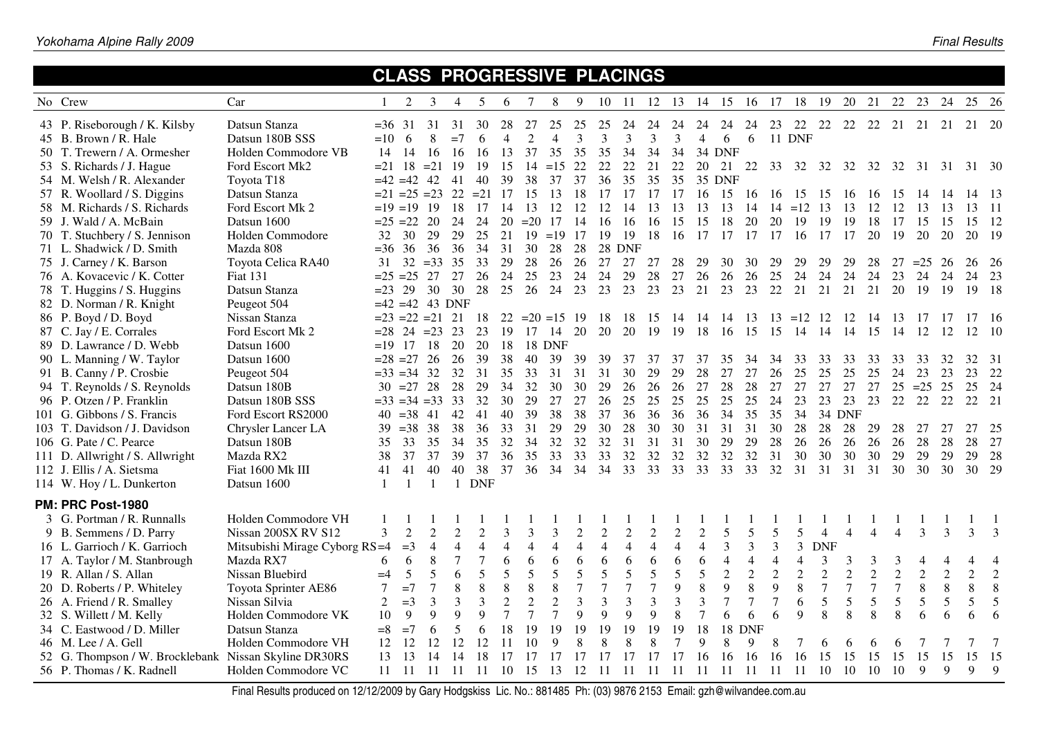## CLASS PROGRESSIVE PLACINGS

| No | Crew | Car | 1 | 2 | 3 | 4 | 5 | 6 | 7 | 8 | 9 | 10 | 11 | 12 | 13 | 14 | 15 | 16 | 17 | 18 | 19 | 20 | 21 | 22 | 23 | 24 | 25 | 26 |
|---|---|---|---|---|---|---|---|---|---|---|---|---|---|---|---|---|---|---|---|---|---|---|---|---|---|---|---|---|
| 43 | P. Riseborough / K. Kilsby | Datsun Stanza | =36 | 31 | 31 | 31 | 30 | 28 | 27 | 25 | 25 | 25 | 24 | 24 | 24 | 24 | 24 | 24 | 23 | 22 | 22 | 22 | 22 | 21 | 21 | 21 | 21 | 20 |
| 45 | B. Brown / R. Hale | Datsun 180B SSS | =10 | 6 | 8 | =7 | 6 | 4 | 2 | 4 | 3 | 3 | 3 | 3 | 3 | 4 | 6 | 6 | 11 | DNF | | | | | | | | |
| 50 | T. Trewern / A. Ormesher | Holden Commodore VB | 14 | 14 | 16 | 16 | 16 | 13 | 37 | 35 | 35 | 35 | 34 | 34 | 34 | 34 | DNF | | | | | | | | | | | |
| 53 | S. Richards / J. Hague | Ford Escort Mk2 | =21 | 18 | =21 | 19 | 19 | 15 | 14 | =15 | 22 | 22 | 22 | 21 | 22 | 20 | 21 | 22 | 33 | 32 | 32 | 32 | 32 | 32 | 31 | 31 | 31 | 30 |
| 54 | M. Welsh / R. Alexander | Toyota T18 | =42 | =42 | 42 | 41 | 40 | 39 | 38 | 37 | 37 | 36 | 35 | 35 | 35 | 35 | DNF | | | | | | | | | | | |
| 57 | R. Woollard / S. Diggins | Datsun Stanza | =21 | =25 | =23 | 22 | =21 | 17 | 15 | 13 | 18 | 17 | 17 | 17 | 17 | 16 | 15 | 16 | 16 | 15 | 15 | 16 | 16 | 15 | 14 | 14 | 14 | 13 |
| 58 | M. Richards / S. Richards | Ford Escort Mk 2 | =19 | =19 | 19 | 18 | 17 | 14 | 13 | 12 | 12 | 12 | 14 | 13 | 13 | 13 | 13 | 14 | 14 | =12 | 13 | 13 | 12 | 12 | 13 | 13 | 13 | 11 |
| 59 | J. Wald / A. McBain | Datsun 1600 | =25 | =22 | 20 | 24 | 24 | 20 | =20 | 17 | 14 | 16 | 16 | 16 | 15 | 15 | 18 | 20 | 20 | 19 | 19 | 19 | 18 | 17 | 15 | 15 | 15 | 12 |
| 70 | T. Stuchbery / S. Jennison | Holden Commodore | 32 | 30 | 29 | 29 | 25 | 21 | 19 | =19 | 17 | 19 | 19 | 18 | 16 | 17 | 17 | 17 | 17 | 16 | 17 | 17 | 20 | 19 | 20 | 20 | 20 | 19 |
| 71 | L. Shadwick / D. Smith | Mazda 808 | =36 | 36 | 36 | 36 | 34 | 31 | 30 | 28 | 28 | 28 | DNF | | | | | | | | | | | | | | | |
| 75 | J. Carney / K. Barson | Toyota Celica RA40 | 31 | 32 | =33 | 35 | 33 | 29 | 28 | 26 | 26 | 27 | 27 | 27 | 28 | 29 | 30 | 30 | 29 | 29 | 29 | 29 | 28 | 27 | =25 | 26 | 26 | 26 |
| 76 | A. Kovacevic / K. Cotter | Fiat 131 | =25 | =25 | 27 | 27 | 26 | 24 | 25 | 23 | 24 | 24 | 29 | 28 | 27 | 26 | 26 | 26 | 25 | 24 | 24 | 24 | 24 | 23 | 24 | 24 | 24 | 23 |
| 78 | T. Huggins / S. Huggins | Datsun Stanza | =23 | 29 | 30 | 30 | 28 | 25 | 26 | 24 | 23 | 23 | 23 | 23 | 23 | 21 | 23 | 23 | 22 | 21 | 21 | 21 | 21 | 20 | 19 | 19 | 19 | 18 |
| 82 | D. Norman / R. Knight | Peugeot 504 | =42 | =42 | 43 | DNF | | | | | | | | | | | | | | | | | | | | | | |
| 86 | P. Boyd / D. Boyd | Nissan Stanza | =23 | =22 | =21 | 21 | 18 | 22 | =20 | =15 | 19 | 18 | 18 | 15 | 14 | 14 | 14 | 13 | 13 | =12 | 12 | 12 | 14 | 13 | 17 | 17 | 17 | 16 |
| 87 | C. Jay / E. Corrales | Ford Escort Mk 2 | =28 | 24 | =23 | 23 | 23 | 19 | 17 | 14 | 20 | 20 | 20 | 19 | 19 | 18 | 16 | 15 | 15 | 14 | 14 | 14 | 15 | 14 | 12 | 12 | 12 | 10 |
| 89 | D. Lawrance / D. Webb | Datsun 1600 | =19 | 17 | 18 | 20 | 20 | 18 | 18 | DNF | | | | | | | | | | | | | | | | | | |
| 90 | L. Manning / W. Taylor | Datsun 1600 | =28 | =27 | 26 | 26 | 39 | 38 | 40 | 39 | 39 | 39 | 37 | 37 | 37 | 37 | 35 | 34 | 34 | 33 | 33 | 33 | 33 | 33 | 33 | 32 | 32 | 31 |
| 91 | B. Canny / P. Crosbie | Peugeot 504 | =33 | =34 | 32 | 32 | 31 | 35 | 33 | 31 | 31 | 31 | 30 | 29 | 29 | 28 | 27 | 27 | 26 | 25 | 25 | 25 | 25 | 24 | 23 | 23 | 23 | 22 |
| 94 | T. Reynolds / S. Reynolds | Datsun 180B | 30 | =27 | 28 | 28 | 29 | 34 | 32 | 30 | 30 | 29 | 26 | 26 | 26 | 27 | 28 | 28 | 27 | 27 | 27 | 27 | 27 | 25 | =25 | 25 | 25 | 24 |
| 96 | P. Otzen / P. Franklin | Datsun 180B SSS | =33 | =34 | =33 | 33 | 32 | 30 | 29 | 27 | 27 | 26 | 25 | 25 | 25 | 25 | 25 | 25 | 24 | 23 | 23 | 23 | 23 | 22 | 22 | 22 | 22 | 21 |
| 101 | G. Gibbons / S. Francis | Ford Escort RS2000 | 40 | =38 | 41 | 42 | 41 | 40 | 39 | 38 | 38 | 37 | 36 | 36 | 36 | 36 | 34 | 35 | 35 | 34 | 34 | DNF | | | | | | |
| 103 | T. Davidson / J. Davidson | Chrysler Lancer LA | 39 | =38 | 38 | 36 | 36 | 33 | 31 | 29 | 29 | 30 | 28 | 30 | 30 | 31 | 31 | 31 | 30 | 28 | 28 | 28 | 29 | 28 | 27 | 27 | 27 | 25 |
| 106 | G. Pate / C. Pearce | Datsun 180B | 35 | 33 | 35 | 34 | 35 | 32 | 34 | 32 | 32 | 32 | 31 | 31 | 31 | 30 | 29 | 29 | 28 | 26 | 26 | 26 | 26 | 26 | 28 | 28 | 28 | 27 |
| 111 | D. Allwright / S. Allwright | Mazda RX2 | 38 | 37 | 37 | 39 | 37 | 36 | 35 | 33 | 33 | 33 | 32 | 32 | 32 | 32 | 32 | 32 | 31 | 30 | 30 | 30 | 30 | 29 | 29 | 29 | 29 | 28 |
| 112 | J. Ellis / A. Sietsma | Fiat 1600 Mk III | 41 | 41 | 40 | 40 | 38 | 37 | 36 | 34 | 34 | 34 | 33 | 33 | 33 | 33 | 33 | 33 | 32 | 31 | 31 | 31 | 31 | 30 | 30 | 30 | 30 | 29 |
| 114 | W. Hoy / L. Dunkerton | Datsun 1600 | 1 | 1 | 1 | 1 | DNF | | | | | | | | | | | | | | | | | | | | | |
| | **PM: PRC Post-1980** | | | | | | | | | | | | | | | | | | | | | | | | | | | |
| 3 | G. Portman / R. Runnalls | Holden Commodore VH | 1 | 1 | 1 | 1 | 1 | 1 | 1 | 1 | 1 | 1 | 1 | 1 | 1 | 1 | 1 | 1 | 1 | 1 | 1 | 1 | 1 | 1 | 1 | 1 | 1 | 1 |
| 9 | B. Semmens / D. Parry | Nissan 200SX RV S12 | 3 | 2 | 2 | 2 | 2 | 3 | 3 | 3 | 2 | 2 | 2 | 2 | 2 | 2 | 5 | 5 | 5 | 5 | 4 | 4 | 4 | 4 | 3 | 3 | 3 | 3 |
| 16 | L. Garrioch / K. Garrioch | Mitsubishi Mirage Cyborg RS | =4 | =3 | 4 | 4 | 4 | 4 | 4 | 4 | 4 | 4 | 4 | 4 | 4 | 4 | 3 | 3 | 3 | 3 | DNF | | | | | | | |
| 17 | A. Taylor / M. Stanbrough | Mazda RX7 | 6 | 6 | 8 | 7 | 7 | 6 | 6 | 6 | 6 | 6 | 6 | 6 | 6 | 6 | 4 | 4 | 4 | 4 | 3 | 3 | 3 | 3 | 4 | 4 | 4 | 4 |
| 19 | R. Allan / S. Allan | Nissan Bluebird | =4 | 5 | 5 | 6 | 5 | 5 | 5 | 5 | 5 | 5 | 5 | 5 | 5 | 5 | 2 | 2 | 2 | 2 | 2 | 2 | 2 | 2 | 2 | 2 | 2 | 2 |
| 20 | D. Roberts / P. Whiteley | Toyota Sprinter AE86 | 7 | =7 | 7 | 8 | 8 | 8 | 8 | 8 | 7 | 7 | 7 | 7 | 9 | 8 | 9 | 8 | 9 | 8 | 7 | 7 | 7 | 7 | 8 | 8 | 8 | 8 |
| 26 | A. Friend / R. Smalley | Nissan Silvia | 2 | =3 | 3 | 3 | 3 | 2 | 2 | 2 | 3 | 3 | 3 | 3 | 3 | 3 | 7 | 7 | 7 | 6 | 5 | 5 | 5 | 5 | 5 | 5 | 5 | 5 |
| 32 | S. Willett / M. Kelly | Holden Commodore VK | 10 | 9 | 9 | 9 | 9 | 7 | 7 | 7 | 9 | 9 | 9 | 9 | 8 | 7 | 6 | 6 | 6 | 9 | 8 | 8 | 8 | 8 | 6 | 6 | 6 | 6 |
| 34 | C. Eastwood / D. Miller | Datsun Stanza | =8 | =7 | 6 | 5 | 6 | 18 | 19 | 19 | 19 | 19 | 19 | 19 | 19 | 18 | 18 | DNF | | | | | | | | | | |
| 46 | M. Lee / A. Gell | Holden Commodore VH | 12 | 12 | 12 | 12 | 12 | 11 | 10 | 9 | 8 | 8 | 8 | 8 | 7 | 9 | 8 | 9 | 8 | 7 | 6 | 6 | 6 | 6 | 7 | 7 | 7 | 7 |
| 52 | G. Thompson / W. Brocklebank | Nissan Skyline DR30RS | 13 | 13 | 14 | 14 | 18 | 17 | 17 | 17 | 17 | 17 | 17 | 17 | 17 | 16 | 16 | 16 | 16 | 16 | 15 | 15 | 15 | 15 | 15 | 15 | 15 | 15 |
| 56 | P. Thomas / K. Radnell | Holden Commodore VC | 11 | 11 | 11 | 11 | 11 | 10 | 15 | 13 | 12 | 11 | 11 | 11 | 11 | 11 | 11 | 11 | 11 | 11 | 10 | 10 | 10 | 10 | 9 | 9 | 9 | 9 |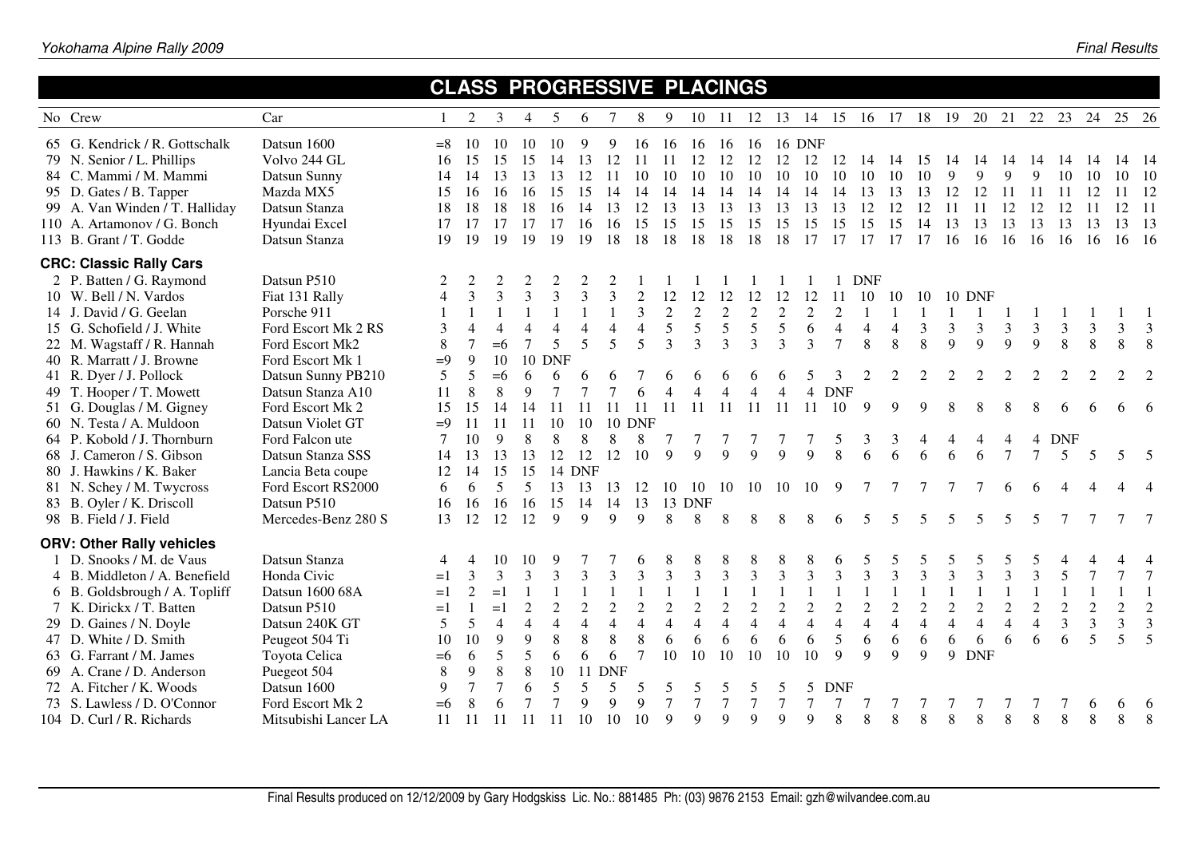## CLASS PROGRESSIVE PLACINGS

| No | Crew | Car | 1 | 2 | 3 | 4 | 5 | 6 | 7 | 8 | 9 | 10 | 11 | 12 | 13 | 14 | 15 | 16 | 17 | 18 | 19 | 20 | 21 | 22 | 23 | 24 | 25 | 26 |
|---|---|---|---|---|---|---|---|---|---|---|---|---|---|---|---|---|---|---|---|---|---|---|---|---|---|---|---|---|
| 65 | G. Kendrick / R. Gottschalk | Datsun 1600 | =8 | 10 | 10 | 10 | 10 | 9 | 9 | 16 | 16 | 16 | 16 | 16 | 16 | DNF | | | | | | | | | | | | |
| 79 | N. Senior / L. Phillips | Volvo 244 GL | 16 | 15 | 15 | 15 | 14 | 13 | 12 | 11 | 11 | 12 | 12 | 12 | 12 | 12 | 12 | 14 | 14 | 15 | 14 | 14 | 14 | 14 | 14 | 14 | 14 | 14 |
| 84 | C. Mammi / M. Mammi | Datsun Sunny | 14 | 14 | 13 | 13 | 13 | 12 | 11 | 10 | 10 | 10 | 10 | 10 | 10 | 10 | 10 | 10 | 10 | 10 | 9 | 9 | 9 | 9 | 10 | 10 | 10 | 10 |
| 95 | D. Gates / B. Tapper | Mazda MX5 | 15 | 16 | 16 | 16 | 15 | 15 | 14 | 14 | 14 | 14 | 14 | 14 | 14 | 14 | 14 | 13 | 13 | 13 | 12 | 12 | 11 | 11 | 11 | 12 | 11 | 12 |
| 99 | A. Van Winden / T. Halliday | Datsun Stanza | 18 | 18 | 18 | 18 | 16 | 14 | 13 | 12 | 13 | 13 | 13 | 13 | 13 | 13 | 13 | 12 | 12 | 12 | 11 | 11 | 12 | 12 | 12 | 11 | 12 | 11 |
| 110 | A. Artamonov / G. Bonch | Hyundai Excel | 17 | 17 | 17 | 17 | 17 | 16 | 16 | 15 | 15 | 15 | 15 | 15 | 15 | 15 | 15 | 15 | 15 | 14 | 13 | 13 | 13 | 13 | 13 | 13 | 13 | 13 |
| 113 | B. Grant / T. Godde | Datsun Stanza | 19 | 19 | 19 | 19 | 19 | 19 | 18 | 18 | 18 | 18 | 18 | 18 | 18 | 17 | 17 | 17 | 17 | 17 | 16 | 16 | 16 | 16 | 16 | 16 | 16 | 16 |
| | **CRC: Classic Rally Cars** | | | | | | | | | | | | | | | | | | | | | | | | | | | |
| 2 | P. Batten / G. Raymond | Datsun P510 | 2 | 2 | 2 | 2 | 2 | 2 | 2 | 1 | 1 | 1 | 1 | 1 | 1 | 1 | 1 | DNF | | | | | | | | | | |
| 10 | W. Bell / N. Vardos | Fiat 131 Rally | 4 | 3 | 3 | 3 | 3 | 3 | 3 | 2 | 12 | 12 | 12 | 12 | 12 | 12 | 11 | 10 | 10 | 10 | 10 | DNF | | | | | | |
| 14 | J. David / G. Geelan | Porsche 911 | 1 | 1 | 1 | 1 | 1 | 1 | 1 | 3 | 2 | 2 | 2 | 2 | 2 | 2 | 2 | 1 | 1 | 1 | 1 | 1 | 1 | 1 | 1 | 1 | 1 | 1 |
| 15 | G. Schofield / J. White | Ford Escort Mk 2 RS | 3 | 4 | 4 | 4 | 4 | 4 | 4 | 4 | 5 | 5 | 5 | 5 | 5 | 6 | 4 | 4 | 4 | 3 | 3 | 3 | 3 | 3 | 3 | 3 | 3 | 3 |
| 22 | M. Wagstaff / R. Hannah | Ford Escort Mk2 | 8 | 7 | =6 | 7 | 5 | 5 | 5 | 5 | 3 | 3 | 3 | 3 | 3 | 3 | 7 | 8 | 8 | 8 | 9 | 9 | 9 | 9 | 8 | 8 | 8 | 8 |
| 40 | R. Marratt / J. Browne | Ford Escort Mk 1 | =9 | 9 | 10 | 10 | DNF | | | | | | | | | | | | | | | | | | | | | |
| 41 | R. Dyer / J. Pollock | Datsun Sunny PB210 | 5 | 5 | =6 | 6 | 6 | 6 | 6 | 7 | 6 | 6 | 6 | 6 | 6 | 5 | 3 | 2 | 2 | 2 | 2 | 2 | 2 | 2 | 2 | 2 | 2 | 2 |
| 49 | T. Hooper / T. Mowett | Datsun Stanza A10 | 11 | 8 | 8 | 9 | 7 | 7 | 7 | 6 | 4 | 4 | 4 | 4 | 4 | 4 | DNF | | | | | | | | | | | |
| 51 | G. Douglas / M. Gigney | Ford Escort Mk 2 | 15 | 15 | 14 | 14 | 11 | 11 | 11 | 11 | 11 | 11 | 11 | 11 | 11 | 11 | 10 | 9 | 9 | 9 | 8 | 8 | 8 | 8 | 6 | 6 | 6 | 6 |
| 60 | N. Testa / A. Muldoon | Datsun Violet GT | =9 | 11 | 11 | 11 | 10 | 10 | 10 | DNF | | | | | | | | | | | | | | | | | | |
| 64 | P. Kobold / J. Thornburn | Ford Falcon ute | 7 | 10 | 9 | 8 | 8 | 8 | 8 | 8 | 7 | 7 | 7 | 7 | 7 | 7 | 5 | 3 | 3 | 4 | 4 | 4 | 4 | 4 | DNF | | | |
| 68 | J. Cameron / S. Gibson | Datsun Stanza SSS | 14 | 13 | 13 | 13 | 12 | 12 | 12 | 10 | 9 | 9 | 9 | 9 | 9 | 9 | 8 | 6 | 6 | 6 | 6 | 6 | 7 | 7 | 5 | 5 | 5 | 5 |
| 80 | J. Hawkins / K. Baker | Lancia Beta coupe | 12 | 14 | 15 | 15 | 14 | DNF | | | | | | | | | | | | | | | | | | | | |
| 81 | N. Schey / M. Twycross | Ford Escort RS2000 | 6 | 6 | 5 | 5 | 13 | 13 | 13 | 12 | 10 | 10 | 10 | 10 | 10 | 10 | 9 | 7 | 7 | 7 | 7 | 7 | 6 | 6 | 4 | 4 | 4 | 4 |
| 83 | B. Oyler / K. Driscoll | Datsun P510 | 16 | 16 | 16 | 16 | 15 | 14 | 14 | 13 | 13 | DNF | | | | | | | | | | | | | | | | |
| 98 | B. Field / J. Field | Mercedes-Benz 280 S | 13 | 12 | 12 | 12 | 9 | 9 | 9 | 9 | 8 | 8 | 8 | 8 | 8 | 8 | 6 | 5 | 5 | 5 | 5 | 5 | 5 | 5 | 7 | 7 | 7 | 7 |
| | **ORV: Other Rally vehicles** | | | | | | | | | | | | | | | | | | | | | | | | | | | |
| 1 | D. Snooks / M. de Vaus | Datsun Stanza | 4 | 4 | 10 | 10 | 9 | 7 | 7 | 6 | 8 | 8 | 8 | 8 | 8 | 8 | 6 | 5 | 5 | 5 | 5 | 5 | 5 | 5 | 4 | 4 | 4 | 4 |
| 4 | B. Middleton / A. Benefield | Honda Civic | =1 | 3 | 3 | 3 | 3 | 3 | 3 | 3 | 3 | 3 | 3 | 3 | 3 | 3 | 3 | 3 | 3 | 3 | 3 | 3 | 3 | 3 | 5 | 7 | 7 | 7 |
| 6 | B. Goldsbrough / A. Topliff | Datsun 1600 68A | =1 | 2 | =1 | 1 | 1 | 1 | 1 | 1 | 1 | 1 | 1 | 1 | 1 | 1 | 1 | 1 | 1 | 1 | 1 | 1 | 1 | 1 | 1 | 1 | 1 | 1 |
| 7 | K. Dirickx / T. Batten | Datsun P510 | =1 | 1 | =1 | 2 | 2 | 2 | 2 | 2 | 2 | 2 | 2 | 2 | 2 | 2 | 2 | 2 | 2 | 2 | 2 | 2 | 2 | 2 | 2 | 2 | 2 | 2 |
| 29 | D. Gaines / N. Doyle | Datsun 240K GT | 5 | 5 | 4 | 4 | 4 | 4 | 4 | 4 | 4 | 4 | 4 | 4 | 4 | 4 | 4 | 4 | 4 | 4 | 4 | 4 | 4 | 4 | 3 | 3 | 3 | 3 |
| 47 | D. White / D. Smith | Peugeot 504 Ti | 10 | 10 | 9 | 9 | 8 | 8 | 8 | 8 | 6 | 6 | 6 | 6 | 6 | 6 | 5 | 6 | 6 | 6 | 6 | 6 | 6 | 6 | 6 | 5 | 5 | 5 |
| 63 | G. Farrant / M. James | Toyota Celica | =6 | 6 | 5 | 5 | 6 | 6 | 6 | 7 | 10 | 10 | 10 | 10 | 10 | 10 | 9 | 9 | 9 | 9 | 9 | DNF | | | | | | |
| 69 | A. Crane / D. Anderson | Puegeot 504 | 8 | 9 | 8 | 8 | 10 | 11 | DNF | | | | | | | | | | | | | | | | | | | |
| 72 | A. Fitcher / K. Woods | Datsun 1600 | 9 | 7 | 7 | 6 | 5 | 5 | 5 | 5 | 5 | 5 | 5 | 5 | 5 | 5 | DNF | | | | | | | | | | | |
| 73 | S. Lawless / D. O'Connor | Ford Escort Mk 2 | =6 | 8 | 6 | 7 | 7 | 9 | 9 | 9 | 7 | 7 | 7 | 7 | 7 | 7 | 7 | 7 | 7 | 7 | 7 | 7 | 7 | 7 | 7 | 6 | 6 | 6 |
| 104 | D. Curl / R. Richards | Mitsubishi Lancer LA | 11 | 11 | 11 | 11 | 11 | 10 | 10 | 10 | 9 | 9 | 9 | 9 | 9 | 9 | 8 | 8 | 8 | 8 | 8 | 8 | 8 | 8 | 8 | 8 | 8 | 8 |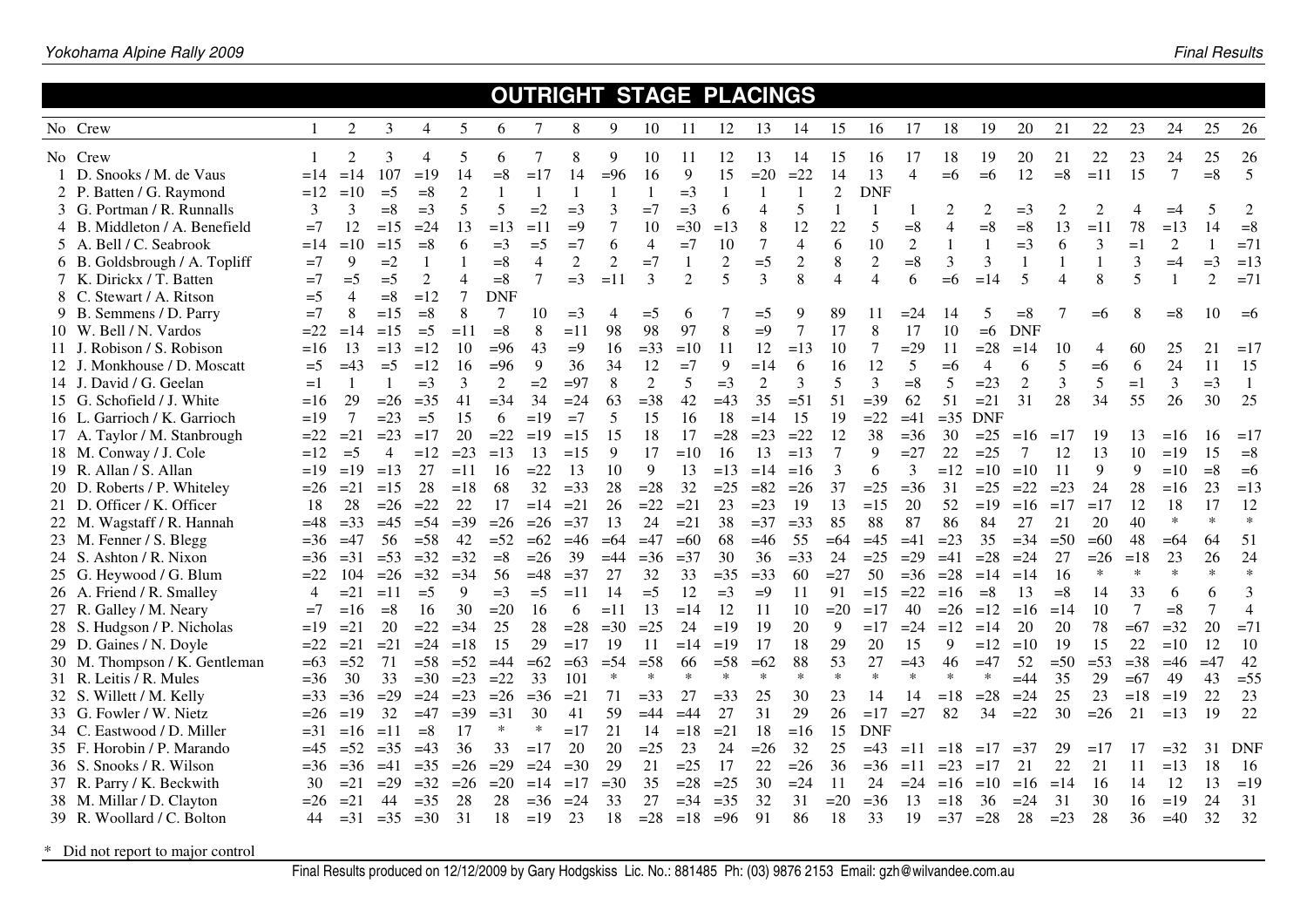# OUTRIGHT STAGE PLACINGS

| No | Crew | 1 | 2 | 3 | 4 | 5 | 6 | 7 | 8 | 9 | 10 | 11 | 12 | 13 | 14 | 15 | 16 | 17 | 18 | 19 | 20 | 21 | 22 | 23 | 24 | 25 | 26 |
|---|---|---|---|---|---|---|---|---|---|---|---|---|---|---|---|---|---|---|---|---|---|---|---|---|---|---|---|
| No | Crew | 1 | 2 | 3 | 4 | 5 | 6 | 7 | 8 | 9 | 10 | 11 | 12 | 13 | 14 | 15 | 16 | 17 | 18 | 19 | 20 | 21 | 22 | 23 | 24 | 25 | 26 |
| 1 | D. Snooks / M. de Vaus | =14 | =14 | 107 | =19 | 14 | =8 | =17 | 14 | =96 | 16 | 9 | 15 | =20 | =22 | 14 | 13 | 4 | =6 | =6 | 12 | =8 | =11 | 15 | 7 | =8 | 5 |
| 2 | P. Batten / G. Raymond | =12 | =10 | =5 | =8 | 2 | 1 | 1 | 1 | 1 | 1 | =3 | 1 | 1 | 1 | 2 | DNF | | | | | | | | | | |
| 3 | G. Portman / R. Runnalls | 3 | 3 | =8 | =3 | 5 | 5 | =2 | =3 | 3 | =7 | =3 | 6 | 4 | 5 | 1 | 1 | 1 | 2 | 2 | =3 | 2 | 2 | 4 | =4 | 5 | 2 |
| 4 | B. Middleton / A. Benefield | =7 | 12 | =15 | =24 | 13 | =13 | =11 | =9 | 7 | 10 | =30 | =13 | 8 | 12 | 22 | 5 | =8 | 4 | =8 | =8 | 13 | =11 | 78 | =13 | 14 | =8 |
| 5 | A. Bell / C. Seabrook | =14 | =10 | =15 | =8 | 6 | =3 | =5 | =7 | 6 | 4 | =7 | 10 | 7 | 4 | 6 | 10 | 2 | 1 | 1 | =3 | 6 | 3 | =1 | 2 | 1 | =71 |
| 6 | B. Goldsbrough / A. Topliff | =7 | 9 | =2 | 1 | 1 | =8 | 4 | 2 | 2 | =7 | 1 | 2 | =5 | 2 | 8 | 2 | =8 | 3 | 3 | 1 | 1 | 1 | 3 | =4 | =3 | =13 |
| 7 | K. Dirickx / T. Batten | =7 | =5 | =5 | 2 | 4 | =8 | 7 | =3 | =11 | 3 | 2 | 5 | 3 | 8 | 4 | 4 | 6 | =6 | =14 | 5 | 4 | 8 | 5 | 1 | 2 | =71 |
| 8 | C. Stewart / A. Ritson | =5 | 4 | =8 | =12 | 7 | DNF | | | | | | | | | | | | | | | | | | | | |
| 9 | B. Semmens / D. Parry | =7 | 8 | =15 | =8 | 8 | 7 | 10 | =3 | 4 | =5 | 6 | 7 | =5 | 9 | 89 | 11 | =24 | 14 | 5 | =8 | 7 | =6 | 8 | =8 | 10 | =6 |
| 10 | W. Bell / N. Vardos | =22 | =14 | =15 | =5 | =11 | =8 | 8 | =11 | 98 | 98 | 97 | 8 | =9 | 7 | 17 | 8 | 17 | 10 | =6 | DNF | | | | | | |
| 11 | J. Robison / S. Robison | =16 | 13 | =13 | =12 | 10 | =96 | 43 | =9 | 16 | =33 | =10 | 11 | 12 | =13 | 10 | 7 | =29 | 11 | =28 | =14 | 10 | 4 | 60 | 25 | 21 | =17 |
| 12 | J. Monkhouse / D. Moscatt | =5 | =43 | =5 | =12 | 16 | =96 | 9 | 36 | 34 | 12 | =7 | 9 | =14 | 6 | 16 | 12 | 5 | =6 | 4 | 6 | 5 | =6 | 6 | 24 | 11 | 15 |
| 14 | J. David / G. Geelan | =1 | 1 | 1 | =3 | 3 | 2 | =2 | =97 | 8 | 2 | 5 | =3 | 2 | 3 | 5 | 3 | =8 | 5 | =23 | 2 | 3 | 5 | =1 | 3 | =3 | 1 |
| 15 | G. Schofield / J. White | =16 | 29 | =26 | =35 | 41 | =34 | 34 | =24 | 63 | =38 | 42 | =43 | 35 | =51 | 51 | =39 | 62 | 51 | =21 | 31 | 28 | 34 | 55 | 26 | 30 | 25 |
| 16 | L. Garrioch / K. Garrioch | =19 | 7 | =23 | =5 | 15 | 6 | =19 | =7 | 5 | 15 | 16 | 18 | =14 | 15 | 19 | =22 | =41 | =35 | DNF | | | | | | | |
| 17 | A. Taylor / M. Stanbrough | =22 | =21 | =23 | =17 | 20 | =22 | =19 | =15 | 15 | 18 | 17 | =28 | =23 | =22 | 12 | 38 | =36 | 30 | =25 | =16 | =17 | 19 | 13 | =16 | 16 | =17 |
| 18 | M. Conway / J. Cole | =12 | =5 | 4 | =12 | =23 | =13 | 13 | =15 | 9 | 17 | =10 | 16 | 13 | =13 | 7 | 9 | =27 | 22 | =25 | 7 | 12 | 13 | 10 | =19 | 15 | =8 |
| 19 | R. Allan / S. Allan | =19 | =19 | =13 | 27 | =11 | 16 | =22 | 13 | 10 | 9 | 13 | =13 | =14 | =16 | 3 | 6 | 3 | =12 | =10 | =10 | 11 | 9 | 9 | =10 | =8 | =6 |
| 20 | D. Roberts / P. Whiteley | =26 | =21 | =15 | 28 | =18 | 68 | 32 | =33 | 28 | =28 | 32 | =25 | =82 | =26 | 37 | =25 | =36 | 31 | =25 | =22 | =23 | 24 | 28 | =16 | 23 | =13 |
| 21 | D. Officer / K. Officer | 18 | 28 | =26 | =22 | 22 | 17 | =14 | =21 | 26 | =22 | =21 | 23 | =23 | 19 | 13 | =15 | 20 | 52 | =19 | =16 | =17 | =17 | 12 | 18 | 17 | 12 |
| 22 | M. Wagstaff / R. Hannah | =48 | =33 | =45 | =54 | =39 | =26 | =26 | =37 | 13 | 24 | =21 | 38 | =37 | =33 | 85 | 88 | 87 | 86 | 84 | 27 | 21 | 20 | 40 | * | * | * |
| 23 | M. Fenner / S. Blegg | =36 | =47 | 56 | =58 | 42 | =52 | =62 | =46 | =64 | =47 | =60 | 68 | =46 | 55 | =64 | =45 | =41 | =23 | 35 | =34 | =50 | =60 | 48 | =64 | 64 | 51 |
| 24 | S. Ashton / R. Nixon | =36 | =31 | =53 | =32 | =32 | =8 | =26 | 39 | =44 | =36 | =37 | 30 | 36 | =33 | 24 | =25 | =29 | =41 | =28 | =24 | 27 | =26 | =18 | 23 | 26 | 24 |
| 25 | G. Heywood / G. Blum | =22 | 104 | =26 | =32 | =34 | 56 | =48 | =37 | 27 | 32 | 33 | =35 | =33 | 60 | =27 | 50 | =36 | =28 | =14 | =14 | 16 | * | * | * | * | * |
| 26 | A. Friend / R. Smalley | 4 | =21 | =11 | =5 | 9 | =3 | =5 | =11 | 14 | =5 | 12 | =3 | =9 | 11 | 91 | =15 | =22 | =16 | =8 | 13 | =8 | 14 | 33 | 6 | 6 | 3 |
| 27 | R. Galley / M. Neary | =7 | =16 | =8 | 16 | 30 | =20 | 16 | 6 | =11 | 13 | =14 | 12 | 11 | 10 | =20 | =17 | 40 | =26 | =12 | =16 | =14 | 10 | 7 | =8 | 7 | 4 |
| 28 | S. Hudgson / P. Nicholas | =19 | =21 | 20 | =22 | =34 | 25 | 28 | =28 | =30 | =25 | 24 | =19 | 19 | 20 | 9 | =17 | =24 | =12 | =14 | 20 | 20 | 78 | =67 | =32 | 20 | =71 |
| 29 | D. Gaines / N. Doyle | =22 | =21 | =21 | =24 | =18 | 15 | 29 | =17 | 19 | 11 | =14 | =19 | 17 | 18 | 29 | 20 | 15 | 9 | =12 | =10 | 19 | 15 | 22 | =10 | 12 | 10 |
| 30 | M. Thompson / K. Gentleman | =63 | =52 | 71 | =58 | =52 | =44 | =62 | =63 | =54 | =58 | 66 | =58 | =62 | 88 | 53 | 27 | =43 | 46 | =47 | 52 | =50 | =53 | =38 | =46 | =47 | 42 |
| 31 | R. Leitis / R. Mules | =36 | 30 | 33 | =30 | =23 | =22 | 33 | 101 | * | * | * | * | * | * | * | * | * | * | * | =44 | 35 | 29 | =67 | 49 | 43 | =55 |
| 32 | S. Willett / M. Kelly | =33 | =36 | =29 | =24 | =23 | =26 | =36 | =21 | 71 | =33 | 27 | =33 | 25 | 30 | 23 | 14 | 14 | =18 | =28 | =24 | 25 | 23 | =18 | =19 | 22 | 23 |
| 33 | G. Fowler / W. Nietz | =26 | =19 | 32 | =47 | =39 | =31 | 30 | 41 | 59 | =44 | =44 | 27 | 31 | 29 | 26 | =17 | =27 | 82 | 34 | =22 | 30 | =26 | 21 | =13 | 19 | 22 |
| 34 | C. Eastwood / D. Miller | =31 | =16 | =11 | =8 | 17 | * | * | =17 | 21 | 14 | =18 | =21 | 18 | =16 | 15 | DNF | | | | | | | | | | |
| 35 | F. Horobin / P. Marando | =45 | =52 | =35 | =43 | 36 | 33 | =17 | 20 | 20 | =25 | 23 | 24 | =26 | 32 | 25 | =43 | =11 | =18 | =17 | =37 | 29 | =17 | 17 | =32 | 31 | DNF |
| 36 | S. Snooks / R. Wilson | =36 | =36 | =41 | =35 | =26 | =29 | =24 | =30 | 29 | 21 | =25 | 17 | 22 | =26 | 36 | =36 | =11 | =23 | =17 | 21 | 22 | 21 | 11 | =13 | 18 | 16 |
| 37 | R. Parry / K. Beckwith | 30 | =21 | =29 | =32 | =26 | =20 | =14 | =17 | =30 | 35 | =28 | =25 | 30 | =24 | 11 | 24 | =24 | =16 | =10 | =16 | =14 | 16 | 14 | 12 | 13 | =19 |
| 38 | M. Millar / D. Clayton | =26 | =21 | 44 | =35 | 28 | 28 | =36 | =24 | 33 | 27 | =34 | =35 | 32 | 31 | =20 | =36 | 13 | =18 | 36 | =24 | 31 | 30 | 16 | =19 | 24 | 31 |
| 39 | R. Woollard / C. Bolton | 44 | =31 | =35 | =30 | 31 | 18 | =19 | 23 | 18 | =28 | =18 | =96 | 91 | 86 | 18 | 33 | 19 | =37 | =28 | 28 | =23 | 28 | 36 | =40 | 32 | 32 |

\* Did not report to major control

Final Results produced on 12/12/2009 by Gary Hodgskiss Lic. No.: 881485 Ph: (03) 9876 2153 Email: gzh@wilvandee.com.au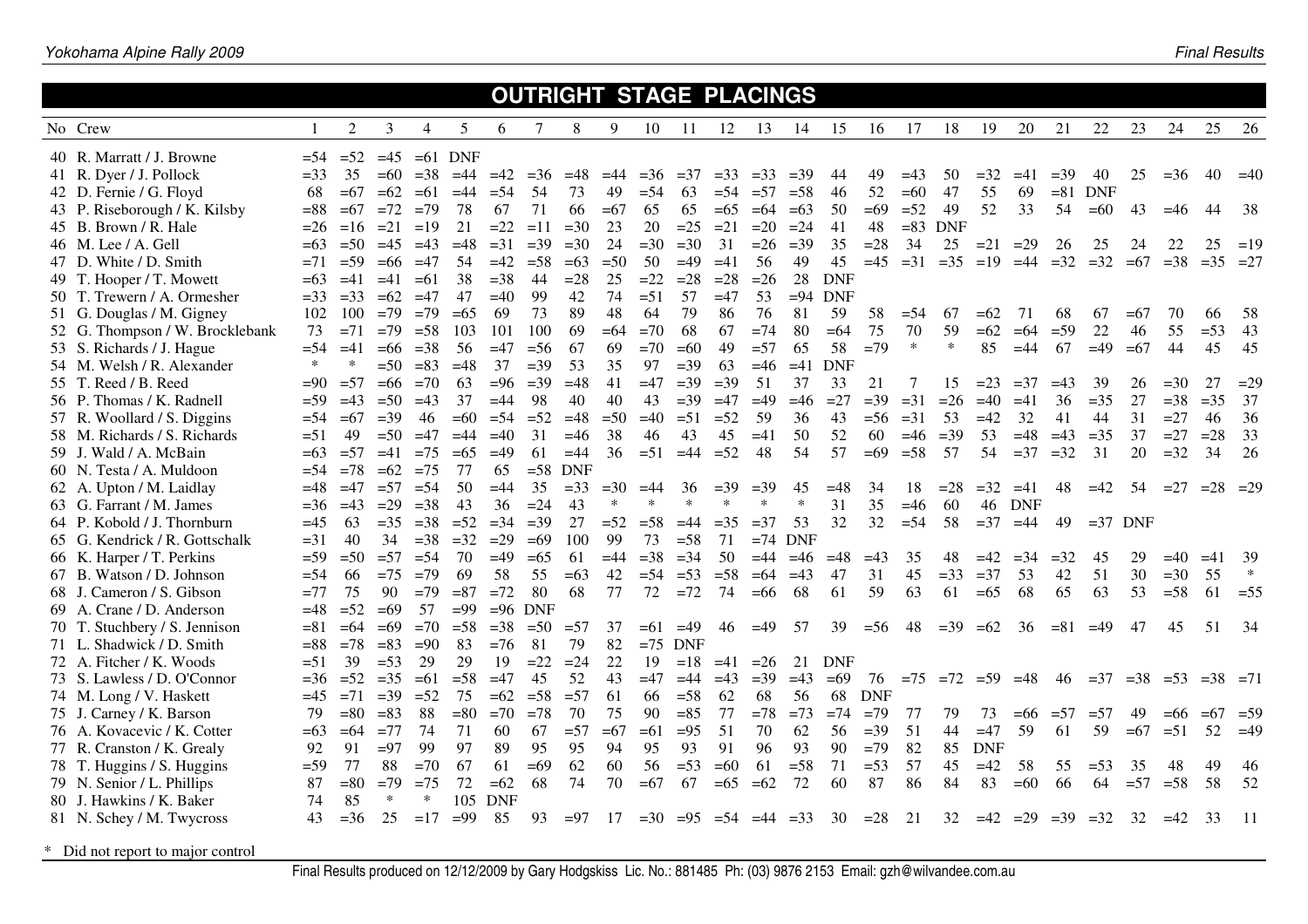# OUTRIGHT STAGE PLACINGS

| No | Crew | 1 | 2 | 3 | 4 | 5 | 6 | 7 | 8 | 9 | 10 | 11 | 12 | 13 | 14 | 15 | 16 | 17 | 18 | 19 | 20 | 21 | 22 | 23 | 24 | 25 | 26 |
|---|---|---|---|---|---|---|---|---|---|---|---|---|---|---|---|---|---|---|---|---|---|---|---|---|---|---|---|
| 40 | R. Marratt / J. Browne | =54 | =52 | =45 | =61 | DNF | | | | | | | | | | | | | | | | | | | | | |
| 41 | R. Dyer / J. Pollock | =33 | 35 | =60 | =38 | =44 | =42 | =36 | =48 | =44 | =36 | =37 | =33 | =33 | =39 | 44 | 49 | =43 | 50 | =32 | =41 | =39 | 40 | 25 | =36 | 40 | =40 |
| 42 | D. Fernie / G. Floyd | 68 | =67 | =62 | =61 | =44 | =54 | 54 | 73 | 49 | =54 | 63 | =54 | =57 | =58 | 46 | 52 | =60 | 47 | 55 | 69 | =81 | DNF | | | | |
| 43 | P. Riseborough / K. Kilsby | =88 | =67 | =72 | =79 | 78 | 67 | 71 | 66 | =67 | 65 | 65 | =65 | =64 | =63 | 50 | =69 | =52 | 49 | 52 | 33 | 54 | =60 | 43 | =46 | 44 | 38 |
| 45 | B. Brown / R. Hale | =26 | =16 | =21 | =19 | 21 | =22 | =11 | =30 | 23 | 20 | =25 | =21 | =20 | =24 | 41 | 48 | =83 | DNF | | | | | | | | |
| 46 | M. Lee / A. Gell | =63 | =50 | =45 | =43 | =48 | =31 | =39 | =30 | 24 | =30 | =30 | 31 | =26 | =39 | 35 | =28 | 34 | 25 | =21 | =29 | 26 | 25 | 24 | 22 | 25 | =19 |
| 47 | D. White / D. Smith | =71 | =59 | =66 | =47 | 54 | =42 | =58 | =63 | =50 | 50 | =49 | =41 | 56 | 49 | 45 | =45 | =31 | =35 | =19 | =44 | =32 | =32 | =67 | =38 | =35 | =27 |
| 49 | T. Hooper / T. Mowett | =63 | =41 | =41 | =61 | 38 | =38 | 44 | =28 | 25 | =22 | =28 | =28 | =26 | 28 | DNF | | | | | | | | | | | |
| 50 | T. Trewern / A. Ormesher | =33 | =33 | =62 | =47 | 47 | =40 | 99 | 42 | 74 | =51 | 57 | =47 | 53 | =94 | DNF | | | | | | | | | | | |
| 51 | G. Douglas / M. Gigney | 102 | 100 | =79 | =79 | =65 | 69 | 73 | 89 | 48 | 64 | 79 | 86 | 76 | 81 | 59 | 58 | =54 | 67 | =62 | 71 | 68 | 67 | =67 | 70 | 66 | 58 |
| 52 | G. Thompson / W. Brocklebank | 73 | =71 | =79 | =58 | 103 | 101 | 100 | 69 | =64 | =70 | 68 | 67 | =74 | 80 | =64 | 75 | 70 | 59 | =62 | =64 | =59 | 22 | 46 | 55 | =53 | 43 |
| 53 | S. Richards / J. Hague | =54 | =41 | =66 | =38 | 56 | =47 | =56 | 67 | 69 | =70 | =60 | 49 | =57 | 65 | 58 | =79 | * | * | 85 | =44 | 67 | =49 | =67 | 44 | 45 | 45 |
| 54 | M. Welsh / R. Alexander | * | * | =50 | =83 | =48 | 37 | =39 | 53 | 35 | 97 | =39 | 63 | =46 | =41 | DNF | | | | | | | | | | | |
| 55 | T. Reed / B. Reed | =90 | =57 | =66 | =70 | 63 | =96 | =39 | =48 | 41 | =47 | =39 | =39 | 51 | 37 | 33 | 21 | 7 | 15 | =23 | =37 | =43 | 39 | 26 | =30 | 27 | =29 |
| 56 | P. Thomas / K. Radnell | =59 | =43 | =50 | =43 | 37 | =44 | 98 | 40 | 40 | 43 | =39 | =47 | =49 | =46 | =27 | =39 | =31 | =26 | =40 | =41 | 36 | =35 | 27 | =38 | =35 | 37 |
| 57 | R. Woollard / S. Diggins | =54 | =67 | =39 | 46 | =60 | =54 | =52 | =48 | =50 | =40 | =51 | =52 | 59 | 36 | 43 | =56 | =31 | 53 | =42 | 32 | 41 | 44 | 31 | =27 | 46 | 36 |
| 58 | M. Richards / S. Richards | =51 | 49 | =50 | =47 | =44 | =40 | 31 | =46 | 38 | 46 | 43 | 45 | =41 | 50 | 52 | 60 | =46 | =39 | 53 | =48 | =43 | =35 | 37 | =27 | =28 | 33 |
| 59 | J. Wald / A. McBain | =63 | =57 | =41 | =75 | =65 | =49 | 61 | =44 | 36 | =51 | =44 | =52 | 48 | 54 | 57 | =69 | =58 | 57 | 54 | =37 | =32 | 31 | 20 | =32 | 34 | 26 |
| 60 | N. Testa / A. Muldoon | =54 | =78 | =62 | =75 | 77 | 65 | =58 | DNF | | | | | | | | | | | | | | | | | | |
| 62 | A. Upton / M. Laidlay | =48 | =47 | =57 | =54 | 50 | =44 | 35 | =33 | =30 | =44 | 36 | =39 | =39 | 45 | =48 | 34 | 18 | =28 | =32 | =41 | 48 | =42 | 54 | =27 | =28 | =29 |
| 63 | G. Farrant / M. James | =36 | =43 | =29 | =38 | 43 | 36 | =24 | 43 | * | * | * | * | * | * | 31 | 35 | =46 | 60 | 46 | DNF | | | | | | |
| 64 | P. Kobold / J. Thornburn | =45 | 63 | =35 | =38 | =52 | =34 | =39 | 27 | =52 | =58 | =44 | =35 | =37 | 53 | 32 | 32 | =54 | 58 | =37 | =44 | 49 | =37 | DNF | | | |
| 65 | G. Kendrick / R. Gottschalk | =31 | 40 | 34 | =38 | =32 | =29 | =69 | 100 | 99 | 73 | =58 | 71 | =74 | DNF | | | | | | | | | | | | |
| 66 | K. Harper / T. Perkins | =59 | =50 | =57 | =54 | 70 | =49 | =65 | 61 | =44 | =38 | =34 | 50 | =44 | =46 | =48 | =43 | 35 | 48 | =42 | =34 | =32 | 45 | 29 | =40 | =41 | 39 |
| 67 | B. Watson / D. Johnson | =54 | 66 | =75 | =79 | 69 | 58 | 55 | =63 | 42 | =54 | =53 | =58 | =64 | =43 | 47 | 31 | 45 | =33 | =37 | 53 | 42 | 51 | 30 | =30 | 55 | * |
| 68 | J. Cameron / S. Gibson | =77 | 75 | 90 | =79 | =87 | =72 | 80 | 68 | 77 | 72 | =72 | 74 | =66 | 68 | 61 | 59 | 63 | 61 | =65 | 68 | 65 | 63 | 53 | =58 | 61 | =55 |
| 69 | A. Crane / D. Anderson | =48 | =52 | =69 | 57 | =99 | =96 | DNF | | | | | | | | | | | | | | | | | | | |
| 70 | T. Stuchbery / S. Jennison | =81 | =64 | =69 | =70 | =58 | =38 | =50 | =57 | 37 | =61 | =49 | 46 | =49 | 57 | 39 | =56 | 48 | =39 | =62 | 36 | =81 | =49 | 47 | 45 | 51 | 34 |
| 71 | L. Shadwick / D. Smith | =88 | =78 | =83 | =90 | 83 | =76 | 81 | 79 | 82 | =75 | DNF | | | | | | | | | | | | | | | |
| 72 | A. Fitcher / K. Woods | =51 | 39 | =53 | 29 | 29 | 19 | =22 | =24 | 22 | 19 | =18 | =41 | =26 | 21 | DNF | | | | | | | | | | | |
| 73 | S. Lawless / D. O'Connor | =36 | =52 | =35 | =61 | =58 | =47 | 45 | 52 | 43 | =47 | =44 | =43 | =39 | =43 | =69 | 76 | =75 | =72 | =59 | =48 | 46 | =37 | =38 | =53 | =38 | =71 |
| 74 | M. Long / V. Haskett | =45 | =71 | =39 | =52 | 75 | =62 | =58 | =57 | 61 | 66 | =58 | 62 | 68 | 56 | 68 | DNF | | | | | | | | | | |
| 75 | J. Carney / K. Barson | 79 | =80 | =83 | 88 | =80 | =70 | =78 | 70 | 75 | 90 | =85 | 77 | =78 | =73 | =74 | =79 | 77 | 79 | 73 | =66 | =57 | =57 | 49 | =66 | =67 | =59 |
| 76 | A. Kovacevic / K. Cotter | =63 | =64 | =77 | 74 | 71 | 60 | 67 | =57 | =67 | =61 | =95 | 51 | 70 | 62 | 56 | =39 | 51 | 44 | =47 | 59 | 61 | 59 | =67 | =51 | 52 | =49 |
| 77 | R. Cranston / K. Grealy | 92 | 91 | =97 | 99 | 97 | 89 | 95 | 95 | 94 | 95 | 93 | 91 | 96 | 93 | 90 | =79 | 82 | 85 | DNF | | | | | | | |
| 78 | T. Huggins / S. Huggins | =59 | 77 | 88 | =70 | 67 | 61 | =69 | 62 | 60 | 56 | =53 | =60 | 61 | =58 | 71 | =53 | 57 | 45 | =42 | 58 | 55 | =53 | 35 | 48 | 49 | 46 |
| 79 | N. Senior / L. Phillips | 87 | =80 | =79 | =75 | 72 | =62 | 68 | 74 | 70 | =67 | 67 | =65 | =62 | 72 | 60 | 87 | 86 | 84 | 83 | =60 | 66 | 64 | =57 | =58 | 58 | 52 |
| 80 | J. Hawkins / K. Baker | 74 | 85 | * | * | 105 | DNF | | | | | | | | | | | | | | | | | | | | |
| 81 | N. Schey / M. Twycross | 43 | =36 | 25 | =17 | =99 | 85 | 93 | =97 | 17 | =30 | =95 | =54 | =44 | =33 | 30 | =28 | 21 | 32 | =42 | =29 | =39 | =32 | 32 | =42 | 33 | 11 |

\* Did not report to major control

Final Results produced on 12/12/2009 by Gary Hodgskiss Lic. No.: 881485 Ph: (03) 9876 2153 Email: gzh@wilvandee.com.au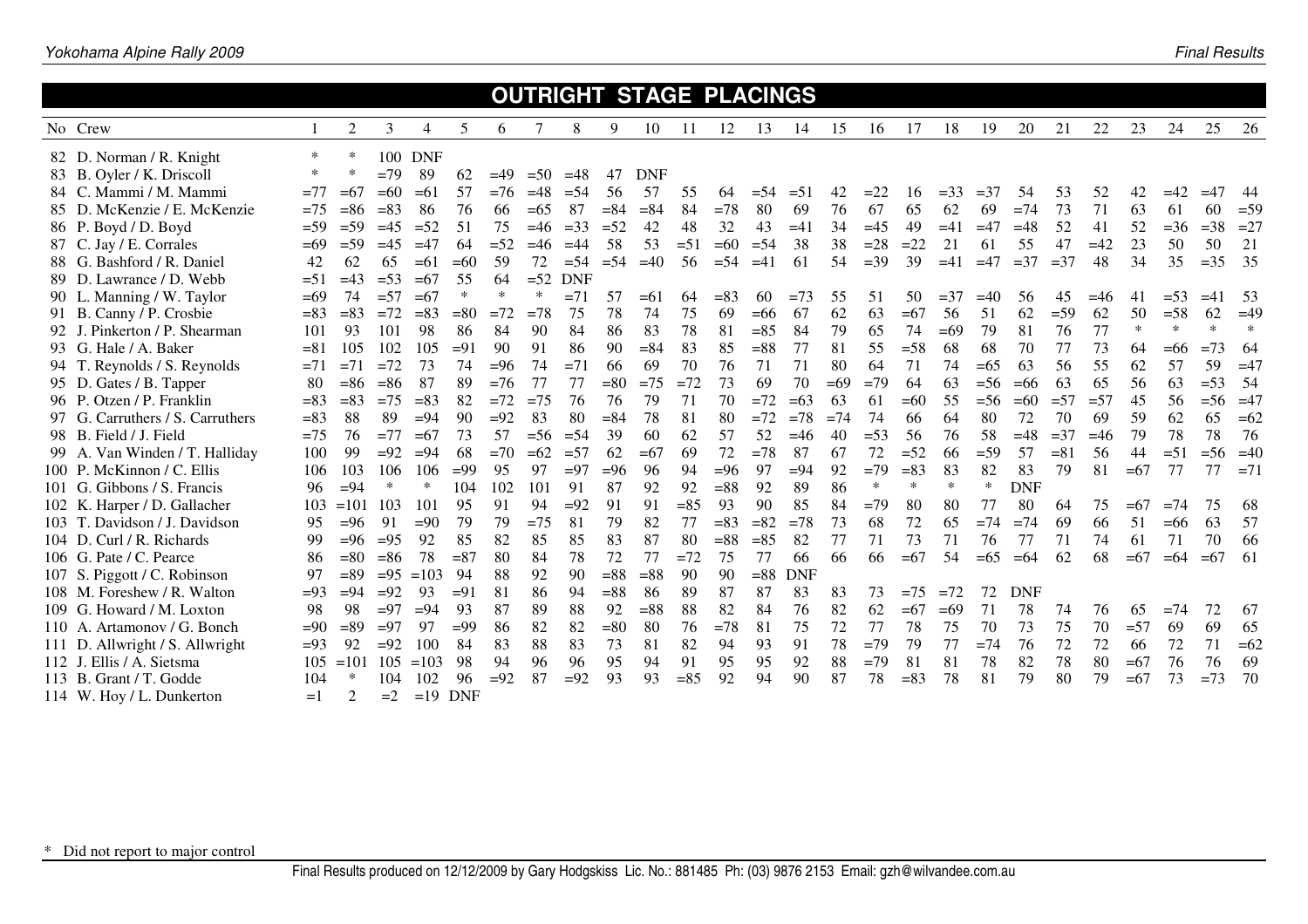## OUTRIGHT STAGE PLACINGS

| No | Crew | 1 | 2 | 3 | 4 | 5 | 6 | 7 | 8 | 9 | 10 | 11 | 12 | 13 | 14 | 15 | 16 | 17 | 18 | 19 | 20 | 21 | 22 | 23 | 24 | 25 | 26 |
|---|---|---|---|---|---|---|---|---|---|---|---|---|---|---|---|---|---|---|---|---|---|---|---|---|---|---|---|
| 82 | D. Norman / R. Knight | * | * | 100 | DNF | | | | | | | | | | | | | | | | | | | | | | |
| 83 | B. Oyler / K. Driscoll | * | * | =79 | 89 | 62 | =49 | =50 | =48 | 47 | DNF | | | | | | | | | | | | | | | | |
| 84 | C. Mammi / M. Mammi | =77 | =67 | =60 | =61 | 57 | =76 | =48 | =54 | 56 | 57 | 55 | 64 | =54 | =51 | 42 | =22 | 16 | =33 | =37 | 54 | 53 | 52 | 42 | =42 | =47 | 44 |
| 85 | D. McKenzie / E. McKenzie | =75 | =86 | =83 | 86 | 76 | 66 | =65 | 87 | =84 | =84 | 84 | =78 | 80 | 69 | 76 | 67 | 65 | 62 | 69 | =74 | 73 | 71 | 63 | 61 | 60 | =59 |
| 86 | P. Boyd / D. Boyd | =59 | =59 | =45 | =52 | 51 | 75 | =46 | =33 | =52 | 42 | 48 | 32 | 43 | =41 | 34 | =45 | 49 | =41 | =47 | =48 | 52 | 41 | 52 | =36 | =38 | =27 |
| 87 | C. Jay / E. Corrales | =69 | =59 | =45 | =47 | 64 | =52 | =46 | =44 | 58 | 53 | =51 | =60 | =54 | 38 | 38 | =28 | =22 | 21 | 61 | 55 | 47 | =42 | 23 | 50 | 50 | 21 |
| 88 | G. Bashford / R. Daniel | 42 | 62 | 65 | =61 | =60 | 59 | 72 | =54 | =54 | =40 | 56 | =54 | =41 | 61 | 54 | =39 | 39 | =41 | =47 | =37 | =37 | 48 | 34 | 35 | =35 | 35 |
| 89 | D. Lawrance / D. Webb | =51 | =43 | =53 | =67 | 55 | 64 | =52 | DNF | | | | | | | | | | | | | | | | | | |
| 90 | L. Manning / W. Taylor | =69 | 74 | =57 | =67 | * | * | * | =71 | 57 | =61 | 64 | =83 | 60 | =73 | 55 | 51 | 50 | =37 | =40 | 56 | 45 | =46 | 41 | =53 | =41 | 53 |
| 91 | B. Canny / P. Crosbie | =83 | =83 | =72 | =83 | =80 | =72 | =78 | 75 | 78 | 74 | 75 | 69 | =66 | 67 | 62 | 63 | =67 | 56 | 51 | 62 | =59 | 62 | 50 | =58 | 62 | =49 |
| 92 | J. Pinkerton / P. Shearman | 101 | 93 | 101 | 98 | 86 | 84 | 90 | 84 | 86 | 83 | 78 | 81 | =85 | 84 | 79 | 65 | 74 | =69 | 79 | 81 | 76 | 77 | * | * | * | * |
| 93 | G. Hale / A. Baker | =81 | 105 | 102 | 105 | =91 | 90 | 91 | 86 | 90 | =84 | 83 | 85 | =88 | 77 | 81 | 55 | =58 | 68 | 68 | 70 | 77 | 73 | 64 | =66 | =73 | 64 |
| 94 | T. Reynolds / S. Reynolds | =71 | =71 | =72 | 73 | 74 | =96 | 74 | =71 | 66 | 69 | 70 | 76 | 71 | 71 | 80 | 64 | 71 | 74 | =65 | 63 | 56 | 55 | 62 | 57 | 59 | =47 |
| 95 | D. Gates / B. Tapper | 80 | =86 | =86 | 87 | 89 | =76 | 77 | 77 | =80 | =75 | =72 | 73 | 69 | 70 | =69 | =79 | 64 | 63 | =56 | =66 | 63 | 65 | 56 | 63 | =53 | 54 |
| 96 | P. Otzen / P. Franklin | =83 | =83 | =75 | =83 | 82 | =72 | =75 | 76 | 76 | 79 | 71 | 70 | =72 | =63 | 63 | 61 | =60 | 55 | =56 | =60 | =57 | =57 | 45 | 56 | =56 | =47 |
| 97 | G. Carruthers / S. Carruthers | =83 | 88 | 89 | =94 | 90 | =92 | 83 | 80 | =84 | 78 | 81 | 80 | =72 | =78 | =74 | 74 | 66 | 64 | 80 | 72 | 70 | 69 | 59 | 62 | 65 | =62 |
| 98 | B. Field / J. Field | =75 | 76 | =77 | =67 | 73 | 57 | =56 | =54 | 39 | 60 | 62 | 57 | 52 | =46 | 40 | =53 | 56 | 76 | 58 | =48 | =37 | =46 | 79 | 78 | 78 | 76 |
| 99 | A. Van Winden / T. Halliday | 100 | 99 | =92 | =94 | 68 | =70 | =62 | =57 | 62 | =67 | 69 | 72 | =78 | 87 | 67 | 72 | =52 | 66 | =59 | 57 | =81 | 56 | 44 | =51 | =56 | =40 |
| 100 | P. McKinnon / C. Ellis | 106 | 103 | 106 | 106 | =99 | 95 | 97 | =97 | =96 | 96 | 94 | =96 | 97 | =94 | 92 | =79 | =83 | 83 | 82 | 83 | 79 | 81 | =67 | 77 | 77 | =71 |
| 101 | G. Gibbons / S. Francis | 96 | =94 | * | * | 104 | 102 | 101 | 91 | 87 | 92 | 92 | =88 | 92 | 89 | 86 | * | * | * | * | DNF | | | | | | |
| 102 | K. Harper / D. Gallacher | 103 | =101 | 103 | 101 | 95 | 91 | 94 | =92 | 91 | 91 | =85 | 93 | 90 | 85 | 84 | =79 | 80 | 80 | 77 | 80 | 64 | 75 | =67 | =74 | 75 | 68 |
| 103 | T. Davidson / J. Davidson | 95 | =96 | 91 | =90 | 79 | 79 | =75 | 81 | 79 | 82 | 77 | =83 | =82 | =78 | 73 | 68 | 72 | 65 | =74 | =74 | 69 | 66 | 51 | =66 | 63 | 57 |
| 104 | D. Curl / R. Richards | 99 | =96 | =95 | 92 | 85 | 82 | 85 | 85 | 83 | 87 | 80 | =88 | =85 | 82 | 77 | 71 | 73 | 71 | 76 | 77 | 71 | 74 | 61 | 71 | 70 | 66 |
| 106 | G. Pate / C. Pearce | 86 | =80 | =86 | 78 | =87 | 80 | 84 | 78 | 72 | 77 | =72 | 75 | 77 | 66 | 66 | 66 | =67 | 54 | =65 | =64 | 62 | 68 | =67 | =64 | =67 | 61 |
| 107 | S. Piggott / C. Robinson | 97 | =89 | =95 | =103 | 94 | 88 | 92 | 90 | =88 | =88 | 90 | 90 | =88 | DNF | | | | | | | | | | | | |
| 108 | M. Foreshew / R. Walton | =93 | =94 | =92 | 93 | =91 | 81 | 86 | 94 | =88 | 86 | 89 | 87 | 87 | 83 | 83 | 73 | =75 | =72 | 72 | DNF | | | | | | |
| 109 | G. Howard / M. Loxton | 98 | 98 | =97 | =94 | 93 | 87 | 89 | 88 | 92 | =88 | 88 | 82 | 84 | 76 | 82 | 62 | =67 | =69 | 71 | 78 | 74 | 76 | 65 | =74 | 72 | 67 |
| 110 | A. Artamonov / G. Bonch | =90 | =89 | =97 | 97 | =99 | 86 | 82 | 82 | =80 | 80 | 76 | =78 | 81 | 75 | 72 | 77 | 78 | 75 | 70 | 73 | 75 | 70 | =57 | 69 | 69 | 65 |
| 111 | D. Allwright / S. Allwright | =93 | 92 | =92 | 100 | 84 | 83 | 88 | 83 | 73 | 81 | 82 | 94 | 93 | 91 | 78 | =79 | 79 | 77 | =74 | 76 | 72 | 72 | 66 | 72 | 71 | =62 |
| 112 | J. Ellis / A. Sietsma | 105 | =101 | 105 | =103 | 98 | 94 | 96 | 96 | 95 | 94 | 91 | 95 | 95 | 92 | 88 | =79 | 81 | 81 | 78 | 82 | 78 | 80 | =67 | 76 | 76 | 69 |
| 113 | B. Grant / T. Godde | 104 | * | 104 | 102 | 96 | =92 | 87 | =92 | 93 | 93 | =85 | 92 | 94 | 90 | 87 | 78 | =83 | 78 | 81 | 79 | 80 | 79 | =67 | 73 | =73 | 70 |
| 114 | W. Hoy / L. Dunkerton | =1 | 2 | =2 | =19 | DNF | | | | | | | | | | | | | | | | | | | | | |

\* Did not report to major control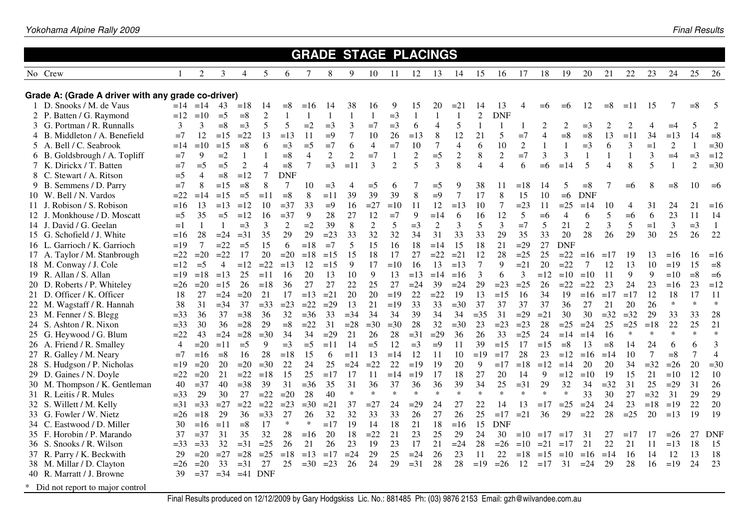## GRADE STAGE PLACINGS

| No | Crew | 1 | 2 | 3 | 4 | 5 | 6 | 7 | 8 | 9 | 10 | 11 | 12 | 13 | 14 | 15 | 16 | 17 | 18 | 19 | 20 | 21 | 22 | 23 | 24 | 25 | 26 |
|---|---|---|---|---|---|---|---|---|---|---|---|---|---|---|---|---|---|---|---|---|---|---|---|---|---|---|---|
| **Grade A: (Grade A driver with any grade co-driver)** | | | | | | | | | | | | | | | | | | | | | | | | | | | |
| 1 | D. Snooks / M. de Vaus | =14 | =14 | 43 | =18 | 14 | =8 | =16 | 14 | 38 | 16 | 9 | 15 | 20 | =21 | 14 | 13 | 4 | =6 | =6 | 12 | =8 | =11 | 15 | 7 | =8 | 5 |
| 2 | P. Batten / G. Raymond | =12 | =10 | =5 | =8 | 2 | 1 | 1 | 1 | 1 | 1 | =3 | 1 | 1 | 1 | 2 | DNF | | | | | | | | | | |
| 3 | G. Portman / R. Runnalls | 3 | 3 | =8 | =3 | 5 | 5 | =2 | =3 | 3 | =7 | =3 | 6 | 4 | 5 | 1 | 1 | 1 | 2 | 2 | =3 | 2 | 2 | 4 | =4 | 5 | 2 |
| 4 | B. Middleton / A. Benefield | =7 | 12 | =15 | =22 | 13 | =13 | 11 | =9 | 7 | 10 | 26 | =13 | 8 | 12 | 21 | 5 | =7 | 4 | =8 | =8 | 13 | =11 | 34 | =13 | 14 | =8 |
| 5 | A. Bell / C. Seabrook | =14 | =10 | =15 | =8 | 6 | =3 | =5 | =7 | 6 | 4 | =7 | 10 | 7 | 4 | 6 | 10 | 2 | 1 | 1 | =3 | 6 | 3 | =1 | 2 | 1 | =30 |
| 6 | B. Goldsbrough / A. Topliff | =7 | 9 | =2 | 1 | 1 | =8 | 4 | 2 | 2 | =7 | 1 | 2 | =5 | 2 | 8 | 2 | =7 | 3 | 3 | 1 | 1 | 1 | 3 | =4 | =3 | =12 |
| 7 | K. Dirickx / T. Batten | =7 | =5 | =5 | 2 | 4 | =8 | 7 | =3 | =11 | 3 | 2 | 5 | 3 | 8 | 4 | 4 | 6 | =6 | =14 | 5 | 4 | 8 | 5 | 1 | 2 | =30 |
| 8 | C. Stewart / A. Ritson | =5 | 4 | =8 | =12 | 7 | DNF | | | | | | | | | | | | | | | | | | | | |
| 9 | B. Semmens / D. Parry | =7 | 8 | =15 | =8 | 8 | 7 | 10 | =3 | 4 | =5 | 6 | 7 | =5 | 9 | 38 | 11 | =18 | 14 | 5 | =8 | 7 | =6 | 8 | =8 | 10 | =6 |
| 10 | W. Bell / N. Vardos | =22 | =14 | =15 | =5 | =11 | =8 | 8 | =11 | 39 | 39 | 39 | 8 | =9 | 7 | 17 | 8 | 15 | 10 | =6 | DNF | | | | | | |
| 11 | J. Robison / S. Robison | =16 | 13 | =13 | =12 | 10 | =37 | 33 | =9 | 16 | =27 | =10 | 11 | 12 | =13 | 10 | 7 | =23 | 11 | =25 | =14 | 10 | 4 | 31 | 24 | 21 | =16 |
| 12 | J. Monkhouse / D. Moscatt | =5 | 35 | =5 | =12 | 16 | =37 | 9 | 28 | 27 | 12 | =7 | 9 | =14 | 6 | 16 | 12 | 5 | =6 | 4 | 6 | 5 | =6 | 6 | 23 | 11 | 14 |
| 14 | J. David / G. Geelan | =1 | 1 | 1 | =3 | 3 | 2 | =2 | 39 | 8 | 2 | 5 | =3 | 2 | 3 | 5 | 3 | =7 | 5 | 21 | 2 | 3 | 5 | =1 | 3 | =3 | 1 |
| 15 | G. Schofield / J. White | =16 | 28 | =24 | =31 | 35 | 29 | 29 | =23 | 33 | 32 | 32 | 34 | 31 | 33 | 33 | 29 | 35 | 33 | 20 | 28 | 26 | 29 | 30 | 25 | 26 | 22 |
| 16 | L. Garrioch / K. Garrioch | =19 | 7 | =22 | =5 | 15 | 6 | =18 | =7 | 5 | 15 | 16 | 18 | =14 | 15 | 18 | 21 | =29 | 27 | DNF | | | | | | | |
| 17 | A. Taylor / M. Stanbrough | =22 | =20 | =22 | 17 | 20 | =20 | =18 | =15 | 15 | 18 | 17 | 27 | =22 | =21 | 12 | 28 | =25 | 25 | =22 | =16 | =17 | 19 | 13 | =16 | 16 | =16 |
| 18 | M. Conway / J. Cole | =12 | =5 | 4 | =12 | =22 | =13 | 12 | =15 | 9 | 17 | =10 | 16 | 13 | =13 | 7 | 9 | =21 | 20 | =22 | 7 | 12 | 13 | 10 | =19 | 15 | =8 |
| 19 | R. Allan / S. Allan | =19 | =18 | =13 | 25 | =11 | 16 | 20 | 13 | 10 | 9 | 13 | =13 | =14 | =16 | 3 | 6 | 3 | =12 | =10 | =10 | 11 | 9 | 9 | =10 | =8 | =6 |
| 20 | D. Roberts / P. Whiteley | =26 | =20 | =15 | 26 | =18 | 36 | 27 | 27 | 22 | 25 | 27 | =24 | 39 | =24 | 29 | =23 | =25 | 26 | =22 | =22 | 23 | 24 | 23 | =16 | 23 | =12 |
| 21 | D. Officer / K. Officer | 18 | 27 | =24 | =20 | 21 | 17 | =13 | =21 | 20 | 20 | =19 | 22 | =22 | 19 | 13 | =15 | 16 | 34 | 19 | =16 | =17 | =17 | 12 | 18 | 17 | 11 |
| 22 | M. Wagstaff / R. Hannah | 38 | 31 | =34 | 37 | =33 | =23 | =22 | =29 | 13 | 21 | =19 | 33 | 33 | =30 | 37 | 37 | 37 | 37 | 36 | 27 | 21 | 20 | 26 | * | * | * |
| 23 | M. Fenner / S. Blegg | =33 | 36 | 37 | =38 | 36 | 32 | =36 | 33 | =34 | 34 | 34 | 39 | 34 | 34 | =35 | 31 | =29 | =21 | 30 | 30 | =32 | =32 | 29 | 33 | 33 | 28 |
| 24 | S. Ashton / R. Nixon | =33 | 30 | 36 | =28 | 29 | =8 | =22 | 31 | =28 | =30 | =30 | 28 | 32 | =30 | 23 | =23 | =23 | 28 | =25 | =24 | 25 | =25 | =18 | 22 | 25 | 21 |
| 25 | G. Heywood / G. Blum | =22 | 43 | =24 | =28 | =30 | 34 | 34 | =29 | 21 | 26 | 28 | =31 | =29 | 36 | 26 | 33 | =25 | 24 | =14 | =14 | 16 | * | * | * | * | * |
| 26 | A. Friend / R. Smalley | 4 | =20 | =11 | =5 | 9 | =3 | =5 | =11 | 14 | =5 | 12 | =3 | =9 | 11 | 39 | =15 | 17 | =15 | =8 | 13 | =8 | 14 | 24 | 6 | 6 | 3 |
| 27 | R. Galley / M. Neary | =7 | =16 | =8 | 16 | 28 | =18 | 15 | 6 | =11 | 13 | =14 | 12 | 11 | 10 | =19 | =17 | 28 | 23 | =12 | =16 | =14 | 10 | 7 | =8 | 7 | 4 |
| 28 | S. Hudgson / P. Nicholas | =19 | =20 | 20 | =20 | =30 | 22 | 24 | 25 | =24 | =22 | 22 | =19 | 19 | 20 | 9 | =17 | =18 | =12 | =14 | 20 | 20 | 34 | =32 | =26 | 20 | =30 |
| 29 | D. Gaines / N. Doyle | =22 | =20 | 21 | =22 | =18 | 15 | 25 | =17 | 17 | 11 | =14 | =19 | 17 | 18 | 27 | 20 | 14 | 9 | =12 | =10 | 19 | 15 | 21 | =10 | 12 | 10 |
| 30 | M. Thompson / K. Gentleman | 40 | =37 | 40 | =38 | 39 | 31 | =36 | 35 | 31 | 36 | 37 | 36 | 36 | 39 | 34 | 25 | =31 | 29 | 32 | 34 | =32 | 31 | 25 | =29 | 31 | 26 |
| 31 | R. Leitis / R. Mules | =33 | 29 | 30 | 27 | =22 | =20 | 28 | 40 | * | * | * | * | * | * | * | * | * | * | * | 33 | 30 | 27 | =32 | 31 | 29 | 29 |
| 32 | S. Willett / M. Kelly | =31 | =33 | =27 | =22 | =22 | =23 | =30 | =21 | 37 | =27 | 24 | =29 | 24 | 27 | 22 | 14 | 13 | =17 | =25 | =24 | 24 | 23 | =18 | =19 | 22 | 20 |
| 33 | G. Fowler / W. Nietz | =26 | =18 | 29 | 36 | =33 | 27 | 26 | 32 | 32 | 33 | 33 | 26 | 27 | 26 | 25 | =17 | =21 | 36 | 29 | =22 | 28 | =25 | 20 | =13 | 19 | 19 |
| 34 | C. Eastwood / D. Miller | 30 | =16 | =11 | =8 | 17 | * | * | =17 | 19 | 14 | 18 | 21 | 18 | =16 | 15 | DNF | | | | | | | | | | |
| 35 | F. Horobin / P. Marando | 37 | =37 | 31 | 35 | 32 | 28 | =16 | 20 | 18 | =22 | 21 | 23 | 25 | 29 | 24 | 30 | =10 | =17 | =17 | 31 | 27 | =17 | 17 | =26 | 27 | DNF |
| 36 | S. Snooks / R. Wilson | =33 | =33 | 32 | =31 | =25 | 26 | 21 | 26 | 23 | 19 | 23 | 17 | 21 | =24 | 28 | =26 | =10 | =21 | =17 | 21 | 22 | 21 | 11 | =13 | 18 | 15 |
| 37 | R. Parry / K. Beckwith | 29 | =20 | =27 | =28 | =25 | =18 | =13 | =17 | =24 | 29 | 25 | =24 | 26 | 23 | 11 | 22 | =18 | =15 | =10 | =16 | =14 | 16 | 14 | 12 | 13 | 18 |
| 38 | M. Millar / D. Clayton | =26 | =20 | 33 | =31 | 27 | 25 | =30 | =23 | 26 | 24 | 29 | =31 | 28 | 28 | =19 | =26 | 12 | =17 | 31 | =24 | 29 | 28 | 16 | =19 | 24 | 23 |
| 40 | R. Marratt / J. Browne | 39 | =37 | =34 | =41 | DNF | | | | | | | | | | | | | | | | | | | | | |

\* Did not report to major control

Final Results produced on 12/12/2009 by Gary Hodgskiss Lic. No.: 881485 Ph: (03) 9876 2153 Email: gzh@wilvandee.com.au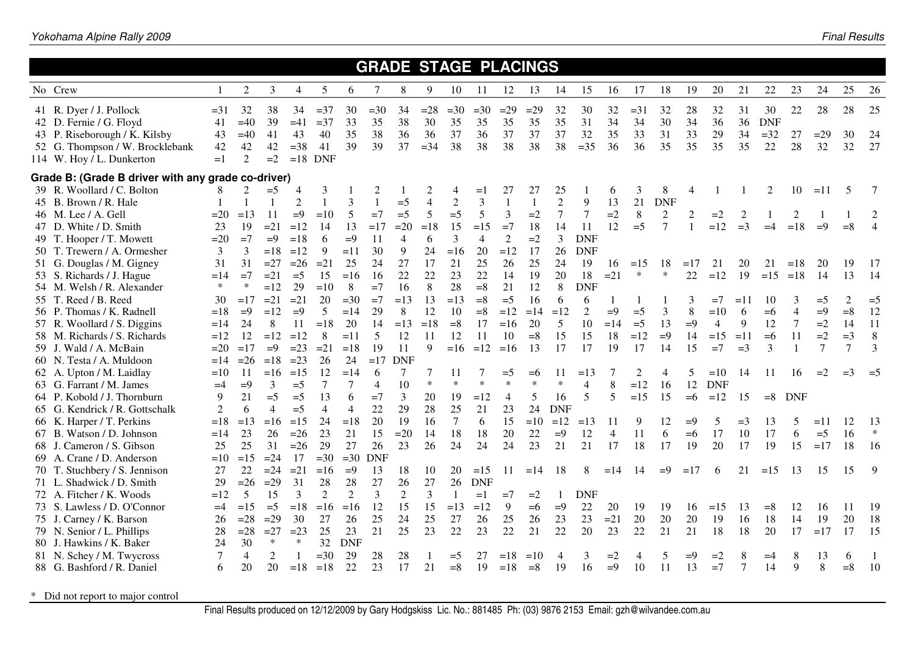## GRADE STAGE PLACINGS

| No | Crew | 1 | 2 | 3 | 4 | 5 | 6 | 7 | 8 | 9 | 10 | 11 | 12 | 13 | 14 | 15 | 16 | 17 | 18 | 19 | 20 | 21 | 22 | 23 | 24 | 25 | 26 |
|---|---|---|---|---|---|---|---|---|---|---|---|---|---|---|---|---|---|---|---|---|---|---|---|---|---|---|---|
| 41 | R. Dyer / J. Pollock | =31 | 32 | 38 | 34 | =37 | 30 | =30 | 34 | =28 | =30 | =30 | =29 | =29 | 32 | 30 | 32 | =31 | 32 | 28 | 32 | 31 | 30 | 22 | 28 | 28 | 25 |
| 42 | D. Fernie / G. Floyd | 41 | =40 | 39 | =41 | =37 | 33 | 35 | 38 | 30 | 35 | 35 | 35 | 35 | 35 | 31 | 34 | 34 | 30 | 34 | 36 | 36 | DNF | | | | |
| 43 | P. Riseborough / K. Kilsby | 43 | =40 | 41 | 43 | 40 | 35 | 38 | 36 | 36 | 37 | 36 | 37 | 37 | 37 | 32 | 35 | 33 | 31 | 33 | 29 | 34 | =32 | 27 | =29 | 30 | 24 |
| 52 | G. Thompson / W. Brocklebank | 42 | 42 | 42 | =38 | 41 | 39 | 39 | 37 | =34 | 38 | 38 | 38 | 38 | 38 | =35 | 36 | 36 | 35 | 35 | 35 | 35 | 22 | 28 | 32 | 32 | 27 |
| 114 | W. Hoy / L. Dunkerton | =1 | 2 | =2 | =18 | DNF | | | | | | | | | | | | | | | | | | | | | |
| | **Grade B: (Grade B driver with any grade co-driver)** | | | | | | | | | | | | | | | | | | | | | | | | | | |
| 39 | R. Woollard / C. Bolton | 8 | 2 | =5 | 4 | 3 | 1 | 2 | 1 | 2 | 4 | =1 | 27 | 27 | 25 | 1 | 6 | 3 | 8 | 4 | 1 | 1 | 2 | 10 | =11 | 5 | 7 |
| 45 | B. Brown / R. Hale | 1 | 1 | 1 | 2 | 1 | 3 | 1 | =5 | 4 | 2 | 3 | 1 | 1 | 2 | 9 | 13 | 21 | DNF | | | | | | | | |
| 46 | M. Lee / A. Gell | =20 | =13 | 11 | =9 | =10 | 5 | =7 | =5 | 5 | =5 | 5 | 3 | =2 | 7 | 7 | =2 | 8 | 2 | 2 | =2 | 2 | 1 | 2 | 1 | 1 | 2 |
| 47 | D. White / D. Smith | 23 | 19 | =21 | =12 | 14 | 13 | =17 | =20 | =18 | 15 | =15 | =7 | 18 | 14 | 11 | 12 | =5 | 7 | 1 | =12 | =3 | =4 | =18 | =9 | =8 | 4 |
| 49 | T. Hooper / T. Mowett | =20 | =7 | =9 | =18 | 6 | =9 | 11 | 4 | 6 | 3 | 4 | 2 | =2 | 3 | DNF | | | | | | | | | | | |
| 50 | T. Trewern / A. Ormesher | 3 | 3 | =18 | =12 | 9 | =11 | 30 | 9 | 24 | =16 | 20 | =12 | 17 | 26 | DNF | | | | | | | | | | | |
| 51 | G. Douglas / M. Gigney | 31 | 31 | =27 | =26 | =21 | 25 | 24 | 27 | 17 | 21 | 25 | 26 | 25 | 24 | 19 | 16 | =15 | 18 | =17 | 21 | 20 | 21 | =18 | 20 | 19 | 17 |
| 53 | S. Richards / J. Hague | =14 | =7 | =21 | =5 | 15 | =16 | 16 | 22 | 22 | 23 | 22 | 14 | 19 | 20 | 18 | =21 | * | * | 22 | =12 | 19 | =15 | =18 | 14 | 13 | 14 |
| 54 | M. Welsh / R. Alexander | * | * | =12 | 29 | =10 | 8 | =7 | 16 | 8 | 28 | =8 | 21 | 12 | 8 | DNF | | | | | | | | | | | |
| 55 | T. Reed / B. Reed | 30 | =17 | =21 | =21 | 20 | =30 | =7 | =13 | 13 | =13 | =8 | =5 | 16 | 6 | 6 | 1 | 1 | 1 | 3 | =7 | =11 | 10 | 3 | =5 | 2 | =5 |
| 56 | P. Thomas / K. Radnell | =18 | =9 | =12 | =9 | 5 | =14 | 29 | 8 | 12 | 10 | =8 | =12 | =14 | =12 | 2 | =9 | =5 | 3 | 8 | =10 | 6 | =6 | 4 | =9 | =8 | 12 |
| 57 | R. Woollard / S. Diggins | =14 | 24 | 8 | 11 | =18 | 20 | 14 | =13 | =18 | =8 | 17 | =16 | 20 | 5 | 10 | =14 | =5 | 13 | =9 | 4 | 9 | 12 | 7 | =2 | 14 | 11 |
| 58 | M. Richards / S. Richards | =12 | 12 | =12 | =12 | 8 | =11 | 5 | 12 | 11 | 12 | 11 | 10 | =8 | 15 | 15 | 18 | =12 | =9 | 14 | =15 | =11 | =6 | 11 | =2 | =3 | 8 |
| 59 | J. Wald / A. McBain | =20 | =17 | =9 | =23 | =21 | =18 | 19 | 11 | 9 | =16 | =12 | =16 | 13 | 17 | 17 | 19 | 17 | 14 | 15 | =7 | =3 | 3 | 1 | 7 | 7 | 3 |
| 60 | N. Testa / A. Muldoon | =14 | =26 | =18 | =23 | 26 | 24 | =17 | DNF | | | | | | | | | | | | | | | | | | |
| 62 | A. Upton / M. Laidlay | =10 | 11 | =16 | =15 | 12 | =14 | 6 | 7 | 7 | 11 | 7 | =5 | =6 | 11 | =13 | 7 | 2 | 4 | 5 | =10 | 14 | 11 | 16 | =2 | =3 | =5 |
| 63 | G. Farrant / M. James | =4 | =9 | 3 | =5 | 7 | 7 | 4 | 10 | * | * | * | * | * | * | 4 | 8 | =12 | 16 | 12 | DNF | | | | | | |
| 64 | P. Kobold / J. Thornburn | 9 | 21 | =5 | =5 | 13 | 6 | =7 | 3 | 20 | 19 | =12 | 4 | 5 | 16 | 5 | 5 | =15 | 15 | =6 | =12 | 15 | =8 | DNF | | | |
| 65 | G. Kendrick / R. Gottschalk | 2 | 6 | 4 | =5 | 4 | 4 | 22 | 29 | 28 | 25 | 21 | 23 | 24 | DNF | | | | | | | | | | | | |
| 66 | K. Harper / T. Perkins | =18 | =13 | =16 | =15 | 24 | =18 | 20 | 19 | 16 | 7 | 6 | 15 | =10 | =12 | =13 | 11 | 9 | 12 | =9 | 5 | =3 | 13 | 5 | =11 | 12 | 13 |
| 67 | B. Watson / D. Johnson | =14 | 23 | 26 | =26 | 23 | 21 | 15 | =20 | 14 | 18 | 18 | 20 | 22 | =9 | 12 | 4 | 11 | 6 | =6 | 17 | 10 | 17 | 6 | =5 | 16 | * |
| 68 | J. Cameron / S. Gibson | 25 | 25 | 31 | =26 | 29 | 27 | 26 | 23 | 26 | 24 | 24 | 24 | 23 | 21 | 21 | 17 | 18 | 17 | 19 | 20 | 17 | 19 | 15 | =17 | 18 | 16 |
| 69 | A. Crane / D. Anderson | =10 | =15 | =24 | 17 | =30 | =30 | DNF | | | | | | | | | | | | | | | | | | | |
| 70 | T. Stuchbery / S. Jennison | 27 | 22 | =24 | =21 | =16 | =9 | 13 | 18 | 10 | 20 | =15 | 11 | =14 | 18 | 8 | =14 | 14 | =9 | =17 | 6 | 21 | =15 | 13 | 15 | 15 | 9 |
| 71 | L. Shadwick / D. Smith | 29 | =26 | =29 | 31 | 28 | 28 | 27 | 26 | 27 | 26 | DNF | | | | | | | | | | | | | | | |
| 72 | A. Fitcher / K. Woods | =12 | 5 | 15 | 3 | 2 | 2 | 3 | 2 | 3 | 1 | =1 | =7 | =2 | 1 | DNF | | | | | | | | | | | |
| 73 | S. Lawless / D. O'Connor | =4 | =15 | =5 | =18 | =16 | =16 | 12 | 15 | 15 | =13 | =12 | 9 | =6 | =9 | 22 | 20 | 19 | 19 | 16 | =15 | 13 | =8 | 12 | 16 | 11 | 19 |
| 75 | J. Carney / K. Barson | 26 | =28 | =29 | 30 | 27 | 26 | 25 | 24 | 25 | 27 | 26 | 25 | 26 | 23 | 23 | =21 | 20 | 20 | 20 | 19 | 16 | 18 | 14 | 19 | 20 | 18 |
| 79 | N. Senior / L. Phillips | 28 | =28 | =27 | =23 | 25 | 23 | 21 | 25 | 23 | 22 | 23 | 22 | 21 | 22 | 20 | 23 | 22 | 21 | 21 | 18 | 18 | 20 | 17 | =17 | 17 | 15 |
| 80 | J. Hawkins / K. Baker | 24 | 30 | * | * | 32 | DNF | | | | | | | | | | | | | | | | | | | | |
| 81 | N. Schey / M. Twycross | 7 | 4 | 2 | 1 | =30 | 29 | 28 | 28 | 1 | =5 | 27 | =18 | =10 | 4 | 3 | =2 | 4 | 5 | =9 | =2 | 8 | =4 | 8 | 13 | 6 | 1 |
| 88 | G. Bashford / R. Daniel | 6 | 20 | 20 | =18 | =18 | 22 | 23 | 17 | 21 | =8 | 19 | =18 | =8 | 19 | 16 | =9 | 10 | 11 | 13 | =7 | 7 | 14 | 9 | 8 | =8 | 10 |

\* Did not report to major control

Final Results produced on 12/12/2009 by Gary Hodgskiss Lic. No.: 881485 Ph: (03) 9876 2153 Email: gzh@wilvandee.com.au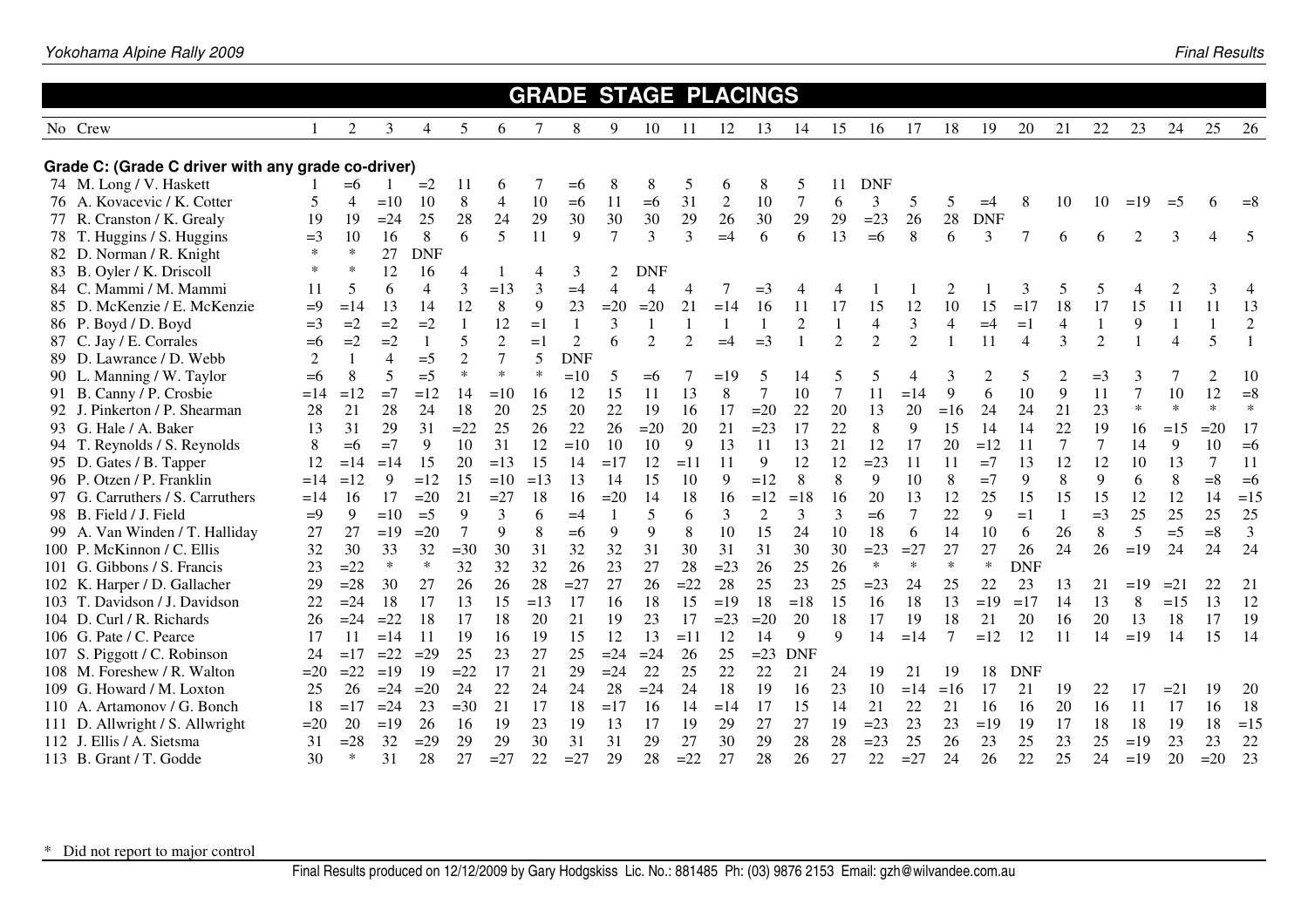## GRADE STAGE PLACINGS

| No | Crew | 1 | 2 | 3 | 4 | 5 | 6 | 7 | 8 | 9 | 10 | 11 | 12 | 13 | 14 | 15 | 16 | 17 | 18 | 19 | 20 | 21 | 22 | 23 | 24 | 25 | 26 |
|---|---|---|---|---|---|---|---|---|---|---|---|---|---|---|---|---|---|---|---|---|---|---|---|---|---|---|---|
| **Grade C: (Grade C driver with any grade co-driver)** | | | | | | | | | | | | | | | | | | | | | | | | | | | |
| 74 | M. Long / V. Haskett | 1 | =6 | 1 | =2 | 11 | 6 | 7 | =6 | 8 | 8 | 5 | 6 | 8 | 5 | 11 | DNF | | | | | | | | | | |
| 76 | A. Kovacevic / K. Cotter | 5 | 4 | =10 | 10 | 8 | 4 | 10 | =6 | 11 | =6 | 31 | 2 | 10 | 7 | 6 | 3 | 5 | 5 | =4 | 8 | 10 | 10 | =19 | =5 | 6 | =8 |
| 77 | R. Cranston / K. Grealy | 19 | 19 | =24 | 25 | 28 | 24 | 29 | 30 | 30 | 30 | 29 | 26 | 30 | 29 | 29 | =23 | 26 | 28 | DNF | | | | | | | |
| 78 | T. Huggins / S. Huggins | =3 | 10 | 16 | 8 | 6 | 5 | 11 | 9 | 7 | 3 | 3 | =4 | 6 | 6 | 13 | =6 | 8 | 6 | 3 | 7 | 6 | 6 | 2 | 3 | 4 | 5 |
| 82 | D. Norman / R. Knight | * | * | 27 | DNF | | | | | | | | | | | | | | | | | | | | | | |
| 83 | B. Oyler / K. Driscoll | * | * | 12 | 16 | 4 | 1 | 4 | 3 | 2 | DNF | | | | | | | | | | | | | | | | |
| 84 | C. Mammi / M. Mammi | 11 | 5 | 6 | 4 | 3 | =13 | 3 | =4 | 4 | 4 | 4 | 7 | =3 | 4 | 4 | 1 | 1 | 2 | 1 | 3 | 5 | 5 | 4 | 2 | 3 | 4 |
| 85 | D. McKenzie / E. McKenzie | =9 | =14 | 13 | 14 | 12 | 8 | 9 | 23 | =20 | =20 | 21 | =14 | 16 | 11 | 17 | 15 | 12 | 10 | 15 | =17 | 18 | 17 | 15 | 11 | 11 | 13 |
| 86 | P. Boyd / D. Boyd | =3 | =2 | =2 | =2 | 1 | 12 | =1 | 1 | 3 | 1 | 1 | 1 | 1 | 2 | 1 | 4 | 3 | 4 | =4 | =1 | 4 | 1 | 9 | 1 | 1 | 2 |
| 87 | C. Jay / E. Corrales | =6 | =2 | =2 | 1 | 5 | 2 | =1 | 2 | 6 | 2 | 2 | =4 | =3 | 1 | 2 | 2 | 2 | 1 | 11 | 4 | 3 | 2 | 1 | 4 | 5 | 1 |
| 89 | D. Lawrance / D. Webb | 2 | 1 | 4 | =5 | 2 | 7 | 5 | DNF | | | | | | | | | | | | | | | | | | |
| 90 | L. Manning / W. Taylor | =6 | 8 | 5 | =5 | * | * | * | =10 | 5 | =6 | 7 | =19 | 5 | 14 | 5 | 5 | 4 | 3 | 2 | 5 | 2 | =3 | 3 | 7 | 2 | 10 |
| 91 | B. Canny / P. Crosbie | =14 | =12 | =7 | =12 | 14 | =10 | 16 | 12 | 15 | 11 | 13 | 8 | 7 | 10 | 7 | 11 | =14 | 9 | 6 | 10 | 9 | 11 | 7 | 10 | 12 | =8 |
| 92 | J. Pinkerton / P. Shearman | 28 | 21 | 28 | 24 | 18 | 20 | 25 | 20 | 22 | 19 | 16 | 17 | =20 | 22 | 20 | 13 | 20 | =16 | 24 | 24 | 21 | 23 | * | * | * | * |
| 93 | G. Hale / A. Baker | 13 | 31 | 29 | 31 | =22 | 25 | 26 | 22 | 26 | =20 | 20 | 21 | =23 | 17 | 22 | 8 | 9 | 15 | 14 | 14 | 22 | 19 | 16 | =15 | =20 | 17 |
| 94 | T. Reynolds / S. Reynolds | 8 | =6 | =7 | 9 | 10 | 31 | 12 | =10 | 10 | 10 | 9 | 13 | 11 | 13 | 21 | 12 | 17 | 20 | =12 | 11 | 7 | 7 | 14 | 9 | 10 | =6 |
| 95 | D. Gates / B. Tapper | 12 | =14 | =14 | 15 | 20 | =13 | 15 | 14 | =17 | 12 | =11 | 11 | 9 | 12 | 12 | =23 | 11 | 11 | =7 | 13 | 12 | 12 | 10 | 13 | 7 | 11 |
| 96 | P. Otzen / P. Franklin | =14 | =12 | 9 | =12 | 15 | =10 | =13 | 13 | 14 | 15 | 10 | 9 | =12 | 8 | 8 | 9 | 10 | 8 | =7 | 9 | 8 | 9 | 6 | 8 | =8 | =6 |
| 97 | G. Carruthers / S. Carruthers | =14 | 16 | 17 | =20 | 21 | =27 | 18 | 16 | =20 | 14 | 18 | 16 | =12 | =18 | 16 | 20 | 13 | 12 | 25 | 15 | 15 | 15 | 12 | 12 | 14 | =15 |
| 98 | B. Field / J. Field | =9 | 9 | =10 | =5 | 9 | 3 | 6 | =4 | 1 | 5 | 6 | 3 | 2 | 3 | 3 | =6 | 7 | 22 | 9 | =1 | 1 | =3 | 25 | 25 | 25 | 25 |
| 99 | A. Van Winden / T. Halliday | 27 | 27 | =19 | =20 | 7 | 9 | 8 | =6 | 9 | 9 | 8 | 10 | 15 | 24 | 10 | 18 | 6 | 14 | 10 | 6 | 26 | 8 | 5 | =5 | =8 | 3 |
| 100 | P. McKinnon / C. Ellis | 32 | 30 | 33 | 32 | =30 | 30 | 31 | 32 | 32 | 31 | 30 | 31 | 31 | 30 | 30 | =23 | =27 | 27 | 27 | 26 | 24 | 26 | =19 | 24 | 24 | 24 |
| 101 | G. Gibbons / S. Francis | 23 | =22 | * | * | 32 | 32 | 32 | 26 | 23 | 27 | 28 | =23 | 26 | 25 | 26 | * | * | * | * | DNF | | | | | | |
| 102 | K. Harper / D. Gallacher | 29 | =28 | 30 | 27 | 26 | 26 | 28 | =27 | 27 | 26 | =22 | 28 | 25 | 23 | 25 | =23 | 24 | 25 | 22 | 23 | 13 | 21 | =19 | =21 | 22 | 21 |
| 103 | T. Davidson / J. Davidson | 22 | =24 | 18 | 17 | 13 | 15 | =13 | 17 | 16 | 18 | 15 | =19 | 18 | =18 | 15 | 16 | 18 | 13 | =19 | =17 | 14 | 13 | 8 | =15 | 13 | 12 |
| 104 | D. Curl / R. Richards | 26 | =24 | =22 | 18 | 17 | 18 | 20 | 21 | 19 | 23 | 17 | =23 | =20 | 20 | 18 | 17 | 19 | 18 | 21 | 20 | 16 | 20 | 13 | 18 | 17 | 19 |
| 106 | G. Pate / C. Pearce | 17 | 11 | =14 | 11 | 19 | 16 | 19 | 15 | 12 | 13 | =11 | 12 | 14 | 9 | 9 | 14 | =14 | 7 | =12 | 12 | 11 | 14 | =19 | 14 | 15 | 14 |
| 107 | S. Piggott / C. Robinson | 24 | =17 | =22 | =29 | 25 | 23 | 27 | 25 | =24 | =24 | 26 | 25 | =23 | DNF | | | | | | | | | | | | |
| 108 | M. Foreshew / R. Walton | =20 | =22 | =19 | 19 | =22 | 17 | 21 | 29 | =24 | 22 | 25 | 22 | 22 | 21 | 24 | 19 | 21 | 19 | 18 | DNF | | | | | | |
| 109 | G. Howard / M. Loxton | 25 | 26 | =24 | =20 | 24 | 22 | 24 | 24 | 28 | =24 | 24 | 18 | 19 | 16 | 23 | 10 | =14 | =16 | 17 | 21 | 19 | 22 | 17 | =21 | 19 | 20 |
| 110 | A. Artamonov / G. Bonch | 18 | =17 | =24 | 23 | =30 | 21 | 17 | 18 | =17 | 16 | 14 | =14 | 17 | 15 | 14 | 21 | 22 | 21 | 16 | 16 | 20 | 16 | 11 | 17 | 16 | 18 |
| 111 | D. Allwright / S. Allwright | =20 | 20 | =19 | 26 | 16 | 19 | 23 | 19 | 13 | 17 | 19 | 29 | 27 | 27 | 19 | =23 | 23 | 23 | =19 | 19 | 17 | 18 | 18 | 19 | 18 | =15 |
| 112 | J. Ellis / A. Sietsma | 31 | =28 | 32 | =29 | 29 | 29 | 30 | 31 | 31 | 29 | 27 | 30 | 29 | 28 | 28 | =23 | 25 | 26 | 23 | 25 | 23 | 25 | =19 | 23 | 23 | 22 |
| 113 | B. Grant / T. Godde | 30 | * | 31 | 28 | 27 | =27 | 22 | =27 | 29 | 28 | =22 | 27 | 28 | 26 | 27 | 22 | =27 | 24 | 26 | 22 | 25 | 24 | =19 | 20 | =20 | 23 |

\* Did not report to major control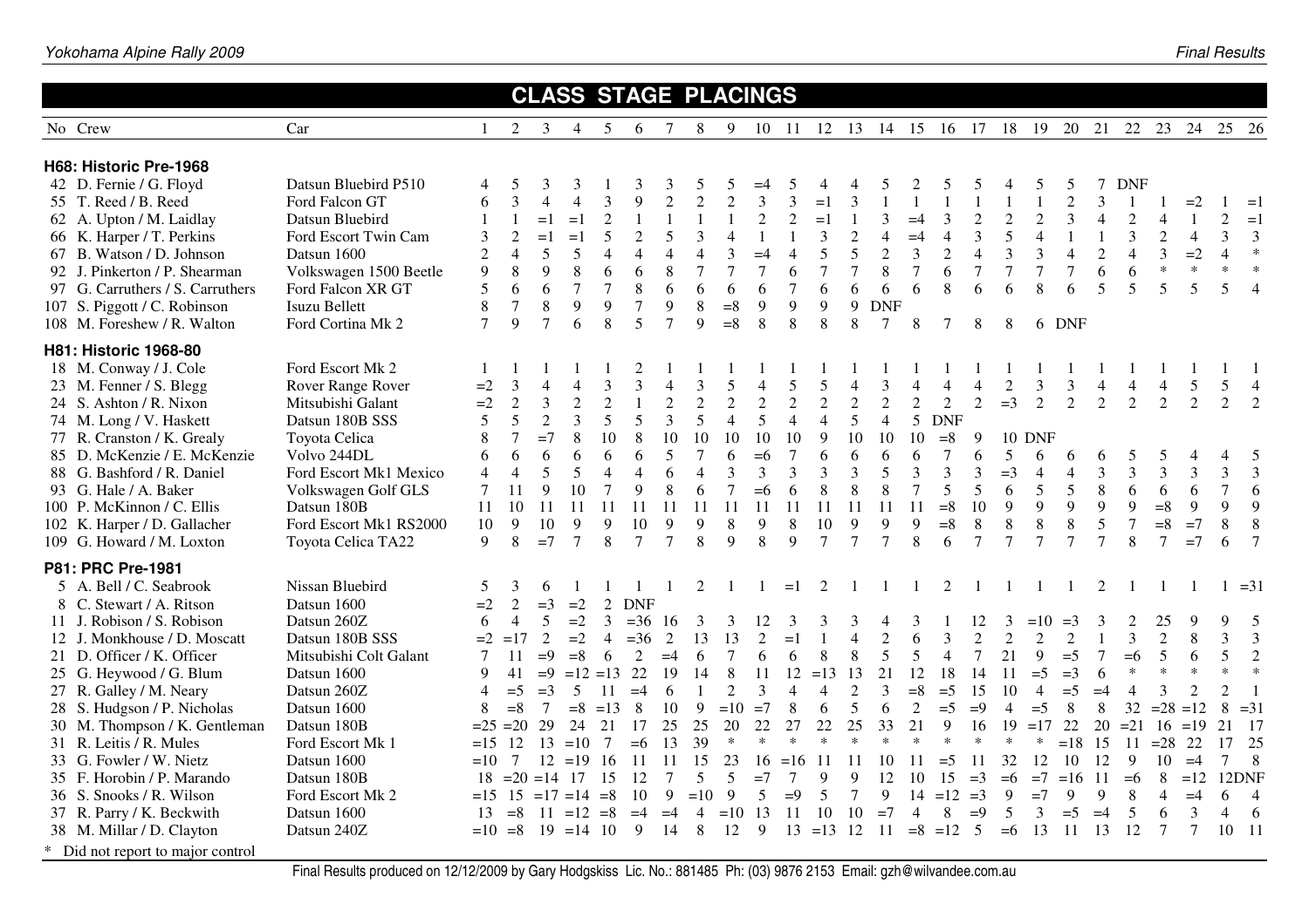# CLASS STAGE PLACINGS

| No | Crew | Car | 1 | 2 | 3 | 4 | 5 | 6 | 7 | 8 | 9 | 10 | 11 | 12 | 13 | 14 | 15 | 16 | 17 | 18 | 19 | 20 | 21 | 22 | 23 | 24 | 25 | 26 |
|---|---|---|---|---|---|---|---|---|---|---|---|---|---|---|---|---|---|---|---|---|---|---|---|---|---|---|---|---|
| **H68: Historic Pre-1968** | | | | | | | | | | | | | | | | | | | | | | | | | | | | |
| 42 | D. Fernie / G. Floyd | Datsun Bluebird P510 | 4 | 5 | 3 | 3 | 1 | 3 | 3 | 5 | 5 | =4 | 5 | 4 | 4 | 5 | 2 | 5 | 5 | 4 | 5 | 5 | 7 | DNF | | | | |
| 55 | T. Reed / B. Reed | Ford Falcon GT | 6 | 3 | 4 | 4 | 3 | 9 | 2 | 2 | 2 | 3 | 3 | =1 | 3 | 1 | 1 | 1 | 1 | 1 | 1 | 2 | 3 | 1 | 1 | =2 | 1 | =1 |
| 62 | A. Upton / M. Laidlay | Datsun Bluebird | 1 | 1 | =1 | =1 | 2 | 1 | 1 | 1 | 1 | 2 | 2 | =1 | 1 | 3 | =4 | 3 | 2 | 2 | 2 | 3 | 4 | 2 | 4 | 1 | 2 | =1 |
| 66 | K. Harper / T. Perkins | Ford Escort Twin Cam | 3 | 2 | =1 | =1 | 5 | 2 | 5 | 3 | 4 | 1 | 1 | 3 | 2 | 4 | =4 | 4 | 3 | 5 | 4 | 1 | 1 | 3 | 2 | 4 | 3 | 3 |
| 67 | B. Watson / D. Johnson | Datsun 1600 | 2 | 4 | 5 | 5 | 4 | 4 | 4 | 4 | 3 | =4 | 4 | 5 | 5 | 2 | 3 | 2 | 4 | 3 | 3 | 4 | 2 | 4 | 3 | =2 | 4 | * |
| 92 | J. Pinkerton / P. Shearman | Volkswagen 1500 Beetle | 9 | 8 | 9 | 8 | 6 | 6 | 8 | 7 | 7 | 7 | 6 | 7 | 7 | 8 | 7 | 6 | 7 | 7 | 7 | 7 | 6 | 6 | * | * | * | * |
| 97 | G. Carruthers / S. Carruthers | Ford Falcon XR GT | 5 | 6 | 6 | 7 | 7 | 8 | 6 | 6 | 6 | 6 | 7 | 6 | 6 | 6 | 6 | 8 | 6 | 6 | 8 | 6 | 5 | 5 | 5 | 5 | 5 | 4 |
| 107 | S. Piggott / C. Robinson | Isuzu Bellett | 8 | 7 | 8 | 9 | 9 | 7 | 9 | 8 | =8 | 9 | 9 | 9 | 9 | DNF | | | | | | | | | | | | |
| 108 | M. Foreshew / R. Walton | Ford Cortina Mk 2 | 7 | 9 | 7 | 6 | 8 | 5 | 7 | 9 | =8 | 8 | 8 | 8 | 8 | 7 | 8 | 7 | 8 | 8 | 6 | DNF | | | | | | |
| **H81: Historic 1968-80** | | | | | | | | | | | | | | | | | | | | | | | | | | | | |
| 18 | M. Conway / J. Cole | Ford Escort Mk 2 | 1 | 1 | 1 | 1 | 1 | 2 | 1 | 1 | 1 | 1 | 1 | 1 | 1 | 1 | 1 | 1 | 1 | 1 | 1 | 1 | 1 | 1 | 1 | 1 | 1 | 1 |
| 23 | M. Fenner / S. Blegg | Rover Range Rover | =2 | 3 | 4 | 4 | 3 | 3 | 4 | 3 | 5 | 4 | 5 | 5 | 4 | 3 | 4 | 4 | 4 | 2 | 3 | 3 | 4 | 4 | 4 | 5 | 5 | 4 |
| 24 | S. Ashton / R. Nixon | Mitsubishi Galant | =2 | 2 | 3 | 2 | 2 | 1 | 2 | 2 | 2 | 2 | 2 | 2 | 2 | 2 | 2 | 2 | 2 | =3 | 2 | 2 | 2 | 2 | 2 | 2 | 2 | 2 |
| 74 | M. Long / V. Haskett | Datsun 180B SSS | 5 | 5 | 2 | 3 | 5 | 5 | 3 | 5 | 4 | 5 | 4 | 4 | 5 | 4 | 5 | DNF | | | | | | | | | | |
| 77 | R. Cranston / K. Grealy | Toyota Celica | 8 | 7 | =7 | 8 | 10 | 8 | 10 | 10 | 10 | 10 | 10 | 9 | 10 | 10 | 10 | =8 | 9 | 10 | DNF | | | | | | | |
| 85 | D. McKenzie / E. McKenzie | Volvo 244DL | 6 | 6 | 6 | 6 | 6 | 6 | 5 | 7 | 6 | =6 | 7 | 6 | 6 | 6 | 6 | 7 | 6 | 5 | 6 | 6 | 6 | 5 | 5 | 4 | 4 | 5 |
| 88 | G. Bashford / R. Daniel | Ford Escort Mk1 Mexico | 4 | 4 | 5 | 5 | 4 | 4 | 6 | 4 | 3 | 3 | 3 | 3 | 3 | 5 | 3 | 3 | 3 | =3 | 4 | 4 | 3 | 3 | 3 | 3 | 3 | 3 |
| 93 | G. Hale / A. Baker | Volkswagen Golf GLS | 7 | 11 | 9 | 10 | 7 | 9 | 8 | 6 | 7 | =6 | 6 | 8 | 8 | 8 | 7 | 5 | 5 | 6 | 5 | 5 | 8 | 6 | 6 | 6 | 7 | 6 |
| 100 | P. McKinnon / C. Ellis | Datsun 180B | 11 | 10 | 11 | 11 | 11 | 11 | 11 | 11 | 11 | 11 | 11 | 11 | 11 | 11 | 11 | =8 | 10 | 9 | 9 | 9 | 9 | 9 | =8 | 9 | 9 | 9 |
| 102 | K. Harper / D. Gallacher | Ford Escort Mk1 RS2000 | 10 | 9 | 10 | 9 | 9 | 10 | 9 | 9 | 8 | 9 | 8 | 10 | 9 | 9 | 9 | =8 | 8 | 8 | 8 | 8 | 5 | 7 | =8 | =7 | 8 | 8 |
| 109 | G. Howard / M. Loxton | Toyota Celica TA22 | 9 | 8 | =7 | 7 | 8 | 7 | 7 | 8 | 9 | 8 | 9 | 7 | 7 | 7 | 8 | 6 | 7 | 7 | 7 | 7 | 7 | 8 | 7 | =7 | 6 | 7 |
| **P81: PRC Pre-1981** | | | | | | | | | | | | | | | | | | | | | | | | | | | | |
| 5 | A. Bell / C. Seabrook | Nissan Bluebird | 5 | 3 | 6 | 1 | 1 | 1 | 1 | 2 | 1 | 1 | =1 | 2 | 1 | 1 | 1 | 2 | 1 | 1 | 1 | 1 | 2 | 1 | 1 | 1 | 1 | =31 |
| 8 | C. Stewart / A. Ritson | Datsun 1600 | =2 | 2 | =3 | =2 | 2 | DNF | | | | | | | | | | | | | | | | | | | | |
| 11 | J. Robison / S. Robison | Datsun 260Z | 6 | 4 | 5 | =2 | 3 | =36 | 16 | 3 | 3 | 12 | 3 | 3 | 3 | 4 | 3 | 1 | 12 | 3 | =10 | =3 | 3 | 2 | 25 | 9 | 9 | 5 |
| 12 | J. Monkhouse / D. Moscatt | Datsun 180B SSS | =2 | =17 | 2 | =2 | 4 | =36 | 2 | 13 | 13 | 2 | =1 | 1 | 4 | 2 | 6 | 3 | 2 | 2 | 2 | 2 | 1 | 3 | 2 | 8 | 3 | 3 |
| 21 | D. Officer / K. Officer | Mitsubishi Colt Galant | 7 | 11 | =9 | =8 | 6 | 2 | =4 | 6 | 7 | 6 | 6 | 8 | 8 | 5 | 5 | 4 | 7 | 21 | 9 | =5 | 7 | =6 | 5 | 6 | 5 | 2 |
| 25 | G. Heywood / G. Blum | Datsun 1600 | 9 | 41 | =9 | =12 | =13 | 22 | 19 | 14 | 8 | 11 | 12 | =13 | 13 | 21 | 12 | 18 | 14 | 11 | =5 | =3 | 6 | * | * | * | * | * |
| 27 | R. Galley / M. Neary | Datsun 260Z | 4 | =5 | =3 | 5 | 11 | =4 | 6 | 1 | 2 | 3 | 4 | 4 | 2 | 3 | =8 | =5 | 15 | 10 | 4 | =5 | =4 | 4 | 3 | 2 | 2 | 1 |
| 28 | S. Hudgson / P. Nicholas | Datsun 1600 | 8 | =8 | 7 | =8 | =13 | 8 | 10 | 9 | =10 | =7 | 8 | 6 | 5 | 6 | 2 | =5 | =9 | 4 | =5 | 8 | 8 | 32 | =28 | =12 | 8 | =31 |
| 30 | M. Thompson / K. Gentleman | Datsun 180B | =25 | =20 | 29 | 24 | 21 | 17 | 25 | 25 | 20 | 22 | 27 | 22 | 25 | 33 | 21 | 9 | 16 | 19 | =17 | 22 | 20 | =21 | 16 | =19 | 21 | 17 |
| 31 | R. Leitis / R. Mules | Ford Escort Mk 1 | =15 | 12 | 13 | =10 | 7 | =6 | 13 | 39 | * | * | * | * | * | * | * | * | * | * | * | =18 | 15 | 11 | =28 | 22 | 17 | 25 |
| 33 | G. Fowler / W. Nietz | Datsun 1600 | =10 | 7 | 12 | =19 | 16 | 11 | 11 | 15 | 23 | 16 | =16 | 11 | 11 | 10 | 11 | =5 | 11 | 32 | 12 | 10 | 12 | 9 | 10 | =4 | 7 | 8 |
| 35 | F. Horobin / P. Marando | Datsun 180B | 18 | =20 | =14 | 17 | 15 | 12 | 7 | 5 | 5 | =7 | 7 | 9 | 9 | 12 | 10 | 15 | =3 | =6 | =7 | =16 | 11 | =6 | 8 | =12 | 12 | DNF |
| 36 | S. Snooks / R. Wilson | Ford Escort Mk 2 | =15 | 15 | =17 | =14 | =8 | 10 | 9 | =10 | 9 | 5 | =9 | 5 | 7 | 9 | 14 | =12 | =3 | 9 | =7 | 9 | 9 | 8 | 4 | =4 | 6 | 4 |
| 37 | R. Parry / K. Beckwith | Datsun 1600 | 13 | =8 | 11 | =12 | =8 | =4 | =4 | 4 | =10 | 13 | 11 | 10 | 10 | =7 | 4 | 8 | =9 | 5 | 3 | =5 | =4 | 5 | 6 | 3 | 4 | 6 |
| 38 | M. Millar / D. Clayton | Datsun 240Z | =10 | =8 | 19 | =14 | 10 | 9 | 14 | 8 | 12 | 9 | 13 | =13 | 12 | 11 | =8 | =12 | 5 | =6 | 13 | 11 | 13 | 12 | 7 | 7 | 10 | 11 |

\* Did not report to major control

Final Results produced on 12/12/2009 by Gary Hodgskiss Lic. No.: 881485 Ph: (03) 9876 2153 Email: gzh@wilvandee.com.au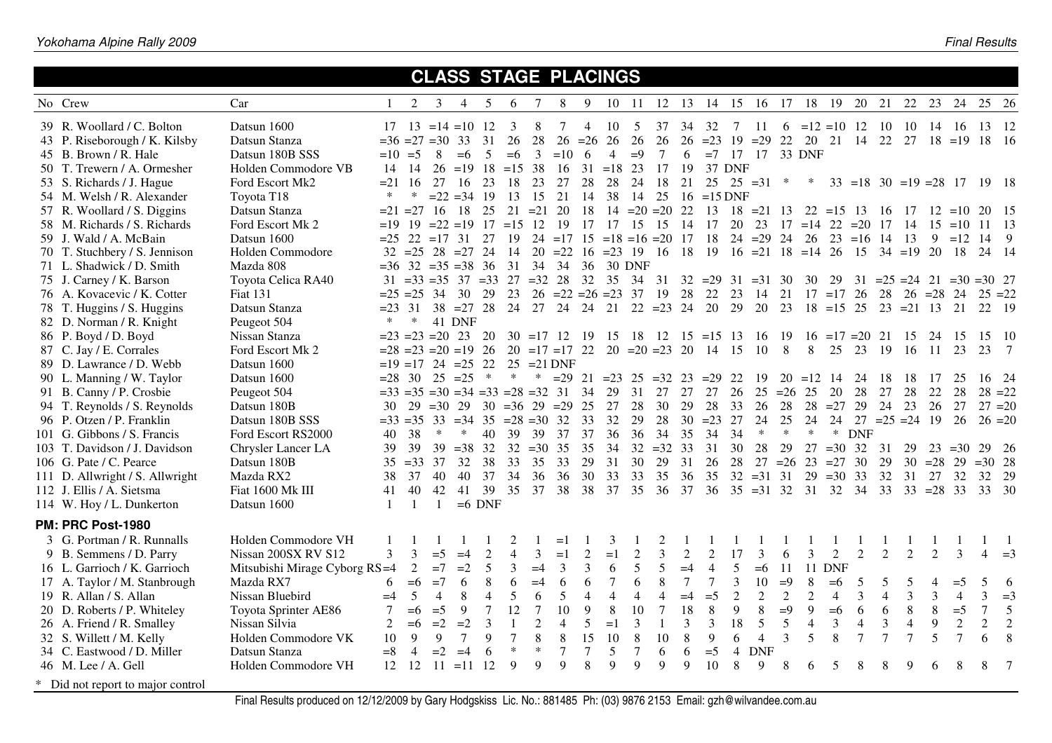# CLASS STAGE PLACINGS

| No | Crew | Car | 1 | 2 | 3 | 4 | 5 | 6 | 7 | 8 | 9 | 10 | 11 | 12 | 13 | 14 | 15 | 16 | 17 | 18 | 19 | 20 | 21 | 22 | 23 | 24 | 25 | 26 |
|---|---|---|---|---|---|---|---|---|---|---|---|---|---|---|---|---|---|---|---|---|---|---|---|---|---|---|---|---|
| 39 | R. Woollard / C. Bolton | Datsun 1600 | 17 | 13 | =14 | =10 | 12 | 3 | 8 | 7 | 4 | 10 | 5 | 37 | 34 | 32 | 7 | 11 | 6 | =12 | =10 | 12 | 10 | 10 | 14 | 16 | 13 | 12 |
| 43 | P. Riseborough / K. Kilsby | Datsun Stanza | =36 | =27 | =30 | 33 | 31 | 26 | 28 | 26 | =26 | 26 | 26 | 26 | 26 | =23 | 19 | =29 | 22 | 20 | 21 | 14 | 22 | 27 | 18 | =19 | 18 | 16 |
| 45 | B. Brown / R. Hale | Datsun 180B SSS | =10 | =5 | 8 | =6 | 5 | =6 | 3 | =10 | 6 | 4 | =9 | 7 | 6 | =7 | 17 | 17 | 33 | DNF | | | | | | | | |
| 50 | T. Trewern / A. Ormesher | Holden Commodore VB | 14 | 14 | 26 | =19 | 18 | =15 | 38 | 16 | 31 | =18 | 23 | 17 | 19 | 37 | DNF | | | | | | | | | | | |
| 53 | S. Richards / J. Hague | Ford Escort Mk2 | =21 | 16 | 27 | 16 | 23 | 18 | 23 | 27 | 28 | 28 | 24 | 18 | 21 | 25 | 25 | =31 | * | * | 33 | =18 | 30 | =19 | =28 | 17 | 19 | 18 |
| 54 | M. Welsh / R. Alexander | Toyota T18 | * | * | =22 | =34 | 19 | 13 | 15 | 21 | 14 | 38 | 14 | 25 | 16 | =15 | DNF | | | | | | | | | | | |
| 57 | R. Woollard / S. Diggins | Datsun Stanza | =21 | =27 | 16 | 18 | 25 | 21 | =21 | 20 | 18 | 14 | =20 | =20 | 22 | 13 | 18 | =21 | 13 | 22 | =15 | 13 | 16 | 17 | 12 | =10 | 20 | 15 |
| 58 | M. Richards / S. Richards | Ford Escort Mk 2 | =19 | 19 | =22 | =19 | 17 | =15 | 12 | 19 | 17 | 17 | 15 | 15 | 14 | 17 | 20 | 23 | 17 | =14 | 22 | =20 | 17 | 14 | 15 | =10 | 11 | 13 |
| 59 | J. Wald / A. McBain | Datsun 1600 | =25 | 22 | =17 | 31 | 27 | 19 | 24 | =17 | 15 | =18 | =16 | =20 | 17 | 18 | 24 | =29 | 24 | 26 | 23 | =16 | 14 | 13 | 9 | =12 | 14 | 9 |
| 70 | T. Stuchbery / S. Jennison | Holden Commodore | 32 | =25 | 28 | =27 | 24 | 14 | 20 | =22 | 16 | =23 | 19 | 16 | 18 | 19 | 16 | =21 | 18 | =14 | 26 | 15 | 34 | =19 | 20 | 18 | 24 | 14 |
| 71 | L. Shadwick / D. Smith | Mazda 808 | =36 | 32 | =35 | =38 | 36 | 31 | 34 | 34 | 36 | 30 | DNF | | | | | | | | | | | | | | | |
| 75 | J. Carney / K. Barson | Toyota Celica RA40 | 31 | =33 | =35 | 37 | =33 | 27 | =32 | 28 | 32 | 35 | 34 | 31 | 32 | =29 | 31 | =31 | 30 | 30 | 29 | 31 | =25 | =24 | 21 | =30 | =30 | 27 |
| 76 | A. Kovacevic / K. Cotter | Fiat 131 | =25 | =25 | 34 | 30 | 29 | 23 | 26 | =22 | =26 | =23 | 37 | 19 | 28 | 22 | 23 | 14 | 21 | 17 | =17 | 26 | 28 | 26 | =28 | 24 | 25 | =22 |
| 78 | T. Huggins / S. Huggins | Datsun Stanza | =23 | 31 | 38 | =27 | 28 | 24 | 27 | 24 | 24 | 21 | 22 | =23 | 24 | 20 | 29 | 20 | 23 | 18 | =15 | 25 | 23 | =21 | 13 | 21 | 22 | 19 |
| 82 | D. Norman / R. Knight | Peugeot 504 | * | * | 41 | DNF | | | | | | | | | | | | | | | | | | | | | | |
| 86 | P. Boyd / D. Boyd | Nissan Stanza | =23 | =23 | =20 | 23 | 20 | 30 | =17 | 12 | 19 | 15 | 18 | 12 | 15 | =15 | 13 | 16 | 19 | 16 | =17 | =20 | 21 | 15 | 24 | 15 | 15 | 10 |
| 87 | C. Jay / E. Corrales | Ford Escort Mk 2 | =28 | =23 | =20 | =19 | 26 | 20 | =17 | =17 | 22 | 20 | =20 | =23 | 20 | 14 | 15 | 10 | 8 | 8 | 25 | 23 | 19 | 16 | 11 | 23 | 23 | 7 |
| 89 | D. Lawrance / D. Webb | Datsun 1600 | =19 | =17 | 24 | =25 | 22 | 25 | =21 | DNF | | | | | | | | | | | | | | | | | | |
| 90 | L. Manning / W. Taylor | Datsun 1600 | =28 | 30 | 25 | =25 | * | * | * | =29 | 21 | =23 | 25 | =32 | 23 | =29 | 22 | 19 | 20 | =12 | 14 | 24 | 18 | 18 | 17 | 25 | 16 | 24 |
| 91 | B. Canny / P. Crosbie | Peugeot 504 | =33 | =35 | =30 | =34 | =33 | =28 | =32 | 31 | 34 | 29 | 31 | 27 | 27 | 27 | 26 | 25 | =26 | 25 | 20 | 28 | 27 | 28 | 22 | 28 | 28 | =22 |
| 94 | T. Reynolds / S. Reynolds | Datsun 180B | 30 | 29 | =30 | 29 | 30 | =36 | 29 | =29 | 25 | 27 | 28 | 30 | 29 | 28 | 33 | 26 | 28 | 28 | =27 | 29 | 24 | 23 | 26 | 27 | 27 | =20 |
| 96 | P. Otzen / P. Franklin | Datsun 180B SSS | =33 | =35 | 33 | =34 | 35 | =28 | =30 | 32 | 33 | 32 | 29 | 28 | 30 | =23 | 27 | 24 | 25 | 24 | 24 | 27 | =25 | =24 | 19 | 26 | 26 | =20 |
| 101 | G. Gibbons / S. Francis | Ford Escort RS2000 | 40 | 38 | * | * | 40 | 39 | 39 | 37 | 37 | 36 | 36 | 34 | 35 | 34 | 34 | * | * | * | DNF | | | | | | | |
| 103 | T. Davidson / J. Davidson | Chrysler Lancer LA | 39 | 39 | 39 | =38 | 32 | 32 | =30 | 35 | 35 | 34 | 32 | =32 | 33 | 31 | 30 | 28 | 29 | 27 | =30 | 32 | 31 | 29 | 23 | =30 | 29 | 26 |
| 106 | G. Pate / C. Pearce | Datsun 180B | 35 | =33 | 37 | 32 | 38 | 33 | 35 | 33 | 29 | 31 | 30 | 29 | 31 | 26 | 28 | 27 | =26 | 23 | =27 | 30 | 29 | 30 | =28 | 29 | =30 | 28 |
| 111 | D. Allwright / S. Allwright | Mazda RX2 | 38 | 37 | 40 | 40 | 37 | 34 | 36 | 36 | 30 | 33 | 33 | 35 | 36 | 35 | 32 | =31 | 31 | 29 | =30 | 33 | 32 | 31 | 27 | 32 | 32 | 29 |
| 112 | J. Ellis / A. Sietsma | Fiat 1600 Mk III | 41 | 40 | 42 | 41 | 39 | 35 | 37 | 38 | 38 | 37 | 35 | 36 | 37 | 36 | 35 | =31 | 32 | 31 | 32 | 34 | 33 | 33 | =28 | 33 | 33 | 30 |
| 114 | W. Hoy / L. Dunkerton | Datsun 1600 | 1 | 1 | 1 | =6 | DNF | | | | | | | | | | | | | | | | | | | | | |
| **PM: PRC Post-1980** | | | | | | | | | | | | | | | | | | | | | | | | | | | | |
| 3 | G. Portman / R. Runnalls | Holden Commodore VH | 1 | 1 | 1 | 1 | 1 | 2 | 1 | =1 | 1 | 3 | 1 | 2 | 1 | 1 | 1 | 1 | 1 | 1 | 1 | 1 | 1 | 1 | 1 | 1 | 1 | 1 |
| 9 | B. Semmens / D. Parry | Nissan 200SX RV S12 | 3 | 3 | =5 | =4 | 2 | 4 | 3 | =1 | 2 | =1 | 2 | 3 | 2 | 2 | 17 | 3 | 6 | 3 | 2 | 2 | 2 | 2 | 2 | 3 | 4 | =3 |
| 16 | L. Garrioch / K. Garrioch | Mitsubishi Mirage Cyborg RS | =4 | 2 | =7 | =2 | 5 | 3 | =4 | 3 | 3 | 6 | 5 | 5 | =4 | 4 | 5 | =6 | 11 | 11 | DNF | | | | | | | |
| 17 | A. Taylor / M. Stanbrough | Mazda RX7 | 6 | =6 | =7 | 6 | 8 | 6 | =4 | 6 | 6 | 7 | 6 | 8 | 7 | 7 | 3 | 10 | =9 | 8 | =6 | 5 | 5 | 5 | 4 | =5 | 5 | 6 |
| 19 | R. Allan / S. Allan | Nissan Bluebird | =4 | 5 | 4 | 8 | 4 | 5 | 6 | 5 | 4 | 4 | 4 | 4 | =4 | =5 | 2 | 2 | 2 | 2 | 4 | 3 | 4 | 3 | 3 | 4 | 3 | =3 |
| 20 | D. Roberts / P. Whiteley | Toyota Sprinter AE86 | 7 | =6 | =5 | 9 | 7 | 12 | 7 | 10 | 9 | 8 | 10 | 7 | 18 | 8 | 9 | 8 | =9 | 9 | =6 | 6 | 6 | 8 | 8 | =5 | 7 | 5 |
| 26 | A. Friend / R. Smalley | Nissan Silvia | 2 | =6 | =2 | =2 | 3 | 1 | 2 | 4 | 5 | =1 | 3 | 1 | 3 | 3 | 18 | 5 | 5 | 4 | 3 | 4 | 3 | 4 | 9 | 2 | 2 | 2 |
| 32 | S. Willett / M. Kelly | Holden Commodore VK | 10 | 9 | 9 | 7 | 9 | 7 | 8 | 8 | 15 | 10 | 8 | 10 | 8 | 9 | 6 | 4 | 3 | 5 | 8 | 7 | 7 | 7 | 5 | 7 | 6 | 8 |
| 34 | C. Eastwood / D. Miller | Datsun Stanza | =8 | 4 | =2 | =4 | 6 | * | * | 7 | 7 | 5 | 7 | 6 | 6 | =5 | 4 | DNF | | | | | | | | | | |
| 46 | M. Lee / A. Gell | Holden Commodore VH | 12 | 12 | 11 | =11 | 12 | 9 | 9 | 9 | 8 | 9 | 9 | 9 | 9 | 10 | 8 | 9 | 8 | 6 | 5 | 8 | 8 | 9 | 6 | 8 | 8 | 7 |

* Did not report to major control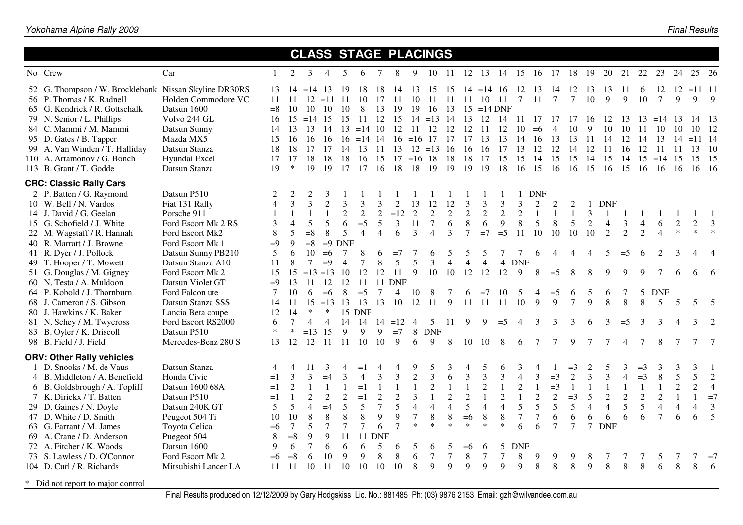## CLASS STAGE PLACINGS

| No | Crew | Car | 1 | 2 | 3 | 4 | 5 | 6 | 7 | 8 | 9 | 10 | 11 | 12 | 13 | 14 | 15 | 16 | 17 | 18 | 19 | 20 | 21 | 22 | 23 | 24 | 25 | 26 |
|---|---|---|---|---|---|---|---|---|---|---|---|---|---|---|---|---|---|---|---|---|---|---|---|---|---|---|---|---|
| 52 | G. Thompson / W. Brocklebank | Nissan Skyline DR30RS | 13 | 14 | =14 | 13 | 19 | 18 | 18 | 14 | 13 | 15 | 15 | 14 | =14 | 16 | 12 | 13 | 14 | 12 | 13 | 13 | 11 | 6 | 12 | 12 | =11 | 11 |
| 56 | P. Thomas / K. Radnell | Holden Commodore VC | 11 | 11 | 12 | =11 | 11 | 10 | 17 | 11 | 10 | 11 | 11 | 11 | 10 | 11 | 7 | 11 | 7 | 7 | 10 | 9 | 9 | 10 | 7 | 9 | 9 | 9 |
| 65 | G. Kendrick / R. Gottschalk | Datsun 1600 | =8 | 10 | 10 | 10 | 10 | 8 | 13 | 19 | 19 | 16 | 13 | 15 | =14 | DNF | | | | | | | | | | | | |
| 79 | N. Senior / L. Phillips | Volvo 244 GL | 16 | 15 | =14 | 15 | 15 | 11 | 12 | 15 | 14 | =13 | 14 | 13 | 12 | 14 | 11 | 17 | 17 | 17 | 16 | 12 | 13 | 13 | =14 | 13 | 14 | 13 |
| 84 | C. Mammi / M. Mammi | Datsun Sunny | 14 | 13 | 13 | 14 | 13 | =14 | 10 | 12 | 11 | 12 | 12 | 12 | 11 | 12 | 10 | =6 | 4 | 10 | 9 | 10 | 10 | 11 | 10 | 10 | 10 | 12 |
| 95 | D. Gates / B. Tapper | Mazda MX5 | 15 | 16 | 16 | 16 | 16 | =14 | 14 | 16 | =16 | 17 | 17 | 17 | 13 | 13 | 14 | 16 | 13 | 13 | 11 | 14 | 12 | 14 | 13 | 14 | =11 | 14 |
| 99 | A. Van Winden / T. Halliday | Datsun Stanza | 18 | 18 | 17 | 17 | 14 | 13 | 11 | 13 | 12 | =13 | 16 | 16 | 16 | 17 | 13 | 12 | 12 | 14 | 12 | 11 | 16 | 12 | 11 | 11 | 13 | 10 |
| 110 | A. Artamonov / G. Bonch | Hyundai Excel | 17 | 17 | 18 | 18 | 18 | 16 | 15 | 17 | =16 | 18 | 18 | 18 | 17 | 15 | 15 | 14 | 15 | 15 | 14 | 15 | 14 | 15 | =14 | 15 | 15 | 15 |
| 113 | B. Grant / T. Godde | Datsun Stanza | 19 | * | 19 | 19 | 17 | 17 | 16 | 18 | 18 | 19 | 19 | 19 | 19 | 18 | 16 | 15 | 16 | 16 | 15 | 16 | 15 | 16 | 16 | 16 | 16 | 16 |
| **CRC: Classic Rally Cars** | | | | | | | | | | | | | | | | | | | | | | | | | | | | |
| 2 | P. Batten / G. Raymond | Datsun P510 | 2 | 2 | 2 | 3 | 1 | 1 | 1 | 1 | 1 | 1 | 1 | 1 | 1 | 1 | 1 | DNF | | | | | | | | | | |
| 10 | W. Bell / N. Vardos | Fiat 131 Rally | 4 | 3 | 3 | 2 | 3 | 3 | 3 | 2 | 13 | 12 | 12 | 3 | 3 | 3 | 3 | 2 | 2 | 2 | 1 | DNF | | | | | | |
| 14 | J. David / G. Geelan | Porsche 911 | 1 | 1 | 1 | 1 | 2 | 2 | 2 | =12 | 2 | 2 | 2 | 2 | 2 | 2 | 2 | 1 | 1 | 1 | 3 | 1 | 1 | 1 | 1 | 1 | 1 | 1 |
| 15 | G. Schofield / J. White | Ford Escort Mk 2 RS | 3 | 4 | 5 | 5 | 6 | =5 | 5 | 3 | 11 | 7 | 6 | 8 | 6 | 9 | 8 | 5 | 8 | 5 | 2 | 4 | 3 | 4 | 6 | 2 | 2 | 3 |
| 22 | M. Wagstaff / R. Hannah | Ford Escort Mk2 | 8 | 5 | =8 | 8 | 5 | 4 | 4 | 6 | 3 | 4 | 3 | 7 | =7 | =5 | 11 | 10 | 10 | 10 | 10 | 2 | 2 | 2 | 4 | * | * | * |
| 40 | R. Marratt / J. Browne | Ford Escort Mk 1 | =9 | 9 | =8 | =9 | DNF | | | | | | | | | | | | | | | | | | | | | |
| 41 | R. Dyer / J. Pollock | Datsun Sunny PB210 | 5 | 6 | 10 | =6 | 7 | 8 | 6 | =7 | 7 | 6 | 5 | 5 | 5 | 7 | 7 | 6 | 4 | 4 | 4 | 5 | =5 | 6 | 2 | 3 | 4 | 4 |
| 49 | T. Hooper / T. Mowett | Datsun Stanza A10 | 11 | 8 | 7 | =9 | 4 | 7 | 8 | 5 | 5 | 3 | 4 | 4 | 4 | 4 | DNF | | | | | | | | | | | |
| 51 | G. Douglas / M. Gigney | Ford Escort Mk 2 | 15 | 15 | =13 | =13 | 10 | 12 | 12 | 11 | 9 | 10 | 10 | 12 | 12 | 12 | 9 | 8 | =5 | 8 | 8 | 9 | 9 | 9 | 7 | 6 | 6 | 6 |
| 60 | N. Testa / A. Muldoon | Datsun Violet GT | =9 | 13 | 11 | 12 | 12 | 11 | 11 | DNF | | | | | | | | | | | | | | | | | | |
| 64 | P. Kobold / J. Thornburn | Ford Falcon ute | 7 | 10 | 6 | =6 | 8 | =5 | 7 | 4 | 10 | 8 | 7 | 6 | =7 | 10 | 5 | 4 | =5 | 6 | 5 | 6 | 7 | 5 | DNF | | | |
| 68 | J. Cameron / S. Gibson | Datsun Stanza SSS | 14 | 11 | 15 | =13 | 13 | 13 | 13 | 10 | 12 | 11 | 9 | 11 | 11 | 11 | 10 | 9 | 9 | 7 | 9 | 8 | 8 | 8 | 5 | 5 | 5 | 5 |
| 80 | J. Hawkins / K. Baker | Lancia Beta coupe | 12 | 14 | * | * | 15 | DNF | | | | | | | | | | | | | | | | | | | | |
| 81 | N. Schey / M. Twycross | Ford Escort RS2000 | 6 | 7 | 4 | 4 | 14 | 14 | 14 | =12 | 4 | 5 | 11 | 9 | 9 | =5 | 4 | 3 | 3 | 3 | 6 | 3 | =5 | 3 | 3 | 4 | 3 | 2 |
| 83 | B. Oyler / K. Driscoll | Datsun P510 | * | * | =13 | 15 | 9 | 9 | 9 | =7 | 8 | DNF | | | | | | | | | | | | | | | | |
| 98 | B. Field / J. Field | Mercedes-Benz 280 S | 13 | 12 | 12 | 11 | 11 | 10 | 10 | 9 | 6 | 9 | 8 | 10 | 10 | 8 | 6 | 7 | 7 | 9 | 7 | 7 | 4 | 7 | 8 | 7 | 7 | 7 |
| **ORV: Other Rally vehicles** | | | | | | | | | | | | | | | | | | | | | | | | | | | | |
| 1 | D. Snooks / M. de Vaus | Datsun Stanza | 4 | 4 | 11 | 3 | 4 | =1 | 4 | 4 | 9 | 5 | 3 | 4 | 5 | 6 | 3 | 4 | 1 | =3 | 2 | 5 | 3 | =3 | 3 | 3 | 3 | 1 |
| 4 | B. Middleton / A. Benefield | Honda Civic | =1 | 3 | 3 | =4 | 3 | 4 | 3 | 3 | 2 | 3 | 6 | 3 | 3 | 3 | 4 | 3 | =3 | 2 | 3 | 3 | 4 | =3 | 8 | 5 | 5 | 2 |
| 6 | B. Goldsbrough / A. Topliff | Datsun 1600 68A | =1 | 2 | 1 | 1 | 1 | =1 | 1 | 1 | 1 | 2 | 1 | 1 | 2 | 1 | 2 | 1 | =3 | 1 | 1 | 1 | 1 | 1 | 1 | 2 | 2 | 4 |
| 7 | K. Dirickx / T. Batten | Datsun P510 | =1 | 1 | 2 | 2 | 2 | =1 | 2 | 2 | 3 | 1 | 2 | 2 | 1 | 2 | 1 | 2 | 2 | =3 | 5 | 2 | 2 | 2 | 2 | 1 | 1 | =7 |
| 29 | D. Gaines / N. Doyle | Datsun 240K GT | 5 | 5 | 4 | =4 | 5 | 5 | 7 | 5 | 4 | 4 | 4 | 5 | 4 | 4 | 5 | 5 | 5 | 5 | 4 | 4 | 5 | 5 | 4 | 4 | 4 | 3 |
| 47 | D. White / D. Smith | Peugeot 504 Ti | 10 | 10 | 8 | 8 | 8 | 8 | 9 | 9 | 7 | 8 | 8 | =6 | 8 | 8 | 7 | 7 | 6 | 6 | 6 | 6 | 6 | 6 | 7 | 6 | 6 | 5 |
| 63 | G. Farrant / M. James | Toyota Celica | =6 | 7 | 5 | 7 | 7 | 7 | 6 | 7 | * | * | * | * | * | * | 6 | 6 | 7 | 7 | 7 | DNF | | | | | | |
| 69 | A. Crane / D. Anderson | Puegeot 504 | 8 | =8 | 9 | 9 | 11 | 11 | DNF | | | | | | | | | | | | | | | | | | | |
| 72 | A. Fitcher / K. Woods | Datsun 1600 | 9 | 6 | 7 | 6 | 6 | 6 | 5 | 6 | 5 | 6 | 5 | =6 | 6 | 5 | DNF | | | | | | | | | | | |
| 73 | S. Lawless / D. O'Connor | Ford Escort Mk 2 | =6 | =8 | 6 | 10 | 9 | 9 | 8 | 8 | 6 | 7 | 7 | 8 | 7 | 7 | 8 | 9 | 9 | 9 | 8 | 7 | 7 | 7 | 5 | 7 | 7 | =7 |
| 104 | D. Curl / R. Richards | Mitsubishi Lancer LA | 11 | 11 | 10 | 11 | 10 | 10 | 10 | 10 | 8 | 9 | 9 | 9 | 9 | 9 | 9 | 8 | 8 | 8 | 9 | 8 | 8 | 8 | 6 | 8 | 8 | 6 |

\* Did not report to major control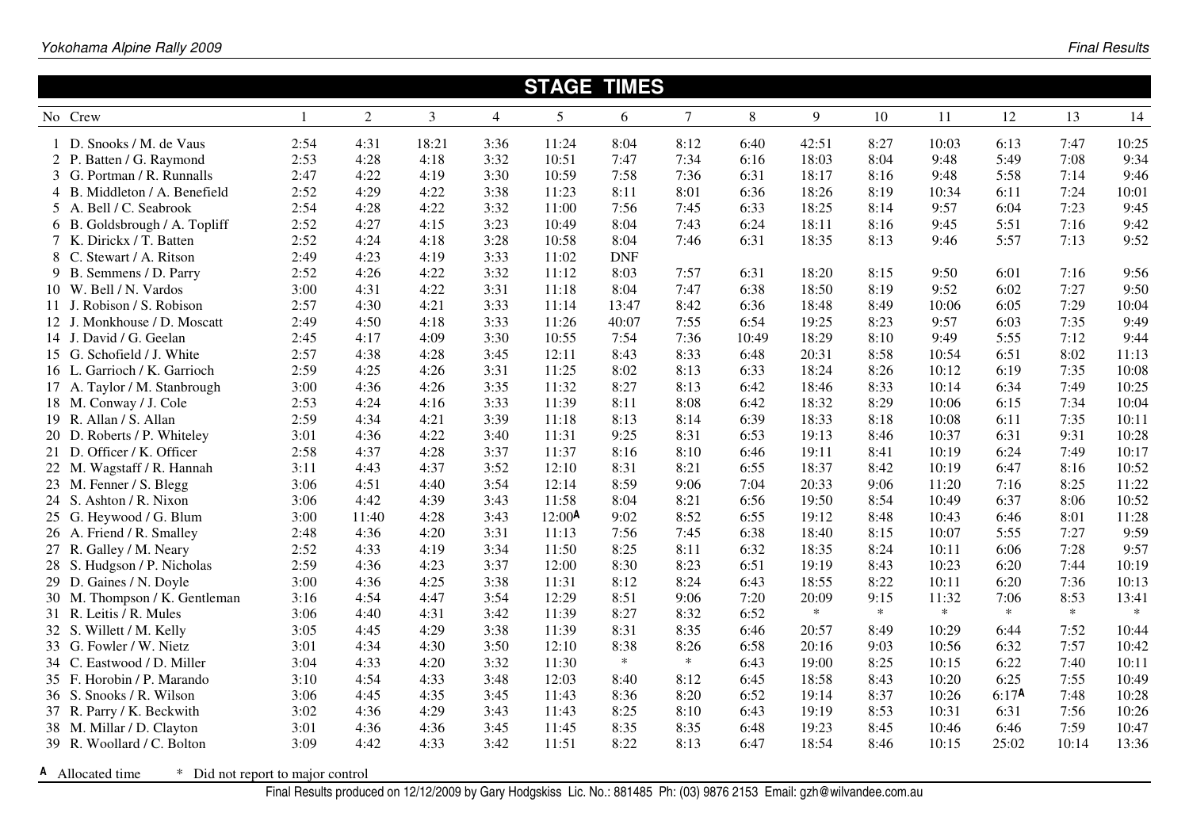## STAGE TIMES

| No | Crew | 1 | 2 | 3 | 4 | 5 | 6 | 7 | 8 | 9 | 10 | 11 | 12 | 13 | 14 |
|---|---|---|---|---|---|---|---|---|---|---|---|---|---|---|---|
| 1 | D. Snooks / M. de Vaus | 2:54 | 4:31 | 18:21 | 3:36 | 11:24 | 8:04 | 8:12 | 6:40 | 42:51 | 8:27 | 10:03 | 6:13 | 7:47 | 10:25 |
| 2 | P. Batten / G. Raymond | 2:53 | 4:28 | 4:18 | 3:32 | 10:51 | 7:47 | 7:34 | 6:16 | 18:03 | 8:04 | 9:48 | 5:49 | 7:08 | 9:34 |
| 3 | G. Portman / R. Runnalls | 2:47 | 4:22 | 4:19 | 3:30 | 10:59 | 7:58 | 7:36 | 6:31 | 18:17 | 8:16 | 9:48 | 5:58 | 7:14 | 9:46 |
| 4 | B. Middleton / A. Benefield | 2:52 | 4:29 | 4:22 | 3:38 | 11:23 | 8:11 | 8:01 | 6:36 | 18:26 | 8:19 | 10:34 | 6:11 | 7:24 | 10:01 |
| 5 | A. Bell / C. Seabrook | 2:54 | 4:28 | 4:22 | 3:32 | 11:00 | 7:56 | 7:45 | 6:33 | 18:25 | 8:14 | 9:57 | 6:04 | 7:23 | 9:45 |
| 6 | B. Goldsbrough / A. Topliff | 2:52 | 4:27 | 4:15 | 3:23 | 10:49 | 8:04 | 7:43 | 6:24 | 18:11 | 8:16 | 9:45 | 5:51 | 7:16 | 9:42 |
| 7 | K. Dirickx / T. Batten | 2:52 | 4:24 | 4:18 | 3:28 | 10:58 | 8:04 | 7:46 | 6:31 | 18:35 | 8:13 | 9:46 | 5:57 | 7:13 | 9:52 |
| 8 | C. Stewart / A. Ritson | 2:49 | 4:23 | 4:19 | 3:33 | 11:02 | DNF | | | | | | | | |
| 9 | B. Semmens / D. Parry | 2:52 | 4:26 | 4:22 | 3:32 | 11:12 | 8:03 | 7:57 | 6:31 | 18:20 | 8:15 | 9:50 | 6:01 | 7:16 | 9:56 |
| 10 | W. Bell / N. Vardos | 3:00 | 4:31 | 4:22 | 3:31 | 11:18 | 8:04 | 7:47 | 6:38 | 18:50 | 8:19 | 9:52 | 6:02 | 7:27 | 9:50 |
| 11 | J. Robison / S. Robison | 2:57 | 4:30 | 4:21 | 3:33 | 11:14 | 13:47 | 8:42 | 6:36 | 18:48 | 8:49 | 10:06 | 6:05 | 7:29 | 10:04 |
| 12 | J. Monkhouse / D. Moscatt | 2:49 | 4:50 | 4:18 | 3:33 | 11:26 | 40:07 | 7:55 | 6:54 | 19:25 | 8:23 | 9:57 | 6:03 | 7:35 | 9:49 |
| 14 | J. David / G. Geelan | 2:45 | 4:17 | 4:09 | 3:30 | 10:55 | 7:54 | 7:36 | 10:49 | 18:29 | 8:10 | 9:49 | 5:55 | 7:12 | 9:44 |
| 15 | G. Schofield / J. White | 2:57 | 4:38 | 4:28 | 3:45 | 12:11 | 8:43 | 8:33 | 6:48 | 20:31 | 8:58 | 10:54 | 6:51 | 8:02 | 11:13 |
| 16 | L. Garrioch / K. Garrioch | 2:59 | 4:25 | 4:26 | 3:31 | 11:25 | 8:02 | 8:13 | 6:33 | 18:24 | 8:26 | 10:12 | 6:19 | 7:35 | 10:08 |
| 17 | A. Taylor / M. Stanbrough | 3:00 | 4:36 | 4:26 | 3:35 | 11:32 | 8:27 | 8:13 | 6:42 | 18:46 | 8:33 | 10:14 | 6:34 | 7:49 | 10:25 |
| 18 | M. Conway / J. Cole | 2:53 | 4:24 | 4:16 | 3:33 | 11:39 | 8:11 | 8:08 | 6:42 | 18:32 | 8:29 | 10:06 | 6:15 | 7:34 | 10:04 |
| 19 | R. Allan / S. Allan | 2:59 | 4:34 | 4:21 | 3:39 | 11:18 | 8:13 | 8:14 | 6:39 | 18:33 | 8:18 | 10:08 | 6:11 | 7:35 | 10:11 |
| 20 | D. Roberts / P. Whiteley | 3:01 | 4:36 | 4:22 | 3:40 | 11:31 | 9:25 | 8:31 | 6:53 | 19:13 | 8:46 | 10:37 | 6:31 | 9:31 | 10:28 |
| 21 | D. Officer / K. Officer | 2:58 | 4:37 | 4:28 | 3:37 | 11:37 | 8:16 | 8:10 | 6:46 | 19:11 | 8:41 | 10:19 | 6:24 | 7:49 | 10:17 |
| 22 | M. Wagstaff / R. Hannah | 3:11 | 4:43 | 4:37 | 3:52 | 12:10 | 8:31 | 8:21 | 6:55 | 18:37 | 8:42 | 10:19 | 6:47 | 8:16 | 10:52 |
| 23 | M. Fenner / S. Blegg | 3:06 | 4:51 | 4:40 | 3:54 | 12:14 | 8:59 | 9:06 | 7:04 | 20:33 | 9:06 | 11:20 | 7:16 | 8:25 | 11:22 |
| 24 | S. Ashton / R. Nixon | 3:06 | 4:42 | 4:39 | 3:43 | 11:58 | 8:04 | 8:21 | 6:56 | 19:50 | 8:54 | 10:49 | 6:37 | 8:06 | 10:52 |
| 25 | G. Heywood / G. Blum | 3:00 | 11:40 | 4:28 | 3:43 | 12:00[A] | 9:02 | 8:52 | 6:55 | 19:12 | 8:48 | 10:43 | 6:46 | 8:01 | 11:28 |
| 26 | A. Friend / R. Smalley | 2:48 | 4:36 | 4:20 | 3:31 | 11:13 | 7:56 | 7:45 | 6:38 | 18:40 | 8:15 | 10:07 | 5:55 | 7:27 | 9:59 |
| 27 | R. Galley / M. Neary | 2:52 | 4:33 | 4:19 | 3:34 | 11:50 | 8:25 | 8:11 | 6:32 | 18:35 | 8:24 | 10:11 | 6:06 | 7:28 | 9:57 |
| 28 | S. Hudgson / P. Nicholas | 2:59 | 4:36 | 4:23 | 3:37 | 12:00 | 8:30 | 8:23 | 6:51 | 19:19 | 8:43 | 10:23 | 6:20 | 7:44 | 10:19 |
| 29 | D. Gaines / N. Doyle | 3:00 | 4:36 | 4:25 | 3:38 | 11:31 | 8:12 | 8:24 | 6:43 | 18:55 | 8:22 | 10:11 | 6:20 | 7:36 | 10:13 |
| 30 | M. Thompson / K. Gentleman | 3:16 | 4:54 | 4:47 | 3:54 | 12:29 | 8:51 | 9:06 | 7:20 | 20:09 | 9:15 | 11:32 | 7:06 | 8:53 | 13:41 |
| 31 | R. Leitis / R. Mules | 3:06 | 4:40 | 4:31 | 3:42 | 11:39 | 8:27 | 8:32 | 6:52 | * | * | * | * | * | * |
| 32 | S. Willett / M. Kelly | 3:05 | 4:45 | 4:29 | 3:38 | 11:39 | 8:31 | 8:35 | 6:46 | 20:57 | 8:49 | 10:29 | 6:44 | 7:52 | 10:44 |
| 33 | G. Fowler / W. Nietz | 3:01 | 4:34 | 4:30 | 3:50 | 12:10 | 8:38 | 8:26 | 6:58 | 20:16 | 9:03 | 10:56 | 6:32 | 7:57 | 10:42 |
| 34 | C. Eastwood / D. Miller | 3:04 | 4:33 | 4:20 | 3:32 | 11:30 | * | * | 6:43 | 19:00 | 8:25 | 10:15 | 6:22 | 7:40 | 10:11 |
| 35 | F. Horobin / P. Marando | 3:10 | 4:54 | 4:33 | 3:48 | 12:03 | 8:40 | 8:12 | 6:45 | 18:58 | 8:43 | 10:20 | 6:25 | 7:55 | 10:49 |
| 36 | S. Snooks / R. Wilson | 3:06 | 4:45 | 4:35 | 3:45 | 11:43 | 8:36 | 8:20 | 6:52 | 19:14 | 8:37 | 10:26 | 6:17[A] | 7:48 | 10:28 |
| 37 | R. Parry / K. Beckwith | 3:02 | 4:36 | 4:29 | 3:43 | 11:43 | 8:25 | 8:10 | 6:43 | 19:19 | 8:53 | 10:31 | 6:31 | 7:56 | 10:26 |
| 38 | M. Millar / D. Clayton | 3:01 | 4:36 | 4:36 | 3:45 | 11:45 | 8:35 | 8:35 | 6:48 | 19:23 | 8:45 | 10:46 | 6:46 | 7:59 | 10:47 |
| 39 | R. Woollard / C. Bolton | 3:09 | 4:42 | 4:33 | 3:42 | 11:51 | 8:22 | 8:13 | 6:47 | 18:54 | 8:46 | 10:15 | 25:02 | 10:14 | 13:36 |

[A] Allocated time &nbsp;&nbsp;&nbsp; * Did not report to major control

Final Results produced on 12/12/2009 by Gary Hodgskiss Lic. No.: 881485 Ph: (03) 9876 2153 Email: gzh@wilvandee.com.au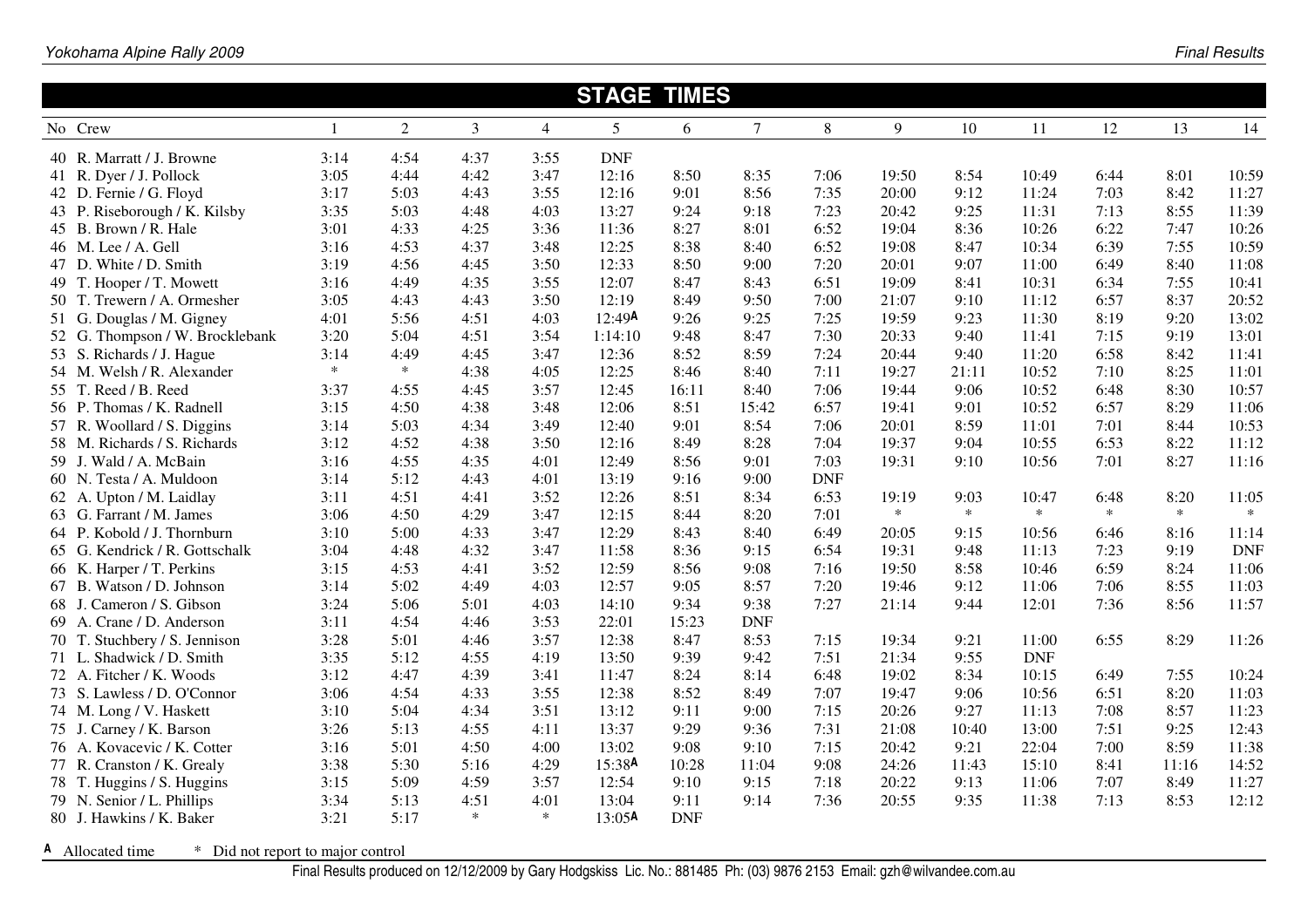# STAGE TIMES

| No | Crew | 1 | 2 | 3 | 4 | 5 | 6 | 7 | 8 | 9 | 10 | 11 | 12 | 13 | 14 |
|---|---|---|---|---|---|---|---|---|---|---|---|---|---|---|---|
| 40 | R. Marratt / J. Browne | 3:14 | 4:54 | 4:37 | 3:55 | DNF | | | | | | | | | |
| 41 | R. Dyer / J. Pollock | 3:05 | 4:44 | 4:42 | 3:47 | 12:16 | 8:50 | 8:35 | 7:06 | 19:50 | 8:54 | 10:49 | 6:44 | 8:01 | 10:59 |
| 42 | D. Fernie / G. Floyd | 3:17 | 5:03 | 4:43 | 3:55 | 12:16 | 9:01 | 8:56 | 7:35 | 20:00 | 9:12 | 11:24 | 7:03 | 8:42 | 11:27 |
| 43 | P. Riseborough / K. Kilsby | 3:35 | 5:03 | 4:48 | 4:03 | 13:27 | 9:24 | 9:18 | 7:23 | 20:42 | 9:25 | 11:31 | 7:13 | 8:55 | 11:39 |
| 45 | B. Brown / R. Hale | 3:01 | 4:33 | 4:25 | 3:36 | 11:36 | 8:27 | 8:01 | 6:52 | 19:04 | 8:36 | 10:26 | 6:22 | 7:47 | 10:26 |
| 46 | M. Lee / A. Gell | 3:16 | 4:53 | 4:37 | 3:48 | 12:25 | 8:38 | 8:40 | 6:52 | 19:08 | 8:47 | 10:34 | 6:39 | 7:55 | 10:59 |
| 47 | D. White / D. Smith | 3:19 | 4:56 | 4:45 | 3:50 | 12:33 | 8:50 | 9:00 | 7:20 | 20:01 | 9:07 | 11:00 | 6:49 | 8:40 | 11:08 |
| 49 | T. Hooper / T. Mowett | 3:16 | 4:49 | 4:35 | 3:55 | 12:07 | 8:47 | 8:43 | 6:51 | 19:09 | 8:41 | 10:31 | 6:34 | 7:55 | 10:41 |
| 50 | T. Trewern / A. Ormesher | 3:05 | 4:43 | 4:43 | 3:50 | 12:19 | 8:49 | 9:50 | 7:00 | 21:07 | 9:10 | 11:12 | 6:57 | 8:37 | 20:52 |
| 51 | G. Douglas / M. Gigney | 4:01 | 5:56 | 4:51 | 4:03 | 12:49[A] | 9:26 | 9:25 | 7:25 | 19:59 | 9:23 | 11:30 | 8:19 | 9:20 | 13:02 |
| 52 | G. Thompson / W. Brocklebank | 3:20 | 5:04 | 4:51 | 3:54 | 1:14:10 | 9:48 | 8:47 | 7:30 | 20:33 | 9:40 | 11:41 | 7:15 | 9:19 | 13:01 |
| 53 | S. Richards / J. Hague | 3:14 | 4:49 | 4:45 | 3:47 | 12:36 | 8:52 | 8:59 | 7:24 | 20:44 | 9:40 | 11:20 | 6:58 | 8:42 | 11:41 |
| 54 | M. Welsh / R. Alexander | * | * | 4:38 | 4:05 | 12:25 | 8:46 | 8:40 | 7:11 | 19:27 | 21:11 | 10:52 | 7:10 | 8:25 | 11:01 |
| 55 | T. Reed / B. Reed | 3:37 | 4:55 | 4:45 | 3:57 | 12:45 | 16:11 | 8:40 | 7:06 | 19:44 | 9:06 | 10:52 | 6:48 | 8:30 | 10:57 |
| 56 | P. Thomas / K. Radnell | 3:15 | 4:50 | 4:38 | 3:48 | 12:06 | 8:51 | 15:42 | 6:57 | 19:41 | 9:01 | 10:52 | 6:57 | 8:29 | 11:06 |
| 57 | R. Woollard / S. Diggins | 3:14 | 5:03 | 4:34 | 3:49 | 12:40 | 9:01 | 8:54 | 7:06 | 20:01 | 8:59 | 11:01 | 7:01 | 8:44 | 10:53 |
| 58 | M. Richards / S. Richards | 3:12 | 4:52 | 4:38 | 3:50 | 12:16 | 8:49 | 8:28 | 7:04 | 19:37 | 9:04 | 10:55 | 6:53 | 8:22 | 11:12 |
| 59 | J. Wald / A. McBain | 3:16 | 4:55 | 4:35 | 4:01 | 12:49 | 8:56 | 9:01 | 7:03 | 19:31 | 9:10 | 10:56 | 7:01 | 8:27 | 11:16 |
| 60 | N. Testa / A. Muldoon | 3:14 | 5:12 | 4:43 | 4:01 | 13:19 | 9:16 | 9:00 | DNF | | | | | | |
| 62 | A. Upton / M. Laidlay | 3:11 | 4:51 | 4:41 | 3:52 | 12:26 | 8:51 | 8:34 | 6:53 | 19:19 | 9:03 | 10:47 | 6:48 | 8:20 | 11:05 |
| 63 | G. Farrant / M. James | 3:06 | 4:50 | 4:29 | 3:47 | 12:15 | 8:44 | 8:20 | 7:01 | * | * | * | * | * | * |
| 64 | P. Kobold / J. Thornburn | 3:10 | 5:00 | 4:33 | 3:47 | 12:29 | 8:43 | 8:40 | 6:49 | 20:05 | 9:15 | 10:56 | 6:46 | 8:16 | 11:14 |
| 65 | G. Kendrick / R. Gottschalk | 3:04 | 4:48 | 4:32 | 3:47 | 11:58 | 8:36 | 9:15 | 6:54 | 19:31 | 9:48 | 11:13 | 7:23 | 9:19 | DNF |
| 66 | K. Harper / T. Perkins | 3:15 | 4:53 | 4:41 | 3:52 | 12:59 | 8:56 | 9:08 | 7:16 | 19:50 | 8:58 | 10:46 | 6:59 | 8:24 | 11:06 |
| 67 | B. Watson / D. Johnson | 3:14 | 5:02 | 4:49 | 4:03 | 12:57 | 9:05 | 8:57 | 7:20 | 19:46 | 9:12 | 11:06 | 7:06 | 8:55 | 11:03 |
| 68 | J. Cameron / S. Gibson | 3:24 | 5:06 | 5:01 | 4:03 | 14:10 | 9:34 | 9:38 | 7:27 | 21:14 | 9:44 | 12:01 | 7:36 | 8:56 | 11:57 |
| 69 | A. Crane / D. Anderson | 3:11 | 4:54 | 4:46 | 3:53 | 22:01 | 15:23 | DNF | | | | | | | |
| 70 | T. Stuchbery / S. Jennison | 3:28 | 5:01 | 4:46 | 3:57 | 12:38 | 8:47 | 8:53 | 7:15 | 19:34 | 9:21 | 11:00 | 6:55 | 8:29 | 11:26 |
| 71 | L. Shadwick / D. Smith | 3:35 | 5:12 | 4:55 | 4:19 | 13:50 | 9:39 | 9:42 | 7:51 | 21:34 | 9:55 | DNF | | | |
| 72 | A. Fitcher / K. Woods | 3:12 | 4:47 | 4:39 | 3:41 | 11:47 | 8:24 | 8:14 | 6:48 | 19:02 | 8:34 | 10:15 | 6:49 | 7:55 | 10:24 |
| 73 | S. Lawless / D. O'Connor | 3:06 | 4:54 | 4:33 | 3:55 | 12:38 | 8:52 | 8:49 | 7:07 | 19:47 | 9:06 | 10:56 | 6:51 | 8:20 | 11:03 |
| 74 | M. Long / V. Haskett | 3:10 | 5:04 | 4:34 | 3:51 | 13:12 | 9:11 | 9:00 | 7:15 | 20:26 | 9:27 | 11:13 | 7:08 | 8:57 | 11:23 |
| 75 | J. Carney / K. Barson | 3:26 | 5:13 | 4:55 | 4:11 | 13:37 | 9:29 | 9:36 | 7:31 | 21:08 | 10:40 | 13:00 | 7:51 | 9:25 | 12:43 |
| 76 | A. Kovacevic / K. Cotter | 3:16 | 5:01 | 4:50 | 4:00 | 13:02 | 9:08 | 9:10 | 7:15 | 20:42 | 9:21 | 22:04 | 7:00 | 8:59 | 11:38 |
| 77 | R. Cranston / K. Grealy | 3:38 | 5:30 | 5:16 | 4:29 | 15:38[A] | 10:28 | 11:04 | 9:08 | 24:26 | 11:43 | 15:10 | 8:41 | 11:16 | 14:52 |
| 78 | T. Huggins / S. Huggins | 3:15 | 5:09 | 4:59 | 3:57 | 12:54 | 9:10 | 9:15 | 7:18 | 20:22 | 9:13 | 11:06 | 7:07 | 8:49 | 11:27 |
| 79 | N. Senior / L. Phillips | 3:34 | 5:13 | 4:51 | 4:01 | 13:04 | 9:11 | 9:14 | 7:36 | 20:55 | 9:35 | 11:38 | 7:13 | 8:53 | 12:12 |
| 80 | J. Hawkins / K. Baker | 3:21 | 5:17 | * | * | 13:05[A] | DNF | | | | | | | | |

[A] Allocated time   * Did not report to major control

Final Results produced on 12/12/2009 by Gary Hodgskiss Lic. No.: 881485 Ph: (03) 9876 2153 Email: gzh@wilvandee.com.au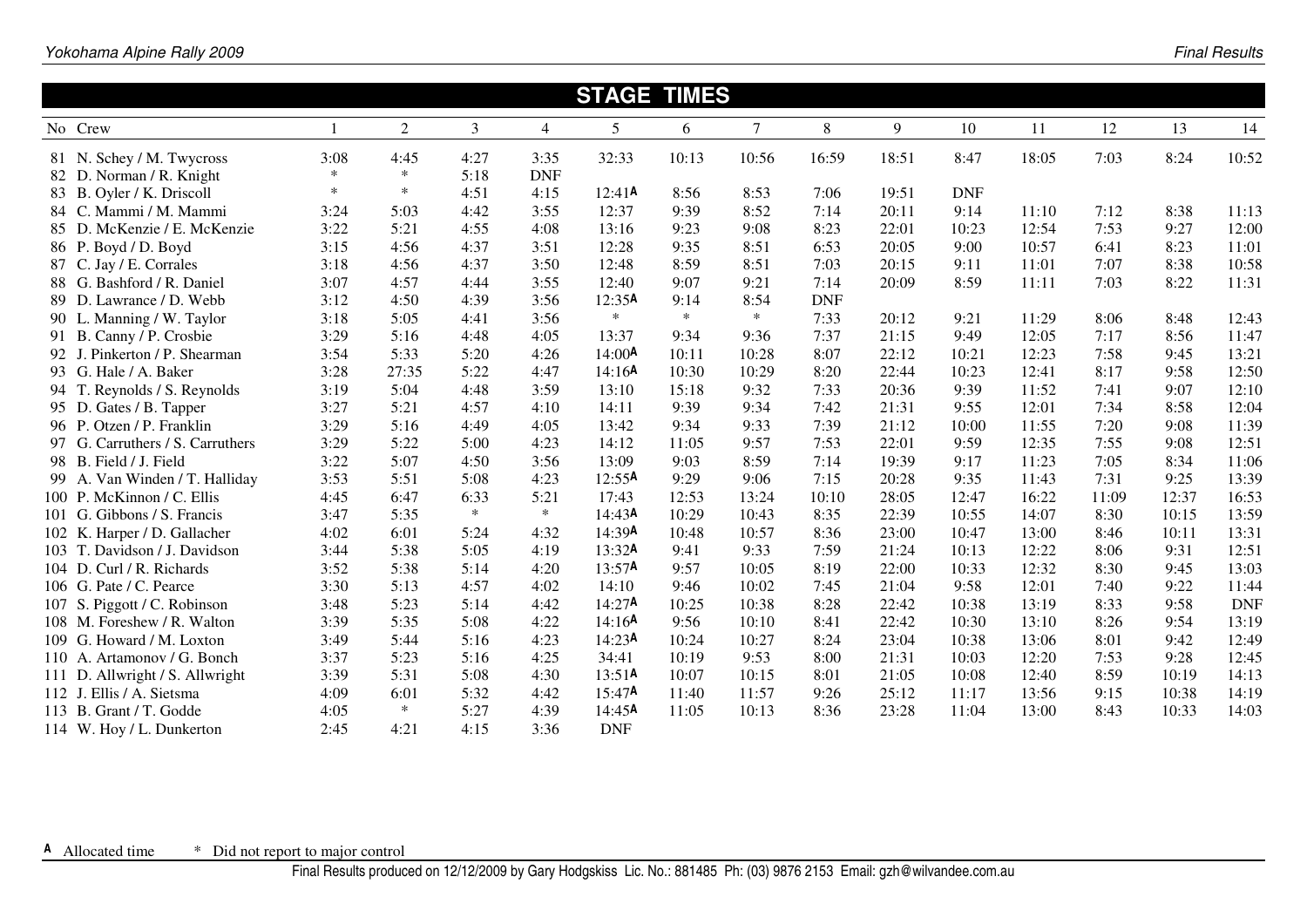## STAGE TIMES

| No | Crew | 1 | 2 | 3 | 4 | 5 | 6 | 7 | 8 | 9 | 10 | 11 | 12 | 13 | 14 |
|---|---|---|---|---|---|---|---|---|---|---|---|---|---|---|---|
| 81 | N. Schey / M. Twycross | 3:08 | 4:45 | 4:27 | 3:35 | 32:33 | 10:13 | 10:56 | 16:59 | 18:51 | 8:47 | 18:05 | 7:03 | 8:24 | 10:52 |
| 82 | D. Norman / R. Knight | * | * | 5:18 | DNF | | | | | | | | | | |
| 83 | B. Oyler / K. Driscoll | * | * | 4:51 | 4:15 | 12:41A | 8:56 | 8:53 | 7:06 | 19:51 | DNF | | | | |
| 84 | C. Mammi / M. Mammi | 3:24 | 5:03 | 4:42 | 3:55 | 12:37 | 9:39 | 8:52 | 7:14 | 20:11 | 9:14 | 11:10 | 7:12 | 8:38 | 11:13 |
| 85 | D. McKenzie / E. McKenzie | 3:22 | 5:21 | 4:55 | 4:08 | 13:16 | 9:23 | 9:08 | 8:23 | 22:01 | 10:23 | 12:54 | 7:53 | 9:27 | 12:00 |
| 86 | P. Boyd / D. Boyd | 3:15 | 4:56 | 4:37 | 3:51 | 12:28 | 9:35 | 8:51 | 6:53 | 20:05 | 9:00 | 10:57 | 6:41 | 8:23 | 11:01 |
| 87 | C. Jay / E. Corrales | 3:18 | 4:56 | 4:37 | 3:50 | 12:48 | 8:59 | 8:51 | 7:03 | 20:15 | 9:11 | 11:01 | 7:07 | 8:38 | 10:58 |
| 88 | G. Bashford / R. Daniel | 3:07 | 4:57 | 4:44 | 3:55 | 12:40 | 9:07 | 9:21 | 7:14 | 20:09 | 8:59 | 11:11 | 7:03 | 8:22 | 11:31 |
| 89 | D. Lawrance / D. Webb | 3:12 | 4:50 | 4:39 | 3:56 | 12:35A | 9:14 | 8:54 | DNF | | | | | | |
| 90 | L. Manning / W. Taylor | 3:18 | 5:05 | 4:41 | 3:56 | * | * | * | 7:33 | 20:12 | 9:21 | 11:29 | 8:06 | 8:48 | 12:43 |
| 91 | B. Canny / P. Crosbie | 3:29 | 5:16 | 4:48 | 4:05 | 13:37 | 9:34 | 9:36 | 7:37 | 21:15 | 9:49 | 12:05 | 7:17 | 8:56 | 11:47 |
| 92 | J. Pinkerton / P. Shearman | 3:54 | 5:33 | 5:20 | 4:26 | 14:00A | 10:11 | 10:28 | 8:07 | 22:12 | 10:21 | 12:23 | 7:58 | 9:45 | 13:21 |
| 93 | G. Hale / A. Baker | 3:28 | 27:35 | 5:22 | 4:47 | 14:16A | 10:30 | 10:29 | 8:20 | 22:44 | 10:23 | 12:41 | 8:17 | 9:58 | 12:50 |
| 94 | T. Reynolds / S. Reynolds | 3:19 | 5:04 | 4:48 | 3:59 | 13:10 | 15:18 | 9:32 | 7:33 | 20:36 | 9:39 | 11:52 | 7:41 | 9:07 | 12:10 |
| 95 | D. Gates / B. Tapper | 3:27 | 5:21 | 4:57 | 4:10 | 14:11 | 9:39 | 9:34 | 7:42 | 21:31 | 9:55 | 12:01 | 7:34 | 8:58 | 12:04 |
| 96 | P. Otzen / P. Franklin | 3:29 | 5:16 | 4:49 | 4:05 | 13:42 | 9:34 | 9:33 | 7:39 | 21:12 | 10:00 | 11:55 | 7:20 | 9:08 | 11:39 |
| 97 | G. Carruthers / S. Carruthers | 3:29 | 5:22 | 5:00 | 4:23 | 14:12 | 11:05 | 9:57 | 7:53 | 22:01 | 9:59 | 12:35 | 7:55 | 9:08 | 12:51 |
| 98 | B. Field / J. Field | 3:22 | 5:07 | 4:50 | 3:56 | 13:09 | 9:03 | 8:59 | 7:14 | 19:39 | 9:17 | 11:23 | 7:05 | 8:34 | 11:06 |
| 99 | A. Van Winden / T. Halliday | 3:53 | 5:51 | 5:08 | 4:23 | 12:55A | 9:29 | 9:06 | 7:15 | 20:28 | 9:35 | 11:43 | 7:31 | 9:25 | 13:39 |
| 100 | P. McKinnon / C. Ellis | 4:45 | 6:47 | 6:33 | 5:21 | 17:43 | 12:53 | 13:24 | 10:10 | 28:05 | 12:47 | 16:22 | 11:09 | 12:37 | 16:53 |
| 101 | G. Gibbons / S. Francis | 3:47 | 5:35 | * | * | 14:43A | 10:29 | 10:43 | 8:35 | 22:39 | 10:55 | 14:07 | 8:30 | 10:15 | 13:59 |
| 102 | K. Harper / D. Gallacher | 4:02 | 6:01 | 5:24 | 4:32 | 14:39A | 10:48 | 10:57 | 8:36 | 23:00 | 10:47 | 13:00 | 8:46 | 10:11 | 13:31 |
| 103 | T. Davidson / J. Davidson | 3:44 | 5:38 | 5:05 | 4:19 | 13:32A | 9:41 | 9:33 | 7:59 | 21:24 | 10:13 | 12:22 | 8:06 | 9:31 | 12:51 |
| 104 | D. Curl / R. Richards | 3:52 | 5:38 | 5:14 | 4:20 | 13:57A | 9:57 | 10:05 | 8:19 | 22:00 | 10:33 | 12:32 | 8:30 | 9:45 | 13:03 |
| 106 | G. Pate / C. Pearce | 3:30 | 5:13 | 4:57 | 4:02 | 14:10 | 9:46 | 10:02 | 7:45 | 21:04 | 9:58 | 12:01 | 7:40 | 9:22 | 11:44 |
| 107 | S. Piggott / C. Robinson | 3:48 | 5:23 | 5:14 | 4:42 | 14:27A | 10:25 | 10:38 | 8:28 | 22:42 | 10:38 | 13:19 | 8:33 | 9:58 | DNF |
| 108 | M. Foreshew / R. Walton | 3:39 | 5:35 | 5:08 | 4:22 | 14:16A | 9:56 | 10:10 | 8:41 | 22:42 | 10:30 | 13:10 | 8:26 | 9:54 | 13:19 |
| 109 | G. Howard / M. Loxton | 3:49 | 5:44 | 5:16 | 4:23 | 14:23A | 10:24 | 10:27 | 8:24 | 23:04 | 10:38 | 13:06 | 8:01 | 9:42 | 12:49 |
| 110 | A. Artamonov / G. Bonch | 3:37 | 5:23 | 5:16 | 4:25 | 34:41 | 10:19 | 9:53 | 8:00 | 21:31 | 10:03 | 12:20 | 7:53 | 9:28 | 12:45 |
| 111 | D. Allwright / S. Allwright | 3:39 | 5:31 | 5:08 | 4:30 | 13:51A | 10:07 | 10:15 | 8:01 | 21:05 | 10:08 | 12:40 | 8:59 | 10:19 | 14:13 |
| 112 | J. Ellis / A. Sietsma | 4:09 | 6:01 | 5:32 | 4:42 | 15:47A | 11:40 | 11:57 | 9:26 | 25:12 | 11:17 | 13:56 | 9:15 | 10:38 | 14:19 |
| 113 | B. Grant / T. Godde | 4:05 | * | 5:27 | 4:39 | 14:45A | 11:05 | 10:13 | 8:36 | 23:28 | 11:04 | 13:00 | 8:43 | 10:33 | 14:03 |
| 114 | W. Hoy / L. Dunkerton | 2:45 | 4:21 | 4:15 | 3:36 | DNF | | | | | | | | | |

A Allocated time &nbsp;&nbsp;&nbsp; * Did not report to major control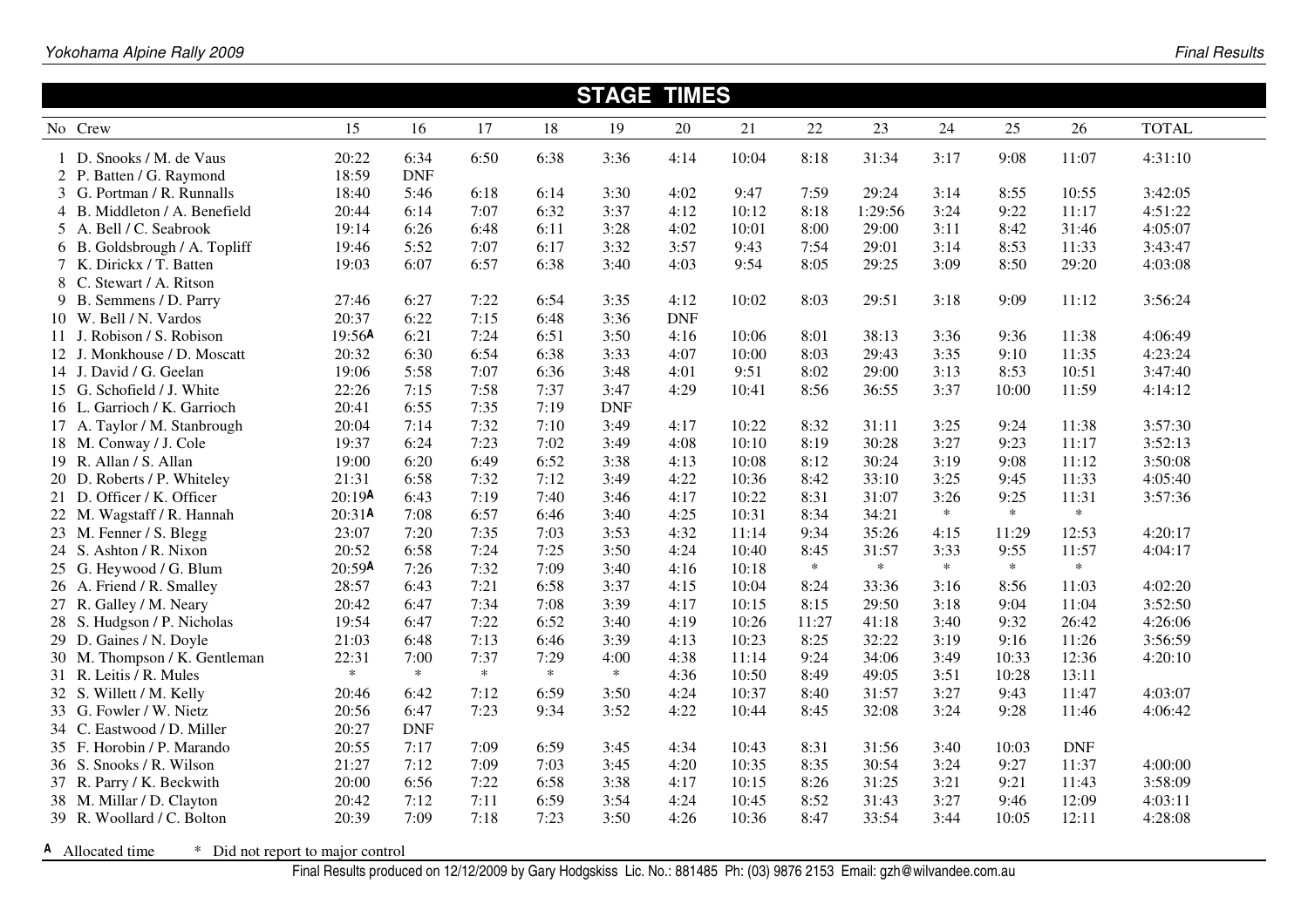## STAGE TIMES

| No | Crew | 15 | 16 | 17 | 18 | 19 | 20 | 21 | 22 | 23 | 24 | 25 | 26 | TOTAL |
|---|---|---|---|---|---|---|---|---|---|---|---|---|---|---|
| 1 | D. Snooks / M. de Vaus | 20:22 | 6:34 | 6:50 | 6:38 | 3:36 | 4:14 | 10:04 | 8:18 | 31:34 | 3:17 | 9:08 | 11:07 | 4:31:10 |
| 2 | P. Batten / G. Raymond | 18:59 | DNF | | | | | | | | | | | |
| 3 | G. Portman / R. Runnalls | 18:40 | 5:46 | 6:18 | 6:14 | 3:30 | 4:02 | 9:47 | 7:59 | 29:24 | 3:14 | 8:55 | 10:55 | 3:42:05 |
| 4 | B. Middleton / A. Benefield | 20:44 | 6:14 | 7:07 | 6:32 | 3:37 | 4:12 | 10:12 | 8:18 | 1:29:56 | 3:24 | 9:22 | 11:17 | 4:51:22 |
| 5 | A. Bell / C. Seabrook | 19:14 | 6:26 | 6:48 | 6:11 | 3:28 | 4:02 | 10:01 | 8:00 | 29:00 | 3:11 | 8:42 | 31:46 | 4:05:07 |
| 6 | B. Goldsbrough / A. Topliff | 19:46 | 5:52 | 7:07 | 6:17 | 3:32 | 3:57 | 9:43 | 7:54 | 29:01 | 3:14 | 8:53 | 11:33 | 3:43:47 |
| 7 | K. Dirickx / T. Batten | 19:03 | 6:07 | 6:57 | 6:38 | 3:40 | 4:03 | 9:54 | 8:05 | 29:25 | 3:09 | 8:50 | 29:20 | 4:03:08 |
| 8 | C. Stewart / A. Ritson | | | | | | | | | | | | | |
| 9 | B. Semmens / D. Parry | 27:46 | 6:27 | 7:22 | 6:54 | 3:35 | 4:12 | 10:02 | 8:03 | 29:51 | 3:18 | 9:09 | 11:12 | 3:56:24 |
| 10 | W. Bell / N. Vardos | 20:37 | 6:22 | 7:15 | 6:48 | 3:36 | DNF | | | | | | | |
| 11 | J. Robison / S. Robison | 19:56A | 6:21 | 7:24 | 6:51 | 3:50 | 4:16 | 10:06 | 8:01 | 38:13 | 3:36 | 9:36 | 11:38 | 4:06:49 |
| 12 | J. Monkhouse / D. Moscatt | 20:32 | 6:30 | 6:54 | 6:38 | 3:33 | 4:07 | 10:00 | 8:03 | 29:43 | 3:35 | 9:10 | 11:35 | 4:23:24 |
| 14 | J. David / G. Geelan | 19:06 | 5:58 | 7:07 | 6:36 | 3:48 | 4:01 | 9:51 | 8:02 | 29:00 | 3:13 | 8:53 | 10:51 | 3:47:40 |
| 15 | G. Schofield / J. White | 22:26 | 7:15 | 7:58 | 7:37 | 3:47 | 4:29 | 10:41 | 8:56 | 36:55 | 3:37 | 10:00 | 11:59 | 4:14:12 |
| 16 | L. Garrioch / K. Garrioch | 20:41 | 6:55 | 7:35 | 7:19 | DNF | | | | | | | | |
| 17 | A. Taylor / M. Stanbrough | 20:04 | 7:14 | 7:32 | 7:10 | 3:49 | 4:17 | 10:22 | 8:32 | 31:11 | 3:25 | 9:24 | 11:38 | 3:57:30 |
| 18 | M. Conway / J. Cole | 19:37 | 6:24 | 7:23 | 7:02 | 3:49 | 4:08 | 10:10 | 8:19 | 30:28 | 3:27 | 9:23 | 11:17 | 3:52:13 |
| 19 | R. Allan / S. Allan | 19:00 | 6:20 | 6:49 | 6:52 | 3:38 | 4:13 | 10:08 | 8:12 | 30:24 | 3:19 | 9:08 | 11:12 | 3:50:08 |
| 20 | D. Roberts / P. Whiteley | 21:31 | 6:58 | 7:32 | 7:12 | 3:49 | 4:22 | 10:36 | 8:42 | 33:10 | 3:25 | 9:45 | 11:33 | 4:05:40 |
| 21 | D. Officer / K. Officer | 20:19A | 6:43 | 7:19 | 7:40 | 3:46 | 4:17 | 10:22 | 8:31 | 31:07 | 3:26 | 9:25 | 11:31 | 3:57:36 |
| 22 | M. Wagstaff / R. Hannah | 20:31A | 7:08 | 6:57 | 6:46 | 3:40 | 4:25 | 10:31 | 8:34 | 34:21 | * | * | * | |
| 23 | M. Fenner / S. Blegg | 23:07 | 7:20 | 7:35 | 7:03 | 3:53 | 4:32 | 11:14 | 9:34 | 35:26 | 4:15 | 11:29 | 12:53 | 4:20:17 |
| 24 | S. Ashton / R. Nixon | 20:52 | 6:58 | 7:24 | 7:25 | 3:50 | 4:24 | 10:40 | 8:45 | 31:57 | 3:33 | 9:55 | 11:57 | 4:04:17 |
| 25 | G. Heywood / G. Blum | 20:59A | 7:26 | 7:32 | 7:09 | 3:40 | 4:16 | 10:18 | * | * | * | * | * | |
| 26 | A. Friend / R. Smalley | 28:57 | 6:43 | 7:21 | 6:58 | 3:37 | 4:15 | 10:04 | 8:24 | 33:36 | 3:16 | 8:56 | 11:03 | 4:02:20 |
| 27 | R. Galley / M. Neary | 20:42 | 6:47 | 7:34 | 7:08 | 3:39 | 4:17 | 10:15 | 8:15 | 29:50 | 3:18 | 9:04 | 11:04 | 3:52:50 |
| 28 | S. Hudgson / P. Nicholas | 19:54 | 6:47 | 7:22 | 6:52 | 3:40 | 4:19 | 10:26 | 11:27 | 41:18 | 3:40 | 9:32 | 26:42 | 4:26:06 |
| 29 | D. Gaines / N. Doyle | 21:03 | 6:48 | 7:13 | 6:46 | 3:39 | 4:13 | 10:23 | 8:25 | 32:22 | 3:19 | 9:16 | 11:26 | 3:56:59 |
| 30 | M. Thompson / K. Gentleman | 22:31 | 7:00 | 7:37 | 7:29 | 4:00 | 4:38 | 11:14 | 9:24 | 34:06 | 3:49 | 10:33 | 12:36 | 4:20:10 |
| 31 | R. Leitis / R. Mules | * | * | * | * | * | 4:36 | 10:50 | 8:49 | 49:05 | 3:51 | 10:28 | 13:11 | |
| 32 | S. Willett / M. Kelly | 20:46 | 6:42 | 7:12 | 6:59 | 3:50 | 4:24 | 10:37 | 8:40 | 31:57 | 3:27 | 9:43 | 11:47 | 4:03:07 |
| 33 | G. Fowler / W. Nietz | 20:56 | 6:47 | 7:23 | 9:34 | 3:52 | 4:22 | 10:44 | 8:45 | 32:08 | 3:24 | 9:28 | 11:46 | 4:06:42 |
| 34 | C. Eastwood / D. Miller | 20:27 | DNF | | | | | | | | | | | |
| 35 | F. Horobin / P. Marando | 20:55 | 7:17 | 7:09 | 6:59 | 3:45 | 4:34 | 10:43 | 8:31 | 31:56 | 3:40 | 10:03 | DNF | |
| 36 | S. Snooks / R. Wilson | 21:27 | 7:12 | 7:09 | 7:03 | 3:45 | 4:20 | 10:35 | 8:35 | 30:54 | 3:24 | 9:27 | 11:37 | 4:00:00 |
| 37 | R. Parry / K. Beckwith | 20:00 | 6:56 | 7:22 | 6:58 | 3:38 | 4:17 | 10:15 | 8:26 | 31:25 | 3:21 | 9:21 | 11:43 | 3:58:09 |
| 38 | M. Millar / D. Clayton | 20:42 | 7:12 | 7:11 | 6:59 | 3:54 | 4:24 | 10:45 | 8:52 | 31:43 | 3:27 | 9:46 | 12:09 | 4:03:11 |
| 39 | R. Woollard / C. Bolton | 20:39 | 7:09 | 7:18 | 7:23 | 3:50 | 4:26 | 10:36 | 8:47 | 33:54 | 3:44 | 10:05 | 12:11 | 4:28:08 |

A Allocated time   * Did not report to major control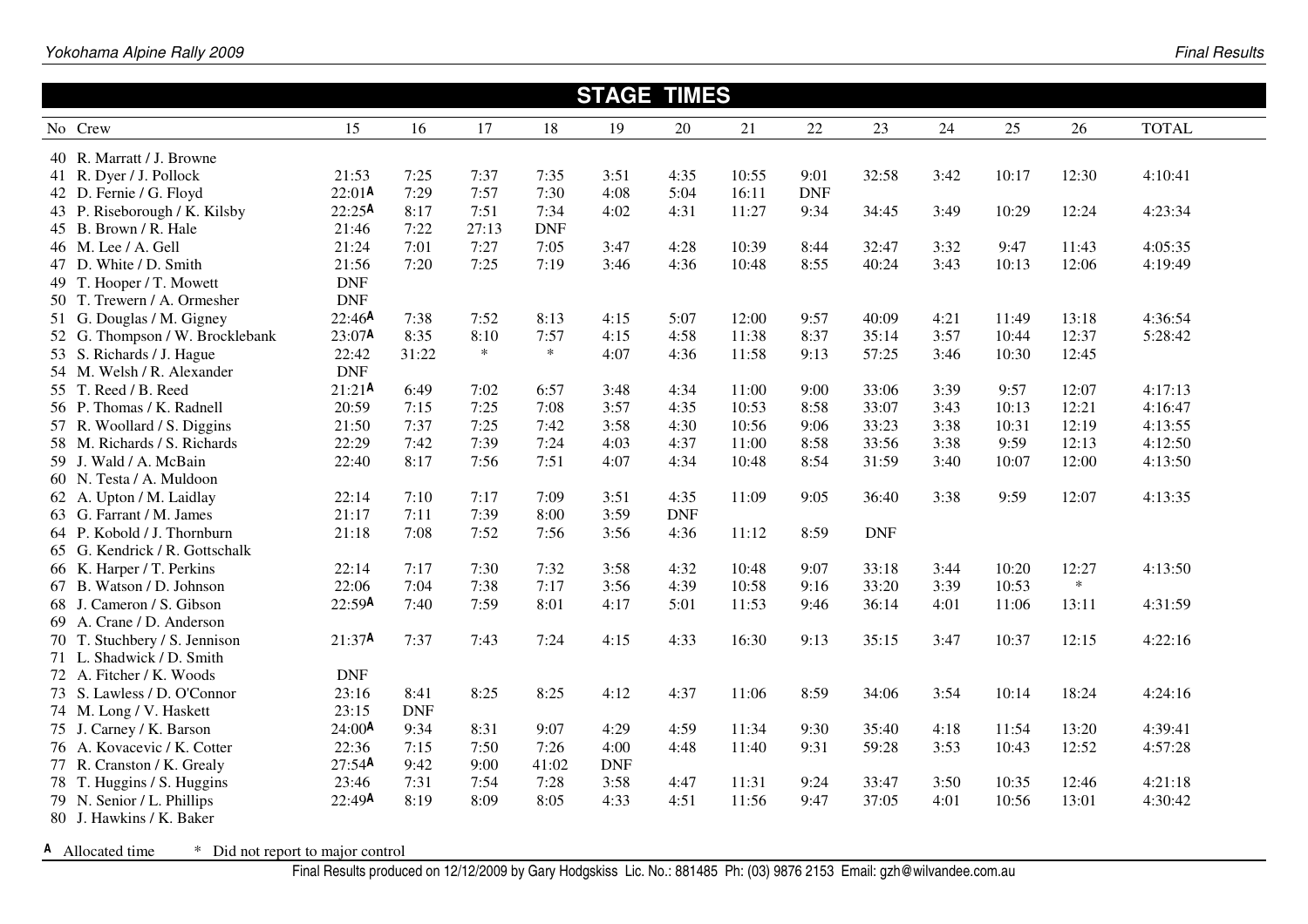# STAGE TIMES

| No | Crew | 15 | 16 | 17 | 18 | 19 | 20 | 21 | 22 | 23 | 24 | 25 | 26 | TOTAL |
|---|---|---|---|---|---|---|---|---|---|---|---|---|---|---|
| 40 | R. Marratt / J. Browne | | | | | | | | | | | | | |
| 41 | R. Dyer / J. Pollock | 21:53 | 7:25 | 7:37 | 7:35 | 3:51 | 4:35 | 10:55 | 9:01 | 32:58 | 3:42 | 10:17 | 12:30 | 4:10:41 |
| 42 | D. Fernie / G. Floyd | 22:01A | 7:29 | 7:57 | 7:30 | 4:08 | 5:04 | 16:11 | DNF | | | | | |
| 43 | P. Riseborough / K. Kilsby | 22:25A | 8:17 | 7:51 | 7:34 | 4:02 | 4:31 | 11:27 | 9:34 | 34:45 | 3:49 | 10:29 | 12:24 | 4:23:34 |
| 45 | B. Brown / R. Hale | 21:46 | 7:22 | 27:13 | DNF | | | | | | | | | |
| 46 | M. Lee / A. Gell | 21:24 | 7:01 | 7:27 | 7:05 | 3:47 | 4:28 | 10:39 | 8:44 | 32:47 | 3:32 | 9:47 | 11:43 | 4:05:35 |
| 47 | D. White / D. Smith | 21:56 | 7:20 | 7:25 | 7:19 | 3:46 | 4:36 | 10:48 | 8:55 | 40:24 | 3:43 | 10:13 | 12:06 | 4:19:49 |
| 49 | T. Hooper / T. Mowett | DNF | | | | | | | | | | | | |
| 50 | T. Trewern / A. Ormesher | DNF | | | | | | | | | | | | |
| 51 | G. Douglas / M. Gigney | 22:46A | 7:38 | 7:52 | 8:13 | 4:15 | 5:07 | 12:00 | 9:57 | 40:09 | 4:21 | 11:49 | 13:18 | 4:36:54 |
| 52 | G. Thompson / W. Brocklebank | 23:07A | 8:35 | 8:10 | 7:57 | 4:15 | 4:58 | 11:38 | 8:37 | 35:14 | 3:57 | 10:44 | 12:37 | 5:28:42 |
| 53 | S. Richards / J. Hague | 22:42 | 31:22 | * | * | 4:07 | 4:36 | 11:58 | 9:13 | 57:25 | 3:46 | 10:30 | 12:45 | |
| 54 | M. Welsh / R. Alexander | DNF | | | | | | | | | | | | |
| 55 | T. Reed / B. Reed | 21:21A | 6:49 | 7:02 | 6:57 | 3:48 | 4:34 | 11:00 | 9:00 | 33:06 | 3:39 | 9:57 | 12:07 | 4:17:13 |
| 56 | P. Thomas / K. Radnell | 20:59 | 7:15 | 7:25 | 7:08 | 3:57 | 4:35 | 10:53 | 8:58 | 33:07 | 3:43 | 10:13 | 12:21 | 4:16:47 |
| 57 | R. Woollard / S. Diggins | 21:50 | 7:37 | 7:25 | 7:42 | 3:58 | 4:30 | 10:56 | 9:06 | 33:23 | 3:38 | 10:31 | 12:19 | 4:13:55 |
| 58 | M. Richards / S. Richards | 22:29 | 7:42 | 7:39 | 7:24 | 4:03 | 4:37 | 11:00 | 8:58 | 33:56 | 3:38 | 9:59 | 12:13 | 4:12:50 |
| 59 | J. Wald / A. McBain | 22:40 | 8:17 | 7:56 | 7:51 | 4:07 | 4:34 | 10:48 | 8:54 | 31:59 | 3:40 | 10:07 | 12:00 | 4:13:50 |
| 60 | N. Testa / A. Muldoon | | | | | | | | | | | | | |
| 62 | A. Upton / M. Laidlay | 22:14 | 7:10 | 7:17 | 7:09 | 3:51 | 4:35 | 11:09 | 9:05 | 36:40 | 3:38 | 9:59 | 12:07 | 4:13:35 |
| 63 | G. Farrant / M. James | 21:17 | 7:11 | 7:39 | 8:00 | 3:59 | DNF | | | | | | | |
| 64 | P. Kobold / J. Thornburn | 21:18 | 7:08 | 7:52 | 7:56 | 3:56 | 4:36 | 11:12 | 8:59 | DNF | | | | |
| 65 | G. Kendrick / R. Gottschalk | | | | | | | | | | | | | |
| 66 | K. Harper / T. Perkins | 22:14 | 7:17 | 7:30 | 7:32 | 3:58 | 4:32 | 10:48 | 9:07 | 33:18 | 3:44 | 10:20 | 12:27 | 4:13:50 |
| 67 | B. Watson / D. Johnson | 22:06 | 7:04 | 7:38 | 7:17 | 3:56 | 4:39 | 10:58 | 9:16 | 33:20 | 3:39 | 10:53 | * | |
| 68 | J. Cameron / S. Gibson | 22:59A | 7:40 | 7:59 | 8:01 | 4:17 | 5:01 | 11:53 | 9:46 | 36:14 | 4:01 | 11:06 | 13:11 | 4:31:59 |
| 69 | A. Crane / D. Anderson | | | | | | | | | | | | | |
| 70 | T. Stuchbery / S. Jennison | 21:37A | 7:37 | 7:43 | 7:24 | 4:15 | 4:33 | 16:30 | 9:13 | 35:15 | 3:47 | 10:37 | 12:15 | 4:22:16 |
| 71 | L. Shadwick / D. Smith | | | | | | | | | | | | | |
| 72 | A. Fitcher / K. Woods | DNF | | | | | | | | | | | | |
| 73 | S. Lawless / D. O'Connor | 23:16 | 8:41 | 8:25 | 8:25 | 4:12 | 4:37 | 11:06 | 8:59 | 34:06 | 3:54 | 10:14 | 18:24 | 4:24:16 |
| 74 | M. Long / V. Haskett | 23:15 | DNF | | | | | | | | | | | |
| 75 | J. Carney / K. Barson | 24:00A | 9:34 | 8:31 | 9:07 | 4:29 | 4:59 | 11:34 | 9:30 | 35:40 | 4:18 | 11:54 | 13:20 | 4:39:41 |
| 76 | A. Kovacevic / K. Cotter | 22:36 | 7:15 | 7:50 | 7:26 | 4:00 | 4:48 | 11:40 | 9:31 | 59:28 | 3:53 | 10:43 | 12:52 | 4:57:28 |
| 77 | R. Cranston / K. Grealy | 27:54A | 9:42 | 9:00 | 41:02 | DNF | | | | | | | | |
| 78 | T. Huggins / S. Huggins | 23:46 | 7:31 | 7:54 | 7:28 | 3:58 | 4:47 | 11:31 | 9:24 | 33:47 | 3:50 | 10:35 | 12:46 | 4:21:18 |
| 79 | N. Senior / L. Phillips | 22:49A | 8:19 | 8:09 | 8:05 | 4:33 | 4:51 | 11:56 | 9:47 | 37:05 | 4:01 | 10:56 | 13:01 | 4:30:42 |
| 80 | J. Hawkins / K. Baker | | | | | | | | | | | | | |

A Allocated time    * Did not report to major control

Final Results produced on 12/12/2009 by Gary Hodgskiss Lic. No.: 881485 Ph: (03) 9876 2153 Email: gzh@wilvandee.com.au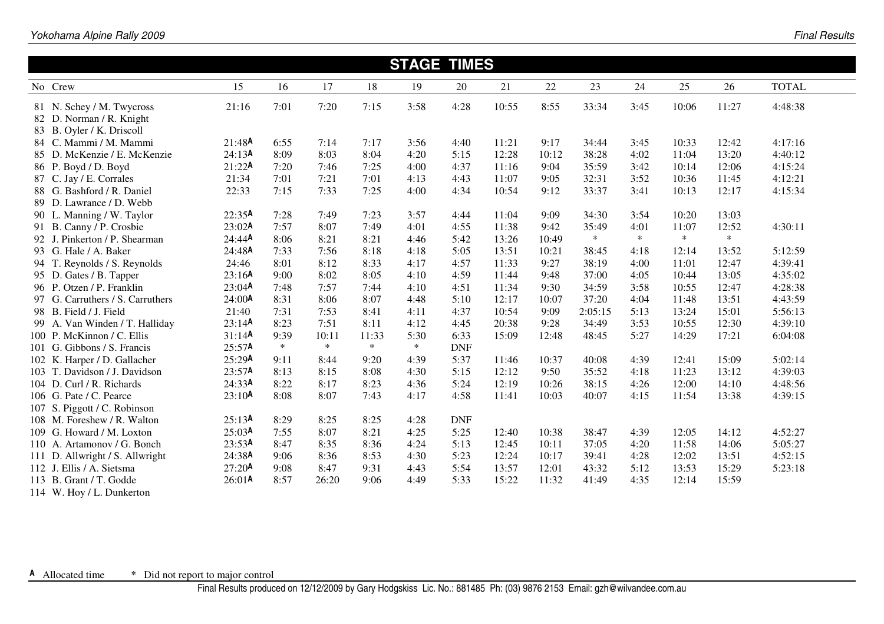## STAGE TIMES

| No | Crew | 15 | 16 | 17 | 18 | 19 | 20 | 21 | 22 | 23 | 24 | 25 | 26 | TOTAL |
|---|---|---|---|---|---|---|---|---|---|---|---|---|---|---|
| 81 | N. Schey / M. Twycross | 21:16 | 7:01 | 7:20 | 7:15 | 3:58 | 4:28 | 10:55 | 8:55 | 33:34 | 3:45 | 10:06 | 11:27 | 4:48:38 |
| 82 | D. Norman / R. Knight | | | | | | | | | | | | | |
| 83 | B. Oyler / K. Driscoll | | | | | | | | | | | | | |
| 84 | C. Mammi / M. Mammi | 21:48A | 6:55 | 7:14 | 7:17 | 3:56 | 4:40 | 11:21 | 9:17 | 34:44 | 3:45 | 10:33 | 12:42 | 4:17:16 |
| 85 | D. McKenzie / E. McKenzie | 24:13A | 8:09 | 8:03 | 8:04 | 4:20 | 5:15 | 12:28 | 10:12 | 38:28 | 4:02 | 11:04 | 13:20 | 4:40:12 |
| 86 | P. Boyd / D. Boyd | 21:22A | 7:20 | 7:46 | 7:25 | 4:00 | 4:37 | 11:16 | 9:04 | 35:59 | 3:42 | 10:14 | 12:06 | 4:15:24 |
| 87 | C. Jay / E. Corrales | 21:34 | 7:01 | 7:21 | 7:01 | 4:13 | 4:43 | 11:07 | 9:05 | 32:31 | 3:52 | 10:36 | 11:45 | 4:12:21 |
| 88 | G. Bashford / R. Daniel | 22:33 | 7:15 | 7:33 | 7:25 | 4:00 | 4:34 | 10:54 | 9:12 | 33:37 | 3:41 | 10:13 | 12:17 | 4:15:34 |
| 89 | D. Lawrance / D. Webb | | | | | | | | | | | | | |
| 90 | L. Manning / W. Taylor | 22:35A | 7:28 | 7:49 | 7:23 | 3:57 | 4:44 | 11:04 | 9:09 | 34:30 | 3:54 | 10:20 | 13:03 | |
| 91 | B. Canny / P. Crosbie | 23:02A | 7:57 | 8:07 | 7:49 | 4:01 | 4:55 | 11:38 | 9:42 | 35:49 | 4:01 | 11:07 | 12:52 | 4:30:11 |
| 92 | J. Pinkerton / P. Shearman | 24:44A | 8:06 | 8:21 | 8:21 | 4:46 | 5:42 | 13:26 | 10:49 | * | * | * | * | |
| 93 | G. Hale / A. Baker | 24:48A | 7:33 | 7:56 | 8:18 | 4:18 | 5:05 | 13:51 | 10:21 | 38:45 | 4:18 | 12:14 | 13:52 | 5:12:59 |
| 94 | T. Reynolds / S. Reynolds | 24:46 | 8:01 | 8:12 | 8:33 | 4:17 | 4:57 | 11:33 | 9:27 | 38:19 | 4:00 | 11:01 | 12:47 | 4:39:41 |
| 95 | D. Gates / B. Tapper | 23:16A | 9:00 | 8:02 | 8:05 | 4:10 | 4:59 | 11:44 | 9:48 | 37:00 | 4:05 | 10:44 | 13:05 | 4:35:02 |
| 96 | P. Otzen / P. Franklin | 23:04A | 7:48 | 7:57 | 7:44 | 4:10 | 4:51 | 11:34 | 9:30 | 34:59 | 3:58 | 10:55 | 12:47 | 4:28:38 |
| 97 | G. Carruthers / S. Carruthers | 24:00A | 8:31 | 8:06 | 8:07 | 4:48 | 5:10 | 12:17 | 10:07 | 37:20 | 4:04 | 11:48 | 13:51 | 4:43:59 |
| 98 | B. Field / J. Field | 21:40 | 7:31 | 7:53 | 8:41 | 4:11 | 4:37 | 10:54 | 9:09 | 2:05:15 | 5:13 | 13:24 | 15:01 | 5:56:13 |
| 99 | A. Van Winden / T. Halliday | 23:14A | 8:23 | 7:51 | 8:11 | 4:12 | 4:45 | 20:38 | 9:28 | 34:49 | 3:53 | 10:55 | 12:30 | 4:39:10 |
| 100 | P. McKinnon / C. Ellis | 31:14A | 9:39 | 10:11 | 11:33 | 5:30 | 6:33 | 15:09 | 12:48 | 48:45 | 5:27 | 14:29 | 17:21 | 6:04:08 |
| 101 | G. Gibbons / S. Francis | 25:57A | * | * | * | * | DNF | | | | | | | |
| 102 | K. Harper / D. Gallacher | 25:29A | 9:11 | 8:44 | 9:20 | 4:39 | 5:37 | 11:46 | 10:37 | 40:08 | 4:39 | 12:41 | 15:09 | 5:02:14 |
| 103 | T. Davidson / J. Davidson | 23:57A | 8:13 | 8:15 | 8:08 | 4:30 | 5:15 | 12:12 | 9:50 | 35:52 | 4:18 | 11:23 | 13:12 | 4:39:03 |
| 104 | D. Curl / R. Richards | 24:33A | 8:22 | 8:17 | 8:23 | 4:36 | 5:24 | 12:19 | 10:26 | 38:15 | 4:26 | 12:00 | 14:10 | 4:48:56 |
| 106 | G. Pate / C. Pearce | 23:10A | 8:08 | 8:07 | 7:43 | 4:17 | 4:58 | 11:41 | 10:03 | 40:07 | 4:15 | 11:54 | 13:38 | 4:39:15 |
| 107 | S. Piggott / C. Robinson | | | | | | | | | | | | | |
| 108 | M. Foreshew / R. Walton | 25:13A | 8:29 | 8:25 | 8:25 | 4:28 | DNF | | | | | | | |
| 109 | G. Howard / M. Loxton | 25:03A | 7:55 | 8:07 | 8:21 | 4:25 | 5:25 | 12:40 | 10:38 | 38:47 | 4:39 | 12:05 | 14:12 | 4:52:27 |
| 110 | A. Artamonov / G. Bonch | 23:53A | 8:47 | 8:35 | 8:36 | 4:24 | 5:13 | 12:45 | 10:11 | 37:05 | 4:20 | 11:58 | 14:06 | 5:05:27 |
| 111 | D. Allwright / S. Allwright | 24:38A | 9:06 | 8:36 | 8:53 | 4:30 | 5:23 | 12:24 | 10:17 | 39:41 | 4:28 | 12:02 | 13:51 | 4:52:15 |
| 112 | J. Ellis / A. Sietsma | 27:20A | 9:08 | 8:47 | 9:31 | 4:43 | 5:54 | 13:57 | 12:01 | 43:32 | 5:12 | 13:53 | 15:29 | 5:23:18 |
| 113 | B. Grant / T. Godde | 26:01A | 8:57 | 26:20 | 9:06 | 4:49 | 5:33 | 15:22 | 11:32 | 41:49 | 4:35 | 12:14 | 15:59 | |
| 114 | W. Hoy / L. Dunkerton | | | | | | | | | | | | | |

A Allocated time    * Did not report to major control

Final Results produced on 12/12/2009 by Gary Hodgskiss Lic. No.: 881485 Ph: (03) 9876 2153 Email: gzh@wilvandee.com.au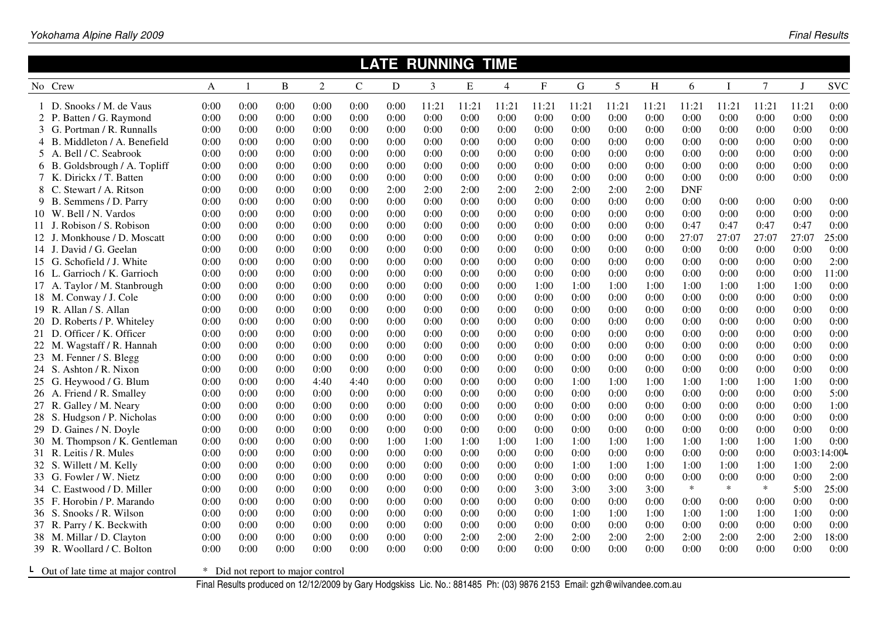# LATE RUNNING TIME

| No | Crew | A | 1 | B | 2 | C | D | 3 | E | 4 | F | G | 5 | H | 6 | I | 7 | J | SVC |
|---|---|---|---|---|---|---|---|---|---|---|---|---|---|---|---|---|---|---|---|
| 1 | D. Snooks / M. de Vaus | 0:00 | 0:00 | 0:00 | 0:00 | 0:00 | 0:00 | 11:21 | 11:21 | 11:21 | 11:21 | 11:21 | 11:21 | 11:21 | 11:21 | 11:21 | 11:21 | 11:21 | 0:00 |
| 2 | P. Batten / G. Raymond | 0:00 | 0:00 | 0:00 | 0:00 | 0:00 | 0:00 | 0:00 | 0:00 | 0:00 | 0:00 | 0:00 | 0:00 | 0:00 | 0:00 | 0:00 | 0:00 | 0:00 | 0:00 |
| 3 | G. Portman / R. Runnalls | 0:00 | 0:00 | 0:00 | 0:00 | 0:00 | 0:00 | 0:00 | 0:00 | 0:00 | 0:00 | 0:00 | 0:00 | 0:00 | 0:00 | 0:00 | 0:00 | 0:00 | 0:00 |
| 4 | B. Middleton / A. Benefield | 0:00 | 0:00 | 0:00 | 0:00 | 0:00 | 0:00 | 0:00 | 0:00 | 0:00 | 0:00 | 0:00 | 0:00 | 0:00 | 0:00 | 0:00 | 0:00 | 0:00 | 0:00 |
| 5 | A. Bell / C. Seabrook | 0:00 | 0:00 | 0:00 | 0:00 | 0:00 | 0:00 | 0:00 | 0:00 | 0:00 | 0:00 | 0:00 | 0:00 | 0:00 | 0:00 | 0:00 | 0:00 | 0:00 | 0:00 |
| 6 | B. Goldsbrough / A. Topliff | 0:00 | 0:00 | 0:00 | 0:00 | 0:00 | 0:00 | 0:00 | 0:00 | 0:00 | 0:00 | 0:00 | 0:00 | 0:00 | 0:00 | 0:00 | 0:00 | 0:00 | 0:00 |
| 7 | K. Dirickx / T. Batten | 0:00 | 0:00 | 0:00 | 0:00 | 0:00 | 0:00 | 0:00 | 0:00 | 0:00 | 0:00 | 0:00 | 0:00 | 0:00 | 0:00 | 0:00 | 0:00 | 0:00 | 0:00 |
| 8 | C. Stewart / A. Ritson | 0:00 | 0:00 | 0:00 | 0:00 | 0:00 | 2:00 | 2:00 | 2:00 | 2:00 | 2:00 | 2:00 | 2:00 | 2:00 | DNF | | | | |
| 9 | B. Semmens / D. Parry | 0:00 | 0:00 | 0:00 | 0:00 | 0:00 | 0:00 | 0:00 | 0:00 | 0:00 | 0:00 | 0:00 | 0:00 | 0:00 | 0:00 | 0:00 | 0:00 | 0:00 | 0:00 |
| 10 | W. Bell / N. Vardos | 0:00 | 0:00 | 0:00 | 0:00 | 0:00 | 0:00 | 0:00 | 0:00 | 0:00 | 0:00 | 0:00 | 0:00 | 0:00 | 0:00 | 0:00 | 0:00 | 0:00 | 0:00 |
| 11 | J. Robison / S. Robison | 0:00 | 0:00 | 0:00 | 0:00 | 0:00 | 0:00 | 0:00 | 0:00 | 0:00 | 0:00 | 0:00 | 0:00 | 0:00 | 0:47 | 0:47 | 0:47 | 0:47 | 0:00 |
| 12 | J. Monkhouse / D. Moscatt | 0:00 | 0:00 | 0:00 | 0:00 | 0:00 | 0:00 | 0:00 | 0:00 | 0:00 | 0:00 | 0:00 | 0:00 | 0:00 | 27:07 | 27:07 | 27:07 | 27:07 | 25:00 |
| 14 | J. David / G. Geelan | 0:00 | 0:00 | 0:00 | 0:00 | 0:00 | 0:00 | 0:00 | 0:00 | 0:00 | 0:00 | 0:00 | 0:00 | 0:00 | 0:00 | 0:00 | 0:00 | 0:00 | 0:00 |
| 15 | G. Schofield / J. White | 0:00 | 0:00 | 0:00 | 0:00 | 0:00 | 0:00 | 0:00 | 0:00 | 0:00 | 0:00 | 0:00 | 0:00 | 0:00 | 0:00 | 0:00 | 0:00 | 0:00 | 2:00 |
| 16 | L. Garrioch / K. Garrioch | 0:00 | 0:00 | 0:00 | 0:00 | 0:00 | 0:00 | 0:00 | 0:00 | 0:00 | 0:00 | 0:00 | 0:00 | 0:00 | 0:00 | 0:00 | 0:00 | 0:00 | 11:00 |
| 17 | A. Taylor / M. Stanbrough | 0:00 | 0:00 | 0:00 | 0:00 | 0:00 | 0:00 | 0:00 | 0:00 | 0:00 | 1:00 | 1:00 | 1:00 | 1:00 | 1:00 | 1:00 | 1:00 | 1:00 | 0:00 |
| 18 | M. Conway / J. Cole | 0:00 | 0:00 | 0:00 | 0:00 | 0:00 | 0:00 | 0:00 | 0:00 | 0:00 | 0:00 | 0:00 | 0:00 | 0:00 | 0:00 | 0:00 | 0:00 | 0:00 | 0:00 |
| 19 | R. Allan / S. Allan | 0:00 | 0:00 | 0:00 | 0:00 | 0:00 | 0:00 | 0:00 | 0:00 | 0:00 | 0:00 | 0:00 | 0:00 | 0:00 | 0:00 | 0:00 | 0:00 | 0:00 | 0:00 |
| 20 | D. Roberts / P. Whiteley | 0:00 | 0:00 | 0:00 | 0:00 | 0:00 | 0:00 | 0:00 | 0:00 | 0:00 | 0:00 | 0:00 | 0:00 | 0:00 | 0:00 | 0:00 | 0:00 | 0:00 | 0:00 |
| 21 | D. Officer / K. Officer | 0:00 | 0:00 | 0:00 | 0:00 | 0:00 | 0:00 | 0:00 | 0:00 | 0:00 | 0:00 | 0:00 | 0:00 | 0:00 | 0:00 | 0:00 | 0:00 | 0:00 | 0:00 |
| 22 | M. Wagstaff / R. Hannah | 0:00 | 0:00 | 0:00 | 0:00 | 0:00 | 0:00 | 0:00 | 0:00 | 0:00 | 0:00 | 0:00 | 0:00 | 0:00 | 0:00 | 0:00 | 0:00 | 0:00 | 0:00 |
| 23 | M. Fenner / S. Blegg | 0:00 | 0:00 | 0:00 | 0:00 | 0:00 | 0:00 | 0:00 | 0:00 | 0:00 | 0:00 | 0:00 | 0:00 | 0:00 | 0:00 | 0:00 | 0:00 | 0:00 | 0:00 |
| 24 | S. Ashton / R. Nixon | 0:00 | 0:00 | 0:00 | 0:00 | 0:00 | 0:00 | 0:00 | 0:00 | 0:00 | 0:00 | 0:00 | 0:00 | 0:00 | 0:00 | 0:00 | 0:00 | 0:00 | 0:00 |
| 25 | G. Heywood / G. Blum | 0:00 | 0:00 | 0:00 | 4:40 | 4:40 | 0:00 | 0:00 | 0:00 | 0:00 | 0:00 | 1:00 | 1:00 | 1:00 | 1:00 | 1:00 | 1:00 | 1:00 | 0:00 |
| 26 | A. Friend / R. Smalley | 0:00 | 0:00 | 0:00 | 0:00 | 0:00 | 0:00 | 0:00 | 0:00 | 0:00 | 0:00 | 0:00 | 0:00 | 0:00 | 0:00 | 0:00 | 0:00 | 0:00 | 5:00 |
| 27 | R. Galley / M. Neary | 0:00 | 0:00 | 0:00 | 0:00 | 0:00 | 0:00 | 0:00 | 0:00 | 0:00 | 0:00 | 0:00 | 0:00 | 0:00 | 0:00 | 0:00 | 0:00 | 0:00 | 1:00 |
| 28 | S. Hudgson / P. Nicholas | 0:00 | 0:00 | 0:00 | 0:00 | 0:00 | 0:00 | 0:00 | 0:00 | 0:00 | 0:00 | 0:00 | 0:00 | 0:00 | 0:00 | 0:00 | 0:00 | 0:00 | 0:00 |
| 29 | D. Gaines / N. Doyle | 0:00 | 0:00 | 0:00 | 0:00 | 0:00 | 0:00 | 0:00 | 0:00 | 0:00 | 0:00 | 0:00 | 0:00 | 0:00 | 0:00 | 0:00 | 0:00 | 0:00 | 0:00 |
| 30 | M. Thompson / K. Gentleman | 0:00 | 0:00 | 0:00 | 0:00 | 0:00 | 1:00 | 1:00 | 1:00 | 1:00 | 1:00 | 1:00 | 1:00 | 1:00 | 1:00 | 1:00 | 1:00 | 1:00 | 0:00 |
| 31 | R. Leitis / R. Mules | 0:00 | 0:00 | 0:00 | 0:00 | 0:00 | 0:00 | 0:00 | 0:00 | 0:00 | 0:00 | 0:00 | 0:00 | 0:00 | 0:00 | 0:00 | 0:00 | 0:00 | 3:14:00 L |
| 32 | S. Willett / M. Kelly | 0:00 | 0:00 | 0:00 | 0:00 | 0:00 | 0:00 | 0:00 | 0:00 | 0:00 | 0:00 | 1:00 | 1:00 | 1:00 | 1:00 | 1:00 | 1:00 | 1:00 | 2:00 |
| 33 | G. Fowler / W. Nietz | 0:00 | 0:00 | 0:00 | 0:00 | 0:00 | 0:00 | 0:00 | 0:00 | 0:00 | 0:00 | 0:00 | 0:00 | 0:00 | 0:00 | 0:00 | 0:00 | 0:00 | 2:00 |
| 34 | C. Eastwood / D. Miller | 0:00 | 0:00 | 0:00 | 0:00 | 0:00 | 0:00 | 0:00 | 0:00 | 0:00 | 3:00 | 3:00 | 3:00 | 3:00 | * | * | * | 5:00 | 25:00 |
| 35 | F. Horobin / P. Marando | 0:00 | 0:00 | 0:00 | 0:00 | 0:00 | 0:00 | 0:00 | 0:00 | 0:00 | 0:00 | 0:00 | 0:00 | 0:00 | 0:00 | 0:00 | 0:00 | 0:00 | 0:00 |
| 36 | S. Snooks / R. Wilson | 0:00 | 0:00 | 0:00 | 0:00 | 0:00 | 0:00 | 0:00 | 0:00 | 0:00 | 0:00 | 1:00 | 1:00 | 1:00 | 1:00 | 1:00 | 1:00 | 1:00 | 0:00 |
| 37 | R. Parry / K. Beckwith | 0:00 | 0:00 | 0:00 | 0:00 | 0:00 | 0:00 | 0:00 | 0:00 | 0:00 | 0:00 | 0:00 | 0:00 | 0:00 | 0:00 | 0:00 | 0:00 | 0:00 | 0:00 |
| 38 | M. Millar / D. Clayton | 0:00 | 0:00 | 0:00 | 0:00 | 0:00 | 0:00 | 0:00 | 2:00 | 2:00 | 2:00 | 2:00 | 2:00 | 2:00 | 2:00 | 2:00 | 2:00 | 2:00 | 18:00 |
| 39 | R. Woollard / C. Bolton | 0:00 | 0:00 | 0:00 | 0:00 | 0:00 | 0:00 | 0:00 | 0:00 | 0:00 | 0:00 | 0:00 | 0:00 | 0:00 | 0:00 | 0:00 | 0:00 | 0:00 | 0:00 |

L Out of late time at major control    * Did not report to major control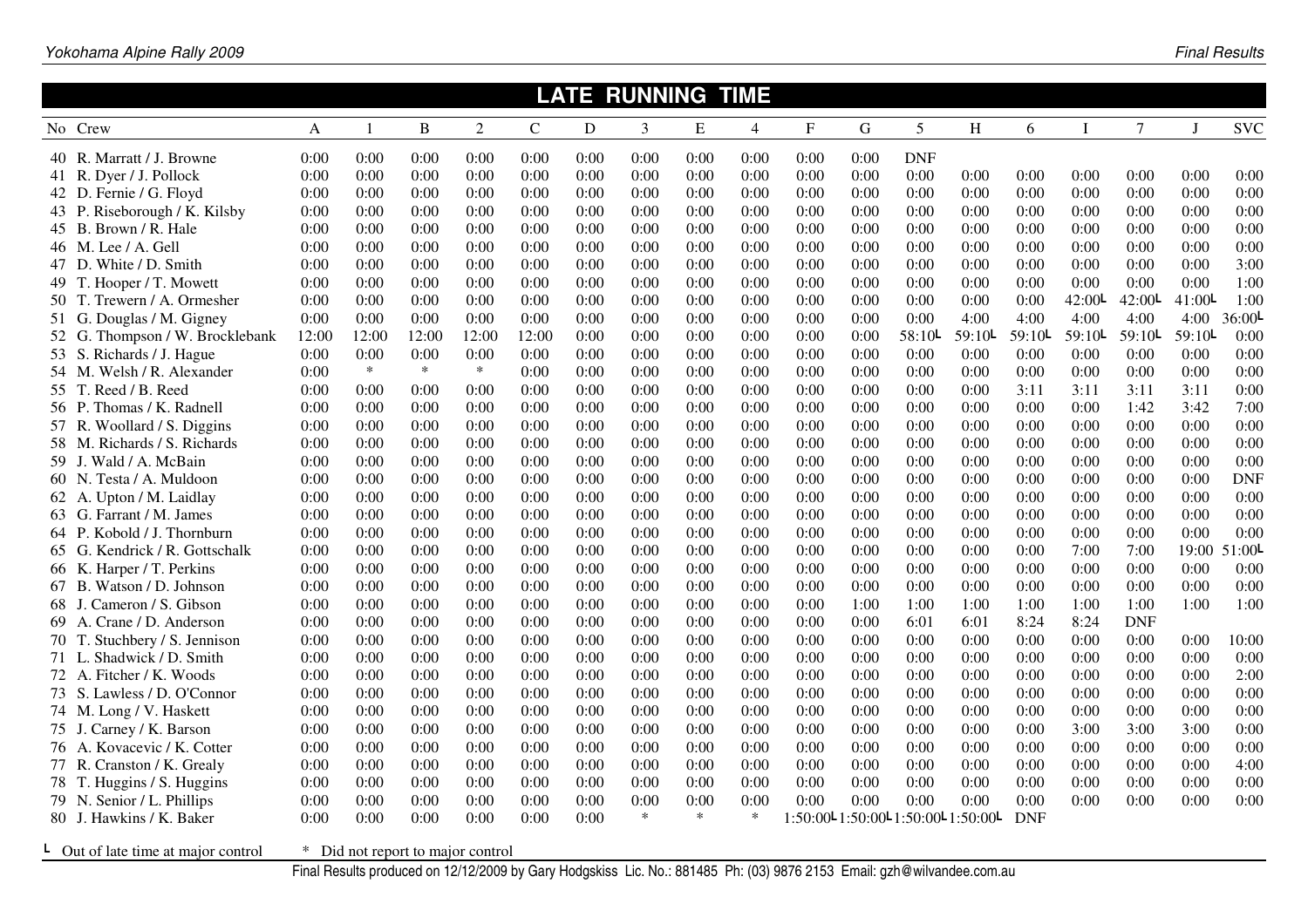## LATE RUNNING TIME

| No | Crew | A | 1 | B | 2 | C | D | 3 | E | 4 | F | G | 5 | H | 6 | I | 7 | J | SVC |
|---|---|---|---|---|---|---|---|---|---|---|---|---|---|---|---|---|---|---|---|
| 40 | R. Marratt / J. Browne | 0:00 | 0:00 | 0:00 | 0:00 | 0:00 | 0:00 | 0:00 | 0:00 | 0:00 | 0:00 | 0:00 | DNF | | | | | | |
| 41 | R. Dyer / J. Pollock | 0:00 | 0:00 | 0:00 | 0:00 | 0:00 | 0:00 | 0:00 | 0:00 | 0:00 | 0:00 | 0:00 | 0:00 | 0:00 | 0:00 | 0:00 | 0:00 | 0:00 | 0:00 |
| 42 | D. Fernie / G. Floyd | 0:00 | 0:00 | 0:00 | 0:00 | 0:00 | 0:00 | 0:00 | 0:00 | 0:00 | 0:00 | 0:00 | 0:00 | 0:00 | 0:00 | 0:00 | 0:00 | 0:00 | 0:00 |
| 43 | P. Riseborough / K. Kilsby | 0:00 | 0:00 | 0:00 | 0:00 | 0:00 | 0:00 | 0:00 | 0:00 | 0:00 | 0:00 | 0:00 | 0:00 | 0:00 | 0:00 | 0:00 | 0:00 | 0:00 | 0:00 |
| 45 | B. Brown / R. Hale | 0:00 | 0:00 | 0:00 | 0:00 | 0:00 | 0:00 | 0:00 | 0:00 | 0:00 | 0:00 | 0:00 | 0:00 | 0:00 | 0:00 | 0:00 | 0:00 | 0:00 | 0:00 |
| 46 | M. Lee / A. Gell | 0:00 | 0:00 | 0:00 | 0:00 | 0:00 | 0:00 | 0:00 | 0:00 | 0:00 | 0:00 | 0:00 | 0:00 | 0:00 | 0:00 | 0:00 | 0:00 | 0:00 | 0:00 |
| 47 | D. White / D. Smith | 0:00 | 0:00 | 0:00 | 0:00 | 0:00 | 0:00 | 0:00 | 0:00 | 0:00 | 0:00 | 0:00 | 0:00 | 0:00 | 0:00 | 0:00 | 0:00 | 0:00 | 3:00 |
| 49 | T. Hooper / T. Mowett | 0:00 | 0:00 | 0:00 | 0:00 | 0:00 | 0:00 | 0:00 | 0:00 | 0:00 | 0:00 | 0:00 | 0:00 | 0:00 | 0:00 | 0:00 | 0:00 | 0:00 | 1:00 |
| 50 | T. Trewern / A. Ormesher | 0:00 | 0:00 | 0:00 | 0:00 | 0:00 | 0:00 | 0:00 | 0:00 | 0:00 | 0:00 | 0:00 | 0:00 | 0:00 | 0:00 | 42:00L | 42:00L | 41:00L | 1:00 |
| 51 | G. Douglas / M. Gigney | 0:00 | 0:00 | 0:00 | 0:00 | 0:00 | 0:00 | 0:00 | 0:00 | 0:00 | 0:00 | 0:00 | 0:00 | 4:00 | 4:00 | 4:00 | 4:00 | 4:00 | 36:00L |
| 52 | G. Thompson / W. Brocklebank | 12:00 | 12:00 | 12:00 | 12:00 | 12:00 | 0:00 | 0:00 | 0:00 | 0:00 | 0:00 | 0:00 | 58:10L | 59:10L | 59:10L | 59:10L | 59:10L | 59:10L | 0:00 |
| 53 | S. Richards / J. Hague | 0:00 | 0:00 | 0:00 | 0:00 | 0:00 | 0:00 | 0:00 | 0:00 | 0:00 | 0:00 | 0:00 | 0:00 | 0:00 | 0:00 | 0:00 | 0:00 | 0:00 | 0:00 |
| 54 | M. Welsh / R. Alexander | 0:00 | * | * | * | 0:00 | 0:00 | 0:00 | 0:00 | 0:00 | 0:00 | 0:00 | 0:00 | 0:00 | 0:00 | 0:00 | 0:00 | 0:00 | 0:00 |
| 55 | T. Reed / B. Reed | 0:00 | 0:00 | 0:00 | 0:00 | 0:00 | 0:00 | 0:00 | 0:00 | 0:00 | 0:00 | 0:00 | 0:00 | 0:00 | 3:11 | 3:11 | 3:11 | 3:11 | 0:00 |
| 56 | P. Thomas / K. Radnell | 0:00 | 0:00 | 0:00 | 0:00 | 0:00 | 0:00 | 0:00 | 0:00 | 0:00 | 0:00 | 0:00 | 0:00 | 0:00 | 0:00 | 0:00 | 1:42 | 3:42 | 7:00 |
| 57 | R. Woollard / S. Diggins | 0:00 | 0:00 | 0:00 | 0:00 | 0:00 | 0:00 | 0:00 | 0:00 | 0:00 | 0:00 | 0:00 | 0:00 | 0:00 | 0:00 | 0:00 | 0:00 | 0:00 | 0:00 |
| 58 | M. Richards / S. Richards | 0:00 | 0:00 | 0:00 | 0:00 | 0:00 | 0:00 | 0:00 | 0:00 | 0:00 | 0:00 | 0:00 | 0:00 | 0:00 | 0:00 | 0:00 | 0:00 | 0:00 | 0:00 |
| 59 | J. Wald / A. McBain | 0:00 | 0:00 | 0:00 | 0:00 | 0:00 | 0:00 | 0:00 | 0:00 | 0:00 | 0:00 | 0:00 | 0:00 | 0:00 | 0:00 | 0:00 | 0:00 | 0:00 | 0:00 |
| 60 | N. Testa / A. Muldoon | 0:00 | 0:00 | 0:00 | 0:00 | 0:00 | 0:00 | 0:00 | 0:00 | 0:00 | 0:00 | 0:00 | 0:00 | 0:00 | 0:00 | 0:00 | 0:00 | 0:00 | DNF |
| 62 | A. Upton / M. Laidlay | 0:00 | 0:00 | 0:00 | 0:00 | 0:00 | 0:00 | 0:00 | 0:00 | 0:00 | 0:00 | 0:00 | 0:00 | 0:00 | 0:00 | 0:00 | 0:00 | 0:00 | 0:00 |
| 63 | G. Farrant / M. James | 0:00 | 0:00 | 0:00 | 0:00 | 0:00 | 0:00 | 0:00 | 0:00 | 0:00 | 0:00 | 0:00 | 0:00 | 0:00 | 0:00 | 0:00 | 0:00 | 0:00 | 0:00 |
| 64 | P. Kobold / J. Thornburn | 0:00 | 0:00 | 0:00 | 0:00 | 0:00 | 0:00 | 0:00 | 0:00 | 0:00 | 0:00 | 0:00 | 0:00 | 0:00 | 0:00 | 0:00 | 0:00 | 0:00 | 0:00 |
| 65 | G. Kendrick / R. Gottschalk | 0:00 | 0:00 | 0:00 | 0:00 | 0:00 | 0:00 | 0:00 | 0:00 | 0:00 | 0:00 | 0:00 | 0:00 | 0:00 | 0:00 | 7:00 | 7:00 | 19:00 | 51:00L |
| 66 | K. Harper / T. Perkins | 0:00 | 0:00 | 0:00 | 0:00 | 0:00 | 0:00 | 0:00 | 0:00 | 0:00 | 0:00 | 0:00 | 0:00 | 0:00 | 0:00 | 0:00 | 0:00 | 0:00 | 0:00 |
| 67 | B. Watson / D. Johnson | 0:00 | 0:00 | 0:00 | 0:00 | 0:00 | 0:00 | 0:00 | 0:00 | 0:00 | 0:00 | 0:00 | 0:00 | 0:00 | 0:00 | 0:00 | 0:00 | 0:00 | 0:00 |
| 68 | J. Cameron / S. Gibson | 0:00 | 0:00 | 0:00 | 0:00 | 0:00 | 0:00 | 0:00 | 0:00 | 0:00 | 0:00 | 1:00 | 1:00 | 1:00 | 1:00 | 1:00 | 1:00 | 1:00 | 1:00 |
| 69 | A. Crane / D. Anderson | 0:00 | 0:00 | 0:00 | 0:00 | 0:00 | 0:00 | 0:00 | 0:00 | 0:00 | 0:00 | 0:00 | 6:01 | 6:01 | 8:24 | 8:24 | DNF | | |
| 70 | T. Stuchbery / S. Jennison | 0:00 | 0:00 | 0:00 | 0:00 | 0:00 | 0:00 | 0:00 | 0:00 | 0:00 | 0:00 | 0:00 | 0:00 | 0:00 | 0:00 | 0:00 | 0:00 | 0:00 | 10:00 |
| 71 | L. Shadwick / D. Smith | 0:00 | 0:00 | 0:00 | 0:00 | 0:00 | 0:00 | 0:00 | 0:00 | 0:00 | 0:00 | 0:00 | 0:00 | 0:00 | 0:00 | 0:00 | 0:00 | 0:00 | 0:00 |
| 72 | A. Fitcher / K. Woods | 0:00 | 0:00 | 0:00 | 0:00 | 0:00 | 0:00 | 0:00 | 0:00 | 0:00 | 0:00 | 0:00 | 0:00 | 0:00 | 0:00 | 0:00 | 0:00 | 0:00 | 2:00 |
| 73 | S. Lawless / D. O'Connor | 0:00 | 0:00 | 0:00 | 0:00 | 0:00 | 0:00 | 0:00 | 0:00 | 0:00 | 0:00 | 0:00 | 0:00 | 0:00 | 0:00 | 0:00 | 0:00 | 0:00 | 0:00 |
| 74 | M. Long / V. Haskett | 0:00 | 0:00 | 0:00 | 0:00 | 0:00 | 0:00 | 0:00 | 0:00 | 0:00 | 0:00 | 0:00 | 0:00 | 0:00 | 0:00 | 0:00 | 0:00 | 0:00 | 0:00 |
| 75 | J. Carney / K. Barson | 0:00 | 0:00 | 0:00 | 0:00 | 0:00 | 0:00 | 0:00 | 0:00 | 0:00 | 0:00 | 0:00 | 0:00 | 0:00 | 0:00 | 3:00 | 3:00 | 3:00 | 0:00 |
| 76 | A. Kovacevic / K. Cotter | 0:00 | 0:00 | 0:00 | 0:00 | 0:00 | 0:00 | 0:00 | 0:00 | 0:00 | 0:00 | 0:00 | 0:00 | 0:00 | 0:00 | 0:00 | 0:00 | 0:00 | 0:00 |
| 77 | R. Cranston / K. Grealy | 0:00 | 0:00 | 0:00 | 0:00 | 0:00 | 0:00 | 0:00 | 0:00 | 0:00 | 0:00 | 0:00 | 0:00 | 0:00 | 0:00 | 0:00 | 0:00 | 0:00 | 4:00 |
| 78 | T. Huggins / S. Huggins | 0:00 | 0:00 | 0:00 | 0:00 | 0:00 | 0:00 | 0:00 | 0:00 | 0:00 | 0:00 | 0:00 | 0:00 | 0:00 | 0:00 | 0:00 | 0:00 | 0:00 | 0:00 |
| 79 | N. Senior / L. Phillips | 0:00 | 0:00 | 0:00 | 0:00 | 0:00 | 0:00 | 0:00 | 0:00 | 0:00 | 0:00 | 0:00 | 0:00 | 0:00 | 0:00 | 0:00 | 0:00 | 0:00 | 0:00 |
| 80 | J. Hawkins / K. Baker | 0:00 | 0:00 | 0:00 | 0:00 | 0:00 | 0:00 | * | * | * | 1:50:00L | 1:50:00L | 1:50:00L | 1:50:00L | DNF | | | | |

L Out of late time at major control  * Did not report to major control

Final Results produced on 12/12/2009 by Gary Hodgskiss Lic. No.: 881485 Ph: (03) 9876 2153 Email: gzh@wilvandee.com.au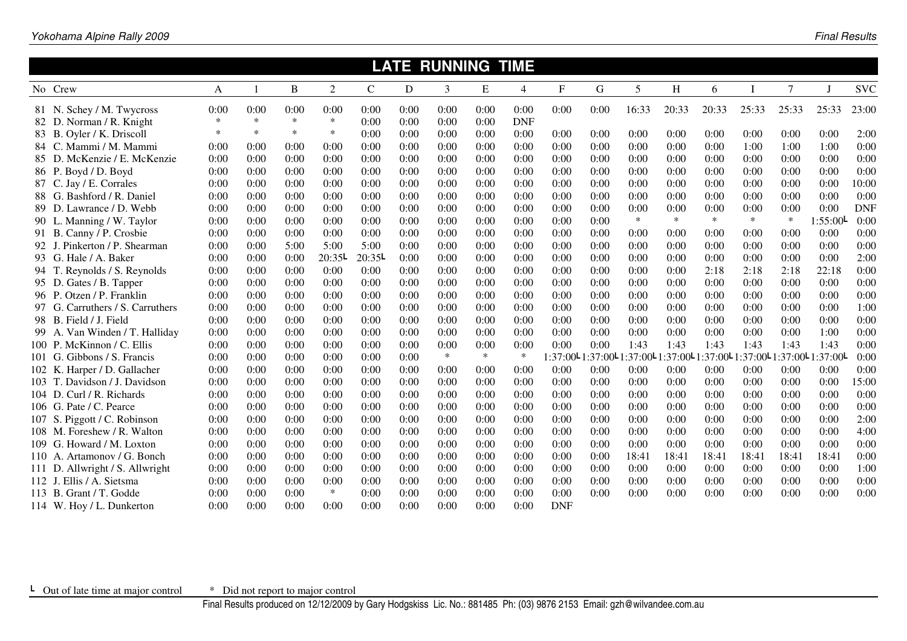## LATE RUNNING TIME

| No | Crew | A | 1 | B | 2 | C | D | 3 | E | 4 | F | G | 5 | H | 6 | I | 7 | J | SVC |
|---|---|---|---|---|---|---|---|---|---|---|---|---|---|---|---|---|---|---|---|
| 81 | N. Schey / M. Twycross | 0:00 | 0:00 | 0:00 | 0:00 | 0:00 | 0:00 | 0:00 | 0:00 | 0:00 | 0:00 | 0:00 | 16:33 | 20:33 | 20:33 | 25:33 | 25:33 | 25:33 | 23:00 |
| 82 | D. Norman / R. Knight | * | * | * | * | 0:00 | 0:00 | 0:00 | 0:00 | DNF | | | | | | | | | |
| 83 | B. Oyler / K. Driscoll | * | * | * | * | 0:00 | 0:00 | 0:00 | 0:00 | 0:00 | 0:00 | 0:00 | 0:00 | 0:00 | 0:00 | 0:00 | 0:00 | 0:00 | 2:00 |
| 84 | C. Mammi / M. Mammi | 0:00 | 0:00 | 0:00 | 0:00 | 0:00 | 0:00 | 0:00 | 0:00 | 0:00 | 0:00 | 0:00 | 0:00 | 0:00 | 0:00 | 1:00 | 1:00 | 1:00 | 0:00 |
| 85 | D. McKenzie / E. McKenzie | 0:00 | 0:00 | 0:00 | 0:00 | 0:00 | 0:00 | 0:00 | 0:00 | 0:00 | 0:00 | 0:00 | 0:00 | 0:00 | 0:00 | 0:00 | 0:00 | 0:00 | 0:00 |
| 86 | P. Boyd / D. Boyd | 0:00 | 0:00 | 0:00 | 0:00 | 0:00 | 0:00 | 0:00 | 0:00 | 0:00 | 0:00 | 0:00 | 0:00 | 0:00 | 0:00 | 0:00 | 0:00 | 0:00 | 0:00 |
| 87 | C. Jay / E. Corrales | 0:00 | 0:00 | 0:00 | 0:00 | 0:00 | 0:00 | 0:00 | 0:00 | 0:00 | 0:00 | 0:00 | 0:00 | 0:00 | 0:00 | 0:00 | 0:00 | 0:00 | 10:00 |
| 88 | G. Bashford / R. Daniel | 0:00 | 0:00 | 0:00 | 0:00 | 0:00 | 0:00 | 0:00 | 0:00 | 0:00 | 0:00 | 0:00 | 0:00 | 0:00 | 0:00 | 0:00 | 0:00 | 0:00 | 0:00 |
| 89 | D. Lawrance / D. Webb | 0:00 | 0:00 | 0:00 | 0:00 | 0:00 | 0:00 | 0:00 | 0:00 | 0:00 | 0:00 | 0:00 | 0:00 | 0:00 | 0:00 | 0:00 | 0:00 | 0:00 | DNF |
| 90 | L. Manning / W. Taylor | 0:00 | 0:00 | 0:00 | 0:00 | 0:00 | 0:00 | 0:00 | 0:00 | 0:00 | 0:00 | 0:00 | * | * | * | * | * | 1:55:00L | 0:00 |
| 91 | B. Canny / P. Crosbie | 0:00 | 0:00 | 0:00 | 0:00 | 0:00 | 0:00 | 0:00 | 0:00 | 0:00 | 0:00 | 0:00 | 0:00 | 0:00 | 0:00 | 0:00 | 0:00 | 0:00 | 0:00 |
| 92 | J. Pinkerton / P. Shearman | 0:00 | 0:00 | 5:00 | 5:00 | 5:00 | 0:00 | 0:00 | 0:00 | 0:00 | 0:00 | 0:00 | 0:00 | 0:00 | 0:00 | 0:00 | 0:00 | 0:00 | 0:00 |
| 93 | G. Hale / A. Baker | 0:00 | 0:00 | 0:00 | 20:35L | 20:35L | 0:00 | 0:00 | 0:00 | 0:00 | 0:00 | 0:00 | 0:00 | 0:00 | 0:00 | 0:00 | 0:00 | 0:00 | 2:00 |
| 94 | T. Reynolds / S. Reynolds | 0:00 | 0:00 | 0:00 | 0:00 | 0:00 | 0:00 | 0:00 | 0:00 | 0:00 | 0:00 | 0:00 | 0:00 | 0:00 | 2:18 | 2:18 | 2:18 | 22:18 | 0:00 |
| 95 | D. Gates / B. Tapper | 0:00 | 0:00 | 0:00 | 0:00 | 0:00 | 0:00 | 0:00 | 0:00 | 0:00 | 0:00 | 0:00 | 0:00 | 0:00 | 0:00 | 0:00 | 0:00 | 0:00 | 0:00 |
| 96 | P. Otzen / P. Franklin | 0:00 | 0:00 | 0:00 | 0:00 | 0:00 | 0:00 | 0:00 | 0:00 | 0:00 | 0:00 | 0:00 | 0:00 | 0:00 | 0:00 | 0:00 | 0:00 | 0:00 | 0:00 |
| 97 | G. Carruthers / S. Carruthers | 0:00 | 0:00 | 0:00 | 0:00 | 0:00 | 0:00 | 0:00 | 0:00 | 0:00 | 0:00 | 0:00 | 0:00 | 0:00 | 0:00 | 0:00 | 0:00 | 0:00 | 1:00 |
| 98 | B. Field / J. Field | 0:00 | 0:00 | 0:00 | 0:00 | 0:00 | 0:00 | 0:00 | 0:00 | 0:00 | 0:00 | 0:00 | 0:00 | 0:00 | 0:00 | 0:00 | 0:00 | 0:00 | 0:00 |
| 99 | A. Van Winden / T. Halliday | 0:00 | 0:00 | 0:00 | 0:00 | 0:00 | 0:00 | 0:00 | 0:00 | 0:00 | 0:00 | 0:00 | 0:00 | 0:00 | 0:00 | 0:00 | 0:00 | 1:00 | 0:00 |
| 100 | P. McKinnon / C. Ellis | 0:00 | 0:00 | 0:00 | 0:00 | 0:00 | 0:00 | 0:00 | 0:00 | 0:00 | 0:00 | 0:00 | 1:43 | 1:43 | 1:43 | 1:43 | 1:43 | 1:43 | 0:00 |
| 101 | G. Gibbons / S. Francis | 0:00 | 0:00 | 0:00 | 0:00 | 0:00 | 0:00 | * | * | * | 1:37:00L | 1:37:00L | 1:37:00L | 1:37:00L | 1:37:00L | 1:37:00L | 1:37:00L | 1:37:00L | 0:00 |
| 102 | K. Harper / D. Gallacher | 0:00 | 0:00 | 0:00 | 0:00 | 0:00 | 0:00 | 0:00 | 0:00 | 0:00 | 0:00 | 0:00 | 0:00 | 0:00 | 0:00 | 0:00 | 0:00 | 0:00 | 0:00 |
| 103 | T. Davidson / J. Davidson | 0:00 | 0:00 | 0:00 | 0:00 | 0:00 | 0:00 | 0:00 | 0:00 | 0:00 | 0:00 | 0:00 | 0:00 | 0:00 | 0:00 | 0:00 | 0:00 | 0:00 | 15:00 |
| 104 | D. Curl / R. Richards | 0:00 | 0:00 | 0:00 | 0:00 | 0:00 | 0:00 | 0:00 | 0:00 | 0:00 | 0:00 | 0:00 | 0:00 | 0:00 | 0:00 | 0:00 | 0:00 | 0:00 | 0:00 |
| 106 | G. Pate / C. Pearce | 0:00 | 0:00 | 0:00 | 0:00 | 0:00 | 0:00 | 0:00 | 0:00 | 0:00 | 0:00 | 0:00 | 0:00 | 0:00 | 0:00 | 0:00 | 0:00 | 0:00 | 0:00 |
| 107 | S. Piggott / C. Robinson | 0:00 | 0:00 | 0:00 | 0:00 | 0:00 | 0:00 | 0:00 | 0:00 | 0:00 | 0:00 | 0:00 | 0:00 | 0:00 | 0:00 | 0:00 | 0:00 | 0:00 | 2:00 |
| 108 | M. Foreshew / R. Walton | 0:00 | 0:00 | 0:00 | 0:00 | 0:00 | 0:00 | 0:00 | 0:00 | 0:00 | 0:00 | 0:00 | 0:00 | 0:00 | 0:00 | 0:00 | 0:00 | 0:00 | 4:00 |
| 109 | G. Howard / M. Loxton | 0:00 | 0:00 | 0:00 | 0:00 | 0:00 | 0:00 | 0:00 | 0:00 | 0:00 | 0:00 | 0:00 | 0:00 | 0:00 | 0:00 | 0:00 | 0:00 | 0:00 | 0:00 |
| 110 | A. Artamonov / G. Bonch | 0:00 | 0:00 | 0:00 | 0:00 | 0:00 | 0:00 | 0:00 | 0:00 | 0:00 | 0:00 | 0:00 | 18:41 | 18:41 | 18:41 | 18:41 | 18:41 | 18:41 | 0:00 |
| 111 | D. Allwright / S. Allwright | 0:00 | 0:00 | 0:00 | 0:00 | 0:00 | 0:00 | 0:00 | 0:00 | 0:00 | 0:00 | 0:00 | 0:00 | 0:00 | 0:00 | 0:00 | 0:00 | 0:00 | 1:00 |
| 112 | J. Ellis / A. Sietsma | 0:00 | 0:00 | 0:00 | 0:00 | 0:00 | 0:00 | 0:00 | 0:00 | 0:00 | 0:00 | 0:00 | 0:00 | 0:00 | 0:00 | 0:00 | 0:00 | 0:00 | 0:00 |
| 113 | B. Grant / T. Godde | 0:00 | 0:00 | 0:00 | * | 0:00 | 0:00 | 0:00 | 0:00 | 0:00 | 0:00 | 0:00 | 0:00 | 0:00 | 0:00 | 0:00 | 0:00 | 0:00 | 0:00 |
| 114 | W. Hoy / L. Dunkerton | 0:00 | 0:00 | 0:00 | 0:00 | 0:00 | 0:00 | 0:00 | 0:00 | 0:00 | DNF | | | | | | | | |

L Out of late time at major control * Did not report to major control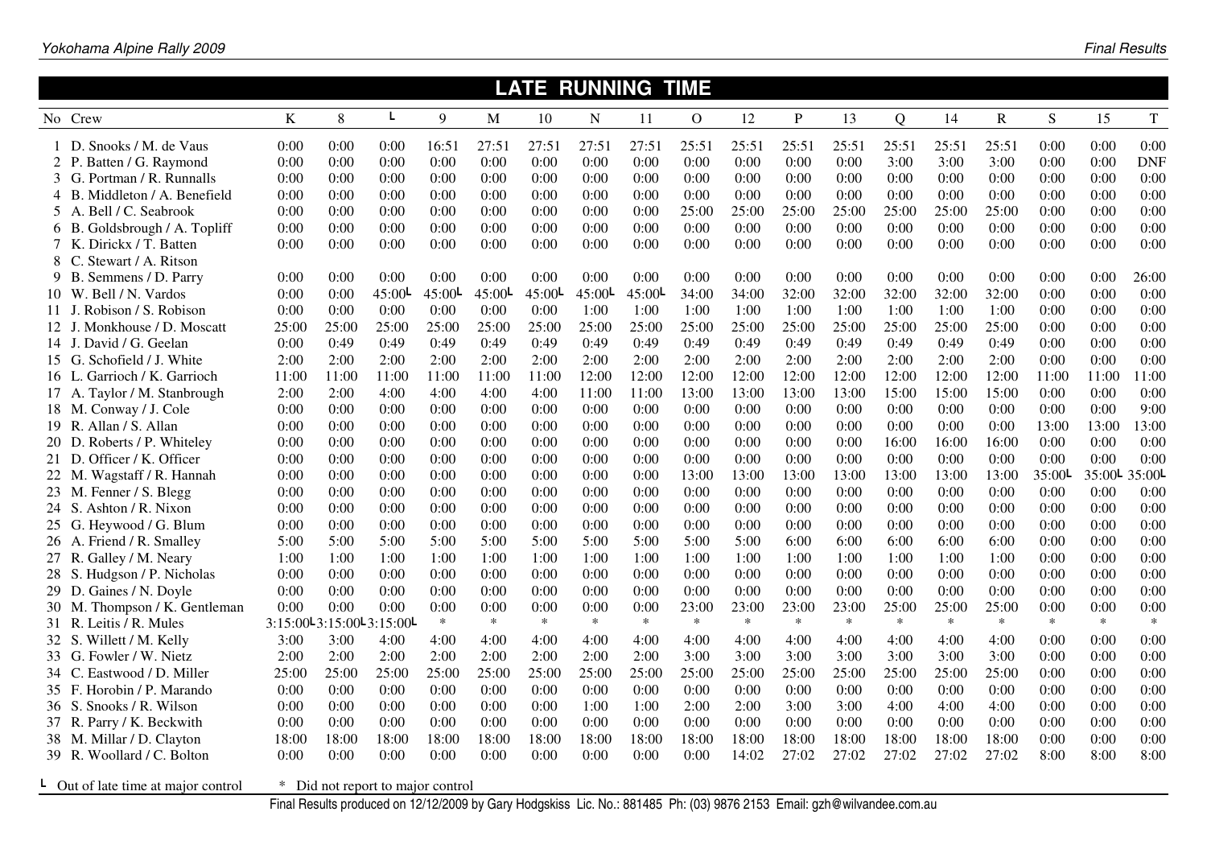# LATE RUNNING TIME

| No | Crew | K | 8 | L | 9 | M | 10 | N | 11 | O | 12 | P | 13 | Q | 14 | R | S | 15 | T |
|---|---|---|---|---|---|---|---|---|---|---|---|---|---|---|---|---|---|---|---|
| 1 | D. Snooks / M. de Vaus | 0:00 | 0:00 | 0:00 | 16:51 | 27:51 | 27:51 | 27:51 | 27:51 | 25:51 | 25:51 | 25:51 | 25:51 | 25:51 | 25:51 | 25:51 | 0:00 | 0:00 | 0:00 |
| 2 | P. Batten / G. Raymond | 0:00 | 0:00 | 0:00 | 0:00 | 0:00 | 0:00 | 0:00 | 0:00 | 0:00 | 0:00 | 0:00 | 0:00 | 3:00 | 3:00 | 3:00 | 0:00 | 0:00 | DNF |
| 3 | G. Portman / R. Runnalls | 0:00 | 0:00 | 0:00 | 0:00 | 0:00 | 0:00 | 0:00 | 0:00 | 0:00 | 0:00 | 0:00 | 0:00 | 0:00 | 0:00 | 0:00 | 0:00 | 0:00 | 0:00 |
| 4 | B. Middleton / A. Benefield | 0:00 | 0:00 | 0:00 | 0:00 | 0:00 | 0:00 | 0:00 | 0:00 | 0:00 | 0:00 | 0:00 | 0:00 | 0:00 | 0:00 | 0:00 | 0:00 | 0:00 | 0:00 |
| 5 | A. Bell / C. Seabrook | 0:00 | 0:00 | 0:00 | 0:00 | 0:00 | 0:00 | 0:00 | 0:00 | 25:00 | 25:00 | 25:00 | 25:00 | 25:00 | 25:00 | 25:00 | 0:00 | 0:00 | 0:00 |
| 6 | B. Goldsbrough / A. Topliff | 0:00 | 0:00 | 0:00 | 0:00 | 0:00 | 0:00 | 0:00 | 0:00 | 0:00 | 0:00 | 0:00 | 0:00 | 0:00 | 0:00 | 0:00 | 0:00 | 0:00 | 0:00 |
| 7 | K. Dirickx / T. Batten | 0:00 | 0:00 | 0:00 | 0:00 | 0:00 | 0:00 | 0:00 | 0:00 | 0:00 | 0:00 | 0:00 | 0:00 | 0:00 | 0:00 | 0:00 | 0:00 | 0:00 | 0:00 |
| 8 | C. Stewart / A. Ritson | | | | | | | | | | | | | | | | | | |
| 9 | B. Semmens / D. Parry | 0:00 | 0:00 | 0:00 | 0:00 | 0:00 | 0:00 | 0:00 | 0:00 | 0:00 | 0:00 | 0:00 | 0:00 | 0:00 | 0:00 | 0:00 | 0:00 | 0:00 | 26:00 |
| 10 | W. Bell / N. Vardos | 0:00 | 0:00 | 45:00L | 45:00L | 45:00L | 45:00L | 45:00L | 45:00L | 34:00 | 34:00 | 32:00 | 32:00 | 32:00 | 32:00 | 32:00 | 0:00 | 0:00 | 0:00 |
| 11 | J. Robison / S. Robison | 0:00 | 0:00 | 0:00 | 0:00 | 0:00 | 0:00 | 1:00 | 1:00 | 1:00 | 1:00 | 1:00 | 1:00 | 1:00 | 1:00 | 1:00 | 0:00 | 0:00 | 0:00 |
| 12 | J. Monkhouse / D. Moscatt | 25:00 | 25:00 | 25:00 | 25:00 | 25:00 | 25:00 | 25:00 | 25:00 | 25:00 | 25:00 | 25:00 | 25:00 | 25:00 | 25:00 | 25:00 | 0:00 | 0:00 | 0:00 |
| 14 | J. David / G. Geelan | 0:00 | 0:49 | 0:49 | 0:49 | 0:49 | 0:49 | 0:49 | 0:49 | 0:49 | 0:49 | 0:49 | 0:49 | 0:49 | 0:49 | 0:49 | 0:00 | 0:00 | 0:00 |
| 15 | G. Schofield / J. White | 2:00 | 2:00 | 2:00 | 2:00 | 2:00 | 2:00 | 2:00 | 2:00 | 2:00 | 2:00 | 2:00 | 2:00 | 2:00 | 2:00 | 2:00 | 0:00 | 0:00 | 0:00 |
| 16 | L. Garrioch / K. Garrioch | 11:00 | 11:00 | 11:00 | 11:00 | 11:00 | 11:00 | 12:00 | 12:00 | 12:00 | 12:00 | 12:00 | 12:00 | 12:00 | 12:00 | 12:00 | 11:00 | 11:00 | 11:00 |
| 17 | A. Taylor / M. Stanbrough | 2:00 | 2:00 | 4:00 | 4:00 | 4:00 | 4:00 | 11:00 | 11:00 | 13:00 | 13:00 | 13:00 | 13:00 | 15:00 | 15:00 | 15:00 | 0:00 | 0:00 | 0:00 |
| 18 | M. Conway / J. Cole | 0:00 | 0:00 | 0:00 | 0:00 | 0:00 | 0:00 | 0:00 | 0:00 | 0:00 | 0:00 | 0:00 | 0:00 | 0:00 | 0:00 | 0:00 | 0:00 | 0:00 | 9:00 |
| 19 | R. Allan / S. Allan | 0:00 | 0:00 | 0:00 | 0:00 | 0:00 | 0:00 | 0:00 | 0:00 | 0:00 | 0:00 | 0:00 | 0:00 | 0:00 | 0:00 | 0:00 | 13:00 | 13:00 | 13:00 |
| 20 | D. Roberts / P. Whiteley | 0:00 | 0:00 | 0:00 | 0:00 | 0:00 | 0:00 | 0:00 | 0:00 | 0:00 | 0:00 | 0:00 | 0:00 | 16:00 | 16:00 | 16:00 | 0:00 | 0:00 | 0:00 |
| 21 | D. Officer / K. Officer | 0:00 | 0:00 | 0:00 | 0:00 | 0:00 | 0:00 | 0:00 | 0:00 | 0:00 | 0:00 | 0:00 | 0:00 | 0:00 | 0:00 | 0:00 | 0:00 | 0:00 | 0:00 |
| 22 | M. Wagstaff / R. Hannah | 0:00 | 0:00 | 0:00 | 0:00 | 0:00 | 0:00 | 0:00 | 0:00 | 13:00 | 13:00 | 13:00 | 13:00 | 13:00 | 13:00 | 13:00 | 35:00L | 35:00L | 35:00L |
| 23 | M. Fenner / S. Blegg | 0:00 | 0:00 | 0:00 | 0:00 | 0:00 | 0:00 | 0:00 | 0:00 | 0:00 | 0:00 | 0:00 | 0:00 | 0:00 | 0:00 | 0:00 | 0:00 | 0:00 | 0:00 |
| 24 | S. Ashton / R. Nixon | 0:00 | 0:00 | 0:00 | 0:00 | 0:00 | 0:00 | 0:00 | 0:00 | 0:00 | 0:00 | 0:00 | 0:00 | 0:00 | 0:00 | 0:00 | 0:00 | 0:00 | 0:00 |
| 25 | G. Heywood / G. Blum | 0:00 | 0:00 | 0:00 | 0:00 | 0:00 | 0:00 | 0:00 | 0:00 | 0:00 | 0:00 | 0:00 | 0:00 | 0:00 | 0:00 | 0:00 | 0:00 | 0:00 | 0:00 |
| 26 | A. Friend / R. Smalley | 5:00 | 5:00 | 5:00 | 5:00 | 5:00 | 5:00 | 5:00 | 5:00 | 5:00 | 5:00 | 6:00 | 6:00 | 6:00 | 6:00 | 6:00 | 0:00 | 0:00 | 0:00 |
| 27 | R. Galley / M. Neary | 1:00 | 1:00 | 1:00 | 1:00 | 1:00 | 1:00 | 1:00 | 1:00 | 1:00 | 1:00 | 1:00 | 1:00 | 1:00 | 1:00 | 1:00 | 0:00 | 0:00 | 0:00 |
| 28 | S. Hudgson / P. Nicholas | 0:00 | 0:00 | 0:00 | 0:00 | 0:00 | 0:00 | 0:00 | 0:00 | 0:00 | 0:00 | 0:00 | 0:00 | 0:00 | 0:00 | 0:00 | 0:00 | 0:00 | 0:00 |
| 29 | D. Gaines / N. Doyle | 0:00 | 0:00 | 0:00 | 0:00 | 0:00 | 0:00 | 0:00 | 0:00 | 0:00 | 0:00 | 0:00 | 0:00 | 0:00 | 0:00 | 0:00 | 0:00 | 0:00 | 0:00 |
| 30 | M. Thompson / K. Gentleman | 0:00 | 0:00 | 0:00 | 0:00 | 0:00 | 0:00 | 0:00 | 0:00 | 23:00 | 23:00 | 23:00 | 23:00 | 25:00 | 25:00 | 25:00 | 0:00 | 0:00 | 0:00 |
| 31 | R. Leitis / R. Mules | 3:15:00L | 3:15:00L | 3:15:00L | * | * | * | * | * | * | * | * | * | * | * | * | * | * | * |
| 32 | S. Willett / M. Kelly | 3:00 | 3:00 | 4:00 | 4:00 | 4:00 | 4:00 | 4:00 | 4:00 | 4:00 | 4:00 | 4:00 | 4:00 | 4:00 | 4:00 | 4:00 | 0:00 | 0:00 | 0:00 |
| 33 | G. Fowler / W. Nietz | 2:00 | 2:00 | 2:00 | 2:00 | 2:00 | 2:00 | 2:00 | 2:00 | 3:00 | 3:00 | 3:00 | 3:00 | 3:00 | 3:00 | 3:00 | 0:00 | 0:00 | 0:00 |
| 34 | C. Eastwood / D. Miller | 25:00 | 25:00 | 25:00 | 25:00 | 25:00 | 25:00 | 25:00 | 25:00 | 25:00 | 25:00 | 25:00 | 25:00 | 25:00 | 25:00 | 25:00 | 0:00 | 0:00 | 0:00 |
| 35 | F. Horobin / P. Marando | 0:00 | 0:00 | 0:00 | 0:00 | 0:00 | 0:00 | 0:00 | 0:00 | 0:00 | 0:00 | 0:00 | 0:00 | 0:00 | 0:00 | 0:00 | 0:00 | 0:00 | 0:00 |
| 36 | S. Snooks / R. Wilson | 0:00 | 0:00 | 0:00 | 0:00 | 0:00 | 0:00 | 1:00 | 1:00 | 2:00 | 2:00 | 3:00 | 3:00 | 4:00 | 4:00 | 4:00 | 0:00 | 0:00 | 0:00 |
| 37 | R. Parry / K. Beckwith | 0:00 | 0:00 | 0:00 | 0:00 | 0:00 | 0:00 | 0:00 | 0:00 | 0:00 | 0:00 | 0:00 | 0:00 | 0:00 | 0:00 | 0:00 | 0:00 | 0:00 | 0:00 |
| 38 | M. Millar / D. Clayton | 18:00 | 18:00 | 18:00 | 18:00 | 18:00 | 18:00 | 18:00 | 18:00 | 18:00 | 18:00 | 18:00 | 18:00 | 18:00 | 18:00 | 18:00 | 0:00 | 0:00 | 0:00 |
| 39 | R. Woollard / C. Bolton | 0:00 | 0:00 | 0:00 | 0:00 | 0:00 | 0:00 | 0:00 | 0:00 | 0:00 | 14:02 | 27:02 | 27:02 | 27:02 | 27:02 | 27:02 | 8:00 | 8:00 | 8:00 |

L Out of late time at major control    * Did not report to major control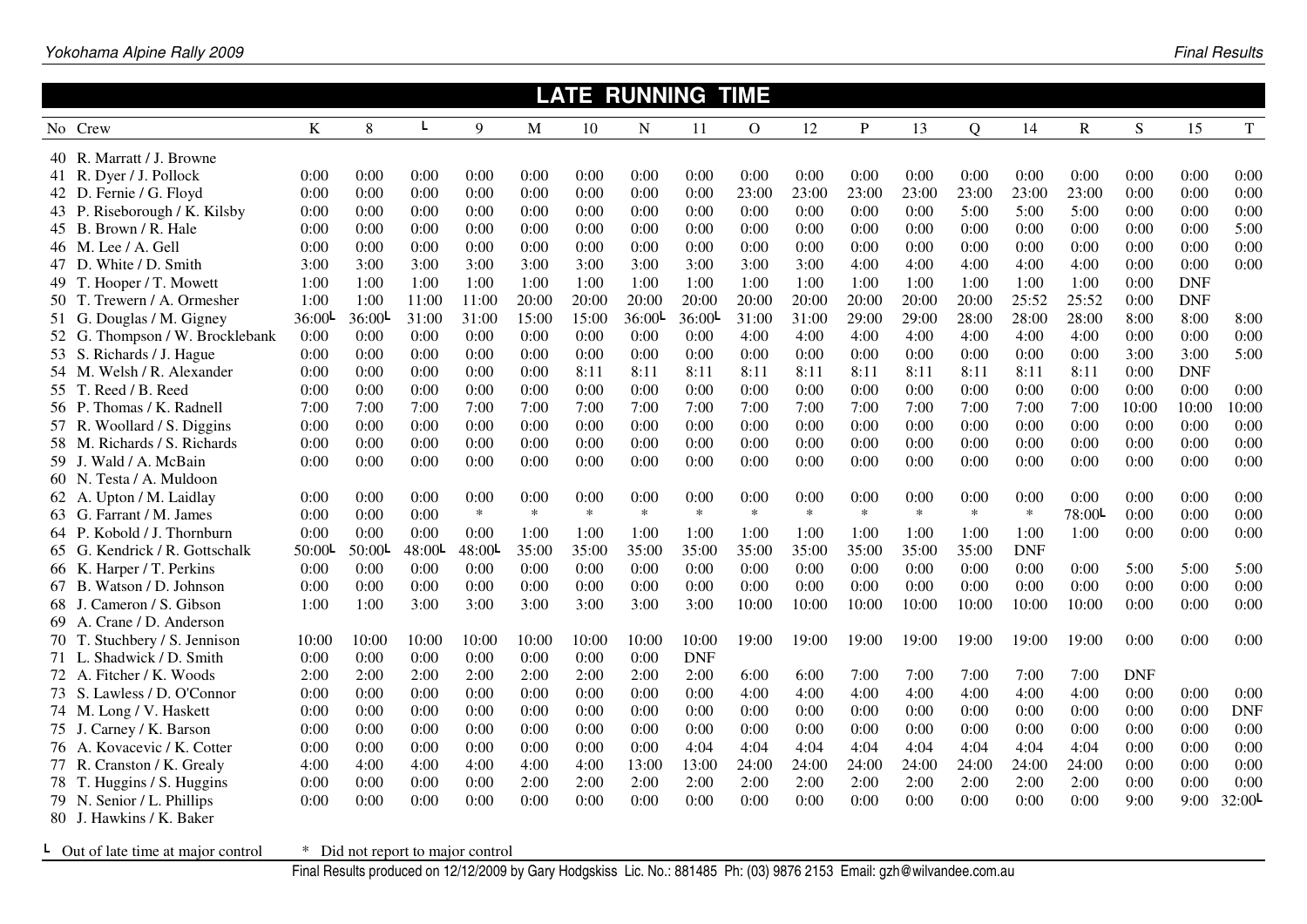## LATE RUNNING TIME

| No | Crew | K | 8 | L | 9 | M | 10 | N | 11 | O | 12 | P | 13 | Q | 14 | R | S | 15 | T |
|---|---|---|---|---|---|---|---|---|---|---|---|---|---|---|---|---|---|---|---|
| 40 | R. Marratt / J. Browne | | | | | | | | | | | | | | | | | | |
| 41 | R. Dyer / J. Pollock | 0:00 | 0:00 | 0:00 | 0:00 | 0:00 | 0:00 | 0:00 | 0:00 | 0:00 | 0:00 | 0:00 | 0:00 | 0:00 | 0:00 | 0:00 | 0:00 | 0:00 | 0:00 |
| 42 | D. Fernie / G. Floyd | 0:00 | 0:00 | 0:00 | 0:00 | 0:00 | 0:00 | 0:00 | 0:00 | 23:00 | 23:00 | 23:00 | 23:00 | 23:00 | 23:00 | 23:00 | 0:00 | 0:00 | 0:00 |
| 43 | P. Riseborough / K. Kilsby | 0:00 | 0:00 | 0:00 | 0:00 | 0:00 | 0:00 | 0:00 | 0:00 | 0:00 | 0:00 | 0:00 | 0:00 | 5:00 | 5:00 | 5:00 | 0:00 | 0:00 | 0:00 |
| 45 | B. Brown / R. Hale | 0:00 | 0:00 | 0:00 | 0:00 | 0:00 | 0:00 | 0:00 | 0:00 | 0:00 | 0:00 | 0:00 | 0:00 | 0:00 | 0:00 | 0:00 | 0:00 | 0:00 | 5:00 |
| 46 | M. Lee / A. Gell | 0:00 | 0:00 | 0:00 | 0:00 | 0:00 | 0:00 | 0:00 | 0:00 | 0:00 | 0:00 | 0:00 | 0:00 | 0:00 | 0:00 | 0:00 | 0:00 | 0:00 | 0:00 |
| 47 | D. White / D. Smith | 3:00 | 3:00 | 3:00 | 3:00 | 3:00 | 3:00 | 3:00 | 3:00 | 3:00 | 3:00 | 4:00 | 4:00 | 4:00 | 4:00 | 4:00 | 0:00 | 0:00 | 0:00 |
| 49 | T. Hooper / T. Mowett | 1:00 | 1:00 | 1:00 | 1:00 | 1:00 | 1:00 | 1:00 | 1:00 | 1:00 | 1:00 | 1:00 | 1:00 | 1:00 | 1:00 | 1:00 | 0:00 | DNF | |
| 50 | T. Trewern / A. Ormesher | 1:00 | 1:00 | 11:00 | 11:00 | 20:00 | 20:00 | 20:00 | 20:00 | 20:00 | 20:00 | 20:00 | 20:00 | 20:00 | 25:52 | 25:52 | 0:00 | DNF | |
| 51 | G. Douglas / M. Gigney | 36:00L | 36:00L | 31:00 | 31:00 | 15:00 | 15:00 | 36:00L | 36:00L | 31:00 | 31:00 | 29:00 | 29:00 | 28:00 | 28:00 | 28:00 | 8:00 | 8:00 | 8:00 |
| 52 | G. Thompson / W. Brocklebank | 0:00 | 0:00 | 0:00 | 0:00 | 0:00 | 0:00 | 0:00 | 0:00 | 4:00 | 4:00 | 4:00 | 4:00 | 4:00 | 4:00 | 4:00 | 0:00 | 0:00 | 0:00 |
| 53 | S. Richards / J. Hague | 0:00 | 0:00 | 0:00 | 0:00 | 0:00 | 0:00 | 0:00 | 0:00 | 0:00 | 0:00 | 0:00 | 0:00 | 0:00 | 0:00 | 0:00 | 3:00 | 3:00 | 5:00 |
| 54 | M. Welsh / R. Alexander | 0:00 | 0:00 | 0:00 | 0:00 | 0:00 | 8:11 | 8:11 | 8:11 | 8:11 | 8:11 | 8:11 | 8:11 | 8:11 | 8:11 | 8:11 | 0:00 | DNF | |
| 55 | T. Reed / B. Reed | 0:00 | 0:00 | 0:00 | 0:00 | 0:00 | 0:00 | 0:00 | 0:00 | 0:00 | 0:00 | 0:00 | 0:00 | 0:00 | 0:00 | 0:00 | 0:00 | 0:00 | 0:00 |
| 56 | P. Thomas / K. Radnell | 7:00 | 7:00 | 7:00 | 7:00 | 7:00 | 7:00 | 7:00 | 7:00 | 7:00 | 7:00 | 7:00 | 7:00 | 7:00 | 7:00 | 7:00 | 10:00 | 10:00 | 10:00 |
| 57 | R. Woollard / S. Diggins | 0:00 | 0:00 | 0:00 | 0:00 | 0:00 | 0:00 | 0:00 | 0:00 | 0:00 | 0:00 | 0:00 | 0:00 | 0:00 | 0:00 | 0:00 | 0:00 | 0:00 | 0:00 |
| 58 | M. Richards / S. Richards | 0:00 | 0:00 | 0:00 | 0:00 | 0:00 | 0:00 | 0:00 | 0:00 | 0:00 | 0:00 | 0:00 | 0:00 | 0:00 | 0:00 | 0:00 | 0:00 | 0:00 | 0:00 |
| 59 | J. Wald / A. McBain | 0:00 | 0:00 | 0:00 | 0:00 | 0:00 | 0:00 | 0:00 | 0:00 | 0:00 | 0:00 | 0:00 | 0:00 | 0:00 | 0:00 | 0:00 | 0:00 | 0:00 | 0:00 |
| 60 | N. Testa / A. Muldoon | | | | | | | | | | | | | | | | | | |
| 62 | A. Upton / M. Laidlay | 0:00 | 0:00 | 0:00 | 0:00 | 0:00 | 0:00 | 0:00 | 0:00 | 0:00 | 0:00 | 0:00 | 0:00 | 0:00 | 0:00 | 0:00 | 0:00 | 0:00 | 0:00 |
| 63 | G. Farrant / M. James | 0:00 | 0:00 | 0:00 | * | * | * | * | * | * | * | * | * | * | * | 78:00L | 0:00 | 0:00 | 0:00 |
| 64 | P. Kobold / J. Thornburn | 0:00 | 0:00 | 0:00 | 0:00 | 1:00 | 1:00 | 1:00 | 1:00 | 1:00 | 1:00 | 1:00 | 1:00 | 1:00 | 1:00 | 1:00 | 0:00 | 0:00 | 0:00 |
| 65 | G. Kendrick / R. Gottschalk | 50:00L | 50:00L | 48:00L | 48:00L | 35:00 | 35:00 | 35:00 | 35:00 | 35:00 | 35:00 | 35:00 | 35:00 | 35:00 | DNF | | | | |
| 66 | K. Harper / T. Perkins | 0:00 | 0:00 | 0:00 | 0:00 | 0:00 | 0:00 | 0:00 | 0:00 | 0:00 | 0:00 | 0:00 | 0:00 | 0:00 | 0:00 | 0:00 | 5:00 | 5:00 | 5:00 |
| 67 | B. Watson / D. Johnson | 0:00 | 0:00 | 0:00 | 0:00 | 0:00 | 0:00 | 0:00 | 0:00 | 0:00 | 0:00 | 0:00 | 0:00 | 0:00 | 0:00 | 0:00 | 0:00 | 0:00 | 0:00 |
| 68 | J. Cameron / S. Gibson | 1:00 | 1:00 | 3:00 | 3:00 | 3:00 | 3:00 | 3:00 | 3:00 | 10:00 | 10:00 | 10:00 | 10:00 | 10:00 | 10:00 | 10:00 | 0:00 | 0:00 | 0:00 |
| 69 | A. Crane / D. Anderson | | | | | | | | | | | | | | | | | | |
| 70 | T. Stuchbery / S. Jennison | 10:00 | 10:00 | 10:00 | 10:00 | 10:00 | 10:00 | 10:00 | 10:00 | 19:00 | 19:00 | 19:00 | 19:00 | 19:00 | 19:00 | 19:00 | 0:00 | 0:00 | 0:00 |
| 71 | L. Shadwick / D. Smith | 0:00 | 0:00 | 0:00 | 0:00 | 0:00 | 0:00 | 0:00 | DNF | | | | | | | | | | |
| 72 | A. Fitcher / K. Woods | 2:00 | 2:00 | 2:00 | 2:00 | 2:00 | 2:00 | 2:00 | 2:00 | 6:00 | 6:00 | 7:00 | 7:00 | 7:00 | 7:00 | 7:00 | DNF | | |
| 73 | S. Lawless / D. O'Connor | 0:00 | 0:00 | 0:00 | 0:00 | 0:00 | 0:00 | 0:00 | 0:00 | 4:00 | 4:00 | 4:00 | 4:00 | 4:00 | 4:00 | 4:00 | 0:00 | 0:00 | 0:00 |
| 74 | M. Long / V. Haskett | 0:00 | 0:00 | 0:00 | 0:00 | 0:00 | 0:00 | 0:00 | 0:00 | 0:00 | 0:00 | 0:00 | 0:00 | 0:00 | 0:00 | 0:00 | 0:00 | 0:00 | DNF |
| 75 | J. Carney / K. Barson | 0:00 | 0:00 | 0:00 | 0:00 | 0:00 | 0:00 | 0:00 | 0:00 | 0:00 | 0:00 | 0:00 | 0:00 | 0:00 | 0:00 | 0:00 | 0:00 | 0:00 | 0:00 |
| 76 | A. Kovacevic / K. Cotter | 0:00 | 0:00 | 0:00 | 0:00 | 0:00 | 0:00 | 0:00 | 4:04 | 4:04 | 4:04 | 4:04 | 4:04 | 4:04 | 4:04 | 4:04 | 0:00 | 0:00 | 0:00 |
| 77 | R. Cranston / K. Grealy | 4:00 | 4:00 | 4:00 | 4:00 | 4:00 | 4:00 | 13:00 | 13:00 | 24:00 | 24:00 | 24:00 | 24:00 | 24:00 | 24:00 | 24:00 | 0:00 | 0:00 | 0:00 |
| 78 | T. Huggins / S. Huggins | 0:00 | 0:00 | 0:00 | 0:00 | 2:00 | 2:00 | 2:00 | 2:00 | 2:00 | 2:00 | 2:00 | 2:00 | 2:00 | 2:00 | 2:00 | 0:00 | 0:00 | 0:00 |
| 79 | N. Senior / L. Phillips | 0:00 | 0:00 | 0:00 | 0:00 | 0:00 | 0:00 | 0:00 | 0:00 | 0:00 | 0:00 | 0:00 | 0:00 | 0:00 | 0:00 | 0:00 | 9:00 | 9:00 | 32:00L |
| 80 | J. Hawkins / K. Baker | | | | | | | | | | | | | | | | | | |

L Out of late time at major control &nbsp;&nbsp;&nbsp; * Did not report to major control

Final Results produced on 12/12/2009 by Gary Hodgskiss Lic. No.: 881485 Ph: (03) 9876 2153 Email: gzh@wilvandee.com.au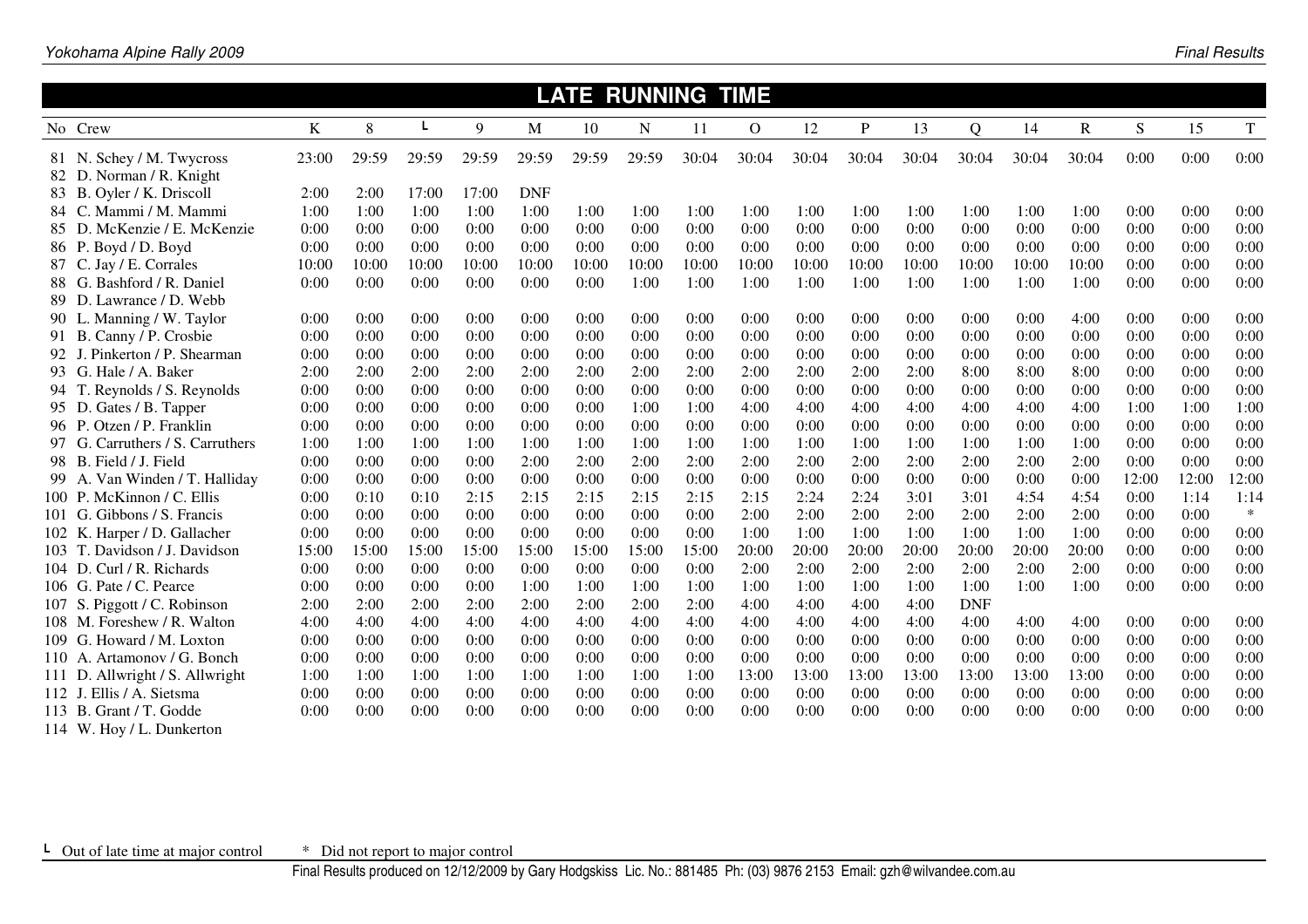## LATE RUNNING TIME

| No | Crew | K | 8 | L | 9 | M | 10 | N | 11 | O | 12 | P | 13 | Q | 14 | R | S | 15 | T |
|---|---|---|---|---|---|---|---|---|---|---|---|---|---|---|---|---|---|---|---|
| 81 | N. Schey / M. Twycross | 23:00 | 29:59 | 29:59 | 29:59 | 29:59 | 29:59 | 29:59 | 30:04 | 30:04 | 30:04 | 30:04 | 30:04 | 30:04 | 30:04 | 30:04 | 0:00 | 0:00 | 0:00 |
| 82 | D. Norman / R. Knight | | | | | | | | | | | | | | | | | | |
| 83 | B. Oyler / K. Driscoll | 2:00 | 2:00 | 17:00 | 17:00 | DNF | | | | | | | | | | | | | |
| 84 | C. Mammi / M. Mammi | 1:00 | 1:00 | 1:00 | 1:00 | 1:00 | 1:00 | 1:00 | 1:00 | 1:00 | 1:00 | 1:00 | 1:00 | 1:00 | 1:00 | 1:00 | 0:00 | 0:00 | 0:00 |
| 85 | D. McKenzie / E. McKenzie | 0:00 | 0:00 | 0:00 | 0:00 | 0:00 | 0:00 | 0:00 | 0:00 | 0:00 | 0:00 | 0:00 | 0:00 | 0:00 | 0:00 | 0:00 | 0:00 | 0:00 | 0:00 |
| 86 | P. Boyd / D. Boyd | 0:00 | 0:00 | 0:00 | 0:00 | 0:00 | 0:00 | 0:00 | 0:00 | 0:00 | 0:00 | 0:00 | 0:00 | 0:00 | 0:00 | 0:00 | 0:00 | 0:00 | 0:00 |
| 87 | C. Jay / E. Corrales | 10:00 | 10:00 | 10:00 | 10:00 | 10:00 | 10:00 | 10:00 | 10:00 | 10:00 | 10:00 | 10:00 | 10:00 | 10:00 | 10:00 | 10:00 | 0:00 | 0:00 | 0:00 |
| 88 | G. Bashford / R. Daniel | 0:00 | 0:00 | 0:00 | 0:00 | 0:00 | 0:00 | 1:00 | 1:00 | 1:00 | 1:00 | 1:00 | 1:00 | 1:00 | 1:00 | 1:00 | 0:00 | 0:00 | 0:00 |
| 89 | D. Lawrance / D. Webb | | | | | | | | | | | | | | | | | | |
| 90 | L. Manning / W. Taylor | 0:00 | 0:00 | 0:00 | 0:00 | 0:00 | 0:00 | 0:00 | 0:00 | 0:00 | 0:00 | 0:00 | 0:00 | 0:00 | 0:00 | 4:00 | 0:00 | 0:00 | 0:00 |
| 91 | B. Canny / P. Crosbie | 0:00 | 0:00 | 0:00 | 0:00 | 0:00 | 0:00 | 0:00 | 0:00 | 0:00 | 0:00 | 0:00 | 0:00 | 0:00 | 0:00 | 0:00 | 0:00 | 0:00 | 0:00 |
| 92 | J. Pinkerton / P. Shearman | 0:00 | 0:00 | 0:00 | 0:00 | 0:00 | 0:00 | 0:00 | 0:00 | 0:00 | 0:00 | 0:00 | 0:00 | 0:00 | 0:00 | 0:00 | 0:00 | 0:00 | 0:00 |
| 93 | G. Hale / A. Baker | 2:00 | 2:00 | 2:00 | 2:00 | 2:00 | 2:00 | 2:00 | 2:00 | 2:00 | 2:00 | 2:00 | 2:00 | 8:00 | 8:00 | 8:00 | 0:00 | 0:00 | 0:00 |
| 94 | T. Reynolds / S. Reynolds | 0:00 | 0:00 | 0:00 | 0:00 | 0:00 | 0:00 | 0:00 | 0:00 | 0:00 | 0:00 | 0:00 | 0:00 | 0:00 | 0:00 | 0:00 | 0:00 | 0:00 | 0:00 |
| 95 | D. Gates / B. Tapper | 0:00 | 0:00 | 0:00 | 0:00 | 0:00 | 0:00 | 1:00 | 1:00 | 4:00 | 4:00 | 4:00 | 4:00 | 4:00 | 4:00 | 4:00 | 1:00 | 1:00 | 1:00 |
| 96 | P. Otzen / P. Franklin | 0:00 | 0:00 | 0:00 | 0:00 | 0:00 | 0:00 | 0:00 | 0:00 | 0:00 | 0:00 | 0:00 | 0:00 | 0:00 | 0:00 | 0:00 | 0:00 | 0:00 | 0:00 |
| 97 | G. Carruthers / S. Carruthers | 1:00 | 1:00 | 1:00 | 1:00 | 1:00 | 1:00 | 1:00 | 1:00 | 1:00 | 1:00 | 1:00 | 1:00 | 1:00 | 1:00 | 1:00 | 0:00 | 0:00 | 0:00 |
| 98 | B. Field / J. Field | 0:00 | 0:00 | 0:00 | 0:00 | 2:00 | 2:00 | 2:00 | 2:00 | 2:00 | 2:00 | 2:00 | 2:00 | 2:00 | 2:00 | 2:00 | 0:00 | 0:00 | 0:00 |
| 99 | A. Van Winden / T. Halliday | 0:00 | 0:00 | 0:00 | 0:00 | 0:00 | 0:00 | 0:00 | 0:00 | 0:00 | 0:00 | 0:00 | 0:00 | 0:00 | 0:00 | 0:00 | 12:00 | 12:00 | 12:00 |
| 100 | P. McKinnon / C. Ellis | 0:00 | 0:10 | 0:10 | 2:15 | 2:15 | 2:15 | 2:15 | 2:15 | 2:15 | 2:24 | 2:24 | 3:01 | 3:01 | 4:54 | 4:54 | 0:00 | 1:14 | 1:14 |
| 101 | G. Gibbons / S. Francis | 0:00 | 0:00 | 0:00 | 0:00 | 0:00 | 0:00 | 0:00 | 0:00 | 2:00 | 2:00 | 2:00 | 2:00 | 2:00 | 2:00 | 2:00 | 0:00 | 0:00 | * |
| 102 | K. Harper / D. Gallacher | 0:00 | 0:00 | 0:00 | 0:00 | 0:00 | 0:00 | 0:00 | 0:00 | 1:00 | 1:00 | 1:00 | 1:00 | 1:00 | 1:00 | 1:00 | 0:00 | 0:00 | 0:00 |
| 103 | T. Davidson / J. Davidson | 15:00 | 15:00 | 15:00 | 15:00 | 15:00 | 15:00 | 15:00 | 15:00 | 20:00 | 20:00 | 20:00 | 20:00 | 20:00 | 20:00 | 20:00 | 0:00 | 0:00 | 0:00 |
| 104 | D. Curl / R. Richards | 0:00 | 0:00 | 0:00 | 0:00 | 0:00 | 0:00 | 0:00 | 0:00 | 2:00 | 2:00 | 2:00 | 2:00 | 2:00 | 2:00 | 2:00 | 0:00 | 0:00 | 0:00 |
| 106 | G. Pate / C. Pearce | 0:00 | 0:00 | 0:00 | 0:00 | 1:00 | 1:00 | 1:00 | 1:00 | 1:00 | 1:00 | 1:00 | 1:00 | 1:00 | 1:00 | 1:00 | 0:00 | 0:00 | 0:00 |
| 107 | S. Piggott / C. Robinson | 2:00 | 2:00 | 2:00 | 2:00 | 2:00 | 2:00 | 2:00 | 2:00 | 4:00 | 4:00 | 4:00 | 4:00 | DNF | | | | | |
| 108 | M. Foreshew / R. Walton | 4:00 | 4:00 | 4:00 | 4:00 | 4:00 | 4:00 | 4:00 | 4:00 | 4:00 | 4:00 | 4:00 | 4:00 | 4:00 | 4:00 | 4:00 | 0:00 | 0:00 | 0:00 |
| 109 | G. Howard / M. Loxton | 0:00 | 0:00 | 0:00 | 0:00 | 0:00 | 0:00 | 0:00 | 0:00 | 0:00 | 0:00 | 0:00 | 0:00 | 0:00 | 0:00 | 0:00 | 0:00 | 0:00 | 0:00 |
| 110 | A. Artamonov / G. Bonch | 0:00 | 0:00 | 0:00 | 0:00 | 0:00 | 0:00 | 0:00 | 0:00 | 0:00 | 0:00 | 0:00 | 0:00 | 0:00 | 0:00 | 0:00 | 0:00 | 0:00 | 0:00 |
| 111 | D. Allwright / S. Allwright | 1:00 | 1:00 | 1:00 | 1:00 | 1:00 | 1:00 | 1:00 | 1:00 | 13:00 | 13:00 | 13:00 | 13:00 | 13:00 | 13:00 | 13:00 | 0:00 | 0:00 | 0:00 |
| 112 | J. Ellis / A. Sietsma | 0:00 | 0:00 | 0:00 | 0:00 | 0:00 | 0:00 | 0:00 | 0:00 | 0:00 | 0:00 | 0:00 | 0:00 | 0:00 | 0:00 | 0:00 | 0:00 | 0:00 | 0:00 |
| 113 | B. Grant / T. Godde | 0:00 | 0:00 | 0:00 | 0:00 | 0:00 | 0:00 | 0:00 | 0:00 | 0:00 | 0:00 | 0:00 | 0:00 | 0:00 | 0:00 | 0:00 | 0:00 | 0:00 | 0:00 |
| 114 | W. Hoy / L. Dunkerton | | | | | | | | | | | | | | | | | | |

L Out of late time at major control  * Did not report to major control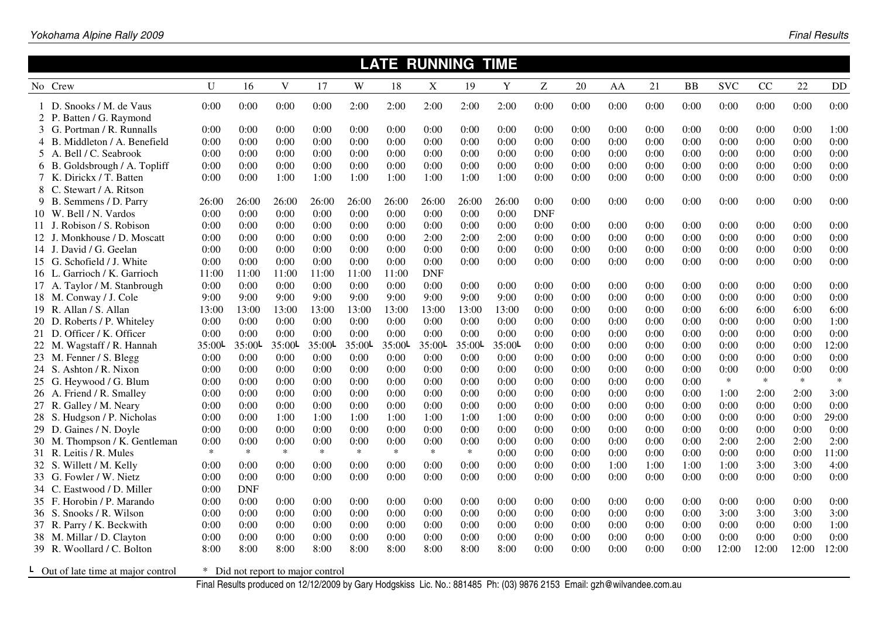## LATE RUNNING TIME

| No | Crew | U | 16 | V | 17 | W | 18 | X | 19 | Y | Z | 20 | AA | 21 | BB | SVC | CC | 22 | DD |
|---|---|---|---|---|---|---|---|---|---|---|---|---|---|---|---|---|---|---|---|
| 1 | D. Snooks / M. de Vaus | 0:00 | 0:00 | 0:00 | 0:00 | 2:00 | 2:00 | 2:00 | 2:00 | 2:00 | 0:00 | 0:00 | 0:00 | 0:00 | 0:00 | 0:00 | 0:00 | 0:00 | 0:00 |
| 2 | P. Batten / G. Raymond | | | | | | | | | | | | | | | | | | |
| 3 | G. Portman / R. Runnalls | 0:00 | 0:00 | 0:00 | 0:00 | 0:00 | 0:00 | 0:00 | 0:00 | 0:00 | 0:00 | 0:00 | 0:00 | 0:00 | 0:00 | 0:00 | 0:00 | 0:00 | 1:00 |
| 4 | B. Middleton / A. Benefield | 0:00 | 0:00 | 0:00 | 0:00 | 0:00 | 0:00 | 0:00 | 0:00 | 0:00 | 0:00 | 0:00 | 0:00 | 0:00 | 0:00 | 0:00 | 0:00 | 0:00 | 0:00 |
| 5 | A. Bell / C. Seabrook | 0:00 | 0:00 | 0:00 | 0:00 | 0:00 | 0:00 | 0:00 | 0:00 | 0:00 | 0:00 | 0:00 | 0:00 | 0:00 | 0:00 | 0:00 | 0:00 | 0:00 | 0:00 |
| 6 | B. Goldsbrough / A. Topliff | 0:00 | 0:00 | 0:00 | 0:00 | 0:00 | 0:00 | 0:00 | 0:00 | 0:00 | 0:00 | 0:00 | 0:00 | 0:00 | 0:00 | 0:00 | 0:00 | 0:00 | 0:00 |
| 7 | K. Dirickx / T. Batten | 0:00 | 0:00 | 1:00 | 1:00 | 1:00 | 1:00 | 1:00 | 1:00 | 1:00 | 0:00 | 0:00 | 0:00 | 0:00 | 0:00 | 0:00 | 0:00 | 0:00 | 0:00 |
| 8 | C. Stewart / A. Ritson | | | | | | | | | | | | | | | | | | |
| 9 | B. Semmens / D. Parry | 26:00 | 26:00 | 26:00 | 26:00 | 26:00 | 26:00 | 26:00 | 26:00 | 26:00 | 0:00 | 0:00 | 0:00 | 0:00 | 0:00 | 0:00 | 0:00 | 0:00 | 0:00 |
| 10 | W. Bell / N. Vardos | 0:00 | 0:00 | 0:00 | 0:00 | 0:00 | 0:00 | 0:00 | 0:00 | 0:00 | DNF | | | | | | | | |
| 11 | J. Robison / S. Robison | 0:00 | 0:00 | 0:00 | 0:00 | 0:00 | 0:00 | 0:00 | 0:00 | 0:00 | 0:00 | 0:00 | 0:00 | 0:00 | 0:00 | 0:00 | 0:00 | 0:00 | 0:00 |
| 12 | J. Monkhouse / D. Moscatt | 0:00 | 0:00 | 0:00 | 0:00 | 0:00 | 0:00 | 2:00 | 2:00 | 2:00 | 0:00 | 0:00 | 0:00 | 0:00 | 0:00 | 0:00 | 0:00 | 0:00 | 0:00 |
| 14 | J. David / G. Geelan | 0:00 | 0:00 | 0:00 | 0:00 | 0:00 | 0:00 | 0:00 | 0:00 | 0:00 | 0:00 | 0:00 | 0:00 | 0:00 | 0:00 | 0:00 | 0:00 | 0:00 | 0:00 |
| 15 | G. Schofield / J. White | 0:00 | 0:00 | 0:00 | 0:00 | 0:00 | 0:00 | 0:00 | 0:00 | 0:00 | 0:00 | 0:00 | 0:00 | 0:00 | 0:00 | 0:00 | 0:00 | 0:00 | 0:00 |
| 16 | L. Garrioch / K. Garrioch | 11:00 | 11:00 | 11:00 | 11:00 | 11:00 | 11:00 | DNF | | | | | | | | | | | |
| 17 | A. Taylor / M. Stanbrough | 0:00 | 0:00 | 0:00 | 0:00 | 0:00 | 0:00 | 0:00 | 0:00 | 0:00 | 0:00 | 0:00 | 0:00 | 0:00 | 0:00 | 0:00 | 0:00 | 0:00 | 0:00 |
| 18 | M. Conway / J. Cole | 9:00 | 9:00 | 9:00 | 9:00 | 9:00 | 9:00 | 9:00 | 9:00 | 9:00 | 0:00 | 0:00 | 0:00 | 0:00 | 0:00 | 0:00 | 0:00 | 0:00 | 0:00 |
| 19 | R. Allan / S. Allan | 13:00 | 13:00 | 13:00 | 13:00 | 13:00 | 13:00 | 13:00 | 13:00 | 13:00 | 0:00 | 0:00 | 0:00 | 0:00 | 0:00 | 6:00 | 6:00 | 6:00 | 6:00 |
| 20 | D. Roberts / P. Whiteley | 0:00 | 0:00 | 0:00 | 0:00 | 0:00 | 0:00 | 0:00 | 0:00 | 0:00 | 0:00 | 0:00 | 0:00 | 0:00 | 0:00 | 0:00 | 0:00 | 0:00 | 1:00 |
| 21 | D. Officer / K. Officer | 0:00 | 0:00 | 0:00 | 0:00 | 0:00 | 0:00 | 0:00 | 0:00 | 0:00 | 0:00 | 0:00 | 0:00 | 0:00 | 0:00 | 0:00 | 0:00 | 0:00 | 0:00 |
| 22 | M. Wagstaff / R. Hannah | 35:00L | 35:00L | 35:00L | 35:00L | 35:00L | 35:00L | 35:00L | 35:00L | 35:00L | 0:00 | 0:00 | 0:00 | 0:00 | 0:00 | 0:00 | 0:00 | 0:00 | 12:00 |
| 23 | M. Fenner / S. Blegg | 0:00 | 0:00 | 0:00 | 0:00 | 0:00 | 0:00 | 0:00 | 0:00 | 0:00 | 0:00 | 0:00 | 0:00 | 0:00 | 0:00 | 0:00 | 0:00 | 0:00 | 0:00 |
| 24 | S. Ashton / R. Nixon | 0:00 | 0:00 | 0:00 | 0:00 | 0:00 | 0:00 | 0:00 | 0:00 | 0:00 | 0:00 | 0:00 | 0:00 | 0:00 | 0:00 | 0:00 | 0:00 | 0:00 | 0:00 |
| 25 | G. Heywood / G. Blum | 0:00 | 0:00 | 0:00 | 0:00 | 0:00 | 0:00 | 0:00 | 0:00 | 0:00 | 0:00 | 0:00 | 0:00 | 0:00 | 0:00 | * | * | * | * |
| 26 | A. Friend / R. Smalley | 0:00 | 0:00 | 0:00 | 0:00 | 0:00 | 0:00 | 0:00 | 0:00 | 0:00 | 0:00 | 0:00 | 0:00 | 0:00 | 0:00 | 1:00 | 2:00 | 2:00 | 3:00 |
| 27 | R. Galley / M. Neary | 0:00 | 0:00 | 0:00 | 0:00 | 0:00 | 0:00 | 0:00 | 0:00 | 0:00 | 0:00 | 0:00 | 0:00 | 0:00 | 0:00 | 0:00 | 0:00 | 0:00 | 0:00 |
| 28 | S. Hudgson / P. Nicholas | 0:00 | 0:00 | 1:00 | 1:00 | 1:00 | 1:00 | 1:00 | 1:00 | 1:00 | 0:00 | 0:00 | 0:00 | 0:00 | 0:00 | 0:00 | 0:00 | 0:00 | 29:00 |
| 29 | D. Gaines / N. Doyle | 0:00 | 0:00 | 0:00 | 0:00 | 0:00 | 0:00 | 0:00 | 0:00 | 0:00 | 0:00 | 0:00 | 0:00 | 0:00 | 0:00 | 0:00 | 0:00 | 0:00 | 0:00 |
| 30 | M. Thompson / K. Gentleman | 0:00 | 0:00 | 0:00 | 0:00 | 0:00 | 0:00 | 0:00 | 0:00 | 0:00 | 0:00 | 0:00 | 0:00 | 0:00 | 0:00 | 2:00 | 2:00 | 2:00 | 2:00 |
| 31 | R. Leitis / R. Mules | * | * | * | * | * | * | * | * | 0:00 | 0:00 | 0:00 | 0:00 | 0:00 | 0:00 | 0:00 | 0:00 | 0:00 | 11:00 |
| 32 | S. Willett / M. Kelly | 0:00 | 0:00 | 0:00 | 0:00 | 0:00 | 0:00 | 0:00 | 0:00 | 0:00 | 0:00 | 0:00 | 1:00 | 1:00 | 1:00 | 1:00 | 3:00 | 3:00 | 4:00 |
| 33 | G. Fowler / W. Nietz | 0:00 | 0:00 | 0:00 | 0:00 | 0:00 | 0:00 | 0:00 | 0:00 | 0:00 | 0:00 | 0:00 | 0:00 | 0:00 | 0:00 | 0:00 | 0:00 | 0:00 | 0:00 |
| 34 | C. Eastwood / D. Miller | 0:00 | DNF | | | | | | | | | | | | | | | | |
| 35 | F. Horobin / P. Marando | 0:00 | 0:00 | 0:00 | 0:00 | 0:00 | 0:00 | 0:00 | 0:00 | 0:00 | 0:00 | 0:00 | 0:00 | 0:00 | 0:00 | 0:00 | 0:00 | 0:00 | 0:00 |
| 36 | S. Snooks / R. Wilson | 0:00 | 0:00 | 0:00 | 0:00 | 0:00 | 0:00 | 0:00 | 0:00 | 0:00 | 0:00 | 0:00 | 0:00 | 0:00 | 0:00 | 3:00 | 3:00 | 3:00 | 3:00 |
| 37 | R. Parry / K. Beckwith | 0:00 | 0:00 | 0:00 | 0:00 | 0:00 | 0:00 | 0:00 | 0:00 | 0:00 | 0:00 | 0:00 | 0:00 | 0:00 | 0:00 | 0:00 | 0:00 | 0:00 | 1:00 |
| 38 | M. Millar / D. Clayton | 0:00 | 0:00 | 0:00 | 0:00 | 0:00 | 0:00 | 0:00 | 0:00 | 0:00 | 0:00 | 0:00 | 0:00 | 0:00 | 0:00 | 0:00 | 0:00 | 0:00 | 0:00 |
| 39 | R. Woollard / C. Bolton | 8:00 | 8:00 | 8:00 | 8:00 | 8:00 | 8:00 | 8:00 | 8:00 | 8:00 | 0:00 | 0:00 | 0:00 | 0:00 | 0:00 | 12:00 | 12:00 | 12:00 | 12:00 |

L Out of late time at major control    * Did not report to major control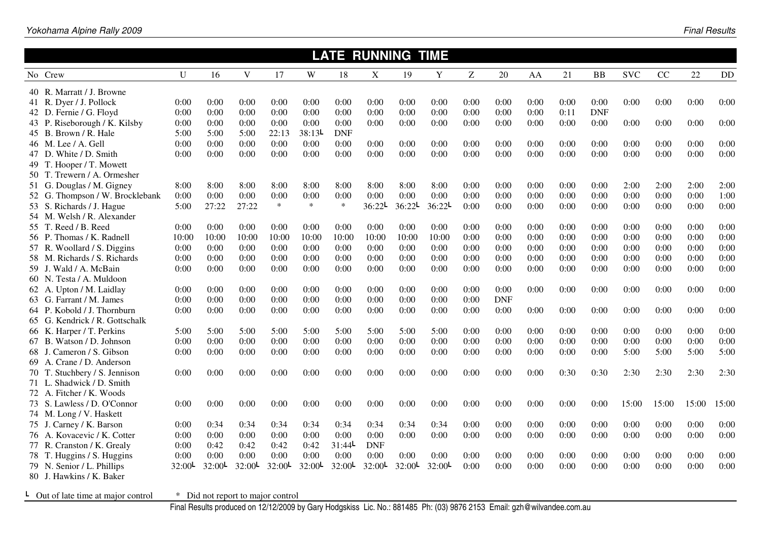## LATE RUNNING TIME

| No | Crew | U | 16 | V | 17 | W | 18 | X | 19 | Y | Z | 20 | AA | 21 | BB | SVC | CC | 22 | DD |
|---|---|---|---|---|---|---|---|---|---|---|---|---|---|---|---|---|---|---|---|
| 40 | R. Marratt / J. Browne | | | | | | | | | | | | | | | | | | |
| 41 | R. Dyer / J. Pollock | 0:00 | 0:00 | 0:00 | 0:00 | 0:00 | 0:00 | 0:00 | 0:00 | 0:00 | 0:00 | 0:00 | 0:00 | 0:00 | 0:00 | 0:00 | 0:00 | 0:00 | 0:00 |
| 42 | D. Fernie / G. Floyd | 0:00 | 0:00 | 0:00 | 0:00 | 0:00 | 0:00 | 0:00 | 0:00 | 0:00 | 0:00 | 0:00 | 0:00 | 0:11 | DNF | | | | |
| 43 | P. Riseborough / K. Kilsby | 0:00 | 0:00 | 0:00 | 0:00 | 0:00 | 0:00 | 0:00 | 0:00 | 0:00 | 0:00 | 0:00 | 0:00 | 0:00 | 0:00 | 0:00 | 0:00 | 0:00 | 0:00 |
| 45 | B. Brown / R. Hale | 5:00 | 5:00 | 5:00 | 22:13 | 38:13L | DNF | | | | | | | | | | | | |
| 46 | M. Lee / A. Gell | 0:00 | 0:00 | 0:00 | 0:00 | 0:00 | 0:00 | 0:00 | 0:00 | 0:00 | 0:00 | 0:00 | 0:00 | 0:00 | 0:00 | 0:00 | 0:00 | 0:00 | 0:00 |
| 47 | D. White / D. Smith | 0:00 | 0:00 | 0:00 | 0:00 | 0:00 | 0:00 | 0:00 | 0:00 | 0:00 | 0:00 | 0:00 | 0:00 | 0:00 | 0:00 | 0:00 | 0:00 | 0:00 | 0:00 |
| 49 | T. Hooper / T. Mowett | | | | | | | | | | | | | | | | | | |
| 50 | T. Trewern / A. Ormesher | | | | | | | | | | | | | | | | | | |
| 51 | G. Douglas / M. Gigney | 8:00 | 8:00 | 8:00 | 8:00 | 8:00 | 8:00 | 8:00 | 8:00 | 8:00 | 0:00 | 0:00 | 0:00 | 0:00 | 0:00 | 2:00 | 2:00 | 2:00 | 2:00 |
| 52 | G. Thompson / W. Brocklebank | 0:00 | 0:00 | 0:00 | 0:00 | 0:00 | 0:00 | 0:00 | 0:00 | 0:00 | 0:00 | 0:00 | 0:00 | 0:00 | 0:00 | 0:00 | 0:00 | 0:00 | 1:00 |
| 53 | S. Richards / J. Hague | 5:00 | 27:22 | 27:22 | * | * | * | 36:22L | 36:22L | 36:22L | 0:00 | 0:00 | 0:00 | 0:00 | 0:00 | 0:00 | 0:00 | 0:00 | 0:00 |
| 54 | M. Welsh / R. Alexander | | | | | | | | | | | | | | | | | | |
| 55 | T. Reed / B. Reed | 0:00 | 0:00 | 0:00 | 0:00 | 0:00 | 0:00 | 0:00 | 0:00 | 0:00 | 0:00 | 0:00 | 0:00 | 0:00 | 0:00 | 0:00 | 0:00 | 0:00 | 0:00 |
| 56 | P. Thomas / K. Radnell | 10:00 | 10:00 | 10:00 | 10:00 | 10:00 | 10:00 | 10:00 | 10:00 | 10:00 | 0:00 | 0:00 | 0:00 | 0:00 | 0:00 | 0:00 | 0:00 | 0:00 | 0:00 |
| 57 | R. Woollard / S. Diggins | 0:00 | 0:00 | 0:00 | 0:00 | 0:00 | 0:00 | 0:00 | 0:00 | 0:00 | 0:00 | 0:00 | 0:00 | 0:00 | 0:00 | 0:00 | 0:00 | 0:00 | 0:00 |
| 58 | M. Richards / S. Richards | 0:00 | 0:00 | 0:00 | 0:00 | 0:00 | 0:00 | 0:00 | 0:00 | 0:00 | 0:00 | 0:00 | 0:00 | 0:00 | 0:00 | 0:00 | 0:00 | 0:00 | 0:00 |
| 59 | J. Wald / A. McBain | 0:00 | 0:00 | 0:00 | 0:00 | 0:00 | 0:00 | 0:00 | 0:00 | 0:00 | 0:00 | 0:00 | 0:00 | 0:00 | 0:00 | 0:00 | 0:00 | 0:00 | 0:00 |
| 60 | N. Testa / A. Muldoon | | | | | | | | | | | | | | | | | | |
| 62 | A. Upton / M. Laidlay | 0:00 | 0:00 | 0:00 | 0:00 | 0:00 | 0:00 | 0:00 | 0:00 | 0:00 | 0:00 | 0:00 | 0:00 | 0:00 | 0:00 | 0:00 | 0:00 | 0:00 | 0:00 |
| 63 | G. Farrant / M. James | 0:00 | 0:00 | 0:00 | 0:00 | 0:00 | 0:00 | 0:00 | 0:00 | 0:00 | 0:00 | DNF | | | | | | | |
| 64 | P. Kobold / J. Thornburn | 0:00 | 0:00 | 0:00 | 0:00 | 0:00 | 0:00 | 0:00 | 0:00 | 0:00 | 0:00 | 0:00 | 0:00 | 0:00 | 0:00 | 0:00 | 0:00 | 0:00 | 0:00 |
| 65 | G. Kendrick / R. Gottschalk | | | | | | | | | | | | | | | | | | |
| 66 | K. Harper / T. Perkins | 5:00 | 5:00 | 5:00 | 5:00 | 5:00 | 5:00 | 5:00 | 5:00 | 5:00 | 0:00 | 0:00 | 0:00 | 0:00 | 0:00 | 0:00 | 0:00 | 0:00 | 0:00 |
| 67 | B. Watson / D. Johnson | 0:00 | 0:00 | 0:00 | 0:00 | 0:00 | 0:00 | 0:00 | 0:00 | 0:00 | 0:00 | 0:00 | 0:00 | 0:00 | 0:00 | 0:00 | 0:00 | 0:00 | 0:00 |
| 68 | J. Cameron / S. Gibson | 0:00 | 0:00 | 0:00 | 0:00 | 0:00 | 0:00 | 0:00 | 0:00 | 0:00 | 0:00 | 0:00 | 0:00 | 0:00 | 0:00 | 5:00 | 5:00 | 5:00 | 5:00 |
| 69 | A. Crane / D. Anderson | | | | | | | | | | | | | | | | | | |
| 70 | T. Stuchbery / S. Jennison | 0:00 | 0:00 | 0:00 | 0:00 | 0:00 | 0:00 | 0:00 | 0:00 | 0:00 | 0:00 | 0:00 | 0:00 | 0:30 | 0:30 | 2:30 | 2:30 | 2:30 | 2:30 |
| 71 | L. Shadwick / D. Smith | | | | | | | | | | | | | | | | | | |
| 72 | A. Fitcher / K. Woods | | | | | | | | | | | | | | | | | | |
| 73 | S. Lawless / D. O'Connor | 0:00 | 0:00 | 0:00 | 0:00 | 0:00 | 0:00 | 0:00 | 0:00 | 0:00 | 0:00 | 0:00 | 0:00 | 0:00 | 0:00 | 15:00 | 15:00 | 15:00 | 15:00 |
| 74 | M. Long / V. Haskett | | | | | | | | | | | | | | | | | | |
| 75 | J. Carney / K. Barson | 0:00 | 0:34 | 0:34 | 0:34 | 0:34 | 0:34 | 0:34 | 0:34 | 0:34 | 0:00 | 0:00 | 0:00 | 0:00 | 0:00 | 0:00 | 0:00 | 0:00 | 0:00 |
| 76 | A. Kovacevic / K. Cotter | 0:00 | 0:00 | 0:00 | 0:00 | 0:00 | 0:00 | 0:00 | 0:00 | 0:00 | 0:00 | 0:00 | 0:00 | 0:00 | 0:00 | 0:00 | 0:00 | 0:00 | 0:00 |
| 77 | R. Cranston / K. Grealy | 0:00 | 0:42 | 0:42 | 0:42 | 0:42 | 31:44L | DNF | | | | | | | | | | | |
| 78 | T. Huggins / S. Huggins | 0:00 | 0:00 | 0:00 | 0:00 | 0:00 | 0:00 | 0:00 | 0:00 | 0:00 | 0:00 | 0:00 | 0:00 | 0:00 | 0:00 | 0:00 | 0:00 | 0:00 | 0:00 |
| 79 | N. Senior / L. Phillips | 32:00L | 32:00L | 32:00L | 32:00L | 32:00L | 32:00L | 32:00L | 32:00L | 32:00L | 0:00 | 0:00 | 0:00 | 0:00 | 0:00 | 0:00 | 0:00 | 0:00 | 0:00 |
| 80 | J. Hawkins / K. Baker | | | | | | | | | | | | | | | | | | |

L Out of late time at major control    * Did not report to major control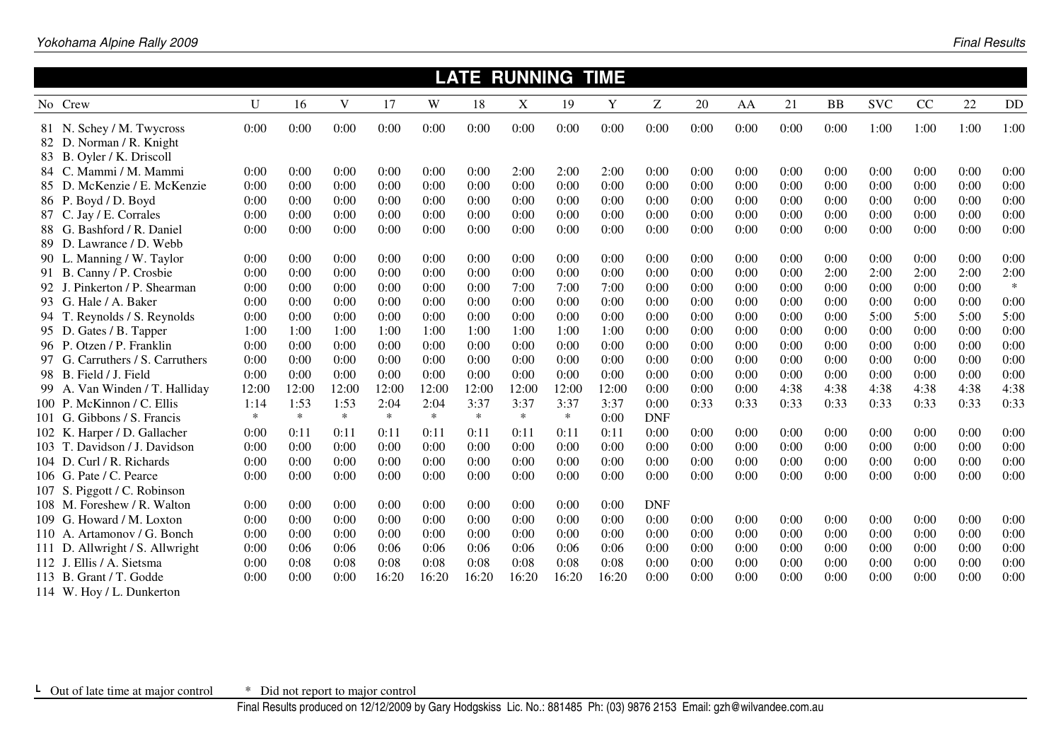## LATE RUNNING TIME

| No | Crew | U | 16 | V | 17 | W | 18 | X | 19 | Y | Z | 20 | AA | 21 | BB | SVC | CC | 22 | DD |
|---|---|---|---|---|---|---|---|---|---|---|---|---|---|---|---|---|---|---|---|
| 81 | N. Schey / M. Twycross | 0:00 | 0:00 | 0:00 | 0:00 | 0:00 | 0:00 | 0:00 | 0:00 | 0:00 | 0:00 | 0:00 | 0:00 | 0:00 | 0:00 | 1:00 | 1:00 | 1:00 | 1:00 |
| 82 | D. Norman / R. Knight | | | | | | | | | | | | | | | | | | |
| 83 | B. Oyler / K. Driscoll | | | | | | | | | | | | | | | | | | |
| 84 | C. Mammi / M. Mammi | 0:00 | 0:00 | 0:00 | 0:00 | 0:00 | 0:00 | 2:00 | 2:00 | 2:00 | 0:00 | 0:00 | 0:00 | 0:00 | 0:00 | 0:00 | 0:00 | 0:00 | 0:00 |
| 85 | D. McKenzie / E. McKenzie | 0:00 | 0:00 | 0:00 | 0:00 | 0:00 | 0:00 | 0:00 | 0:00 | 0:00 | 0:00 | 0:00 | 0:00 | 0:00 | 0:00 | 0:00 | 0:00 | 0:00 | 0:00 |
| 86 | P. Boyd / D. Boyd | 0:00 | 0:00 | 0:00 | 0:00 | 0:00 | 0:00 | 0:00 | 0:00 | 0:00 | 0:00 | 0:00 | 0:00 | 0:00 | 0:00 | 0:00 | 0:00 | 0:00 | 0:00 |
| 87 | C. Jay / E. Corrales | 0:00 | 0:00 | 0:00 | 0:00 | 0:00 | 0:00 | 0:00 | 0:00 | 0:00 | 0:00 | 0:00 | 0:00 | 0:00 | 0:00 | 0:00 | 0:00 | 0:00 | 0:00 |
| 88 | G. Bashford / R. Daniel | 0:00 | 0:00 | 0:00 | 0:00 | 0:00 | 0:00 | 0:00 | 0:00 | 0:00 | 0:00 | 0:00 | 0:00 | 0:00 | 0:00 | 0:00 | 0:00 | 0:00 | 0:00 |
| 89 | D. Lawrance / D. Webb | | | | | | | | | | | | | | | | | | |
| 90 | L. Manning / W. Taylor | 0:00 | 0:00 | 0:00 | 0:00 | 0:00 | 0:00 | 0:00 | 0:00 | 0:00 | 0:00 | 0:00 | 0:00 | 0:00 | 0:00 | 0:00 | 0:00 | 0:00 | 0:00 |
| 91 | B. Canny / P. Crosbie | 0:00 | 0:00 | 0:00 | 0:00 | 0:00 | 0:00 | 0:00 | 0:00 | 0:00 | 0:00 | 0:00 | 0:00 | 0:00 | 2:00 | 2:00 | 2:00 | 2:00 | 2:00 |
| 92 | J. Pinkerton / P. Shearman | 0:00 | 0:00 | 0:00 | 0:00 | 0:00 | 0:00 | 7:00 | 7:00 | 7:00 | 0:00 | 0:00 | 0:00 | 0:00 | 0:00 | 0:00 | 0:00 | 0:00 | * |
| 93 | G. Hale / A. Baker | 0:00 | 0:00 | 0:00 | 0:00 | 0:00 | 0:00 | 0:00 | 0:00 | 0:00 | 0:00 | 0:00 | 0:00 | 0:00 | 0:00 | 0:00 | 0:00 | 0:00 | 0:00 |
| 94 | T. Reynolds / S. Reynolds | 0:00 | 0:00 | 0:00 | 0:00 | 0:00 | 0:00 | 0:00 | 0:00 | 0:00 | 0:00 | 0:00 | 0:00 | 0:00 | 0:00 | 5:00 | 5:00 | 5:00 | 5:00 |
| 95 | D. Gates / B. Tapper | 1:00 | 1:00 | 1:00 | 1:00 | 1:00 | 1:00 | 1:00 | 1:00 | 1:00 | 0:00 | 0:00 | 0:00 | 0:00 | 0:00 | 0:00 | 0:00 | 0:00 | 0:00 |
| 96 | P. Otzen / P. Franklin | 0:00 | 0:00 | 0:00 | 0:00 | 0:00 | 0:00 | 0:00 | 0:00 | 0:00 | 0:00 | 0:00 | 0:00 | 0:00 | 0:00 | 0:00 | 0:00 | 0:00 | 0:00 |
| 97 | G. Carruthers / S. Carruthers | 0:00 | 0:00 | 0:00 | 0:00 | 0:00 | 0:00 | 0:00 | 0:00 | 0:00 | 0:00 | 0:00 | 0:00 | 0:00 | 0:00 | 0:00 | 0:00 | 0:00 | 0:00 |
| 98 | B. Field / J. Field | 0:00 | 0:00 | 0:00 | 0:00 | 0:00 | 0:00 | 0:00 | 0:00 | 0:00 | 0:00 | 0:00 | 0:00 | 0:00 | 0:00 | 0:00 | 0:00 | 0:00 | 0:00 |
| 99 | A. Van Winden / T. Halliday | 12:00 | 12:00 | 12:00 | 12:00 | 12:00 | 12:00 | 12:00 | 12:00 | 12:00 | 0:00 | 0:00 | 0:00 | 4:38 | 4:38 | 4:38 | 4:38 | 4:38 | 4:38 |
| 100 | P. McKinnon / C. Ellis | 1:14 | 1:53 | 1:53 | 2:04 | 2:04 | 3:37 | 3:37 | 3:37 | 3:37 | 0:00 | 0:33 | 0:33 | 0:33 | 0:33 | 0:33 | 0:33 | 0:33 | 0:33 |
| 101 | G. Gibbons / S. Francis | * | * | * | * | * | * | * | * | 0:00 | DNF | | | | | | | | |
| 102 | K. Harper / D. Gallacher | 0:00 | 0:11 | 0:11 | 0:11 | 0:11 | 0:11 | 0:11 | 0:11 | 0:11 | 0:00 | 0:00 | 0:00 | 0:00 | 0:00 | 0:00 | 0:00 | 0:00 | 0:00 |
| 103 | T. Davidson / J. Davidson | 0:00 | 0:00 | 0:00 | 0:00 | 0:00 | 0:00 | 0:00 | 0:00 | 0:00 | 0:00 | 0:00 | 0:00 | 0:00 | 0:00 | 0:00 | 0:00 | 0:00 | 0:00 |
| 104 | D. Curl / R. Richards | 0:00 | 0:00 | 0:00 | 0:00 | 0:00 | 0:00 | 0:00 | 0:00 | 0:00 | 0:00 | 0:00 | 0:00 | 0:00 | 0:00 | 0:00 | 0:00 | 0:00 | 0:00 |
| 106 | G. Pate / C. Pearce | 0:00 | 0:00 | 0:00 | 0:00 | 0:00 | 0:00 | 0:00 | 0:00 | 0:00 | 0:00 | 0:00 | 0:00 | 0:00 | 0:00 | 0:00 | 0:00 | 0:00 | 0:00 |
| 107 | S. Piggott / C. Robinson | | | | | | | | | | | | | | | | | | |
| 108 | M. Foreshew / R. Walton | 0:00 | 0:00 | 0:00 | 0:00 | 0:00 | 0:00 | 0:00 | 0:00 | 0:00 | DNF | | | | | | | | |
| 109 | G. Howard / M. Loxton | 0:00 | 0:00 | 0:00 | 0:00 | 0:00 | 0:00 | 0:00 | 0:00 | 0:00 | 0:00 | 0:00 | 0:00 | 0:00 | 0:00 | 0:00 | 0:00 | 0:00 | 0:00 |
| 110 | A. Artamonov / G. Bonch | 0:00 | 0:00 | 0:00 | 0:00 | 0:00 | 0:00 | 0:00 | 0:00 | 0:00 | 0:00 | 0:00 | 0:00 | 0:00 | 0:00 | 0:00 | 0:00 | 0:00 | 0:00 |
| 111 | D. Allwright / S. Allwright | 0:00 | 0:06 | 0:06 | 0:06 | 0:06 | 0:06 | 0:06 | 0:06 | 0:06 | 0:00 | 0:00 | 0:00 | 0:00 | 0:00 | 0:00 | 0:00 | 0:00 | 0:00 |
| 112 | J. Ellis / A. Sietsma | 0:00 | 0:08 | 0:08 | 0:08 | 0:08 | 0:08 | 0:08 | 0:08 | 0:08 | 0:00 | 0:00 | 0:00 | 0:00 | 0:00 | 0:00 | 0:00 | 0:00 | 0:00 |
| 113 | B. Grant / T. Godde | 0:00 | 0:00 | 0:00 | 16:20 | 16:20 | 16:20 | 16:20 | 16:20 | 16:20 | 0:00 | 0:00 | 0:00 | 0:00 | 0:00 | 0:00 | 0:00 | 0:00 | 0:00 |
| 114 | W. Hoy / L. Dunkerton | | | | | | | | | | | | | | | | | | |

L Out of late time at major control   * Did not report to major control

Final Results produced on 12/12/2009 by Gary Hodgskiss Lic. No.: 881485 Ph: (03) 9876 2153 Email: gzh@wilvandee.com.au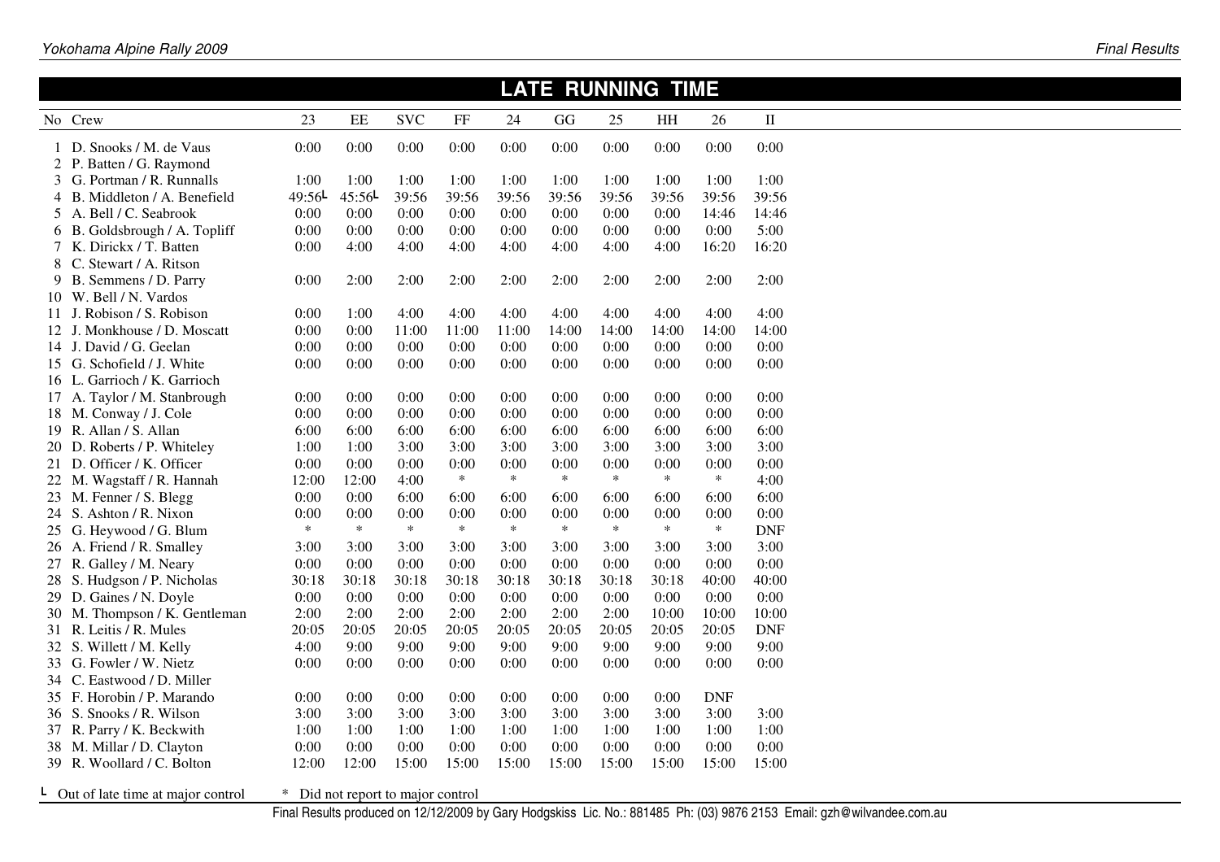# LATE RUNNING TIME

| No | Crew | 23 | EE | SVC | FF | 24 | GG | 25 | HH | 26 | II |
|---|---|---|---|---|---|---|---|---|---|---|---|
| 1 | D. Snooks / M. de Vaus | 0:00 | 0:00 | 0:00 | 0:00 | 0:00 | 0:00 | 0:00 | 0:00 | 0:00 | 0:00 |
| 2 | P. Batten / G. Raymond | | | | | | | | | | |
| 3 | G. Portman / R. Runnalls | 1:00 | 1:00 | 1:00 | 1:00 | 1:00 | 1:00 | 1:00 | 1:00 | 1:00 | 1:00 |
| 4 | B. Middleton / A. Benefield | 49:56L | 45:56L | 39:56 | 39:56 | 39:56 | 39:56 | 39:56 | 39:56 | 39:56 | 39:56 |
| 5 | A. Bell / C. Seabrook | 0:00 | 0:00 | 0:00 | 0:00 | 0:00 | 0:00 | 0:00 | 0:00 | 14:46 | 14:46 |
| 6 | B. Goldsbrough / A. Topliff | 0:00 | 0:00 | 0:00 | 0:00 | 0:00 | 0:00 | 0:00 | 0:00 | 0:00 | 5:00 |
| 7 | K. Dirickx / T. Batten | 0:00 | 4:00 | 4:00 | 4:00 | 4:00 | 4:00 | 4:00 | 4:00 | 16:20 | 16:20 |
| 8 | C. Stewart / A. Ritson | | | | | | | | | | |
| 9 | B. Semmens / D. Parry | 0:00 | 2:00 | 2:00 | 2:00 | 2:00 | 2:00 | 2:00 | 2:00 | 2:00 | 2:00 |
| 10 | W. Bell / N. Vardos | | | | | | | | | | |
| 11 | J. Robison / S. Robison | 0:00 | 1:00 | 4:00 | 4:00 | 4:00 | 4:00 | 4:00 | 4:00 | 4:00 | 4:00 |
| 12 | J. Monkhouse / D. Moscatt | 0:00 | 0:00 | 11:00 | 11:00 | 11:00 | 14:00 | 14:00 | 14:00 | 14:00 | 14:00 |
| 14 | J. David / G. Geelan | 0:00 | 0:00 | 0:00 | 0:00 | 0:00 | 0:00 | 0:00 | 0:00 | 0:00 | 0:00 |
| 15 | G. Schofield / J. White | 0:00 | 0:00 | 0:00 | 0:00 | 0:00 | 0:00 | 0:00 | 0:00 | 0:00 | 0:00 |
| 16 | L. Garrioch / K. Garrioch | | | | | | | | | | |
| 17 | A. Taylor / M. Stanbrough | 0:00 | 0:00 | 0:00 | 0:00 | 0:00 | 0:00 | 0:00 | 0:00 | 0:00 | 0:00 |
| 18 | M. Conway / J. Cole | 0:00 | 0:00 | 0:00 | 0:00 | 0:00 | 0:00 | 0:00 | 0:00 | 0:00 | 0:00 |
| 19 | R. Allan / S. Allan | 6:00 | 6:00 | 6:00 | 6:00 | 6:00 | 6:00 | 6:00 | 6:00 | 6:00 | 6:00 |
| 20 | D. Roberts / P. Whiteley | 1:00 | 1:00 | 3:00 | 3:00 | 3:00 | 3:00 | 3:00 | 3:00 | 3:00 | 3:00 |
| 21 | D. Officer / K. Officer | 0:00 | 0:00 | 0:00 | 0:00 | 0:00 | 0:00 | 0:00 | 0:00 | 0:00 | 0:00 |
| 22 | M. Wagstaff / R. Hannah | 12:00 | 12:00 | 4:00 | * | * | * | * | * | * | 4:00 |
| 23 | M. Fenner / S. Blegg | 0:00 | 0:00 | 6:00 | 6:00 | 6:00 | 6:00 | 6:00 | 6:00 | 6:00 | 6:00 |
| 24 | S. Ashton / R. Nixon | 0:00 | 0:00 | 0:00 | 0:00 | 0:00 | 0:00 | 0:00 | 0:00 | 0:00 | 0:00 |
| 25 | G. Heywood / G. Blum | * | * | * | * | * | * | * | * | * | DNF |
| 26 | A. Friend / R. Smalley | 3:00 | 3:00 | 3:00 | 3:00 | 3:00 | 3:00 | 3:00 | 3:00 | 3:00 | 3:00 |
| 27 | R. Galley / M. Neary | 0:00 | 0:00 | 0:00 | 0:00 | 0:00 | 0:00 | 0:00 | 0:00 | 0:00 | 0:00 |
| 28 | S. Hudgson / P. Nicholas | 30:18 | 30:18 | 30:18 | 30:18 | 30:18 | 30:18 | 30:18 | 30:18 | 40:00 | 40:00 |
| 29 | D. Gaines / N. Doyle | 0:00 | 0:00 | 0:00 | 0:00 | 0:00 | 0:00 | 0:00 | 0:00 | 0:00 | 0:00 |
| 30 | M. Thompson / K. Gentleman | 2:00 | 2:00 | 2:00 | 2:00 | 2:00 | 2:00 | 2:00 | 10:00 | 10:00 | 10:00 |
| 31 | R. Leitis / R. Mules | 20:05 | 20:05 | 20:05 | 20:05 | 20:05 | 20:05 | 20:05 | 20:05 | 20:05 | DNF |
| 32 | S. Willett / M. Kelly | 4:00 | 9:00 | 9:00 | 9:00 | 9:00 | 9:00 | 9:00 | 9:00 | 9:00 | 9:00 |
| 33 | G. Fowler / W. Nietz | 0:00 | 0:00 | 0:00 | 0:00 | 0:00 | 0:00 | 0:00 | 0:00 | 0:00 | 0:00 |
| 34 | C. Eastwood / D. Miller | | | | | | | | | | |
| 35 | F. Horobin / P. Marando | 0:00 | 0:00 | 0:00 | 0:00 | 0:00 | 0:00 | 0:00 | 0:00 | DNF | |
| 36 | S. Snooks / R. Wilson | 3:00 | 3:00 | 3:00 | 3:00 | 3:00 | 3:00 | 3:00 | 3:00 | 3:00 | 3:00 |
| 37 | R. Parry / K. Beckwith | 1:00 | 1:00 | 1:00 | 1:00 | 1:00 | 1:00 | 1:00 | 1:00 | 1:00 | 1:00 |
| 38 | M. Millar / D. Clayton | 0:00 | 0:00 | 0:00 | 0:00 | 0:00 | 0:00 | 0:00 | 0:00 | 0:00 | 0:00 |
| 39 | R. Woollard / C. Bolton | 12:00 | 12:00 | 15:00 | 15:00 | 15:00 | 15:00 | 15:00 | 15:00 | 15:00 | 15:00 |

L Out of late time at major control    * Did not report to major control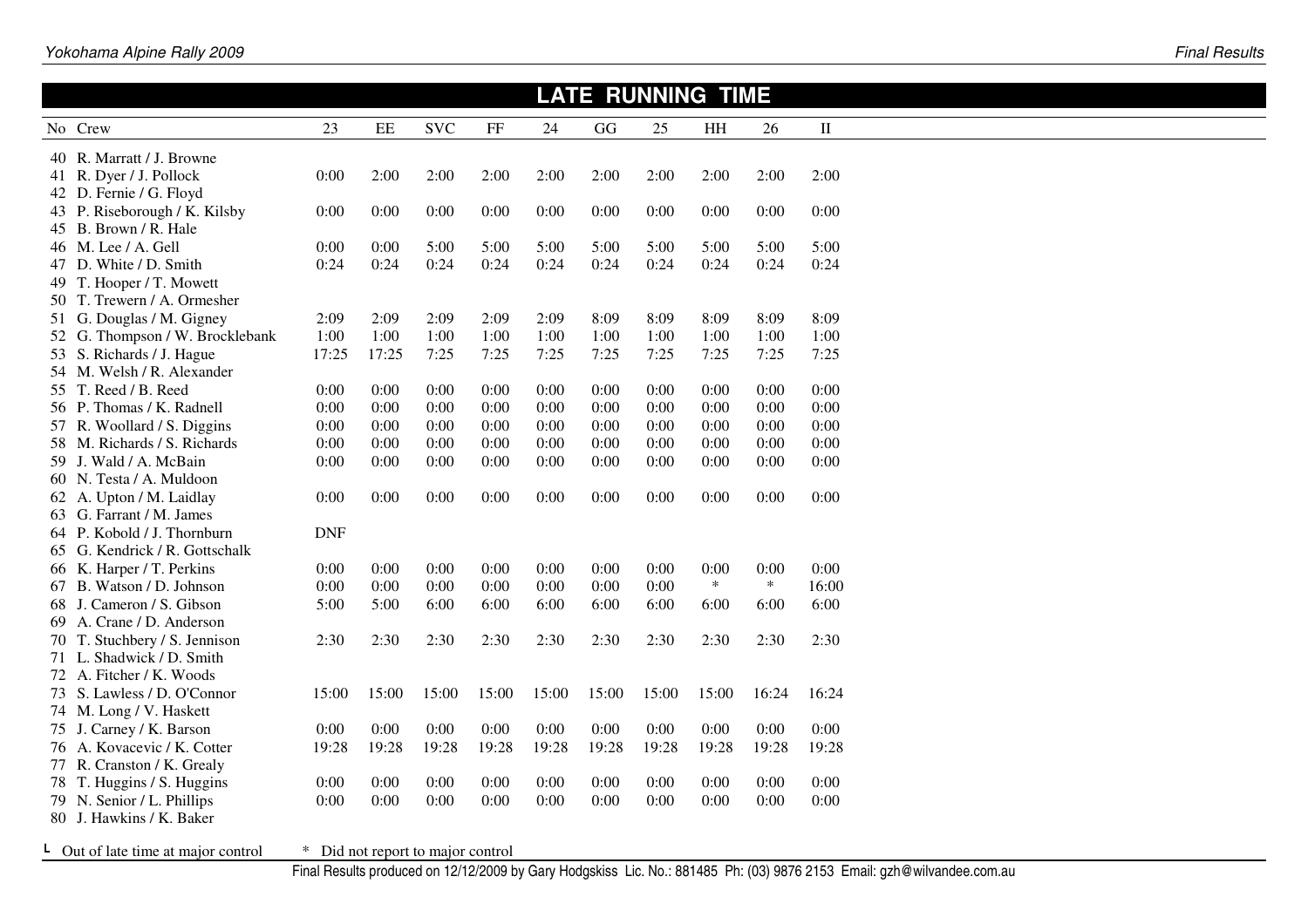## LATE RUNNING TIME

| No | Crew | 23 | EE | SVC | FF | 24 | GG | 25 | HH | 26 | II |
|---|---|---|---|---|---|---|---|---|---|---|---|
| 40 | R. Marratt / J. Browne | | | | | | | | | | |
| 41 | R. Dyer / J. Pollock | 0:00 | 2:00 | 2:00 | 2:00 | 2:00 | 2:00 | 2:00 | 2:00 | 2:00 | 2:00 |
| 42 | D. Fernie / G. Floyd | | | | | | | | | | |
| 43 | P. Riseborough / K. Kilsby | 0:00 | 0:00 | 0:00 | 0:00 | 0:00 | 0:00 | 0:00 | 0:00 | 0:00 | 0:00 |
| 45 | B. Brown / R. Hale | | | | | | | | | | |
| 46 | M. Lee / A. Gell | 0:00 | 0:00 | 5:00 | 5:00 | 5:00 | 5:00 | 5:00 | 5:00 | 5:00 | 5:00 |
| 47 | D. White / D. Smith | 0:24 | 0:24 | 0:24 | 0:24 | 0:24 | 0:24 | 0:24 | 0:24 | 0:24 | 0:24 |
| 49 | T. Hooper / T. Mowett | | | | | | | | | | |
| 50 | T. Trewern / A. Ormesher | | | | | | | | | | |
| 51 | G. Douglas / M. Gigney | 2:09 | 2:09 | 2:09 | 2:09 | 2:09 | 8:09 | 8:09 | 8:09 | 8:09 | 8:09 |
| 52 | G. Thompson / W. Brocklebank | 1:00 | 1:00 | 1:00 | 1:00 | 1:00 | 1:00 | 1:00 | 1:00 | 1:00 | 1:00 |
| 53 | S. Richards / J. Hague | 17:25 | 17:25 | 7:25 | 7:25 | 7:25 | 7:25 | 7:25 | 7:25 | 7:25 | 7:25 |
| 54 | M. Welsh / R. Alexander | | | | | | | | | | |
| 55 | T. Reed / B. Reed | 0:00 | 0:00 | 0:00 | 0:00 | 0:00 | 0:00 | 0:00 | 0:00 | 0:00 | 0:00 |
| 56 | P. Thomas / K. Radnell | 0:00 | 0:00 | 0:00 | 0:00 | 0:00 | 0:00 | 0:00 | 0:00 | 0:00 | 0:00 |
| 57 | R. Woollard / S. Diggins | 0:00 | 0:00 | 0:00 | 0:00 | 0:00 | 0:00 | 0:00 | 0:00 | 0:00 | 0:00 |
| 58 | M. Richards / S. Richards | 0:00 | 0:00 | 0:00 | 0:00 | 0:00 | 0:00 | 0:00 | 0:00 | 0:00 | 0:00 |
| 59 | J. Wald / A. McBain | 0:00 | 0:00 | 0:00 | 0:00 | 0:00 | 0:00 | 0:00 | 0:00 | 0:00 | 0:00 |
| 60 | N. Testa / A. Muldoon | | | | | | | | | | |
| 62 | A. Upton / M. Laidlay | 0:00 | 0:00 | 0:00 | 0:00 | 0:00 | 0:00 | 0:00 | 0:00 | 0:00 | 0:00 |
| 63 | G. Farrant / M. James | | | | | | | | | | |
| 64 | P. Kobold / J. Thornburn | DNF | | | | | | | | | |
| 65 | G. Kendrick / R. Gottschalk | | | | | | | | | | |
| 66 | K. Harper / T. Perkins | 0:00 | 0:00 | 0:00 | 0:00 | 0:00 | 0:00 | 0:00 | 0:00 | 0:00 | 0:00 |
| 67 | B. Watson / D. Johnson | 0:00 | 0:00 | 0:00 | 0:00 | 0:00 | 0:00 | 0:00 | * | * | 16:00 |
| 68 | J. Cameron / S. Gibson | 5:00 | 5:00 | 6:00 | 6:00 | 6:00 | 6:00 | 6:00 | 6:00 | 6:00 | 6:00 |
| 69 | A. Crane / D. Anderson | | | | | | | | | | |
| 70 | T. Stuchbery / S. Jennison | 2:30 | 2:30 | 2:30 | 2:30 | 2:30 | 2:30 | 2:30 | 2:30 | 2:30 | 2:30 |
| 71 | L. Shadwick / D. Smith | | | | | | | | | | |
| 72 | A. Fitcher / K. Woods | | | | | | | | | | |
| 73 | S. Lawless / D. O'Connor | 15:00 | 15:00 | 15:00 | 15:00 | 15:00 | 15:00 | 15:00 | 15:00 | 16:24 | 16:24 |
| 74 | M. Long / V. Haskett | | | | | | | | | | |
| 75 | J. Carney / K. Barson | 0:00 | 0:00 | 0:00 | 0:00 | 0:00 | 0:00 | 0:00 | 0:00 | 0:00 | 0:00 |
| 76 | A. Kovacevic / K. Cotter | 19:28 | 19:28 | 19:28 | 19:28 | 19:28 | 19:28 | 19:28 | 19:28 | 19:28 | 19:28 |
| 77 | R. Cranston / K. Grealy | | | | | | | | | | |
| 78 | T. Huggins / S. Huggins | 0:00 | 0:00 | 0:00 | 0:00 | 0:00 | 0:00 | 0:00 | 0:00 | 0:00 | 0:00 |
| 79 | N. Senior / L. Phillips | 0:00 | 0:00 | 0:00 | 0:00 | 0:00 | 0:00 | 0:00 | 0:00 | 0:00 | 0:00 |
| 80 | J. Hawkins / K. Baker | | | | | | | | | | |

L Out of late time at major control &nbsp;&nbsp;&nbsp; * Did not report to major control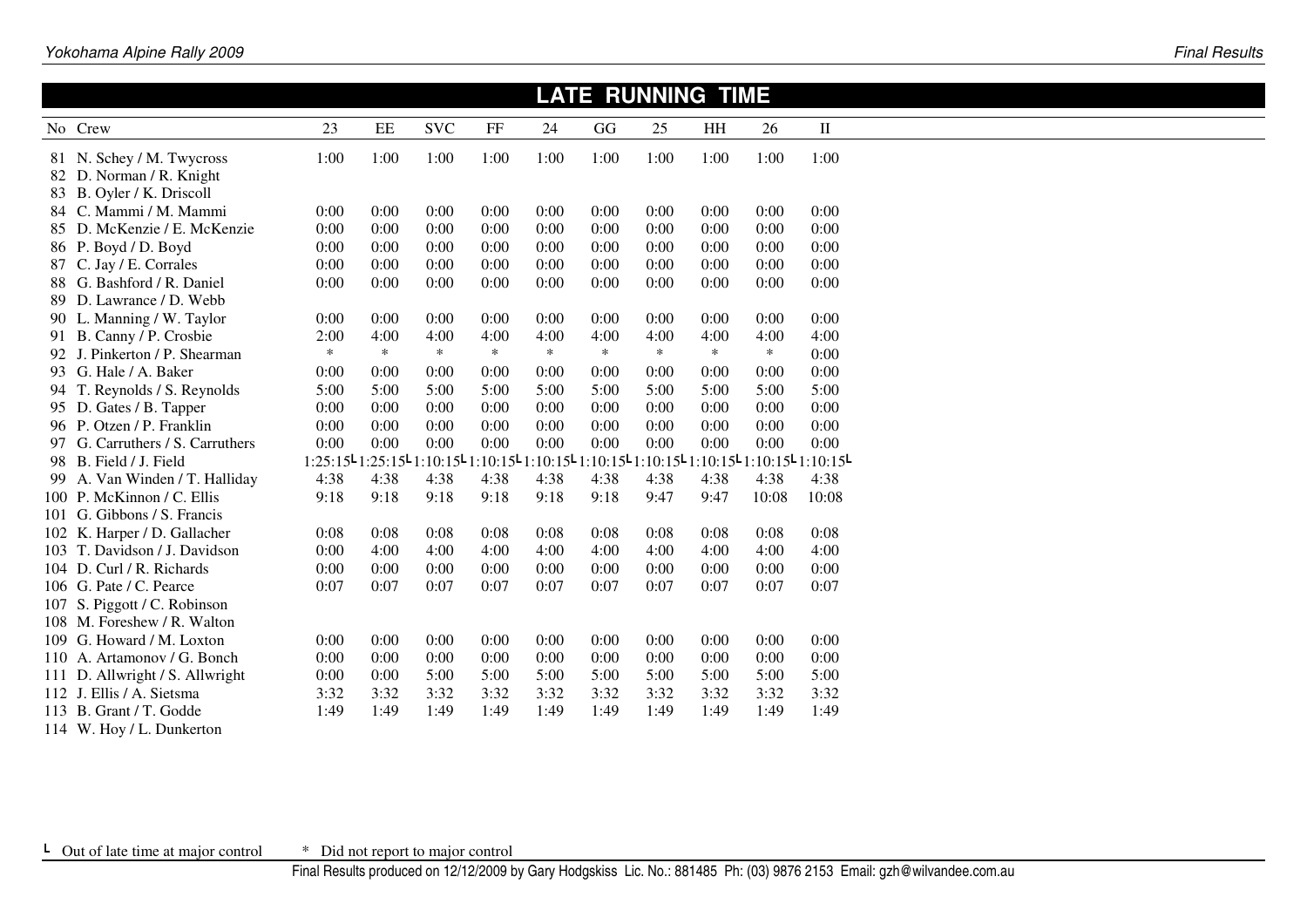## LATE RUNNING TIME

| No | Crew | 23 | EE | SVC | FF | 24 | GG | 25 | HH | 26 | II |
|---|---|---|---|---|---|---|---|---|---|---|---|
| 81 | N. Schey / M. Twycross | 1:00 | 1:00 | 1:00 | 1:00 | 1:00 | 1:00 | 1:00 | 1:00 | 1:00 | 1:00 |
| 82 | D. Norman / R. Knight | | | | | | | | | | |
| 83 | B. Oyler / K. Driscoll | | | | | | | | | | |
| 84 | C. Mammi / M. Mammi | 0:00 | 0:00 | 0:00 | 0:00 | 0:00 | 0:00 | 0:00 | 0:00 | 0:00 | 0:00 |
| 85 | D. McKenzie / E. McKenzie | 0:00 | 0:00 | 0:00 | 0:00 | 0:00 | 0:00 | 0:00 | 0:00 | 0:00 | 0:00 |
| 86 | P. Boyd / D. Boyd | 0:00 | 0:00 | 0:00 | 0:00 | 0:00 | 0:00 | 0:00 | 0:00 | 0:00 | 0:00 |
| 87 | C. Jay / E. Corrales | 0:00 | 0:00 | 0:00 | 0:00 | 0:00 | 0:00 | 0:00 | 0:00 | 0:00 | 0:00 |
| 88 | G. Bashford / R. Daniel | 0:00 | 0:00 | 0:00 | 0:00 | 0:00 | 0:00 | 0:00 | 0:00 | 0:00 | 0:00 |
| 89 | D. Lawrance / D. Webb | | | | | | | | | | |
| 90 | L. Manning / W. Taylor | 0:00 | 0:00 | 0:00 | 0:00 | 0:00 | 0:00 | 0:00 | 0:00 | 0:00 | 0:00 |
| 91 | B. Canny / P. Crosbie | 2:00 | 4:00 | 4:00 | 4:00 | 4:00 | 4:00 | 4:00 | 4:00 | 4:00 | 4:00 |
| 92 | J. Pinkerton / P. Shearman | * | * | * | * | * | * | * | * | * | 0:00 |
| 93 | G. Hale / A. Baker | 0:00 | 0:00 | 0:00 | 0:00 | 0:00 | 0:00 | 0:00 | 0:00 | 0:00 | 0:00 |
| 94 | T. Reynolds / S. Reynolds | 5:00 | 5:00 | 5:00 | 5:00 | 5:00 | 5:00 | 5:00 | 5:00 | 5:00 | 5:00 |
| 95 | D. Gates / B. Tapper | 0:00 | 0:00 | 0:00 | 0:00 | 0:00 | 0:00 | 0:00 | 0:00 | 0:00 | 0:00 |
| 96 | P. Otzen / P. Franklin | 0:00 | 0:00 | 0:00 | 0:00 | 0:00 | 0:00 | 0:00 | 0:00 | 0:00 | 0:00 |
| 97 | G. Carruthers / S. Carruthers | 0:00 | 0:00 | 0:00 | 0:00 | 0:00 | 0:00 | 0:00 | 0:00 | 0:00 | 0:00 |
| 98 | B. Field / J. Field | 1:25:15L | 1:25:15L | 1:10:15L | 1:10:15L | 1:10:15L | 1:10:15L | 1:10:15L | 1:10:15L | 1:10:15L | 1:10:15L |
| 99 | A. Van Winden / T. Halliday | 4:38 | 4:38 | 4:38 | 4:38 | 4:38 | 4:38 | 4:38 | 4:38 | 4:38 | 4:38 |
| 100 | P. McKinnon / C. Ellis | 9:18 | 9:18 | 9:18 | 9:18 | 9:18 | 9:18 | 9:47 | 9:47 | 10:08 | 10:08 |
| 101 | G. Gibbons / S. Francis | | | | | | | | | | |
| 102 | K. Harper / D. Gallacher | 0:08 | 0:08 | 0:08 | 0:08 | 0:08 | 0:08 | 0:08 | 0:08 | 0:08 | 0:08 |
| 103 | T. Davidson / J. Davidson | 0:00 | 4:00 | 4:00 | 4:00 | 4:00 | 4:00 | 4:00 | 4:00 | 4:00 | 4:00 |
| 104 | D. Curl / R. Richards | 0:00 | 0:00 | 0:00 | 0:00 | 0:00 | 0:00 | 0:00 | 0:00 | 0:00 | 0:00 |
| 106 | G. Pate / C. Pearce | 0:07 | 0:07 | 0:07 | 0:07 | 0:07 | 0:07 | 0:07 | 0:07 | 0:07 | 0:07 |
| 107 | S. Piggott / C. Robinson | | | | | | | | | | |
| 108 | M. Foreshew / R. Walton | | | | | | | | | | |
| 109 | G. Howard / M. Loxton | 0:00 | 0:00 | 0:00 | 0:00 | 0:00 | 0:00 | 0:00 | 0:00 | 0:00 | 0:00 |
| 110 | A. Artamonov / G. Bonch | 0:00 | 0:00 | 0:00 | 0:00 | 0:00 | 0:00 | 0:00 | 0:00 | 0:00 | 0:00 |
| 111 | D. Allwright / S. Allwright | 0:00 | 0:00 | 5:00 | 5:00 | 5:00 | 5:00 | 5:00 | 5:00 | 5:00 | 5:00 |
| 112 | J. Ellis / A. Sietsma | 3:32 | 3:32 | 3:32 | 3:32 | 3:32 | 3:32 | 3:32 | 3:32 | 3:32 | 3:32 |
| 113 | B. Grant / T. Godde | 1:49 | 1:49 | 1:49 | 1:49 | 1:49 | 1:49 | 1:49 | 1:49 | 1:49 | 1:49 |
| 114 | W. Hoy / L. Dunkerton | | | | | | | | | | |

L Out of late time at major control &nbsp;&nbsp;&nbsp; * Did not report to major control

Final Results produced on 12/12/2009 by Gary Hodgskiss Lic. No.: 881485 Ph: (03) 9876 2153 Email: gzh@wilvandee.com.au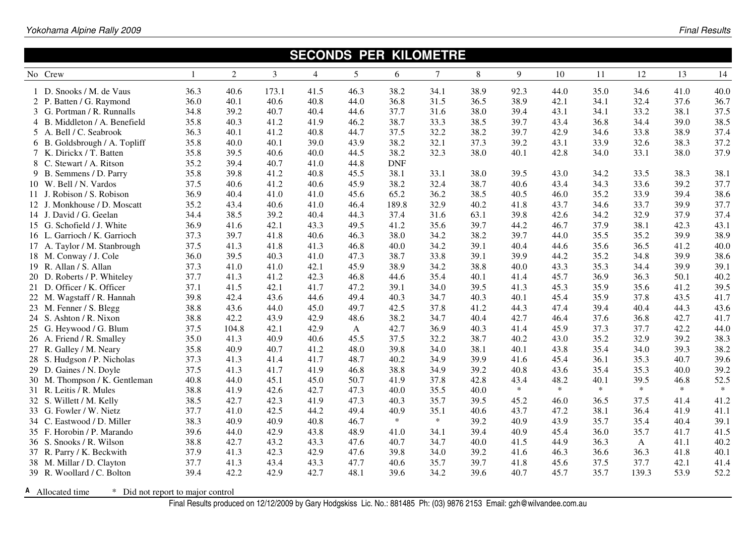# SECONDS PER KILOMETRE

| No | Crew | 1 | 2 | 3 | 4 | 5 | 6 | 7 | 8 | 9 | 10 | 11 | 12 | 13 | 14 |
|---|---|---|---|---|---|---|---|---|---|---|---|---|---|---|---|
| 1 | D. Snooks / M. de Vaus | 36.3 | 40.6 | 173.1 | 41.5 | 46.3 | 38.2 | 34.1 | 38.9 | 92.3 | 44.0 | 35.0 | 34.6 | 41.0 | 40.0 |
| 2 | P. Batten / G. Raymond | 36.0 | 40.1 | 40.6 | 40.8 | 44.0 | 36.8 | 31.5 | 36.5 | 38.9 | 42.1 | 34.1 | 32.4 | 37.6 | 36.7 |
| 3 | G. Portman / R. Runnalls | 34.8 | 39.2 | 40.7 | 40.4 | 44.6 | 37.7 | 31.6 | 38.0 | 39.4 | 43.1 | 34.1 | 33.2 | 38.1 | 37.5 |
| 4 | B. Middleton / A. Benefield | 35.8 | 40.3 | 41.2 | 41.9 | 46.2 | 38.7 | 33.3 | 38.5 | 39.7 | 43.4 | 36.8 | 34.4 | 39.0 | 38.5 |
| 5 | A. Bell / C. Seabrook | 36.3 | 40.1 | 41.2 | 40.8 | 44.7 | 37.5 | 32.2 | 38.2 | 39.7 | 42.9 | 34.6 | 33.8 | 38.9 | 37.4 |
| 6 | B. Goldsbrough / A. Topliff | 35.8 | 40.0 | 40.1 | 39.0 | 43.9 | 38.2 | 32.1 | 37.3 | 39.2 | 43.1 | 33.9 | 32.6 | 38.3 | 37.2 |
| 7 | K. Dirickx / T. Batten | 35.8 | 39.5 | 40.6 | 40.0 | 44.5 | 38.2 | 32.3 | 38.0 | 40.1 | 42.8 | 34.0 | 33.1 | 38.0 | 37.9 |
| 8 | C. Stewart / A. Ritson | 35.2 | 39.4 | 40.7 | 41.0 | 44.8 | DNF | | | | | | | | |
| 9 | B. Semmens / D. Parry | 35.8 | 39.8 | 41.2 | 40.8 | 45.5 | 38.1 | 33.1 | 38.0 | 39.5 | 43.0 | 34.2 | 33.5 | 38.3 | 38.1 |
| 10 | W. Bell / N. Vardos | 37.5 | 40.6 | 41.2 | 40.6 | 45.9 | 38.2 | 32.4 | 38.7 | 40.6 | 43.4 | 34.3 | 33.6 | 39.2 | 37.7 |
| 11 | J. Robison / S. Robison | 36.9 | 40.4 | 41.0 | 41.0 | 45.6 | 65.2 | 36.2 | 38.5 | 40.5 | 46.0 | 35.2 | 33.9 | 39.4 | 38.6 |
| 12 | J. Monkhouse / D. Moscatt | 35.2 | 43.4 | 40.6 | 41.0 | 46.4 | 189.8 | 32.9 | 40.2 | 41.8 | 43.7 | 34.6 | 33.7 | 39.9 | 37.7 |
| 14 | J. David / G. Geelan | 34.4 | 38.5 | 39.2 | 40.4 | 44.3 | 37.4 | 31.6 | 63.1 | 39.8 | 42.6 | 34.2 | 32.9 | 37.9 | 37.4 |
| 15 | G. Schofield / J. White | 36.9 | 41.6 | 42.1 | 43.3 | 49.5 | 41.2 | 35.6 | 39.7 | 44.2 | 46.7 | 37.9 | 38.1 | 42.3 | 43.1 |
| 16 | L. Garrioch / K. Garrioch | 37.3 | 39.7 | 41.8 | 40.6 | 46.3 | 38.0 | 34.2 | 38.2 | 39.7 | 44.0 | 35.5 | 35.2 | 39.9 | 38.9 |
| 17 | A. Taylor / M. Stanbrough | 37.5 | 41.3 | 41.8 | 41.3 | 46.8 | 40.0 | 34.2 | 39.1 | 40.4 | 44.6 | 35.6 | 36.5 | 41.2 | 40.0 |
| 18 | M. Conway / J. Cole | 36.0 | 39.5 | 40.3 | 41.0 | 47.3 | 38.7 | 33.8 | 39.1 | 39.9 | 44.2 | 35.2 | 34.8 | 39.9 | 38.6 |
| 19 | R. Allan / S. Allan | 37.3 | 41.0 | 41.0 | 42.1 | 45.9 | 38.9 | 34.2 | 38.8 | 40.0 | 43.3 | 35.3 | 34.4 | 39.9 | 39.1 |
| 20 | D. Roberts / P. Whiteley | 37.7 | 41.3 | 41.2 | 42.3 | 46.8 | 44.6 | 35.4 | 40.1 | 41.4 | 45.7 | 36.9 | 36.3 | 50.1 | 40.2 |
| 21 | D. Officer / K. Officer | 37.1 | 41.5 | 42.1 | 41.7 | 47.2 | 39.1 | 34.0 | 39.5 | 41.3 | 45.3 | 35.9 | 35.6 | 41.2 | 39.5 |
| 22 | M. Wagstaff / R. Hannah | 39.8 | 42.4 | 43.6 | 44.6 | 49.4 | 40.3 | 34.7 | 40.3 | 40.1 | 45.4 | 35.9 | 37.8 | 43.5 | 41.7 |
| 23 | M. Fenner / S. Blegg | 38.8 | 43.6 | 44.0 | 45.0 | 49.7 | 42.5 | 37.8 | 41.2 | 44.3 | 47.4 | 39.4 | 40.4 | 44.3 | 43.6 |
| 24 | S. Ashton / R. Nixon | 38.8 | 42.2 | 43.9 | 42.9 | 48.6 | 38.2 | 34.7 | 40.4 | 42.7 | 46.4 | 37.6 | 36.8 | 42.7 | 41.7 |
| 25 | G. Heywood / G. Blum | 37.5 | 104.8 | 42.1 | 42.9 | A | 42.7 | 36.9 | 40.3 | 41.4 | 45.9 | 37.3 | 37.7 | 42.2 | 44.0 |
| 26 | A. Friend / R. Smalley | 35.0 | 41.3 | 40.9 | 40.6 | 45.5 | 37.5 | 32.2 | 38.7 | 40.2 | 43.0 | 35.2 | 32.9 | 39.2 | 38.3 |
| 27 | R. Galley / M. Neary | 35.8 | 40.9 | 40.7 | 41.2 | 48.0 | 39.8 | 34.0 | 38.1 | 40.1 | 43.8 | 35.4 | 34.0 | 39.3 | 38.2 |
| 28 | S. Hudgson / P. Nicholas | 37.3 | 41.3 | 41.4 | 41.7 | 48.7 | 40.2 | 34.9 | 39.9 | 41.6 | 45.4 | 36.1 | 35.3 | 40.7 | 39.6 |
| 29 | D. Gaines / N. Doyle | 37.5 | 41.3 | 41.7 | 41.9 | 46.8 | 38.8 | 34.9 | 39.2 | 40.8 | 43.6 | 35.4 | 35.3 | 40.0 | 39.2 |
| 30 | M. Thompson / K. Gentleman | 40.8 | 44.0 | 45.1 | 45.0 | 50.7 | 41.9 | 37.8 | 42.8 | 43.4 | 48.2 | 40.1 | 39.5 | 46.8 | 52.5 |
| 31 | R. Leitis / R. Mules | 38.8 | 41.9 | 42.6 | 42.7 | 47.3 | 40.0 | 35.5 | 40.0 | * | * | * | * | * | * |
| 32 | S. Willett / M. Kelly | 38.5 | 42.7 | 42.3 | 41.9 | 47.3 | 40.3 | 35.7 | 39.5 | 45.2 | 46.0 | 36.5 | 37.5 | 41.4 | 41.2 |
| 33 | G. Fowler / W. Nietz | 37.7 | 41.0 | 42.5 | 44.2 | 49.4 | 40.9 | 35.1 | 40.6 | 43.7 | 47.2 | 38.1 | 36.4 | 41.9 | 41.1 |
| 34 | C. Eastwood / D. Miller | 38.3 | 40.9 | 40.9 | 40.8 | 46.7 | * | * | 39.2 | 40.9 | 43.9 | 35.7 | 35.4 | 40.4 | 39.1 |
| 35 | F. Horobin / P. Marando | 39.6 | 44.0 | 42.9 | 43.8 | 48.9 | 41.0 | 34.1 | 39.4 | 40.9 | 45.4 | 36.0 | 35.7 | 41.7 | 41.5 |
| 36 | S. Snooks / R. Wilson | 38.8 | 42.7 | 43.2 | 43.3 | 47.6 | 40.7 | 34.7 | 40.0 | 41.5 | 44.9 | 36.3 | A | 41.1 | 40.2 |
| 37 | R. Parry / K. Beckwith | 37.9 | 41.3 | 42.3 | 42.9 | 47.6 | 39.8 | 34.0 | 39.2 | 41.6 | 46.3 | 36.6 | 36.3 | 41.8 | 40.1 |
| 38 | M. Millar / D. Clayton | 37.7 | 41.3 | 43.4 | 43.3 | 47.7 | 40.6 | 35.7 | 39.7 | 41.8 | 45.6 | 37.5 | 37.7 | 42.1 | 41.4 |
| 39 | R. Woollard / C. Bolton | 39.4 | 42.2 | 42.9 | 42.7 | 48.1 | 39.6 | 34.2 | 39.6 | 40.7 | 45.7 | 35.7 | 139.3 | 53.9 | 52.2 |

**A** Allocated time    * Did not report to major control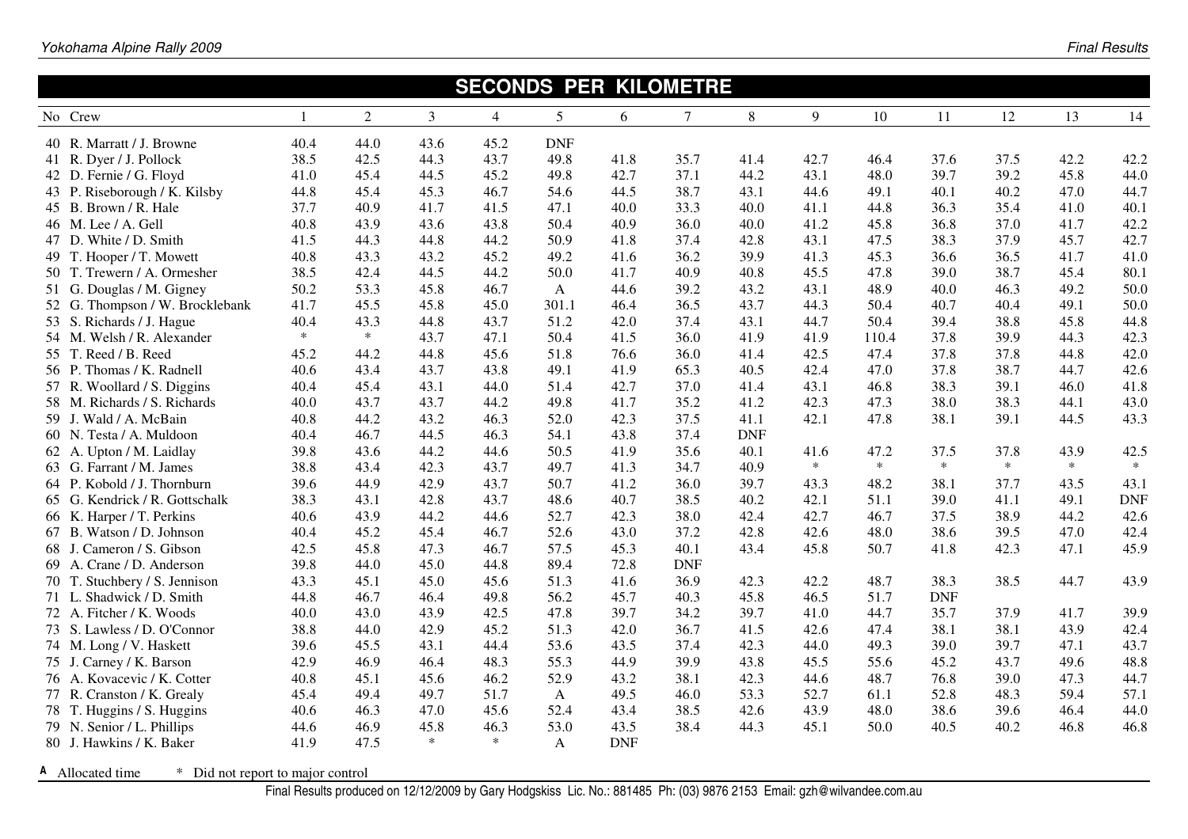## SECONDS PER KILOMETRE

| No | Crew | 1 | 2 | 3 | 4 | 5 | 6 | 7 | 8 | 9 | 10 | 11 | 12 | 13 | 14 |
|---|---|---|---|---|---|---|---|---|---|---|---|---|---|---|---|
| 40 | R. Marratt / J. Browne | 40.4 | 44.0 | 43.6 | 45.2 | DNF | | | | | | | | | |
| 41 | R. Dyer / J. Pollock | 38.5 | 42.5 | 44.3 | 43.7 | 49.8 | 41.8 | 35.7 | 41.4 | 42.7 | 46.4 | 37.6 | 37.5 | 42.2 | 42.2 |
| 42 | D. Fernie / G. Floyd | 41.0 | 45.4 | 44.5 | 45.2 | 49.8 | 42.7 | 37.1 | 44.2 | 43.1 | 48.0 | 39.7 | 39.2 | 45.8 | 44.0 |
| 43 | P. Riseborough / K. Kilsby | 44.8 | 45.4 | 45.3 | 46.7 | 54.6 | 44.5 | 38.7 | 43.1 | 44.6 | 49.1 | 40.1 | 40.2 | 47.0 | 44.7 |
| 45 | B. Brown / R. Hale | 37.7 | 40.9 | 41.7 | 41.5 | 47.1 | 40.0 | 33.3 | 40.0 | 41.1 | 44.8 | 36.3 | 35.4 | 41.0 | 40.1 |
| 46 | M. Lee / A. Gell | 40.8 | 43.9 | 43.6 | 43.8 | 50.4 | 40.9 | 36.0 | 40.0 | 41.2 | 45.8 | 36.8 | 37.0 | 41.7 | 42.2 |
| 47 | D. White / D. Smith | 41.5 | 44.3 | 44.8 | 44.2 | 50.9 | 41.8 | 37.4 | 42.8 | 43.1 | 47.5 | 38.3 | 37.9 | 45.7 | 42.7 |
| 49 | T. Hooper / T. Mowett | 40.8 | 43.3 | 43.2 | 45.2 | 49.2 | 41.6 | 36.2 | 39.9 | 41.3 | 45.3 | 36.6 | 36.5 | 41.7 | 41.0 |
| 50 | T. Trewern / A. Ormesher | 38.5 | 42.4 | 44.5 | 44.2 | 50.0 | 41.7 | 40.9 | 40.8 | 45.5 | 47.8 | 39.0 | 38.7 | 45.4 | 80.1 |
| 51 | G. Douglas / M. Gigney | 50.2 | 53.3 | 45.8 | 46.7 | A | 44.6 | 39.2 | 43.2 | 43.1 | 48.9 | 40.0 | 46.3 | 49.2 | 50.0 |
| 52 | G. Thompson / W. Brocklebank | 41.7 | 45.5 | 45.8 | 45.0 | 301.1 | 46.4 | 36.5 | 43.7 | 44.3 | 50.4 | 40.7 | 40.4 | 49.1 | 50.0 |
| 53 | S. Richards / J. Hague | 40.4 | 43.3 | 44.8 | 43.7 | 51.2 | 42.0 | 37.4 | 43.1 | 44.7 | 50.4 | 39.4 | 38.8 | 45.8 | 44.8 |
| 54 | M. Welsh / R. Alexander | * | * | 43.7 | 47.1 | 50.4 | 41.5 | 36.0 | 41.9 | 41.9 | 110.4 | 37.8 | 39.9 | 44.3 | 42.3 |
| 55 | T. Reed / B. Reed | 45.2 | 44.2 | 44.8 | 45.6 | 51.8 | 76.6 | 36.0 | 41.4 | 42.5 | 47.4 | 37.8 | 37.8 | 44.8 | 42.0 |
| 56 | P. Thomas / K. Radnell | 40.6 | 43.4 | 43.7 | 43.8 | 49.1 | 41.9 | 65.3 | 40.5 | 42.4 | 47.0 | 37.8 | 38.7 | 44.7 | 42.6 |
| 57 | R. Woollard / S. Diggins | 40.4 | 45.4 | 43.1 | 44.0 | 51.4 | 42.7 | 37.0 | 41.4 | 43.1 | 46.8 | 38.3 | 39.1 | 46.0 | 41.8 |
| 58 | M. Richards / S. Richards | 40.0 | 43.7 | 43.7 | 44.2 | 49.8 | 41.7 | 35.2 | 41.2 | 42.3 | 47.3 | 38.0 | 38.3 | 44.1 | 43.0 |
| 59 | J. Wald / A. McBain | 40.8 | 44.2 | 43.2 | 46.3 | 52.0 | 42.3 | 37.5 | 41.1 | 42.1 | 47.8 | 38.1 | 39.1 | 44.5 | 43.3 |
| 60 | N. Testa / A. Muldoon | 40.4 | 46.7 | 44.5 | 46.3 | 54.1 | 43.8 | 37.4 | DNF | | | | | | |
| 62 | A. Upton / M. Laidlay | 39.8 | 43.6 | 44.2 | 44.6 | 50.5 | 41.9 | 35.6 | 40.1 | 41.6 | 47.2 | 37.5 | 37.8 | 43.9 | 42.5 |
| 63 | G. Farrant / M. James | 38.8 | 43.4 | 42.3 | 43.7 | 49.7 | 41.3 | 34.7 | 40.9 | * | * | * | * | * | * |
| 64 | P. Kobold / J. Thornburn | 39.6 | 44.9 | 42.9 | 43.7 | 50.7 | 41.2 | 36.0 | 39.7 | 43.3 | 48.2 | 38.1 | 37.7 | 43.5 | 43.1 |
| 65 | G. Kendrick / R. Gottschalk | 38.3 | 43.1 | 42.8 | 43.7 | 48.6 | 40.7 | 38.5 | 40.2 | 42.1 | 51.1 | 39.0 | 41.1 | 49.1 | DNF |
| 66 | K. Harper / T. Perkins | 40.6 | 43.9 | 44.2 | 44.6 | 52.7 | 42.3 | 38.0 | 42.4 | 42.7 | 46.7 | 37.5 | 38.9 | 44.2 | 42.6 |
| 67 | B. Watson / D. Johnson | 40.4 | 45.2 | 45.4 | 46.7 | 52.6 | 43.0 | 37.2 | 42.8 | 42.6 | 48.0 | 38.6 | 39.5 | 47.0 | 42.4 |
| 68 | J. Cameron / S. Gibson | 42.5 | 45.8 | 47.3 | 46.7 | 57.5 | 45.3 | 40.1 | 43.4 | 45.8 | 50.7 | 41.8 | 42.3 | 47.1 | 45.9 |
| 69 | A. Crane / D. Anderson | 39.8 | 44.0 | 45.0 | 44.8 | 89.4 | 72.8 | DNF | | | | | | | |
| 70 | T. Stuchbery / S. Jennison | 43.3 | 45.1 | 45.0 | 45.6 | 51.3 | 41.6 | 36.9 | 42.3 | 42.2 | 48.7 | 38.3 | 38.5 | 44.7 | 43.9 |
| 71 | L. Shadwick / D. Smith | 44.8 | 46.7 | 46.4 | 49.8 | 56.2 | 45.7 | 40.3 | 45.8 | 46.5 | 51.7 | DNF | | | |
| 72 | A. Fitcher / K. Woods | 40.0 | 43.0 | 43.9 | 42.5 | 47.8 | 39.7 | 34.2 | 39.7 | 41.0 | 44.7 | 35.7 | 37.9 | 41.7 | 39.9 |
| 73 | S. Lawless / D. O'Connor | 38.8 | 44.0 | 42.9 | 45.2 | 51.3 | 42.0 | 36.7 | 41.5 | 42.6 | 47.4 | 38.1 | 38.1 | 43.9 | 42.4 |
| 74 | M. Long / V. Haskett | 39.6 | 45.5 | 43.1 | 44.4 | 53.6 | 43.5 | 37.4 | 42.3 | 44.0 | 49.3 | 39.0 | 39.7 | 47.1 | 43.7 |
| 75 | J. Carney / K. Barson | 42.9 | 46.9 | 46.4 | 48.3 | 55.3 | 44.9 | 39.9 | 43.8 | 45.5 | 55.6 | 45.2 | 43.7 | 49.6 | 48.8 |
| 76 | A. Kovacevic / K. Cotter | 40.8 | 45.1 | 45.6 | 46.2 | 52.9 | 43.2 | 38.1 | 42.3 | 44.6 | 48.7 | 76.8 | 39.0 | 47.3 | 44.7 |
| 77 | R. Cranston / K. Grealy | 45.4 | 49.4 | 49.7 | 51.7 | A | 49.5 | 46.0 | 53.3 | 52.7 | 61.1 | 52.8 | 48.3 | 59.4 | 57.1 |
| 78 | T. Huggins / S. Huggins | 40.6 | 46.3 | 47.0 | 45.6 | 52.4 | 43.4 | 38.5 | 42.6 | 43.9 | 48.0 | 38.6 | 39.6 | 46.4 | 44.0 |
| 79 | N. Senior / L. Phillips | 44.6 | 46.9 | 45.8 | 46.3 | 53.0 | 43.5 | 38.4 | 44.3 | 45.1 | 50.0 | 40.5 | 40.2 | 46.8 | 46.8 |
| 80 | J. Hawkins / K. Baker | 41.9 | 47.5 | * | * | A | DNF | | | | | | | | |

A Allocated time * Did not report to major control

Final Results produced on 12/12/2009 by Gary Hodgskiss Lic. No.: 881485 Ph: (03) 9876 2153 Email: gzh@wilvandee.com.au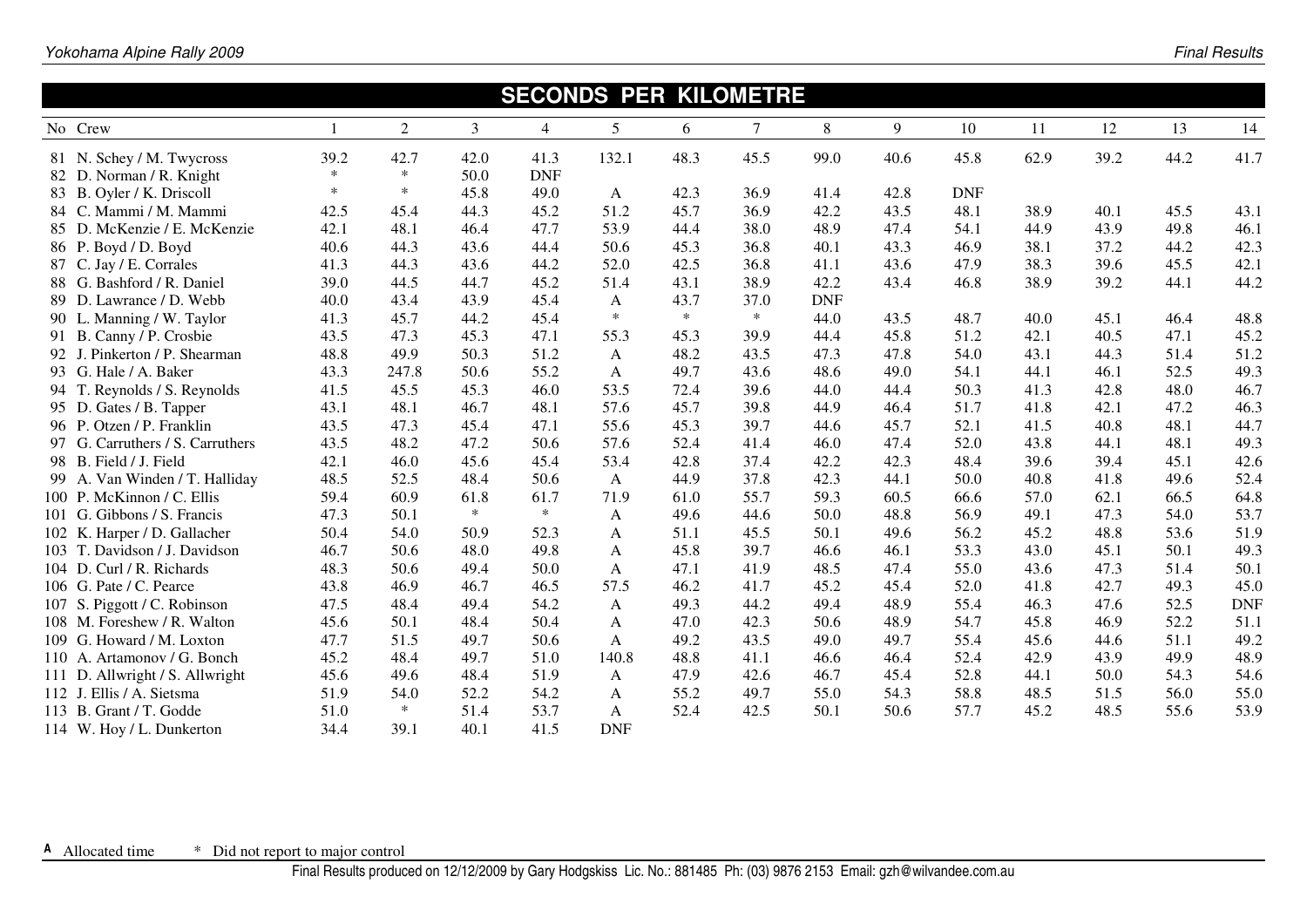## SECONDS PER KILOMETRE

| No | Crew | 1 | 2 | 3 | 4 | 5 | 6 | 7 | 8 | 9 | 10 | 11 | 12 | 13 | 14 |
|---|---|---|---|---|---|---|---|---|---|---|---|---|---|---|---|
| 81 | N. Schey / M. Twycross | 39.2 | 42.7 | 42.0 | 41.3 | 132.1 | 48.3 | 45.5 | 99.0 | 40.6 | 45.8 | 62.9 | 39.2 | 44.2 | 41.7 |
| 82 | D. Norman / R. Knight | * | * | 50.0 | DNF | | | | | | | | | | |
| 83 | B. Oyler / K. Driscoll | * | * | 45.8 | 49.0 | A | 42.3 | 36.9 | 41.4 | 42.8 | DNF | | | | |
| 84 | C. Mammi / M. Mammi | 42.5 | 45.4 | 44.3 | 45.2 | 51.2 | 45.7 | 36.9 | 42.2 | 43.5 | 48.1 | 38.9 | 40.1 | 45.5 | 43.1 |
| 85 | D. McKenzie / E. McKenzie | 42.1 | 48.1 | 46.4 | 47.7 | 53.9 | 44.4 | 38.0 | 48.9 | 47.4 | 54.1 | 44.9 | 43.9 | 49.8 | 46.1 |
| 86 | P. Boyd / D. Boyd | 40.6 | 44.3 | 43.6 | 44.4 | 50.6 | 45.3 | 36.8 | 40.1 | 43.3 | 46.9 | 38.1 | 37.2 | 44.2 | 42.3 |
| 87 | C. Jay / E. Corrales | 41.3 | 44.3 | 43.6 | 44.2 | 52.0 | 42.5 | 36.8 | 41.1 | 43.6 | 47.9 | 38.3 | 39.6 | 45.5 | 42.1 |
| 88 | G. Bashford / R. Daniel | 39.0 | 44.5 | 44.7 | 45.2 | 51.4 | 43.1 | 38.9 | 42.2 | 43.4 | 46.8 | 38.9 | 39.2 | 44.1 | 44.2 |
| 89 | D. Lawrance / D. Webb | 40.0 | 43.4 | 43.9 | 45.4 | A | 43.7 | 37.0 | DNF | | | | | | |
| 90 | L. Manning / W. Taylor | 41.3 | 45.7 | 44.2 | 45.4 | * | * | * | 44.0 | 43.5 | 48.7 | 40.0 | 45.1 | 46.4 | 48.8 |
| 91 | B. Canny / P. Crosbie | 43.5 | 47.3 | 45.3 | 47.1 | 55.3 | 45.3 | 39.9 | 44.4 | 45.8 | 51.2 | 42.1 | 40.5 | 47.1 | 45.2 |
| 92 | J. Pinkerton / P. Shearman | 48.8 | 49.9 | 50.3 | 51.2 | A | 48.2 | 43.5 | 47.3 | 47.8 | 54.0 | 43.1 | 44.3 | 51.4 | 51.2 |
| 93 | G. Hale / A. Baker | 43.3 | 247.8 | 50.6 | 55.2 | A | 49.7 | 43.6 | 48.6 | 49.0 | 54.1 | 44.1 | 46.1 | 52.5 | 49.3 |
| 94 | T. Reynolds / S. Reynolds | 41.5 | 45.5 | 45.3 | 46.0 | 53.5 | 72.4 | 39.6 | 44.0 | 44.4 | 50.3 | 41.3 | 42.8 | 48.0 | 46.7 |
| 95 | D. Gates / B. Tapper | 43.1 | 48.1 | 46.7 | 48.1 | 57.6 | 45.7 | 39.8 | 44.9 | 46.4 | 51.7 | 41.8 | 42.1 | 47.2 | 46.3 |
| 96 | P. Otzen / P. Franklin | 43.5 | 47.3 | 45.4 | 47.1 | 55.6 | 45.3 | 39.7 | 44.6 | 45.7 | 52.1 | 41.5 | 40.8 | 48.1 | 44.7 |
| 97 | G. Carruthers / S. Carruthers | 43.5 | 48.2 | 47.2 | 50.6 | 57.6 | 52.4 | 41.4 | 46.0 | 47.4 | 52.0 | 43.8 | 44.1 | 48.1 | 49.3 |
| 98 | B. Field / J. Field | 42.1 | 46.0 | 45.6 | 45.4 | 53.4 | 42.8 | 37.4 | 42.2 | 42.3 | 48.4 | 39.6 | 39.4 | 45.1 | 42.6 |
| 99 | A. Van Winden / T. Halliday | 48.5 | 52.5 | 48.4 | 50.6 | A | 44.9 | 37.8 | 42.3 | 44.1 | 50.0 | 40.8 | 41.8 | 49.6 | 52.4 |
| 100 | P. McKinnon / C. Ellis | 59.4 | 60.9 | 61.8 | 61.7 | 71.9 | 61.0 | 55.7 | 59.3 | 60.5 | 66.6 | 57.0 | 62.1 | 66.5 | 64.8 |
| 101 | G. Gibbons / S. Francis | 47.3 | 50.1 | * | * | A | 49.6 | 44.6 | 50.0 | 48.8 | 56.9 | 49.1 | 47.3 | 54.0 | 53.7 |
| 102 | K. Harper / D. Gallacher | 50.4 | 54.0 | 50.9 | 52.3 | A | 51.1 | 45.5 | 50.1 | 49.6 | 56.2 | 45.2 | 48.8 | 53.6 | 51.9 |
| 103 | T. Davidson / J. Davidson | 46.7 | 50.6 | 48.0 | 49.8 | A | 45.8 | 39.7 | 46.6 | 46.1 | 53.3 | 43.0 | 45.1 | 50.1 | 49.3 |
| 104 | D. Curl / R. Richards | 48.3 | 50.6 | 49.4 | 50.0 | A | 47.1 | 41.9 | 48.5 | 47.4 | 55.0 | 43.6 | 47.3 | 51.4 | 50.1 |
| 106 | G. Pate / C. Pearce | 43.8 | 46.9 | 46.7 | 46.5 | 57.5 | 46.2 | 41.7 | 45.2 | 45.4 | 52.0 | 41.8 | 42.7 | 49.3 | 45.0 |
| 107 | S. Piggott / C. Robinson | 47.5 | 48.4 | 49.4 | 54.2 | A | 49.3 | 44.2 | 49.4 | 48.9 | 55.4 | 46.3 | 47.6 | 52.5 | DNF |
| 108 | M. Foreshew / R. Walton | 45.6 | 50.1 | 48.4 | 50.4 | A | 47.0 | 42.3 | 50.6 | 48.9 | 54.7 | 45.8 | 46.9 | 52.2 | 51.1 |
| 109 | G. Howard / M. Loxton | 47.7 | 51.5 | 49.7 | 50.6 | A | 49.2 | 43.5 | 49.0 | 49.7 | 55.4 | 45.6 | 44.6 | 51.1 | 49.2 |
| 110 | A. Artamonov / G. Bonch | 45.2 | 48.4 | 49.7 | 51.0 | 140.8 | 48.8 | 41.1 | 46.6 | 46.4 | 52.4 | 42.9 | 43.9 | 49.9 | 48.9 |
| 111 | D. Allwright / S. Allwright | 45.6 | 49.6 | 48.4 | 51.9 | A | 47.9 | 42.6 | 46.7 | 45.4 | 52.8 | 44.1 | 50.0 | 54.3 | 54.6 |
| 112 | J. Ellis / A. Sietsma | 51.9 | 54.0 | 52.2 | 54.2 | A | 55.2 | 49.7 | 55.0 | 54.3 | 58.8 | 48.5 | 51.5 | 56.0 | 55.0 |
| 113 | B. Grant / T. Godde | 51.0 | * | 51.4 | 53.7 | A | 52.4 | 42.5 | 50.1 | 50.6 | 57.7 | 45.2 | 48.5 | 55.6 | 53.9 |
| 114 | W. Hoy / L. Dunkerton | 34.4 | 39.1 | 40.1 | 41.5 | DNF | | | | | | | | | |

**A** Allocated time  * Did not report to major control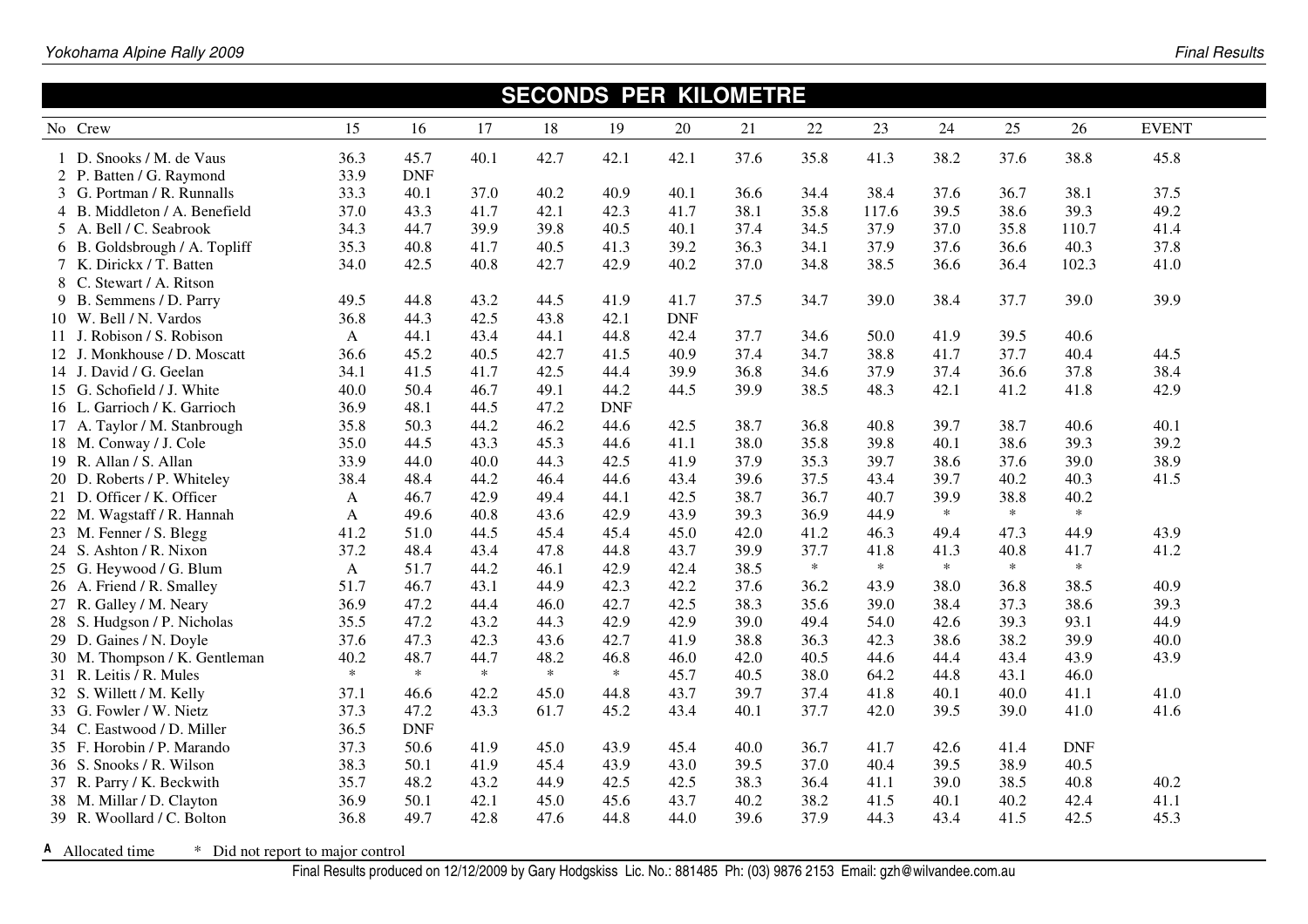## SECONDS PER KILOMETRE

| No | Crew | 15 | 16 | 17 | 18 | 19 | 20 | 21 | 22 | 23 | 24 | 25 | 26 | EVENT |
|---|---|---|---|---|---|---|---|---|---|---|---|---|---|---|
| 1 | D. Snooks / M. de Vaus | 36.3 | 45.7 | 40.1 | 42.7 | 42.1 | 42.1 | 37.6 | 35.8 | 41.3 | 38.2 | 37.6 | 38.8 | 45.8 |
| 2 | P. Batten / G. Raymond | 33.9 | DNF | | | | | | | | | | | |
| 3 | G. Portman / R. Runnalls | 33.3 | 40.1 | 37.0 | 40.2 | 40.9 | 40.1 | 36.6 | 34.4 | 38.4 | 37.6 | 36.7 | 38.1 | 37.5 |
| 4 | B. Middleton / A. Benefield | 37.0 | 43.3 | 41.7 | 42.1 | 42.3 | 41.7 | 38.1 | 35.8 | 117.6 | 39.5 | 38.6 | 39.3 | 49.2 |
| 5 | A. Bell / C. Seabrook | 34.3 | 44.7 | 39.9 | 39.8 | 40.5 | 40.1 | 37.4 | 34.5 | 37.9 | 37.0 | 35.8 | 110.7 | 41.4 |
| 6 | B. Goldsbrough / A. Topliff | 35.3 | 40.8 | 41.7 | 40.5 | 41.3 | 39.2 | 36.3 | 34.1 | 37.9 | 37.6 | 36.6 | 40.3 | 37.8 |
| 7 | K. Dirickx / T. Batten | 34.0 | 42.5 | 40.8 | 42.7 | 42.9 | 40.2 | 37.0 | 34.8 | 38.5 | 36.6 | 36.4 | 102.3 | 41.0 |
| 8 | C. Stewart / A. Ritson | | | | | | | | | | | | | |
| 9 | B. Semmens / D. Parry | 49.5 | 44.8 | 43.2 | 44.5 | 41.9 | 41.7 | 37.5 | 34.7 | 39.0 | 38.4 | 37.7 | 39.0 | 39.9 |
| 10 | W. Bell / N. Vardos | 36.8 | 44.3 | 42.5 | 43.8 | 42.1 | DNF | | | | | | | |
| 11 | J. Robison / S. Robison | A | 44.1 | 43.4 | 44.1 | 44.8 | 42.4 | 37.7 | 34.6 | 50.0 | 41.9 | 39.5 | 40.6 | |
| 12 | J. Monkhouse / D. Moscatt | 36.6 | 45.2 | 40.5 | 42.7 | 41.5 | 40.9 | 37.4 | 34.7 | 38.8 | 41.7 | 37.7 | 40.4 | 44.5 |
| 14 | J. David / G. Geelan | 34.1 | 41.5 | 41.7 | 42.5 | 44.4 | 39.9 | 36.8 | 34.6 | 37.9 | 37.4 | 36.6 | 37.8 | 38.4 |
| 15 | G. Schofield / J. White | 40.0 | 50.4 | 46.7 | 49.1 | 44.2 | 44.5 | 39.9 | 38.5 | 48.3 | 42.1 | 41.2 | 41.8 | 42.9 |
| 16 | L. Garrioch / K. Garrioch | 36.9 | 48.1 | 44.5 | 47.2 | DNF | | | | | | | | |
| 17 | A. Taylor / M. Stanbrough | 35.8 | 50.3 | 44.2 | 46.2 | 44.6 | 42.5 | 38.7 | 36.8 | 40.8 | 39.7 | 38.7 | 40.6 | 40.1 |
| 18 | M. Conway / J. Cole | 35.0 | 44.5 | 43.3 | 45.3 | 44.6 | 41.1 | 38.0 | 35.8 | 39.8 | 40.1 | 38.6 | 39.3 | 39.2 |
| 19 | R. Allan / S. Allan | 33.9 | 44.0 | 40.0 | 44.3 | 42.5 | 41.9 | 37.9 | 35.3 | 39.7 | 38.6 | 37.6 | 39.0 | 38.9 |
| 20 | D. Roberts / P. Whiteley | 38.4 | 48.4 | 44.2 | 46.4 | 44.6 | 43.4 | 39.6 | 37.5 | 43.4 | 39.7 | 40.2 | 40.3 | 41.5 |
| 21 | D. Officer / K. Officer | A | 46.7 | 42.9 | 49.4 | 44.1 | 42.5 | 38.7 | 36.7 | 40.7 | 39.9 | 38.8 | 40.2 | |
| 22 | M. Wagstaff / R. Hannah | A | 49.6 | 40.8 | 43.6 | 42.9 | 43.9 | 39.3 | 36.9 | 44.9 | * | * | * | |
| 23 | M. Fenner / S. Blegg | 41.2 | 51.0 | 44.5 | 45.4 | 45.4 | 45.0 | 42.0 | 41.2 | 46.3 | 49.4 | 47.3 | 44.9 | 43.9 |
| 24 | S. Ashton / R. Nixon | 37.2 | 48.4 | 43.4 | 47.8 | 44.8 | 43.7 | 39.9 | 37.7 | 41.8 | 41.3 | 40.8 | 41.7 | 41.2 |
| 25 | G. Heywood / G. Blum | A | 51.7 | 44.2 | 46.1 | 42.9 | 42.4 | 38.5 | * | * | * | * | * | |
| 26 | A. Friend / R. Smalley | 51.7 | 46.7 | 43.1 | 44.9 | 42.3 | 42.2 | 37.6 | 36.2 | 43.9 | 38.0 | 36.8 | 38.5 | 40.9 |
| 27 | R. Galley / M. Neary | 36.9 | 47.2 | 44.4 | 46.0 | 42.7 | 42.5 | 38.3 | 35.6 | 39.0 | 38.4 | 37.3 | 38.6 | 39.3 |
| 28 | S. Hudgson / P. Nicholas | 35.5 | 47.2 | 43.2 | 44.3 | 42.9 | 42.9 | 39.0 | 49.4 | 54.0 | 42.6 | 39.3 | 93.1 | 44.9 |
| 29 | D. Gaines / N. Doyle | 37.6 | 47.3 | 42.3 | 43.6 | 42.7 | 41.9 | 38.8 | 36.3 | 42.3 | 38.6 | 38.2 | 39.9 | 40.0 |
| 30 | M. Thompson / K. Gentleman | 40.2 | 48.7 | 44.7 | 48.2 | 46.8 | 46.0 | 42.0 | 40.5 | 44.6 | 44.4 | 43.4 | 43.9 | 43.9 |
| 31 | R. Leitis / R. Mules | * | * | * | * | * | 45.7 | 40.5 | 38.0 | 64.2 | 44.8 | 43.1 | 46.0 | |
| 32 | S. Willett / M. Kelly | 37.1 | 46.6 | 42.2 | 45.0 | 44.8 | 43.7 | 39.7 | 37.4 | 41.8 | 40.1 | 40.0 | 41.1 | 41.0 |
| 33 | G. Fowler / W. Nietz | 37.3 | 47.2 | 43.3 | 61.7 | 45.2 | 43.4 | 40.1 | 37.7 | 42.0 | 39.5 | 39.0 | 41.0 | 41.6 |
| 34 | C. Eastwood / D. Miller | 36.5 | DNF | | | | | | | | | | | |
| 35 | F. Horobin / P. Marando | 37.3 | 50.6 | 41.9 | 45.0 | 43.9 | 45.4 | 40.0 | 36.7 | 41.7 | 42.6 | 41.4 | DNF | |
| 36 | S. Snooks / R. Wilson | 38.3 | 50.1 | 41.9 | 45.4 | 43.9 | 43.0 | 39.5 | 37.0 | 40.4 | 39.5 | 38.9 | 40.5 | |
| 37 | R. Parry / K. Beckwith | 35.7 | 48.2 | 43.2 | 44.9 | 42.5 | 42.5 | 38.3 | 36.4 | 41.1 | 39.0 | 38.5 | 40.8 | 40.2 |
| 38 | M. Millar / D. Clayton | 36.9 | 50.1 | 42.1 | 45.0 | 45.6 | 43.7 | 40.2 | 38.2 | 41.5 | 40.1 | 40.2 | 42.4 | 41.1 |
| 39 | R. Woollard / C. Bolton | 36.8 | 49.7 | 42.8 | 47.6 | 44.8 | 44.0 | 39.6 | 37.9 | 44.3 | 43.4 | 41.5 | 42.5 | 45.3 |

A Allocated time * Did not report to major control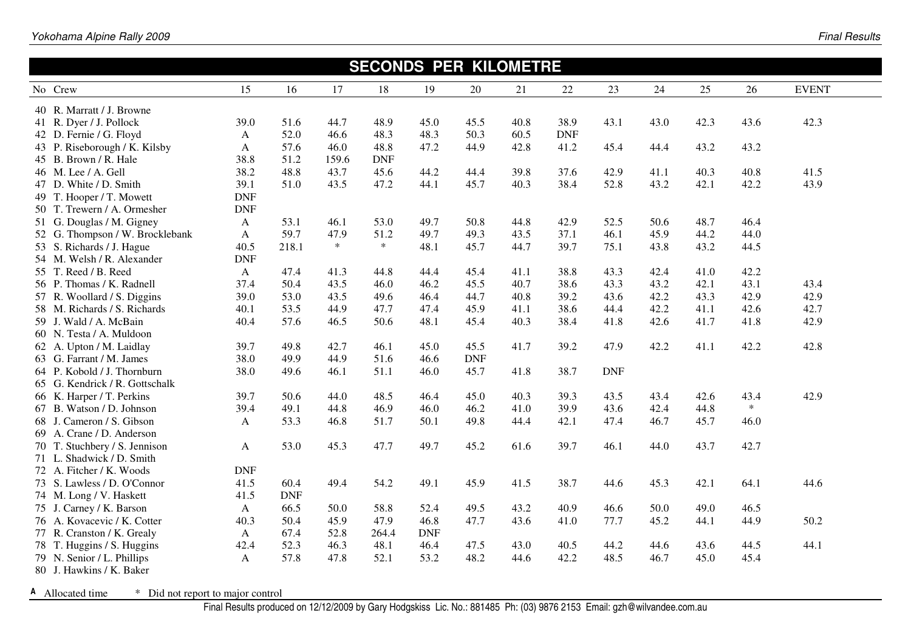# SECONDS PER KILOMETRE

| No | Crew | 15 | 16 | 17 | 18 | 19 | 20 | 21 | 22 | 23 | 24 | 25 | 26 | EVENT |
|---|---|---|---|---|---|---|---|---|---|---|---|---|---|---|
| 40 | R. Marratt / J. Browne | | | | | | | | | | | | | |
| 41 | R. Dyer / J. Pollock | 39.0 | 51.6 | 44.7 | 48.9 | 45.0 | 45.5 | 40.8 | 38.9 | 43.1 | 43.0 | 42.3 | 43.6 | 42.3 |
| 42 | D. Fernie / G. Floyd | A | 52.0 | 46.6 | 48.3 | 48.3 | 50.3 | 60.5 | DNF | | | | | |
| 43 | P. Riseborough / K. Kilsby | A | 57.6 | 46.0 | 48.8 | 47.2 | 44.9 | 42.8 | 41.2 | 45.4 | 44.4 | 43.2 | 43.2 | |
| 45 | B. Brown / R. Hale | 38.8 | 51.2 | 159.6 | DNF | | | | | | | | | |
| 46 | M. Lee / A. Gell | 38.2 | 48.8 | 43.7 | 45.6 | 44.2 | 44.4 | 39.8 | 37.6 | 42.9 | 41.1 | 40.3 | 40.8 | 41.5 |
| 47 | D. White / D. Smith | 39.1 | 51.0 | 43.5 | 47.2 | 44.1 | 45.7 | 40.3 | 38.4 | 52.8 | 43.2 | 42.1 | 42.2 | 43.9 |
| 49 | T. Hooper / T. Mowett | DNF | | | | | | | | | | | | |
| 50 | T. Trewern / A. Ormesher | DNF | | | | | | | | | | | | |
| 51 | G. Douglas / M. Gigney | A | 53.1 | 46.1 | 53.0 | 49.7 | 50.8 | 44.8 | 42.9 | 52.5 | 50.6 | 48.7 | 46.4 | |
| 52 | G. Thompson / W. Brocklebank | A | 59.7 | 47.9 | 51.2 | 49.7 | 49.3 | 43.5 | 37.1 | 46.1 | 45.9 | 44.2 | 44.0 | |
| 53 | S. Richards / J. Hague | 40.5 | 218.1 | * | * | 48.1 | 45.7 | 44.7 | 39.7 | 75.1 | 43.8 | 43.2 | 44.5 | |
| 54 | M. Welsh / R. Alexander | DNF | | | | | | | | | | | | |
| 55 | T. Reed / B. Reed | A | 47.4 | 41.3 | 44.8 | 44.4 | 45.4 | 41.1 | 38.8 | 43.3 | 42.4 | 41.0 | 42.2 | |
| 56 | P. Thomas / K. Radnell | 37.4 | 50.4 | 43.5 | 46.0 | 46.2 | 45.5 | 40.7 | 38.6 | 43.3 | 43.2 | 42.1 | 43.1 | 43.4 |
| 57 | R. Woollard / S. Diggins | 39.0 | 53.0 | 43.5 | 49.6 | 46.4 | 44.7 | 40.8 | 39.2 | 43.6 | 42.2 | 43.3 | 42.9 | 42.9 |
| 58 | M. Richards / S. Richards | 40.1 | 53.5 | 44.9 | 47.7 | 47.4 | 45.9 | 41.1 | 38.6 | 44.4 | 42.2 | 41.1 | 42.6 | 42.7 |
| 59 | J. Wald / A. McBain | 40.4 | 57.6 | 46.5 | 50.6 | 48.1 | 45.4 | 40.3 | 38.4 | 41.8 | 42.6 | 41.7 | 41.8 | 42.9 |
| 60 | N. Testa / A. Muldoon | | | | | | | | | | | | | |
| 62 | A. Upton / M. Laidlay | 39.7 | 49.8 | 42.7 | 46.1 | 45.0 | 45.5 | 41.7 | 39.2 | 47.9 | 42.2 | 41.1 | 42.2 | 42.8 |
| 63 | G. Farrant / M. James | 38.0 | 49.9 | 44.9 | 51.6 | 46.6 | DNF | | | | | | | |
| 64 | P. Kobold / J. Thornburn | 38.0 | 49.6 | 46.1 | 51.1 | 46.0 | 45.7 | 41.8 | 38.7 | DNF | | | | |
| 65 | G. Kendrick / R. Gottschalk | | | | | | | | | | | | | |
| 66 | K. Harper / T. Perkins | 39.7 | 50.6 | 44.0 | 48.5 | 46.4 | 45.0 | 40.3 | 39.3 | 43.5 | 43.4 | 42.6 | 43.4 | 42.9 |
| 67 | B. Watson / D. Johnson | 39.4 | 49.1 | 44.8 | 46.9 | 46.0 | 46.2 | 41.0 | 39.9 | 43.6 | 42.4 | 44.8 | * | |
| 68 | J. Cameron / S. Gibson | A | 53.3 | 46.8 | 51.7 | 50.1 | 49.8 | 44.4 | 42.1 | 47.4 | 46.7 | 45.7 | 46.0 | |
| 69 | A. Crane / D. Anderson | | | | | | | | | | | | | |
| 70 | T. Stuchbery / S. Jennison | A | 53.0 | 45.3 | 47.7 | 49.7 | 45.2 | 61.6 | 39.7 | 46.1 | 44.0 | 43.7 | 42.7 | |
| 71 | L. Shadwick / D. Smith | | | | | | | | | | | | | |
| 72 | A. Fitcher / K. Woods | DNF | | | | | | | | | | | | |
| 73 | S. Lawless / D. O'Connor | 41.5 | 60.4 | 49.4 | 54.2 | 49.1 | 45.9 | 41.5 | 38.7 | 44.6 | 45.3 | 42.1 | 64.1 | 44.6 |
| 74 | M. Long / V. Haskett | 41.5 | DNF | | | | | | | | | | | |
| 75 | J. Carney / K. Barson | A | 66.5 | 50.0 | 58.8 | 52.4 | 49.5 | 43.2 | 40.9 | 46.6 | 50.0 | 49.0 | 46.5 | |
| 76 | A. Kovacevic / K. Cotter | 40.3 | 50.4 | 45.9 | 47.9 | 46.8 | 47.7 | 43.6 | 41.0 | 77.7 | 45.2 | 44.1 | 44.9 | 50.2 |
| 77 | R. Cranston / K. Grealy | A | 67.4 | 52.8 | 264.4 | DNF | | | | | | | | |
| 78 | T. Huggins / S. Huggins | 42.4 | 52.3 | 46.3 | 48.1 | 46.4 | 47.5 | 43.0 | 40.5 | 44.2 | 44.6 | 43.6 | 44.5 | 44.1 |
| 79 | N. Senior / L. Phillips | A | 57.8 | 47.8 | 52.1 | 53.2 | 48.2 | 44.6 | 42.2 | 48.5 | 46.7 | 45.0 | 45.4 | |
| 80 | J. Hawkins / K. Baker | | | | | | | | | | | | | |

A Allocated time    * Did not report to major control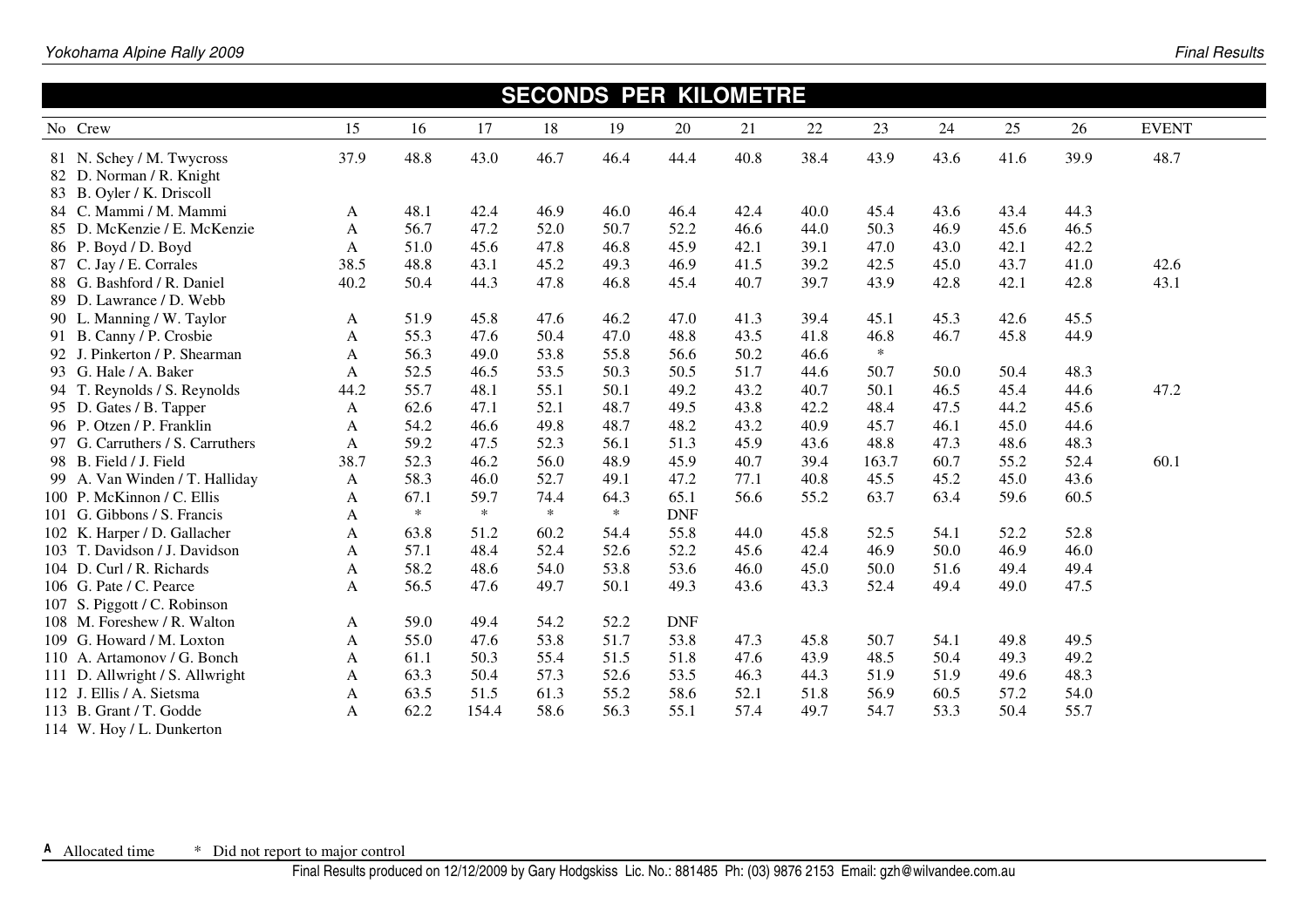## SECONDS PER KILOMETRE

| No | Crew | 15 | 16 | 17 | 18 | 19 | 20 | 21 | 22 | 23 | 24 | 25 | 26 | EVENT |
|---|---|---|---|---|---|---|---|---|---|---|---|---|---|---|
| 81 | N. Schey / M. Twycross | 37.9 | 48.8 | 43.0 | 46.7 | 46.4 | 44.4 | 40.8 | 38.4 | 43.9 | 43.6 | 41.6 | 39.9 | 48.7 |
| 82 | D. Norman / R. Knight | | | | | | | | | | | | | |
| 83 | B. Oyler / K. Driscoll | | | | | | | | | | | | | |
| 84 | C. Mammi / M. Mammi | A | 48.1 | 42.4 | 46.9 | 46.0 | 46.4 | 42.4 | 40.0 | 45.4 | 43.6 | 43.4 | 44.3 | |
| 85 | D. McKenzie / E. McKenzie | A | 56.7 | 47.2 | 52.0 | 50.7 | 52.2 | 46.6 | 44.0 | 50.3 | 46.9 | 45.6 | 46.5 | |
| 86 | P. Boyd / D. Boyd | A | 51.0 | 45.6 | 47.8 | 46.8 | 45.9 | 42.1 | 39.1 | 47.0 | 43.0 | 42.1 | 42.2 | |
| 87 | C. Jay / E. Corrales | 38.5 | 48.8 | 43.1 | 45.2 | 49.3 | 46.9 | 41.5 | 39.2 | 42.5 | 45.0 | 43.7 | 41.0 | 42.6 |
| 88 | G. Bashford / R. Daniel | 40.2 | 50.4 | 44.3 | 47.8 | 46.8 | 45.4 | 40.7 | 39.7 | 43.9 | 42.8 | 42.1 | 42.8 | 43.1 |
| 89 | D. Lawrance / D. Webb | | | | | | | | | | | | | |
| 90 | L. Manning / W. Taylor | A | 51.9 | 45.8 | 47.6 | 46.2 | 47.0 | 41.3 | 39.4 | 45.1 | 45.3 | 42.6 | 45.5 | |
| 91 | B. Canny / P. Crosbie | A | 55.3 | 47.6 | 50.4 | 47.0 | 48.8 | 43.5 | 41.8 | 46.8 | 46.7 | 45.8 | 44.9 | |
| 92 | J. Pinkerton / P. Shearman | A | 56.3 | 49.0 | 53.8 | 55.8 | 56.6 | 50.2 | 46.6 | * | | | | |
| 93 | G. Hale / A. Baker | A | 52.5 | 46.5 | 53.5 | 50.3 | 50.5 | 51.7 | 44.6 | 50.7 | 50.0 | 50.4 | 48.3 | |
| 94 | T. Reynolds / S. Reynolds | 44.2 | 55.7 | 48.1 | 55.1 | 50.1 | 49.2 | 43.2 | 40.7 | 50.1 | 46.5 | 45.4 | 44.6 | 47.2 |
| 95 | D. Gates / B. Tapper | A | 62.6 | 47.1 | 52.1 | 48.7 | 49.5 | 43.8 | 42.2 | 48.4 | 47.5 | 44.2 | 45.6 | |
| 96 | P. Otzen / P. Franklin | A | 54.2 | 46.6 | 49.8 | 48.7 | 48.2 | 43.2 | 40.9 | 45.7 | 46.1 | 45.0 | 44.6 | |
| 97 | G. Carruthers / S. Carruthers | A | 59.2 | 47.5 | 52.3 | 56.1 | 51.3 | 45.9 | 43.6 | 48.8 | 47.3 | 48.6 | 48.3 | |
| 98 | B. Field / J. Field | 38.7 | 52.3 | 46.2 | 56.0 | 48.9 | 45.9 | 40.7 | 39.4 | 163.7 | 60.7 | 55.2 | 52.4 | 60.1 |
| 99 | A. Van Winden / T. Halliday | A | 58.3 | 46.0 | 52.7 | 49.1 | 47.2 | 77.1 | 40.8 | 45.5 | 45.2 | 45.0 | 43.6 | |
| 100 | P. McKinnon / C. Ellis | A | 67.1 | 59.7 | 74.4 | 64.3 | 65.1 | 56.6 | 55.2 | 63.7 | 63.4 | 59.6 | 60.5 | |
| 101 | G. Gibbons / S. Francis | A | * | * | * | * | DNF | | | | | | | |
| 102 | K. Harper / D. Gallacher | A | 63.8 | 51.2 | 60.2 | 54.4 | 55.8 | 44.0 | 45.8 | 52.5 | 54.1 | 52.2 | 52.8 | |
| 103 | T. Davidson / J. Davidson | A | 57.1 | 48.4 | 52.4 | 52.6 | 52.2 | 45.6 | 42.4 | 46.9 | 50.0 | 46.9 | 46.0 | |
| 104 | D. Curl / R. Richards | A | 58.2 | 48.6 | 54.0 | 53.8 | 53.6 | 46.0 | 45.0 | 50.0 | 51.6 | 49.4 | 49.4 | |
| 106 | G. Pate / C. Pearce | A | 56.5 | 47.6 | 49.7 | 50.1 | 49.3 | 43.6 | 43.3 | 52.4 | 49.4 | 49.0 | 47.5 | |
| 107 | S. Piggott / C. Robinson | | | | | | | | | | | | | |
| 108 | M. Foreshew / R. Walton | A | 59.0 | 49.4 | 54.2 | 52.2 | DNF | | | | | | | |
| 109 | G. Howard / M. Loxton | A | 55.0 | 47.6 | 53.8 | 51.7 | 53.8 | 47.3 | 45.8 | 50.7 | 54.1 | 49.8 | 49.5 | |
| 110 | A. Artamonov / G. Bonch | A | 61.1 | 50.3 | 55.4 | 51.5 | 51.8 | 47.6 | 43.9 | 48.5 | 50.4 | 49.3 | 49.2 | |
| 111 | D. Allwright / S. Allwright | A | 63.3 | 50.4 | 57.3 | 52.6 | 53.5 | 46.3 | 44.3 | 51.9 | 51.9 | 49.6 | 48.3 | |
| 112 | J. Ellis / A. Sietsma | A | 63.5 | 51.5 | 61.3 | 55.2 | 58.6 | 52.1 | 51.8 | 56.9 | 60.5 | 57.2 | 54.0 | |
| 113 | B. Grant / T. Godde | A | 62.2 | 154.4 | 58.6 | 56.3 | 55.1 | 57.4 | 49.7 | 54.7 | 53.3 | 50.4 | 55.7 | |
| 114 | W. Hoy / L. Dunkerton | | | | | | | | | | | | | |

**A** Allocated time &nbsp;&nbsp;&nbsp; * Did not report to major control

Final Results produced on 12/12/2009 by Gary Hodgskiss Lic. No.: 881485 Ph: (03) 9876 2153 Email: gzh@wilvandee.com.au